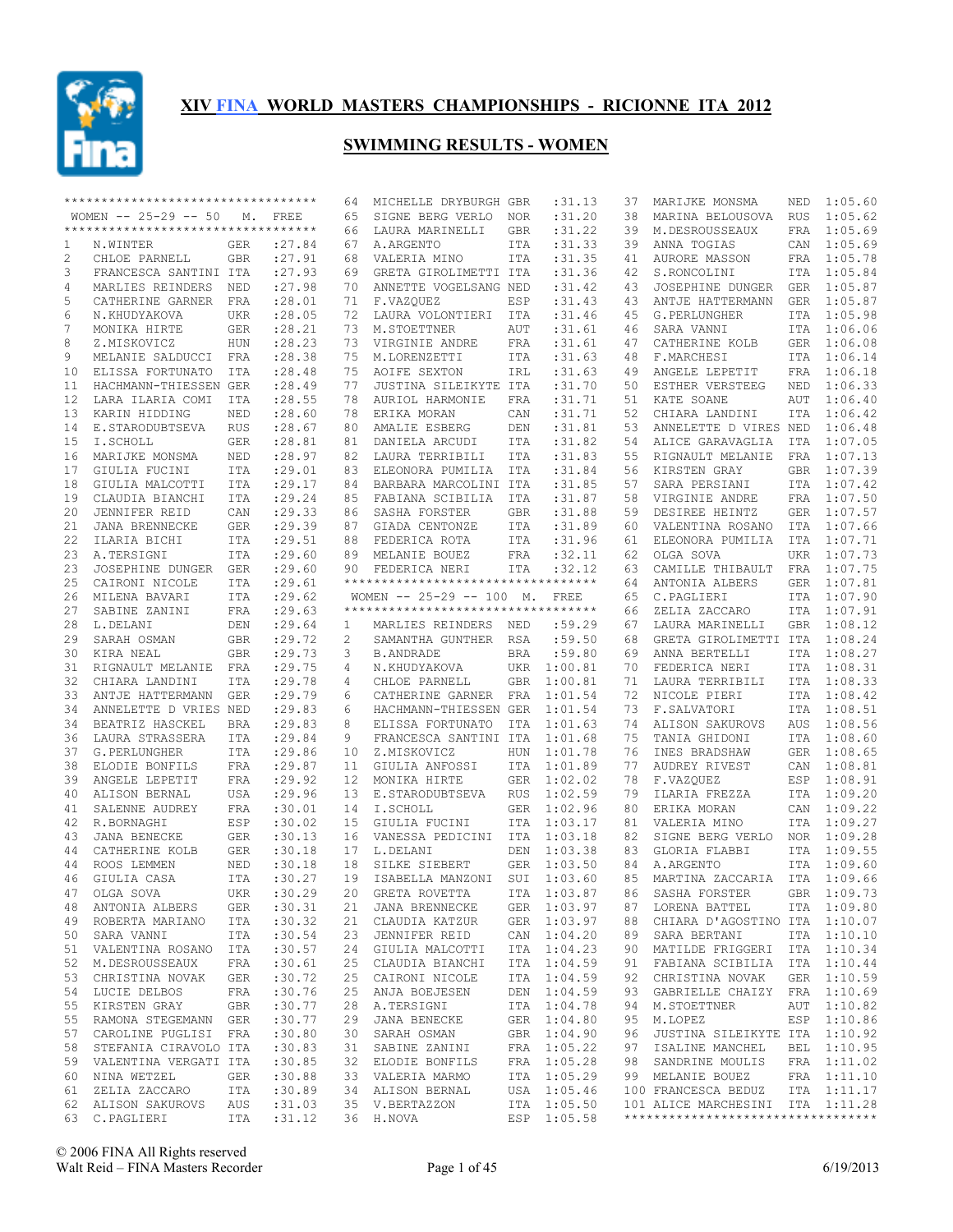# XIV FINA WORLD MASTERS CHAMPIONSHIPS - RICIONNE ITA 2012

## SWIMMING RESULTS - WOMEN

### WOMEN -- 25-29 -- 50 M. FREE

| Place | Name | Country | Time |
|---|---|---|---|
| 1 | N.WINTER | GER | :27.84 |
| 2 | CHLOE PARNELL | GBR | :27.91 |
| 3 | FRANCESCA SANTINI | ITA | :27.93 |
| 4 | MARLIES REINDERS | NED | :27.98 |
| 5 | CATHERINE GARNER | FRA | :28.01 |
| 6 | N.KHUDYAKOVA | UKR | :28.05 |
| 7 | MONIKA HIRTE | GER | :28.21 |
| 8 | Z.MISKOVICZ | HUN | :28.23 |
| 9 | MELANIE SALDUCCI | FRA | :28.38 |
| 10 | ELISSA FORTUNATO | ITA | :28.48 |
| 11 | HACHMANN-THIESSEN | GER | :28.49 |
| 12 | LARA ILARIA COMI | ITA | :28.55 |
| 13 | KARIN HIDDING | NED | :28.60 |
| 14 | E.STARODUBTSEVA | RUS | :28.67 |
| 15 | I.SCHOLL | GER | :28.81 |
| 16 | MARIJKE MONSMA | NED | :28.97 |
| 17 | GIULIA FUCINI | ITA | :29.01 |
| 18 | GIULIA MALCOTTI | ITA | :29.17 |
| 19 | CLAUDIA BIANCHI | ITA | :29.24 |
| 20 | JENNIFER REID | CAN | :29.33 |
| 21 | JANA BRENNECKE | GER | :29.39 |
| 22 | ILARIA BICHI | ITA | :29.51 |
| 23 | A.TERSIGNI | ITA | :29.60 |
| 23 | JOSEPHINE DUNGER | GER | :29.60 |
| 25 | CAIRONI NICOLE | ITA | :29.61 |
| 26 | MILENA BAVARI | ITA | :29.62 |
| 27 | SABINE ZANINI | FRA | :29.63 |
| 28 | L.DELANI | DEN | :29.64 |
| 29 | SARAH OSMAN | GBR | :29.72 |
| 30 | KIRA NEAL | GBR | :29.73 |
| 31 | RIGNAULT MELANIE | FRA | :29.75 |
| 32 | CHIARA LANDINI | ITA | :29.78 |
| 33 | ANTJE HATTERMANN | GER | :29.79 |
| 34 | ANNELETTE D VRIES | NED | :29.83 |
| 34 | BEATRIZ HASCKEL | BRA | :29.83 |
| 36 | LAURA STRASSERA | ITA | :29.84 |
| 37 | G.PERLUNGHER | ITA | :29.86 |
| 38 | ELODIE BONFILS | FRA | :29.87 |
| 39 | ANGELE LEPETIT | FRA | :29.92 |
| 40 | ALISON BERNAL | USA | :29.96 |
| 41 | SALENNE AUDREY | FRA | :30.01 |
| 42 | R.BORNAGHI | ESP | :30.02 |
| 43 | JANA BENECKE | GER | :30.13 |
| 44 | CATHERINE KOLB | GER | :30.18 |
| 44 | ROOS LEMMEN | NED | :30.18 |
| 46 | GIULIA CASA | ITA | :30.27 |
| 47 | OLGA SOVA | UKR | :30.29 |
| 48 | ANTONIA ALBERS | GER | :30.31 |
| 49 | ROBERTA MARIANO | ITA | :30.32 |
| 50 | SARA VANNI | ITA | :30.54 |
| 51 | VALENTINA ROSANO | ITA | :30.57 |
| 52 | M.DESROUSSEAUX | FRA | :30.61 |
| 53 | CHRISTINA NOVAK | GER | :30.72 |
| 54 | LUCIE DELBOS | FRA | :30.76 |
| 55 | KIRSTEN GRAY | GBR | :30.77 |
| 55 | RAMONA STEGEMANN | GER | :30.77 |
| 57 | CAROLINE PUGLISI | FRA | :30.80 |
| 58 | STEFANIA CIRAVOLO | ITA | :30.83 |
| 59 | VALENTINA VERGATI | ITA | :30.85 |
| 60 | NINA WETZEL | GER | :30.88 |
| 61 | ZELIA ZACCARO | ITA | :30.89 |
| 62 | ALISON SAKUROVS | AUS | :31.03 |
| 63 | C.PAGLIERI | ITA | :31.12 |
| 64 | MICHELLE DRYBURGH | GBR | :31.13 |
| 65 | SIGNE BERG VERLO | NOR | :31.20 |
| 66 | LAURA MARINELLI | GBR | :31.22 |
| 67 | A.ARGENTO | ITA | :31.33 |
| 68 | VALERIA MINO | ITA | :31.35 |
| 69 | GRETA GIROLIMETTI | ITA | :31.36 |
| 70 | ANNETTE VOGELSANG | NED | :31.42 |
| 71 | F.VAZQUEZ | ESP | :31.43 |
| 72 | LAURA VOLONTIERI | ITA | :31.46 |
| 73 | M.STOETTNER | AUT | :31.61 |
| 73 | VIRGINIE ANDRE | FRA | :31.61 |
| 75 | M.LORENZETTI | ITA | :31.63 |
| 75 | AOIFE SEXTON | IRL | :31.63 |
| 77 | JUSTINA SILEIKYTE | ITA | :31.70 |
| 78 | AURIOL HARMONIE | FRA | :31.71 |
| 78 | ERIKA MORAN | CAN | :31.71 |
| 80 | AMALIE ESBERG | DEN | :31.81 |
| 81 | DANIELA ARCUDI | ITA | :31.82 |
| 82 | LAURA TERRIBILI | ITA | :31.83 |
| 83 | ELEONORA PUMILIA | ITA | :31.84 |
| 84 | BARBARA MARCOLINI | ITA | :31.85 |
| 85 | FABIANA SCIBILIA | ITA | :31.87 |
| 86 | SASHA FORSTER | GBR | :31.88 |
| 87 | GIADA CENTONZE | ITA | :31.89 |
| 88 | FEDERICA ROTA | ITA | :31.96 |
| 89 | MELANIE BOUEZ | FRA | :32.11 |
| 90 | FEDERICA NERI | ITA | :32.12 |

### WOMEN -- 25-29 -- 100 M. FREE

| Place | Name | Country | Time |
|---|---|---|---|
| 1 | MARLIES REINDERS | NED | :59.29 |
| 2 | SAMANTHA GUNTHER | RSA | :59.50 |
| 3 | B.ANDRADE | BRA | :59.80 |
| 4 | N.KHUDYAKOVA | UKR | 1:00.81 |
| 4 | CHLOE PARNELL | GBR | 1:00.81 |
| 6 | CATHERINE GARNER | FRA | 1:01.54 |
| 6 | HACHMANN-THIESSEN | GER | 1:01.54 |
| 8 | ELISSA FORTUNATO | ITA | 1:01.63 |
| 9 | FRANCESCA SANTINI | ITA | 1:01.68 |
| 10 | Z.MISKOVICZ | HUN | 1:01.78 |
| 11 | GIULIA ANFOSSI | ITA | 1:01.89 |
| 12 | MONIKA HIRTE | GER | 1:02.02 |
| 13 | E.STARODUBTSEVA | RUS | 1:02.59 |
| 14 | I.SCHOLL | GER | 1:02.96 |
| 15 | GIULIA FUCINI | ITA | 1:03.17 |
| 16 | VANESSA PEDICINI | ITA | 1:03.18 |
| 17 | L.DELANI | DEN | 1:03.38 |
| 18 | SILKE SIEBERT | GER | 1:03.50 |
| 19 | ISABELLA MANZONI | SUI | 1:03.60 |
| 20 | GRETA ROVETTA | ITA | 1:03.87 |
| 21 | JANA BRENNECKE | GER | 1:03.97 |
| 21 | CLAUDIA KATZUR | GER | 1:03.97 |
| 23 | JENNIFER REID | CAN | 1:04.20 |
| 24 | GIULIA MALCOTTI | ITA | 1:04.23 |
| 25 | CLAUDIA BIANCHI | ITA | 1:04.59 |
| 25 | CAIRONI NICOLE | ITA | 1:04.59 |
| 25 | ANJA BOEJESEN | DEN | 1:04.59 |
| 28 | A.TERSIGNI | ITA | 1:04.78 |
| 29 | JANA BENECKE | GER | 1:04.80 |
| 30 | SARAH OSMAN | GBR | 1:04.90 |
| 31 | SABINE ZANINI | FRA | 1:05.22 |
| 32 | ELODIE BONFILS | FRA | 1:05.28 |
| 33 | VALERIA MARMO | ITA | 1:05.29 |
| 34 | ALISON BERNAL | USA | 1:05.46 |
| 35 | V.BERTAZZON | ITA | 1:05.50 |
| 36 | H.NOVA | ESP | 1:05.58 |
| 37 | MARIJKE MONSMA | NED | 1:05.60 |
| 38 | MARINA BELOUSOVA | RUS | 1:05.62 |
| 39 | M.DESROUSSEAUX | FRA | 1:05.69 |
| 39 | ANNA TOGIAS | CAN | 1:05.69 |
| 41 | AURORE MASSON | FRA | 1:05.78 |
| 42 | S.RONCOLINI | ITA | 1:05.84 |
| 43 | JOSEPHINE DUNGER | GER | 1:05.87 |
| 43 | ANTJE HATTERMANN | GER | 1:05.87 |
| 45 | G.PERLUNGHER | ITA | 1:05.98 |
| 46 | SARA VANNI | ITA | 1:06.06 |
| 47 | CATHERINE KOLB | GER | 1:06.08 |
| 48 | F.MARCHESI | ITA | 1:06.14 |
| 49 | ANGELE LEPETIT | FRA | 1:06.18 |
| 50 | ESTHER VERSTEEG | NED | 1:06.33 |
| 51 | KATE SOANE | AUT | 1:06.40 |
| 52 | CHIARA LANDINI | ITA | 1:06.42 |
| 53 | ANNELETTE D VIRES | NED | 1:06.48 |
| 54 | ALICE GARAVAGLIA | ITA | 1:07.05 |
| 55 | RIGNAULT MELANIE | FRA | 1:07.13 |
| 56 | KIRSTEN GRAY | GBR | 1:07.39 |
| 57 | SARA PERSIANI | ITA | 1:07.42 |
| 58 | VIRGINIE ANDRE | FRA | 1:07.50 |
| 59 | DESIREE HEINTZ | GER | 1:07.57 |
| 60 | VALENTINA ROSANO | ITA | 1:07.66 |
| 61 | ELEONORA PUMILIA | ITA | 1:07.71 |
| 62 | OLGA SOVA | UKR | 1:07.73 |
| 63 | CAMILLE THIBAULT | FRA | 1:07.75 |
| 64 | ANTONIA ALBERS | GER | 1:07.81 |
| 65 | C.PAGLIERI | ITA | 1:07.90 |
| 66 | ZELIA ZACCARO | ITA | 1:07.91 |
| 67 | LAURA MARINELLI | GBR | 1:08.12 |
| 68 | GRETA GIROLIMETTI | ITA | 1:08.24 |
| 69 | ANNA BERTELLI | ITA | 1:08.27 |
| 70 | FEDERICA NERI | ITA | 1:08.31 |
| 71 | LAURA TERRIBILI | ITA | 1:08.33 |
| 72 | NICOLE PIERI | ITA | 1:08.42 |
| 73 | F.SALVATORI | ITA | 1:08.51 |
| 74 | ALISON SAKUROVS | AUS | 1:08.56 |
| 75 | TANIA GHIDONI | ITA | 1:08.60 |
| 76 | INES BRADSHAW | GER | 1:08.65 |
| 77 | AUDREY RIVEST | CAN | 1:08.81 |
| 78 | F.VAZQUEZ | ESP | 1:08.91 |
| 79 | ILARIA FREZZA | ITA | 1:09.20 |
| 80 | ERIKA MORAN | CAN | 1:09.22 |
| 81 | VALERIA MINO | ITA | 1:09.27 |
| 82 | SIGNE BERG VERLO | NOR | 1:09.28 |
| 83 | GLORIA FLABBI | ITA | 1:09.55 |
| 84 | A.ARGENTO | ITA | 1:09.60 |
| 85 | MARTINA ZACCARIA | ITA | 1:09.66 |
| 86 | SASHA FORSTER | GBR | 1:09.73 |
| 87 | LORENA BATTEL | ITA | 1:09.80 |
| 88 | CHIARA D'AGOSTINO | ITA | 1:10.07 |
| 89 | SARA BERTANI | ITA | 1:10.10 |
| 90 | MATILDE FRIGGERI | ITA | 1:10.34 |
| 91 | FABIANA SCIBILIA | ITA | 1:10.44 |
| 92 | CHRISTINA NOVAK | GER | 1:10.59 |
| 93 | GABRIELLE CHAIZY | FRA | 1:10.69 |
| 94 | M.STOETTNER | AUT | 1:10.82 |
| 95 | M.LOPEZ | ESP | 1:10.86 |
| 96 | JUSTINA SILEIKYTE | ITA | 1:10.92 |
| 97 | ISALINE MANCHEL | BEL | 1:10.95 |
| 98 | SANDRINE MOULIS | FRA | 1:11.02 |
| 99 | MELANIE BOUEZ | FRA | 1:11.10 |
| 100 | FRANCESCA BEDUZ | ITA | 1:11.17 |
| 101 | ALICE MARCHESINI | ITA | 1:11.28 |

© 2006 FINA All Rights reserved
Walt Reid – FINA Masters Recorder

6/19/2013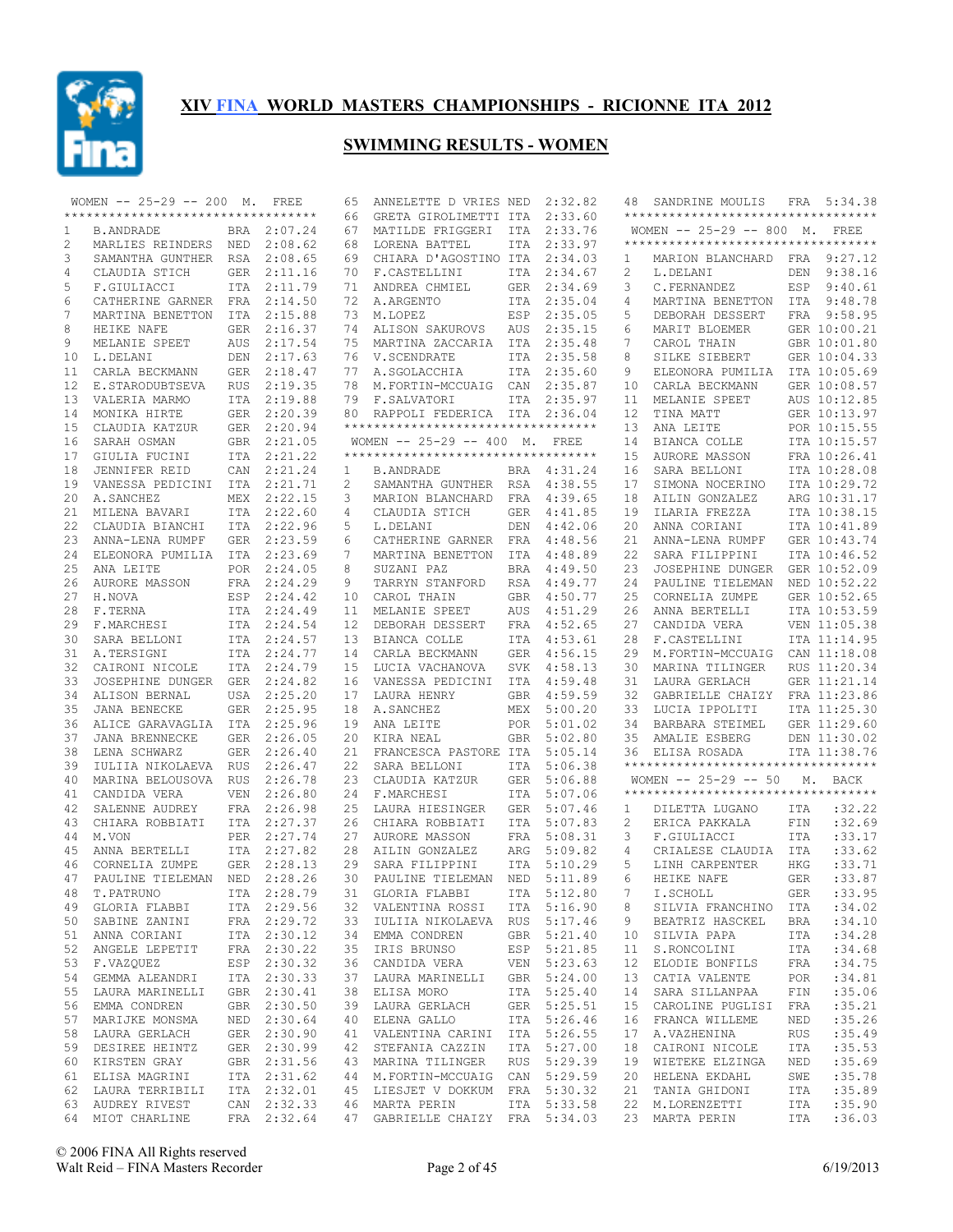# XIV FINA WORLD MASTERS CHAMPIONSHIPS - RICIONNE ITA 2012

## SWIMMING RESULTS - WOMEN

### WOMEN -- 25-29 -- 200 M. FREE

| Place | Name | Country | Time |
|---|---|---|---|
| 1 | B.ANDRADE | BRA | 2:07.24 |
| 2 | MARLIES REINDERS | NED | 2:08.62 |
| 3 | SAMANTHA GUNTHER | RSA | 2:08.65 |
| 4 | CLAUDIA STICH | GER | 2:11.16 |
| 5 | F.GIULIACCI | ITA | 2:11.79 |
| 6 | CATHERINE GARNER | FRA | 2:14.50 |
| 7 | MARTINA BENETTON | ITA | 2:15.88 |
| 8 | HEIKE NAFE | GER | 2:16.37 |
| 9 | MELANIE SPEET | AUS | 2:17.54 |
| 10 | L.DELANI | DEN | 2:17.63 |
| 11 | CARLA BECKMANN | GER | 2:18.47 |
| 12 | E.STARODUBTSEVA | RUS | 2:19.35 |
| 13 | VALERIA MARMO | ITA | 2:19.88 |
| 14 | MONIKA HIRTE | GER | 2:20.39 |
| 15 | CLAUDIA KATZUR | GER | 2:20.94 |
| 16 | SARAH OSMAN | GBR | 2:21.05 |
| 17 | GIULIA FUCINI | ITA | 2:21.22 |
| 18 | JENNIFER REID | CAN | 2:21.24 |
| 19 | VANESSA PEDICINI | ITA | 2:21.71 |
| 20 | A.SANCHEZ | MEX | 2:22.15 |
| 21 | MILENA BAVARI | ITA | 2:22.60 |
| 22 | CLAUDIA BIANCHI | ITA | 2:22.96 |
| 23 | ANNA-LENA RUMPF | GER | 2:23.59 |
| 24 | ELEONORA PUMILIA | ITA | 2:23.69 |
| 25 | ANA LEITE | POR | 2:24.05 |
| 26 | AURORE MASSON | FRA | 2:24.29 |
| 27 | H.NOVA | ESP | 2:24.42 |
| 28 | F.TERNA | ITA | 2:24.49 |
| 29 | F.MARCHESI | ITA | 2:24.54 |
| 30 | SARA BELLONI | ITA | 2:24.57 |
| 31 | A.TERSIGNI | ITA | 2:24.77 |
| 32 | CAIRONI NICOLE | ITA | 2:24.79 |
| 33 | JOSEPHINE DUNGER | GER | 2:24.82 |
| 34 | ALISON BERNAL | USA | 2:25.20 |
| 35 | JANA BENECKE | GER | 2:25.95 |
| 36 | ALICE GARAVAGLIA | ITA | 2:25.96 |
| 37 | JANA BRENNECKE | GER | 2:26.05 |
| 38 | LENA SCHWARZ | GER | 2:26.40 |
| 39 | IULIIA NIKOLAEVA | RUS | 2:26.47 |
| 40 | MARINA BELOUSOVA | RUS | 2:26.78 |
| 41 | CANDIDA VERA | VEN | 2:26.80 |
| 42 | SALENNE AUDREY | FRA | 2:26.98 |
| 43 | CHIARA ROBBIATI | ITA | 2:27.37 |
| 44 | M.VON | PER | 2:27.74 |
| 45 | ANNA BERTELLI | ITA | 2:27.82 |
| 46 | CORNELIA ZUMPE | GER | 2:28.13 |
| 47 | PAULINE TIELEMAN | NED | 2:28.26 |
| 48 | T.PATRUNO | ITA | 2:28.79 |
| 49 | GLORIA FLABBI | ITA | 2:29.56 |
| 50 | SABINE ZANINI | FRA | 2:29.72 |
| 51 | ANNA CORIANI | ITA | 2:30.12 |
| 52 | ANGELE LEPETIT | FRA | 2:30.22 |
| 53 | F.VAZQUEZ | ESP | 2:30.32 |
| 54 | GEMMA ALEANDRI | ITA | 2:30.33 |
| 55 | LAURA MARINELLI | GBR | 2:30.41 |
| 56 | EMMA CONDREN | GBR | 2:30.50 |
| 57 | MARIJKE MONSMA | NED | 2:30.64 |
| 58 | LAURA GERLACH | GER | 2:30.90 |
| 59 | DESIREE HEINTZ | GER | 2:30.99 |
| 60 | KIRSTEN GRAY | GBR | 2:31.56 |
| 61 | ELISA MAGRINI | ITA | 2:31.62 |
| 62 | LAURA TERRIBILI | ITA | 2:32.01 |
| 63 | AUDREY RIVEST | CAN | 2:32.33 |
| 64 | MIOT CHARLINE | FRA | 2:32.64 |
| 65 | ANNELETTE D VRIES | NED | 2:32.82 |
| 66 | GRETA GIROLIMETTI | ITA | 2:33.60 |
| 67 | MATILDE FRIGGERI | ITA | 2:33.76 |
| 68 | LORENA BATTEL | ITA | 2:33.97 |
| 69 | CHIARA D'AGOSTINO | ITA | 2:34.03 |
| 70 | F.CASTELLINI | ITA | 2:34.67 |
| 71 | ANDREA CHMIEL | GER | 2:34.69 |
| 72 | A.ARGENTO | ITA | 2:35.04 |
| 73 | M.LOPEZ | ESP | 2:35.05 |
| 74 | ALISON SAKUROVS | AUS | 2:35.15 |
| 75 | MARTINA ZACCARIA | ITA | 2:35.48 |
| 76 | V.SCENDRATE | ITA | 2:35.58 |
| 77 | A.SGOLACCHIA | ITA | 2:35.60 |
| 78 | M.FORTIN-MCCUAIG | CAN | 2:35.87 |
| 79 | F.SALVATORI | ITA | 2:35.97 |
| 80 | RAPPOLI FEDERICA | ITA | 2:36.04 |

### WOMEN -- 25-29 -- 400 M. FREE

| Place | Name | Country | Time |
|---|---|---|---|
| 1 | B.ANDRADE | BRA | 4:31.24 |
| 2 | SAMANTHA GUNTHER | RSA | 4:38.55 |
| 3 | MARION BLANCHARD | FRA | 4:39.65 |
| 4 | CLAUDIA STICH | GER | 4:41.85 |
| 5 | L.DELANI | DEN | 4:42.06 |
| 6 | CATHERINE GARNER | FRA | 4:48.56 |
| 7 | MARTINA BENETTON | ITA | 4:48.89 |
| 8 | SUZANI PAZ | BRA | 4:49.50 |
| 9 | TARRYN STANFORD | RSA | 4:49.77 |
| 10 | CAROL THAIN | GBR | 4:50.77 |
| 11 | MELANIE SPEET | AUS | 4:51.29 |
| 12 | DEBORAH DESSERT | FRA | 4:52.65 |
| 13 | BIANCA COLLE | ITA | 4:53.61 |
| 14 | CARLA BECKMANN | GER | 4:56.15 |
| 15 | LUCIA VACHANOVA | SVK | 4:58.13 |
| 16 | VANESSA PEDICINI | ITA | 4:59.48 |
| 17 | LAURA HENRY | GBR | 4:59.59 |
| 18 | A.SANCHEZ | MEX | 5:00.20 |
| 19 | ANA LEITE | POR | 5:01.02 |
| 20 | KIRA NEAL | GBR | 5:02.80 |
| 21 | FRANCESCA PASTORE | ITA | 5:05.14 |
| 22 | SARA BELLONI | ITA | 5:06.38 |
| 23 | CLAUDIA KATZUR | GER | 5:06.88 |
| 24 | F.MARCHESI | ITA | 5:07.06 |
| 25 | LAURA HIESINGER | GER | 5:07.46 |
| 26 | CHIARA ROBBIATI | ITA | 5:07.83 |
| 27 | AURORE MASSON | FRA | 5:08.31 |
| 28 | AILIN GONZALEZ | ARG | 5:09.82 |
| 29 | SARA FILIPPINI | ITA | 5:10.29 |
| 30 | PAULINE TIELEMAN | NED | 5:11.89 |
| 31 | GLORIA FLABBI | ITA | 5:12.80 |
| 32 | VALENTINA ROSSI | ITA | 5:16.90 |
| 33 | IULIIA NIKOLAEVA | RUS | 5:17.46 |
| 34 | EMMA CONDREN | GBR | 5:21.40 |
| 35 | IRIS BRUNSO | ESP | 5:21.85 |
| 36 | CANDIDA VERA | VEN | 5:23.63 |
| 37 | LAURA MARINELLI | GBR | 5:24.00 |
| 38 | ELISA MORO | ITA | 5:25.40 |
| 39 | LAURA GERLACH | GER | 5:25.51 |
| 40 | ELENA GALLO | ITA | 5:26.46 |
| 41 | VALENTINA CARINI | ITA | 5:26.55 |
| 42 | STEFANIA CAZZIN | ITA | 5:27.00 |
| 43 | MARINA TILINGER | RUS | 5:29.39 |
| 44 | M.FORTIN-MCCUAIG | CAN | 5:29.59 |
| 45 | LIESJET V DOKKUM | FRA | 5:30.32 |
| 46 | MARTA PERIN | ITA | 5:33.58 |
| 47 | GABRIELLE CHAIZY | FRA | 5:34.03 |
| 48 | SANDRINE MOULIS | FRA | 5:34.38 |

### WOMEN -- 25-29 -- 800 M. FREE

| Place | Name | Country | Time |
|---|---|---|---|
| 1 | MARION BLANCHARD | FRA | 9:27.12 |
| 2 | L.DELANI | DEN | 9:38.16 |
| 3 | C.FERNANDEZ | ESP | 9:40.61 |
| 4 | MARTINA BENETTON | ITA | 9:48.78 |
| 5 | DEBORAH DESSERT | FRA | 9:58.95 |
| 6 | MARIT BLOEMER | GER | 10:00.21 |
| 7 | CAROL THAIN | GBR | 10:01.80 |
| 8 | SILKE SIEBERT | GER | 10:04.33 |
| 9 | ELEONORA PUMILIA | ITA | 10:05.69 |
| 10 | CARLA BECKMANN | GER | 10:08.57 |
| 11 | MELANIE SPEET | AUS | 10:12.85 |
| 12 | TINA MATT | GER | 10:13.97 |
| 13 | ANA LEITE | POR | 10:15.55 |
| 14 | BIANCA COLLE | ITA | 10:15.57 |
| 15 | AURORE MASSON | FRA | 10:26.41 |
| 16 | SARA BELLONI | ITA | 10:28.08 |
| 17 | SIMONA NOCERINO | ITA | 10:29.72 |
| 18 | AILIN GONZALEZ | ARG | 10:31.17 |
| 19 | ILARIA FREZZA | ITA | 10:38.15 |
| 20 | ANNA CORIANI | ITA | 10:41.89 |
| 21 | ANNA-LENA RUMPF | GER | 10:43.74 |
| 22 | SARA FILIPPINI | ITA | 10:46.52 |
| 23 | JOSEPHINE DUNGER | GER | 10:52.09 |
| 24 | PAULINE TIELEMAN | NED | 10:52.22 |
| 25 | CORNELIA ZUMPE | GER | 10:52.65 |
| 26 | ANNA BERTELLI | ITA | 10:53.59 |
| 27 | CANDIDA VERA | VEN | 11:05.38 |
| 28 | F.CASTELLINI | ITA | 11:14.95 |
| 29 | M.FORTIN-MCCUAIG | CAN | 11:18.08 |
| 30 | MARINA TILINGER | RUS | 11:20.34 |
| 31 | LAURA GERLACH | GER | 11:21.14 |
| 32 | GABRIELLE CHAIZY | FRA | 11:23.86 |
| 33 | LUCIA IPPOLITI | ITA | 11:25.30 |
| 34 | BARBARA STEIMEL | GER | 11:29.60 |
| 35 | AMALIE ESBERG | DEN | 11:30.02 |
| 36 | ELISA ROSADA | ITA | 11:38.76 |

### WOMEN -- 25-29 -- 50 M. BACK

| Place | Name | Country | Time |
|---|---|---|---|
| 1 | DILETTA LUGANO | ITA | :32.22 |
| 2 | ERICA PAKKALA | FIN | :32.69 |
| 3 | F.GIULIACCI | ITA | :33.17 |
| 4 | CRIALESE CLAUDIA | ITA | :33.62 |
| 5 | LINH CARPENTER | HKG | :33.71 |
| 6 | HEIKE NAFE | GER | :33.87 |
| 7 | I.SCHOLL | GER | :33.95 |
| 8 | SILVIA FRANCHINO | ITA | :34.02 |
| 9 | BEATRIZ HASCKEL | BRA | :34.10 |
| 10 | SILVIA PAPA | ITA | :34.28 |
| 11 | S.RONCOLINI | ITA | :34.68 |
| 12 | ELODIE BONFILS | FRA | :34.75 |
| 13 | CATIA VALENTE | POR | :34.81 |
| 14 | SARA SILLANPAA | FIN | :35.06 |
| 15 | CAROLINE PUGLISI | FRA | :35.21 |
| 16 | FRANCA WILLEME | NED | :35.26 |
| 17 | A.VAZHENINA | RUS | :35.49 |
| 18 | CAIRONI NICOLE | ITA | :35.53 |
| 19 | WIETEKE ELZINGA | NED | :35.69 |
| 20 | HELENA EKDAHL | SWE | :35.78 |
| 21 | TANIA GHIDONI | ITA | :35.89 |
| 22 | M.LORENZETTI | ITA | :35.90 |
| 23 | MARTA PERIN | ITA | :36.03 |

© 2006 FINA All Rights reserved
Walt Reid – FINA Masters Recorder
6/19/2013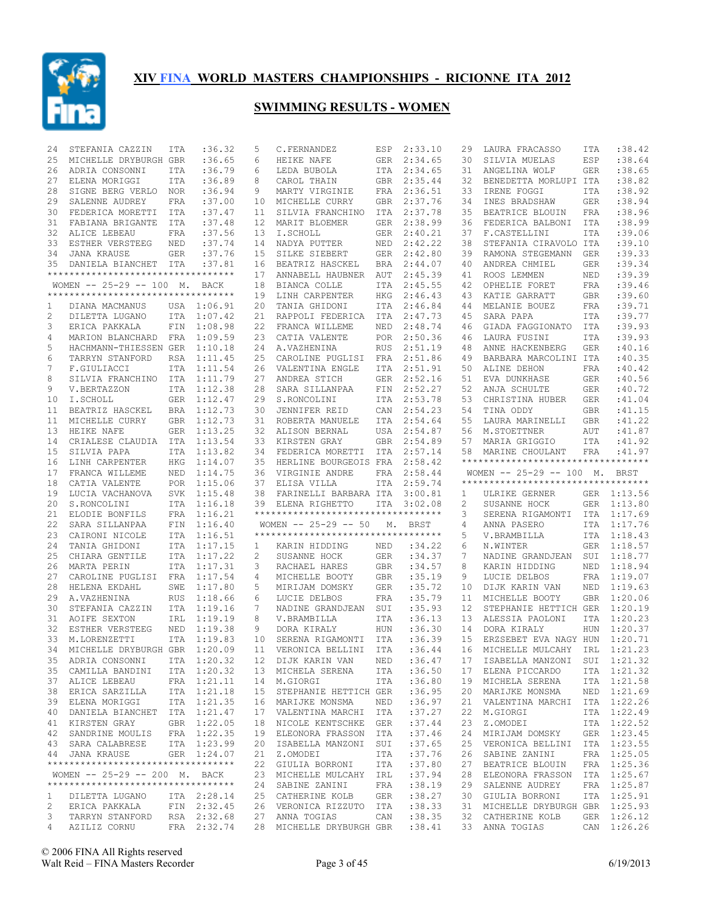# XIV FINA WORLD MASTERS CHAMPIONSHIPS - RICIONNE ITA 2012

## SWIMMING RESULTS - WOMEN

| Pl | Name | Nat | Time |
|---|---|---|---|
| 24 | STEFANIA CAZZIN | ITA | :36.32 |
| 25 | MICHELLE DRYBURGH | GBR | :36.65 |
| 26 | ADRIA CONSONNI | ITA | :36.79 |
| 27 | ELENA MORIGGI | ITA | :36.89 |
| 28 | SIGNE BERG VERLO | NOR | :36.94 |
| 29 | SALENNE AUDREY | FRA | :37.00 |
| 30 | FEDERICA MORETTI | ITA | :37.47 |
| 31 | FABIANA BRIGANTE | ITA | :37.48 |
| 32 | ALICE LEBEAU | FRA | :37.56 |
| 33 | ESTHER VERSTEEG | NED | :37.74 |
| 34 | JANA KRAUSE | GER | :37.76 |
| 35 | DANIELA BIANCHET | ITA | :37.81 |

### WOMEN -- 25-29 -- 100 M. BACK

| Pl | Name | Nat | Time |
|---|---|---|---|
| 1 | DIANA MACMANUS | USA | 1:06.91 |
| 2 | DILETTA LUGANO | ITA | 1:07.42 |
| 3 | ERICA PAKKALA | FIN | 1:08.98 |
| 4 | MARION BLANCHARD | FRA | 1:09.59 |
| 5 | HACHMANN-THIESSEN | GER | 1:10.18 |
| 6 | TARRYN STANFORD | RSA | 1:11.45 |
| 7 | F.GIULIACCI | ITA | 1:11.54 |
| 8 | SILVIA FRANCHINO | ITA | 1:11.79 |
| 9 | V.BERTAZZON | ITA | 1:12.38 |
| 10 | I.SCHOLL | GER | 1:12.47 |
| 11 | BEATRIZ HASCKEL | BRA | 1:12.73 |
| 11 | MICHELLE CURRY | GBR | 1:12.73 |
| 13 | HEIKE NAFE | GER | 1:13.25 |
| 14 | CRIALESE CLAUDIA | ITA | 1:13.54 |
| 15 | SILVIA PAPA | ITA | 1:13.82 |
| 16 | LINH CARPENTER | HKG | 1:14.07 |
| 17 | FRANCA WILLEME | NED | 1:14.75 |
| 18 | CATIA VALENTE | POR | 1:15.06 |
| 19 | LUCIA VACHANOVA | SVK | 1:15.48 |
| 20 | S.RONCOLINI | ITA | 1:16.18 |
| 21 | ELODIE BONFILS | FRA | 1:16.21 |
| 22 | SARA SILLANPAA | FIN | 1:16.40 |
| 23 | CAIRONI NICOLE | ITA | 1:16.51 |
| 24 | TANIA GHIDONI | ITA | 1:17.15 |
| 25 | CHIARA GENTILE | ITA | 1:17.22 |
| 26 | MARTA PERIN | ITA | 1:17.31 |
| 27 | CAROLINE PUGLISI | FRA | 1:17.54 |
| 28 | HELENA EKDAHL | SWE | 1:17.80 |
| 29 | A.VAZHENINA | RUS | 1:18.66 |
| 30 | STEFANIA CAZZIN | ITA | 1:19.16 |
| 31 | AOIFE SEXTON | IRL | 1:19.19 |
| 32 | ESTHER VERSTEEG | NED | 1:19.38 |
| 33 | M.LORENZETTI | ITA | 1:19.83 |
| 34 | MICHELLE DRYBURGH | GBR | 1:20.09 |
| 35 | ADRIA CONSONNI | ITA | 1:20.32 |
| 35 | CAMILLA BANDINI | ITA | 1:20.32 |
| 37 | ALICE LEBEAU | FRA | 1:21.11 |
| 38 | ERICA SARZILLA | ITA | 1:21.18 |
| 39 | ELENA MORIGGI | ITA | 1:21.35 |
| 40 | DANIELA BIANCHET | ITA | 1:21.47 |
| 41 | KIRSTEN GRAY | GBR | 1:22.05 |
| 42 | SANDRINE MOULIS | FRA | 1:22.35 |
| 43 | SARA CALABRESE | ITA | 1:23.99 |
| 44 | JANA KRAUSE | GER | 1:24.07 |

### WOMEN -- 25-29 -- 200 M. BACK

| Pl | Name | Nat | Time |
|---|---|---|---|
| 1 | DILETTA LUGANO | ITA | 2:28.14 |
| 2 | ERICA PAKKALA | FIN | 2:32.45 |
| 3 | TARRYN STANFORD | RSA | 2:32.68 |
| 4 | AZILIZ CORNU | FRA | 2:32.74 |
| 5 | C.FERNANDEZ | ESP | 2:33.10 |
| 6 | HEIKE NAFE | GER | 2:34.65 |
| 6 | LEDA BUBOLA | ITA | 2:34.65 |
| 8 | CAROL THAIN | GBR | 2:35.44 |
| 9 | MARTY VIRGINIE | FRA | 2:36.51 |
| 10 | MICHELLE CURRY | GBR | 2:37.76 |
| 11 | SILVIA FRANCHINO | ITA | 2:37.78 |
| 12 | MARIT BLOEMER | GER | 2:38.99 |
| 13 | I.SCHOLL | GER | 2:40.21 |
| 14 | NADYA PUTTER | NED | 2:42.22 |
| 15 | SILKE SIEBERT | GER | 2:42.80 |
| 16 | BEATRIZ HASCKEL | BRA | 2:44.07 |
| 17 | ANNABELL HAUBNER | AUT | 2:45.39 |
| 18 | BIANCA COLLE | ITA | 2:45.55 |
| 19 | LINH CARPENTER | HKG | 2:46.43 |
| 20 | TANIA GHIDONI | ITA | 2:46.84 |
| 21 | RAPPOLI FEDERICA | ITA | 2:47.73 |
| 22 | FRANCA WILLEME | NED | 2:48.74 |
| 23 | CATIA VALENTE | POR | 2:50.36 |
| 24 | A.VAZHENINA | RUS | 2:51.19 |
| 25 | CAROLINE PUGLISI | FRA | 2:51.86 |
| 26 | VALENTINA ENGLE | ITA | 2:51.91 |
| 27 | ANDREA STICH | GER | 2:52.16 |
| 28 | SARA SILLANPAA | FIN | 2:52.27 |
| 29 | S.RONCOLINI | ITA | 2:53.78 |
| 30 | JENNIFER REID | CAN | 2:54.23 |
| 31 | ROBERTA MANUELE | ITA | 2:54.64 |
| 32 | ALISON BERNAL | USA | 2:54.87 |
| 33 | KIRSTEN GRAY | GBR | 2:54.89 |
| 34 | FEDERICA MORETTI | ITA | 2:57.14 |
| 35 | HERLINE BOURGEOIS | FRA | 2:58.42 |
| 36 | VIRGINIE ANDRE | FRA | 2:58.44 |
| 37 | ELISA VILLA | ITA | 2:59.74 |
| 38 | FARINELLI BARBARA | ITA | 3:00.81 |
| 39 | ELENA RIGHETTO | ITA | 3:02.08 |

### WOMEN -- 25-29 -- 50 M. BRST

| Pl | Name | Nat | Time |
|---|---|---|---|
| 1 | KARIN HIDDING | NED | :34.22 |
| 2 | SUSANNE HOCK | GER | :34.37 |
| 3 | RACHAEL HARES | GBR | :34.57 |
| 4 | MICHELLE BOOTY | GBR | :35.19 |
| 5 | MIRIJAM DOMSKY | GER | :35.72 |
| 6 | LUCIE DELBOS | FRA | :35.79 |
| 7 | NADINE GRANDJEAN | SUI | :35.93 |
| 8 | V.BRAMBILLA | ITA | :36.13 |
| 9 | DORA KIRALY | HUN | :36.30 |
| 10 | SERENA RIGAMONTI | ITA | :36.39 |
| 11 | VERONICA BELLINI | ITA | :36.44 |
| 12 | DIJK KARIN VAN | NED | :36.47 |
| 13 | MICHELA SERENA | ITA | :36.50 |
| 14 | M.GIORGI | ITA | :36.80 |
| 15 | STEPHANIE HETTICH | GER | :36.95 |
| 16 | MARIJKE MONSMA | NED | :36.97 |
| 17 | VALENTINA MARCHI | ITA | :37.27 |
| 18 | NICOLE KENTSCHKE | GER | :37.44 |
| 19 | ELEONORA FRASSON | ITA | :37.46 |
| 20 | ISABELLA MANZONI | SUI | :37.65 |
| 21 | Z.OMODEI | ITA | :37.76 |
| 22 | GIULIA BORRONI | ITA | :37.80 |
| 23 | MICHELLE MULCAHY | IRL | :37.94 |
| 24 | SABINE ZANINI | FRA | :38.19 |
| 25 | CATHERINE KOLB | GER | :38.27 |
| 26 | VERONICA RIZZUTO | ITA | :38.33 |
| 27 | ANNA TOGIAS | CAN | :38.35 |
| 28 | MICHELLE DRYBURGH | GBR | :38.41 |
| 29 | LAURA FRACASSO | ITA | :38.42 |
| 30 | SILVIA MUELAS | ESP | :38.64 |
| 31 | ANGELINA WOLF | GER | :38.65 |
| 32 | BENEDETTA MORLUPI | ITA | :38.82 |
| 33 | IRENE FOGGI | ITA | :38.92 |
| 34 | INES BRADSHAW | GER | :38.94 |
| 35 | BEATRICE BLOUIN | FRA | :38.96 |
| 36 | FEDERICA BALBONI | ITA | :38.99 |
| 37 | F.CASTELLINI | ITA | :39.06 |
| 38 | STEFANIA CIRAVOLO | ITA | :39.10 |
| 39 | RAMONA STEGEMANN | GER | :39.33 |
| 40 | ANDREA CHMIEL | GER | :39.34 |
| 41 | ROOS LEMMEN | NED | :39.39 |
| 42 | OPHELIE FORET | FRA | :39.46 |
| 43 | KATIE GARRATT | GBR | :39.60 |
| 44 | MELANIE BOUEZ | FRA | :39.71 |
| 45 | SARA PAPA | ITA | :39.77 |
| 46 | GIADA FAGGIONATO | ITA | :39.93 |
| 46 | LAURA FUSINI | ITA | :39.93 |
| 48 | ANNE HACKENBERG | GER | :40.16 |
| 49 | BARBARA MARCOLINI | ITA | :40.35 |
| 50 | ALINE DEHON | FRA | :40.42 |
| 51 | EVA DUNKHASE | GER | :40.56 |
| 52 | ANJA SCHULTE | GER | :40.72 |
| 53 | CHRISTINA HUBER | GER | :41.04 |
| 54 | TINA ODDY | GBR | :41.15 |
| 55 | LAURA MARINELLI | GBR | :41.22 |
| 56 | M.STOETTNER | AUT | :41.87 |
| 57 | MARIA GRIGGIO | ITA | :41.92 |
| 58 | MARINE CHOULANT | FRA | :41.97 |

### WOMEN -- 25-29 -- 100 M. BRST

| Pl | Name | Nat | Time |
|---|---|---|---|
| 1 | ULRIKE GERNER | GER | 1:13.56 |
| 2 | SUSANNE HOCK | GER | 1:13.80 |
| 3 | SERENA RIGAMONTI | ITA | 1:17.69 |
| 4 | ANNA PASERO | ITA | 1:17.76 |
| 5 | V.BRAMBILLA | ITA | 1:18.43 |
| 6 | N.WINTER | GER | 1:18.57 |
| 7 | NADINE GRANDJEAN | SUI | 1:18.77 |
| 8 | KARIN HIDDING | NED | 1:18.94 |
| 9 | LUCIE DELBOS | FRA | 1:19.07 |
| 10 | DIJK KARIN VAN | NED | 1:19.63 |
| 11 | MICHELLE BOOTY | GBR | 1:20.06 |
| 12 | STEPHANIE HETTICH | GER | 1:20.19 |
| 13 | ALESSIA PAOLONI | ITA | 1:20.23 |
| 14 | DORA KIRALY | HUN | 1:20.37 |
| 15 | ERZSEBET EVA NAGY | HUN | 1:20.71 |
| 16 | MICHELLE MULCAHY | IRL | 1:21.23 |
| 17 | ISABELLA MANZONI | SUI | 1:21.32 |
| 17 | ELENA PICCARDO | ITA | 1:21.32 |
| 19 | MICHELA SERENA | ITA | 1:21.58 |
| 20 | MARIJKE MONSMA | NED | 1:21.69 |
| 21 | VALENTINA MARCHI | ITA | 1:22.26 |
| 22 | M.GIORGI | ITA | 1:22.49 |
| 23 | Z.OMODEI | ITA | 1:22.52 |
| 24 | MIRIJAM DOMSKY | GER | 1:23.45 |
| 25 | VERONICA BELLINI | ITA | 1:23.55 |
| 26 | SABINE ZANINI | FRA | 1:25.05 |
| 27 | BEATRICE BLOUIN | FRA | 1:25.36 |
| 28 | ELEONORA FRASSON | ITA | 1:25.67 |
| 29 | SALENNE AUDREY | FRA | 1:25.87 |
| 30 | GIULIA BORRONI | ITA | 1:25.91 |
| 31 | MICHELLE DRYBURGH | GBR | 1:25.93 |
| 32 | CATHERINE KOLB | GER | 1:26.12 |
| 33 | ANNA TOGIAS | CAN | 1:26.26 |

© 2006 FINA All Rights reserved
Walt Reid – FINA Masters Recorder — 6/19/2013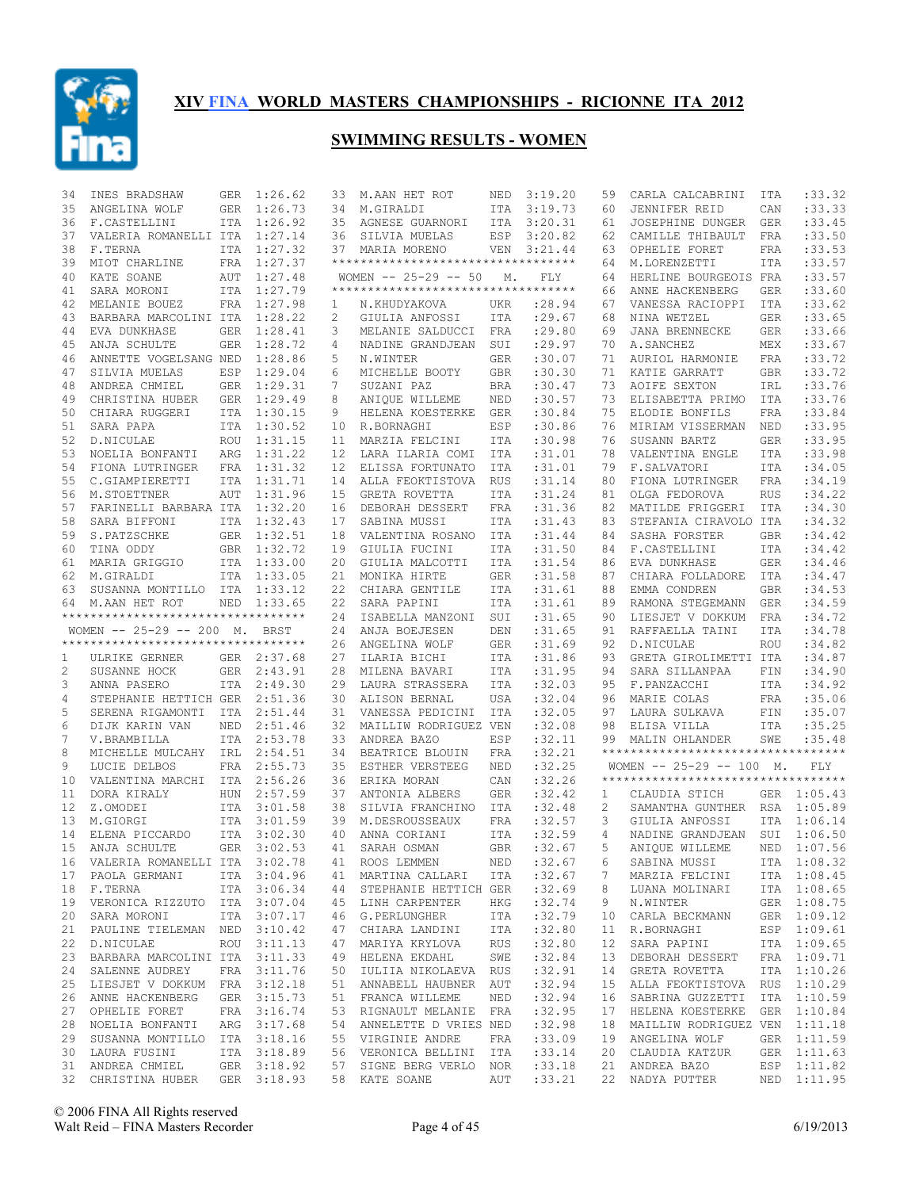# XIV FINA WORLD MASTERS CHAMPIONSHIPS - RICIONNE ITA 2012

## SWIMMING RESULTS - WOMEN

| | | | |
|---|---|---|---|
| 34 | INES BRADSHAW | GER | 1:26.62 |
| 35 | ANGELINA WOLF | GER | 1:26.73 |
| 36 | F.CASTELLINI | ITA | 1:26.92 |
| 37 | VALERIA ROMANELLI | ITA | 1:27.14 |
| 38 | F.TERNA | ITA | 1:27.32 |
| 39 | MIOT CHARLINE | FRA | 1:27.37 |
| 40 | KATE SOANE | AUT | 1:27.48 |
| 41 | SARA MORONI | ITA | 1:27.79 |
| 42 | MELANIE BOUEZ | FRA | 1:27.98 |
| 43 | BARBARA MARCOLINI | ITA | 1:28.22 |
| 44 | EVA DUNKHASE | GER | 1:28.41 |
| 45 | ANJA SCHULTE | GER | 1:28.72 |
| 46 | ANNETTE VOGELSANG | NED | 1:28.86 |
| 47 | SILVIA MUELAS | ESP | 1:29.04 |
| 48 | ANDREA CHMIEL | GER | 1:29.31 |
| 49 | CHRISTINA HUBER | GER | 1:29.49 |
| 50 | CHIARA RUGGERI | ITA | 1:30.15 |
| 51 | SARA PAPA | ITA | 1:30.52 |
| 52 | D.NICULAE | ROU | 1:31.15 |
| 53 | NOELIA BONFANTI | ARG | 1:31.22 |
| 54 | FIONA LUTRINGER | FRA | 1:31.32 |
| 55 | C.GIAMPIERETTI | ITA | 1:31.71 |
| 56 | M.STOETTNER | AUT | 1:31.96 |
| 57 | FARINELLI BARBARA | ITA | 1:32.20 |
| 58 | SARA BIFFONI | ITA | 1:32.43 |
| 59 | S.PATZSCHKE | GER | 1:32.51 |
| 60 | TINA ODDY | GBR | 1:32.72 |
| 61 | MARIA GRIGGIO | ITA | 1:33.00 |
| 62 | M.GIRALDI | ITA | 1:33.05 |
| 63 | SUSANNA MONTILLO | ITA | 1:33.12 |
| 64 | M.AAN HET ROT | NED | 1:33.65 |

### WOMEN -- 25-29 -- 200 M. BRST

| | | | |
|---|---|---|---|
| 1 | ULRIKE GERNER | GER | 2:37.68 |
| 2 | SUSANNE HOCK | GER | 2:43.91 |
| 3 | ANNA PASERO | ITA | 2:49.30 |
| 4 | STEPHANIE HETTICH | GER | 2:51.36 |
| 5 | SERENA RIGAMONTI | ITA | 2:51.44 |
| 6 | DIJK KARIN VAN | NED | 2:51.46 |
| 7 | V.BRAMBILLA | ITA | 2:53.78 |
| 8 | MICHELLE MULCAHY | IRL | 2:54.51 |
| 9 | LUCIE DELBOS | FRA | 2:55.73 |
| 10 | VALENTINA MARCHI | ITA | 2:56.26 |
| 11 | DORA KIRALY | HUN | 2:57.59 |
| 12 | Z.OMODEI | ITA | 3:01.58 |
| 13 | M.GIORGI | ITA | 3:01.59 |
| 14 | ELENA PICCARDO | ITA | 3:02.30 |
| 15 | ANJA SCHULTE | GER | 3:02.53 |
| 16 | VALERIA ROMANELLI | ITA | 3:02.78 |
| 17 | PAOLA GERMANI | ITA | 3:04.96 |
| 18 | F.TERNA | ITA | 3:06.34 |
| 19 | VERONICA RIZZUTO | ITA | 3:07.04 |
| 20 | SARA MORONI | ITA | 3:07.17 |
| 21 | PAULINE TIELEMAN | NED | 3:10.42 |
| 22 | D.NICULAE | ROU | 3:11.13 |
| 23 | BARBARA MARCOLINI | ITA | 3:11.33 |
| 24 | SALENNE AUDREY | FRA | 3:11.76 |
| 25 | LIESJET V DOKKUM | FRA | 3:12.18 |
| 26 | ANNE HACKENBERG | GER | 3:15.73 |
| 27 | OPHELIE FORET | FRA | 3:16.74 |
| 28 | NOELIA BONFANTI | ARG | 3:17.68 |
| 29 | SUSANNA MONTILLO | ITA | 3:18.16 |
| 30 | LAURA FUSINI | ITA | 3:18.89 |
| 31 | ANDREA CHMIEL | GER | 3:18.92 |
| 32 | CHRISTINA HUBER | GER | 3:18.93 |
| 33 | M.AAN HET ROT | NED | 3:19.20 |
| 34 | M.GIRALDI | ITA | 3:19.73 |
| 35 | AGNESE GUARNORI | ITA | 3:20.31 |
| 36 | SILVIA MUELAS | ESP | 3:20.82 |
| 37 | MARIA MORENO | VEN | 3:21.44 |

### WOMEN -- 25-29 -- 50 M. FLY

| | | | |
|---|---|---|---|
| 1 | N.KHUDYAKOVA | UKR | :28.94 |
| 2 | GIULIA ANFOSSI | ITA | :29.67 |
| 3 | MELANIE SALDUCCI | FRA | :29.80 |
| 4 | NADINE GRANDJEAN | SUI | :29.97 |
| 5 | N.WINTER | GER | :30.07 |
| 6 | MICHELLE BOOTY | GBR | :30.30 |
| 7 | SUZANI PAZ | BRA | :30.47 |
| 8 | ANIQUE WILLEME | NED | :30.57 |
| 9 | HELENA KOESTERKE | GER | :30.84 |
| 10 | R.BORNAGHI | ESP | :30.86 |
| 11 | MARZIA FELCINI | ITA | :30.98 |
| 12 | LARA ILARIA COMI | ITA | :31.01 |
| 12 | ELISSA FORTUNATO | ITA | :31.01 |
| 14 | ALLA FEOKTISTOVA | RUS | :31.14 |
| 15 | GRETA ROVETTA | ITA | :31.24 |
| 16 | DEBORAH DESSERT | FRA | :31.36 |
| 17 | SABINA MUSSI | ITA | :31.43 |
| 18 | VALENTINA ROSANO | ITA | :31.44 |
| 19 | GIULIA FUCINI | ITA | :31.50 |
| 20 | GIULIA MALCOTTI | ITA | :31.54 |
| 21 | MONIKA HIRTE | GER | :31.58 |
| 22 | CHIARA GENTILE | ITA | :31.61 |
| 22 | SARA PAPINI | ITA | :31.61 |
| 24 | ISABELLA MANZONI | SUI | :31.65 |
| 24 | ANJA BOEJESEN | DEN | :31.65 |
| 26 | ANGELINA WOLF | GER | :31.69 |
| 27 | ILARIA BICHI | ITA | :31.86 |
| 28 | MILENA BAVARI | ITA | :31.95 |
| 29 | LAURA STRASSERA | ITA | :32.03 |
| 30 | ALISON BERNAL | USA | :32.04 |
| 31 | VANESSA PEDICINI | ITA | :32.05 |
| 32 | MAILLIW RODRIGUEZ | VEN | :32.08 |
| 33 | ANDREA BAZO | ESP | :32.11 |
| 34 | BEATRICE BLOUIN | FRA | :32.21 |
| 35 | ESTHER VERSTEEG | NED | :32.25 |
| 36 | ERIKA MORAN | CAN | :32.26 |
| 37 | ANTONIA ALBERS | GER | :32.42 |
| 38 | SILVIA FRANCHINO | ITA | :32.48 |
| 39 | M.DESROUSSEAUX | FRA | :32.57 |
| 40 | ANNA CORIANI | ITA | :32.59 |
| 41 | SARAH OSMAN | GBR | :32.67 |
| 41 | ROOS LEMMEN | NED | :32.67 |
| 41 | MARTINA CALLARI | ITA | :32.67 |
| 44 | STEPHANIE HETTICH | GER | :32.69 |
| 45 | LINH CARPENTER | HKG | :32.74 |
| 46 | G.PERLUNGHER | ITA | :32.79 |
| 47 | CHIARA LANDINI | ITA | :32.80 |
| 47 | MARIYA KRYLOVA | RUS | :32.80 |
| 49 | HELENA EKDAHL | SWE | :32.84 |
| 50 | IULIIA NIKOLAEVA | RUS | :32.91 |
| 51 | ANNABELL HAUBNER | AUT | :32.94 |
| 51 | FRANCA WILLEME | NED | :32.94 |
| 53 | RIGNAULT MELANIE | FRA | :32.95 |
| 54 | ANNELETTE D VRIES | NED | :32.98 |
| 55 | VIRGINIE ANDRE | FRA | :33.09 |
| 56 | VERONICA BELLINI | ITA | :33.14 |
| 57 | SIGNE BERG VERLO | NOR | :33.18 |
| 58 | KATE SOANE | AUT | :33.21 |
| 59 | CARLA CALCABRINI | ITA | :33.32 |
| 60 | JENNIFER REID | CAN | :33.33 |
| 61 | JOSEPHINE DUNGER | GER | :33.45 |
| 62 | CAMILLE THIBAULT | FRA | :33.50 |
| 63 | OPHELIE FORET | FRA | :33.53 |
| 64 | M.LORENZETTI | ITA | :33.57 |
| 64 | HERLINE BOURGEOIS | FRA | :33.57 |
| 66 | ANNE HACKENBERG | GER | :33.60 |
| 67 | VANESSA RACIOPPI | ITA | :33.62 |
| 68 | NINA WETZEL | GER | :33.65 |
| 69 | JANA BRENNECKE | GER | :33.66 |
| 70 | A.SANCHEZ | MEX | :33.67 |
| 71 | AURIOL HARMONIE | FRA | :33.72 |
| 71 | KATIE GARRATT | GBR | :33.72 |
| 73 | AOIFE SEXTON | IRL | :33.76 |
| 73 | ELISABETTA PRIMO | ITA | :33.76 |
| 75 | ELODIE BONFILS | FRA | :33.84 |
| 76 | MIRIAM VISSERMAN | NED | :33.95 |
| 76 | SUSANN BARTZ | GER | :33.95 |
| 78 | VALENTINA ENGLE | ITA | :33.98 |
| 79 | F.SALVATORI | ITA | :34.05 |
| 80 | FIONA LUTRINGER | FRA | :34.19 |
| 81 | OLGA FEDOROVA | RUS | :34.22 |
| 82 | MATILDE FRIGGERI | ITA | :34.30 |
| 83 | STEFANIA CIRAVOLO | ITA | :34.32 |
| 84 | SASHA FORSTER | GBR | :34.42 |
| 84 | F.CASTELLINI | ITA | :34.42 |
| 86 | EVA DUNKHASE | GER | :34.46 |
| 87 | CHIARA FOLLADORE | ITA | :34.47 |
| 88 | EMMA CONDREN | GBR | :34.53 |
| 89 | RAMONA STEGEMANN | GER | :34.59 |
| 90 | LIESJET V DOKKUM | FRA | :34.72 |
| 91 | RAFFAELLA TAINI | ITA | :34.78 |
| 92 | D.NICULAE | ROU | :34.82 |
| 93 | GRETA GIROLIMETTI | ITA | :34.87 |
| 94 | SARA SILLANPAA | FIN | :34.90 |
| 95 | F.PANZACCHI | ITA | :34.92 |
| 96 | MARIE COLAS | FRA | :35.06 |
| 97 | LAURA SULKAVA | FIN | :35.07 |
| 98 | ELISA VILLA | ITA | :35.25 |
| 99 | MALIN OHLANDER | SWE | :35.48 |

### WOMEN -- 25-29 -- 100 M. FLY

| | | | |
|---|---|---|---|
| 1 | CLAUDIA STICH | GER | 1:05.43 |
| 2 | SAMANTHA GUNTHER | RSA | 1:05.89 |
| 3 | GIULIA ANFOSSI | ITA | 1:06.14 |
| 4 | NADINE GRANDJEAN | SUI | 1:06.50 |
| 5 | ANIQUE WILLEME | NED | 1:07.56 |
| 6 | SABINA MUSSI | ITA | 1:08.32 |
| 7 | MARZIA FELCINI | ITA | 1:08.45 |
| 8 | LUANA MOLINARI | ITA | 1:08.65 |
| 9 | N.WINTER | GER | 1:08.75 |
| 10 | CARLA BECKMANN | GER | 1:09.12 |
| 11 | R.BORNAGHI | ESP | 1:09.61 |
| 12 | SARA PAPINI | ITA | 1:09.65 |
| 13 | DEBORAH DESSERT | FRA | 1:09.71 |
| 14 | GRETA ROVETTA | ITA | 1:10.26 |
| 15 | ALLA FEOKTISTOVA | RUS | 1:10.29 |
| 16 | SABRINA GUZZETTI | ITA | 1:10.59 |
| 17 | HELENA KOESTERKE | GER | 1:10.84 |
| 18 | MAILLIW RODRIGUEZ | VEN | 1:11.18 |
| 19 | ANGELINA WOLF | GER | 1:11.59 |
| 20 | CLAUDIA KATZUR | GER | 1:11.63 |
| 21 | ANDREA BAZO | ESP | 1:11.82 |
| 22 | NADYA PUTTER | NED | 1:11.95 |

© 2006 FINA All Rights reserved
Walt Reid – FINA Masters Recorder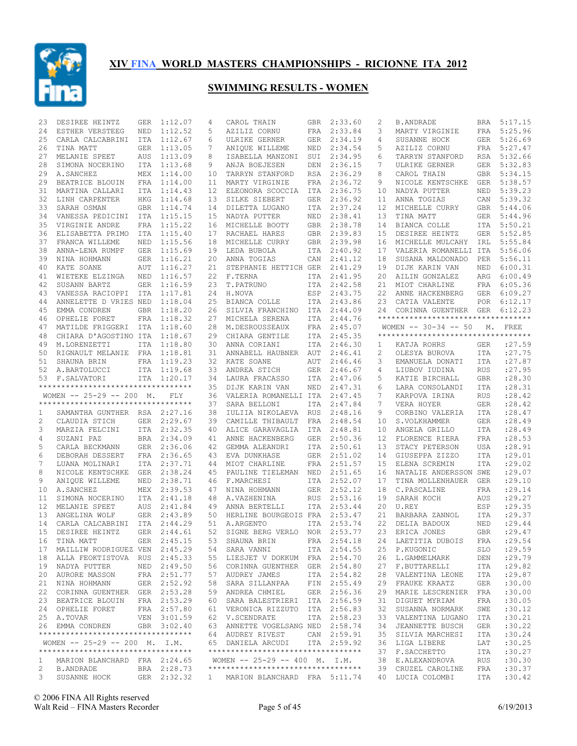# XIV FINA WORLD MASTERS CHAMPIONSHIPS - RICIONNE ITA 2012

## SWIMMING RESULTS - WOMEN

| Pl | Name | Nat | Time |
|---|---|---|---|
| 23 | DESIREE HEINTZ | GER | 1:12.07 |
| 24 | ESTHER VERSTEEG | NED | 1:12.52 |
| 25 | CARLA CALCABRINI | ITA | 1:12.67 |
| 26 | TINA MATT | GER | 1:13.05 |
| 27 | MELANIE SPEET | AUS | 1:13.09 |
| 28 | SIMONA NOCERINO | ITA | 1:13.68 |
| 29 | A.SANCHEZ | MEX | 1:14.00 |
| 29 | BEATRICE BLOUIN | FRA | 1:14.00 |
| 31 | MARTINA CALLARI | ITA | 1:14.43 |
| 32 | LINH CARPENTER | HKG | 1:14.68 |
| 33 | SARAH OSMAN | GBR | 1:14.74 |
| 34 | VANESSA PEDICINI | ITA | 1:15.15 |
| 35 | VIRGINIE ANDRE | FRA | 1:15.22 |
| 36 | ELISABETTA PRIMO | ITA | 1:15.40 |
| 37 | FRANCA WILLEME | NED | 1:15.56 |
| 38 | ANNA-LENA RUMPF | GER | 1:15.69 |
| 39 | NINA HOHMANN | GER | 1:16.21 |
| 40 | KATE SOANE | AUT | 1:16.27 |
| 41 | WIETEKE ELZINGA | NED | 1:16.57 |
| 42 | SUSANN BARTZ | GER | 1:16.59 |
| 43 | VANESSA RACIOPPI | ITA | 1:17.81 |
| 44 | ANNELETTE D VRIES | NED | 1:18.04 |
| 45 | EMMA CONDREN | GBR | 1:18.20 |
| 46 | OPHELIE FORET | FRA | 1:18.32 |
| 47 | MATILDE FRIGGERI | ITA | 1:18.60 |
| 48 | CHIARA D'AGOSTINO | ITA | 1:18.67 |
| 49 | M.LORENZETTI | ITA | 1:18.80 |
| 50 | RIGNAULT MELANIE | FRA | 1:18.81 |
| 51 | SHAUNA BRIN | FRA | 1:19.23 |
| 52 | A.BARTOLUCCI | ITA | 1:19.68 |
| 53 | F.SALVATORI | ITA | 1:20.17 |

### WOMEN -- 25-29 -- 200 M. FLY

| Pl | Name | Nat | Time |
|---|---|---|---|
| 1 | SAMANTHA GUNTHER | RSA | 2:27.16 |
| 2 | CLAUDIA STICH | GER | 2:29.67 |
| 3 | MARZIA FELCINI | ITA | 2:32.35 |
| 4 | SUZANI PAZ | BRA | 2:34.09 |
| 5 | CARLA BECKMANN | GER | 2:36.06 |
| 6 | DEBORAH DESSERT | FRA | 2:36.65 |
| 7 | LUANA MOLINARI | ITA | 2:37.71 |
| 8 | NICOLE KENTSCHKE | GER | 2:38.24 |
| 9 | ANIQUE WILLEME | NED | 2:38.71 |
| 10 | A.SANCHEZ | MEX | 2:39.53 |
| 11 | SIMONA NOCERINO | ITA | 2:41.18 |
| 12 | MELANIE SPEET | AUS | 2:41.84 |
| 13 | ANGELINA WOLF | GER | 2:43.89 |
| 14 | CARLA CALCABRINI | ITA | 2:44.29 |
| 15 | DESIREE HEINTZ | GER | 2:44.61 |
| 16 | TINA MATT | GER | 2:45.15 |
| 17 | MAILLIW RODRIGUEZ | VEN | 2:45.29 |
| 18 | ALLA FEOKTISTOVA | RUS | 2:45.33 |
| 19 | NADYA PUTTER | NED | 2:49.50 |
| 20 | AURORE MASSON | FRA | 2:51.77 |
| 21 | NINA HOHMANN | GER | 2:52.92 |
| 22 | CORINNA GUENTHER | GER | 2:53.28 |
| 23 | BEATRICE BLOUIN | FRA | 2:53.29 |
| 24 | OPHELIE FORET | FRA | 2:57.80 |
| 25 | A.TOVAR | VEN | 3:01.59 |
| 26 | EMMA CONDREN | GBR | 3:02.40 |

### WOMEN -- 25-29 -- 200 M. I.M.

| Pl | Name | Nat | Time |
|---|---|---|---|
| 1 | MARION BLANCHARD | FRA | 2:24.65 |
| 2 | B.ANDRADE | BRA | 2:28.73 |
| 3 | SUSANNE HOCK | GER | 2:32.32 |
| 4 | CAROL THAIN | GBR | 2:33.60 |
| 5 | AZILIZ CORNU | FRA | 2:33.84 |
| 6 | ULRIKE GERNER | GER | 2:34.19 |
| 7 | ANIQUE WILLEME | NED | 2:34.54 |
| 8 | ISABELLA MANZONI | SUI | 2:34.95 |
| 9 | ANJA BOEJESEN | DEN | 2:36.15 |
| 10 | TARRYN STANFORD | RSA | 2:36.29 |
| 11 | MARTY VIRGINIE | FRA | 2:36.72 |
| 12 | ELEONORA SCOCCIA | ITA | 2:36.75 |
| 13 | SILKE SIEBERT | GER | 2:36.92 |
| 14 | DILETTA LUGANO | ITA | 2:37.24 |
| 15 | NADYA PUTTER | NED | 2:38.41 |
| 16 | MICHELLE BOOTY | GBR | 2:38.78 |
| 17 | RACHAEL HARES | GBR | 2:39.83 |
| 18 | MICHELLE CURRY | GBR | 2:39.98 |
| 19 | LEDA BUBOLA | ITA | 2:40.92 |
| 20 | ANNA TOGIAS | CAN | 2:41.12 |
| 21 | STEPHANIE HETTICH | GER | 2:41.29 |
| 22 | F.TERNA | ITA | 2:41.95 |
| 23 | T.PATRUNO | ITA | 2:42.58 |
| 24 | H.NOVA | ESP | 2:43.75 |
| 25 | BIANCA COLLE | ITA | 2:43.86 |
| 26 | SILVIA FRANCHINO | ITA | 2:44.09 |
| 27 | MICHELA SERENA | ITA | 2:44.76 |
| 28 | M.DESROUSSEAUX | FRA | 2:45.07 |
| 29 | CHIARA GENTILE | ITA | 2:45.35 |
| 30 | ANNA CORIANI | ITA | 2:46.30 |
| 31 | ANNABELL HAUBNER | AUT | 2:46.41 |
| 32 | KATE SOANE | AUT | 2:46.46 |
| 33 | ANDREA STICH | GER | 2:46.67 |
| 34 | LAURA FRACASSO | ITA | 2:47.06 |
| 35 | DIJK KARIN VAN | NED | 2:47.31 |
| 36 | VALERIA ROMANELLI | ITA | 2:47.45 |
| 37 | SARA BELLONI | ITA | 2:47.84 |
| 38 | IULIIA NIKOLAEVA | RUS | 2:48.16 |
| 39 | CAMILLE THIBAULT | FRA | 2:48.54 |
| 40 | ALICE GARAVAGLIA | ITA | 2:48.81 |
| 41 | ANNE HACKENBERG | GER | 2:50.36 |
| 42 | GEMMA ALEANDRI | ITA | 2:50.61 |
| 43 | EVA DUNKHASE | GER | 2:51.02 |
| 44 | MIOT CHARLINE | FRA | 2:51.57 |
| 45 | PAULINE TIELEMAN | NED | 2:51.65 |
| 46 | F.MARCHESI | ITA | 2:52.07 |
| 47 | NINA HOHMANN | GER | 2:52.12 |
| 48 | A.VAZHENINA | RUS | 2:53.16 |
| 49 | ANNA BERTELLI | ITA | 2:53.44 |
| 50 | HERLINE BOURGEOIS | FRA | 2:53.47 |
| 51 | A.ARGENTO | ITA | 2:53.74 |
| 52 | SIGNE BERG VERLO | NOR | 2:53.77 |
| 53 | SHAUNA BRIN | FRA | 2:54.18 |
| 54 | SARA VANNI | ITA | 2:54.55 |
| 55 | LIESJET V DOKKUM | FRA | 2:54.70 |
| 56 | CORINNA GUENTHER | GER | 2:54.80 |
| 57 | AUDREY JAMES | ITA | 2:54.82 |
| 58 | SARA SILLANPAA | FIN | 2:55.49 |
| 59 | ANDREA CHMIEL | GER | 2:56.36 |
| 60 | SARA BALESTRIERI | ITA | 2:56.59 |
| 61 | VERONICA RIZZUTO | ITA | 2:56.83 |
| 62 | V.SCENDRATE | ITA | 2:58.23 |
| 63 | ANNETTE VOGELSANG | NED | 2:58.74 |
| 64 | AUDREY RIVEST | CAN | 2:59.91 |
| 65 | DANIELA ARCUDI | ITA | 2:59.92 |

### WOMEN -- 25-29 -- 400 M. I.M.

| Pl | Name | Nat | Time |
|---|---|---|---|
| 1 | MARION BLANCHARD | FRA | 5:11.74 |
| 2 | B.ANDRADE | BRA | 5:17.15 |
| 3 | MARTY VIRGINIE | FRA | 5:25.96 |
| 4 | SUSANNE HOCK | GER | 5:26.69 |
| 5 | AZILIZ CORNU | FRA | 5:27.47 |
| 6 | TARRYN STANFORD | RSA | 5:32.66 |
| 7 | ULRIKE GERNER | GER | 5:32.83 |
| 8 | CAROL THAIN | GBR | 5:34.15 |
| 9 | NICOLE KENTSCHKE | GER | 5:38.57 |
| 10 | NADYA PUTTER | NED | 5:39.23 |
| 11 | ANNA TOGIAS | CAN | 5:39.32 |
| 12 | MICHELLE CURRY | GBR | 5:44.06 |
| 13 | TINA MATT | GER | 5:44.96 |
| 14 | BIANCA COLLE | ITA | 5:50.21 |
| 15 | DESIREE HEINTZ | GER | 5:52.85 |
| 16 | MICHELLE MULCAHY | IRL | 5:55.84 |
| 17 | VALERIA ROMANELLI | ITA | 5:56.06 |
| 18 | SUSANA MALDONADO | PER | 5:56.11 |
| 19 | DIJK KARIN VAN | NED | 6:00.31 |
| 20 | AILIN GONZALEZ | ARG | 6:00.49 |
| 21 | MIOT CHARLINE | FRA | 6:05.36 |
| 22 | ANNE HACKENBERG | GER | 6:09.27 |
| 23 | CATIA VALENTE | POR | 6:12.17 |
| 24 | CORINNA GUENTHER | GER | 6:12.23 |

### WOMEN -- 30-34 -- 50 M. FREE

| Pl | Name | Nat | Time |
|---|---|---|---|
| 1 | KATJA ROHRS | GER | :27.59 |
| 2 | OLESYA BUROVA | ITA | :27.75 |
| 3 | EMANUELA DONATI | ITA | :27.87 |
| 4 | LIUBOV IUDINA | RUS | :27.95 |
| 5 | KATIE BIRCHALL | GBR | :28.30 |
| 6 | LARA CONSOLANDI | ITA | :28.31 |
| 7 | KARPOVA IRINA | RUS | :28.42 |
| 7 | VERA HOYER | GER | :28.42 |
| 9 | CORBINO VALERIA | ITA | :28.47 |
| 10 | S.VOLKHAMMER | GER | :28.49 |
| 10 | ANGELA GRILLO | ITA | :28.49 |
| 12 | FLORENCE RIERA | FRA | :28.53 |
| 13 | STACY PETERSON | USA | :28.91 |
| 14 | GIUSEPPA ZIZZO | ITA | :29.01 |
| 15 | ELENA SCREMIN | ITA | :29.02 |
| 16 | NATALIE ANDERSSON | SWE | :29.07 |
| 17 | TINA MOLLENHAUER | GER | :29.10 |
| 18 | C.PASCALINE | FRA | :29.14 |
| 19 | SARAH KOCH | AUS | :29.27 |
| 20 | U.REY | ESP | :29.35 |
| 21 | BARBARA ZANNOL | ITA | :29.37 |
| 22 | DELIA BADOUX | NED | :29.44 |
| 23 | ERICA JONES | GBR | :29.47 |
| 24 | LAETITIA DUBOIS | FRA | :29.54 |
| 25 | P.KUGONIC | SLO | :29.59 |
| 26 | L.GAMMELMARK | DEN | :29.79 |
| 27 | F.BUTTARELLI | ITA | :29.82 |
| 28 | VALENTINA LEONE | ITA | :29.87 |
| 29 | FRAUKE KRAATZ | GER | :30.00 |
| 29 | MARIE LESCRENIER | FRA | :30.00 |
| 31 | DIGUET MYRIAM | FRA | :30.05 |
| 32 | SUSANNA NORMARK | SWE | :30.12 |
| 33 | VALENTINA LUGANO | ITA | :30.21 |
| 34 | JEANNETTE BUSCH | GER | :30.22 |
| 35 | SILVIA MARCHESI | ITA | :30.24 |
| 36 | LIGA LIBERE | LAT | :30.25 |
| 37 | F.SACCHETTO | ITA | :30.27 |
| 38 | E.ALEXANDROVA | RUS | :30.30 |
| 39 | CRUZEL CAROLINE | FRA | :30.37 |
| 40 | LUCIA COLOMBI | ITA | :30.42 |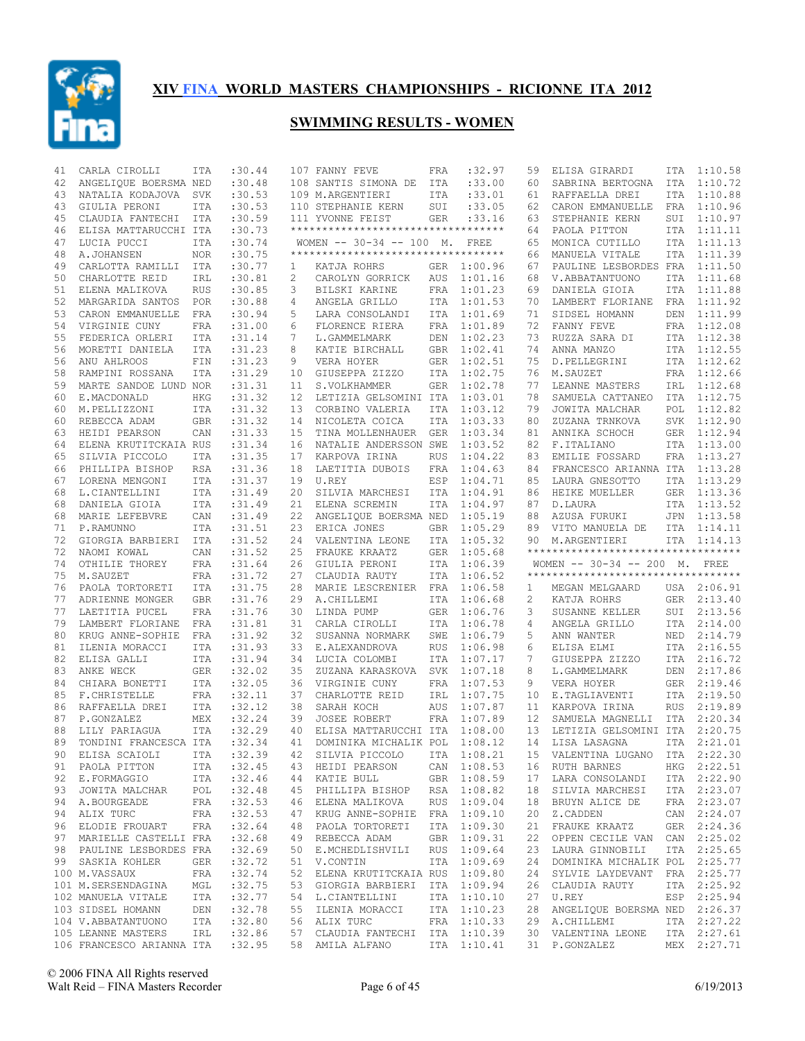# XIV FINA WORLD MASTERS CHAMPIONSHIPS - RICIONNE ITA 2012

## SWIMMING RESULTS - WOMEN

| Place | Name | Nat | Time |
|---|---|---|---|
| 41 | CARLA CIROLLI | ITA | :30.44 |
| 42 | ANGELIQUE BOERSMA | NED | :30.48 |
| 43 | NATALIA KODAJOVA | SVK | :30.53 |
| 43 | GIULIA PERONI | ITA | :30.53 |
| 45 | CLAUDIA FANTECHI | ITA | :30.59 |
| 46 | ELISA MATTARUCCHI | ITA | :30.73 |
| 47 | LUCIA PUCCI | ITA | :30.74 |
| 48 | A.JOHANSEN | NOR | :30.75 |
| 49 | CARLOTTA RAMILLI | ITA | :30.77 |
| 50 | CHARLOTTE REID | IRL | :30.81 |
| 51 | ELENA MALIKOVA | RUS | :30.85 |
| 52 | MARGARIDA SANTOS | POR | :30.88 |
| 53 | CARON EMMANUELLE | FRA | :30.94 |
| 54 | VIRGINIE CUNY | FRA | :31.00 |
| 55 | FEDERICA ORLERI | ITA | :31.14 |
| 56 | MORETTI DANIELA | ITA | :31.23 |
| 56 | ANU AHLROOS | FIN | :31.23 |
| 58 | RAMPINI ROSSANA | ITA | :31.29 |
| 59 | MARTE SANDOE LUND | NOR | :31.31 |
| 60 | E.MACDONALD | HKG | :31.32 |
| 60 | M.PELLIZZONI | ITA | :31.32 |
| 60 | REBECCA ADAM | GBR | :31.32 |
| 63 | HEIDI PEARSON | CAN | :31.33 |
| 64 | ELENA KRUTITCKAIA | RUS | :31.34 |
| 65 | SILVIA PICCOLO | ITA | :31.35 |
| 66 | PHILLIPA BISHOP | RSA | :31.36 |
| 67 | LORENA MENGONI | ITA | :31.37 |
| 68 | L.CIANTELLINI | ITA | :31.49 |
| 68 | DANIELA GIOIA | ITA | :31.49 |
| 68 | MARIE LEFEBVRE | CAN | :31.49 |
| 71 | P.RAMUNNO | ITA | :31.51 |
| 72 | GIORGIA BARBIERI | ITA | :31.52 |
| 72 | NAOMI KOWAL | CAN | :31.52 |
| 74 | OTHILIE THOREY | FRA | :31.64 |
| 75 | M.SAUZET | FRA | :31.72 |
| 76 | PAOLA TORTORETI | ITA | :31.75 |
| 77 | ADRIENNE MONGER | GBR | :31.76 |
| 77 | LAETITIA PUCEL | FRA | :31.76 |
| 79 | LAMBERT FLORIANE | FRA | :31.81 |
| 80 | KRUG ANNE-SOPHIE | FRA | :31.92 |
| 81 | ILENIA MORACCI | ITA | :31.93 |
| 82 | ELISA GALLI | ITA | :31.94 |
| 83 | ANKE WECK | GER | :32.02 |
| 84 | CHIARA BONETTI | ITA | :32.05 |
| 85 | F.CHRISTELLE | FRA | :32.11 |
| 86 | RAFFAELLA DREI | ITA | :32.12 |
| 87 | P.GONZALEZ | MEX | :32.24 |
| 88 | LILY PARIAGUA | ITA | :32.29 |
| 89 | TONDINI FRANCESCA | ITA | :32.34 |
| 90 | ELISA SCAIOLI | ITA | :32.39 |
| 91 | PAOLA PITTON | ITA | :32.45 |
| 92 | E.FORMAGGIO | ITA | :32.46 |
| 93 | JOWITA MALCHAR | POL | :32.48 |
| 94 | A.BOURGEADE | FRA | :32.53 |
| 94 | ALIX TURC | FRA | :32.53 |
| 96 | ELODIE FROUART | FRA | :32.64 |
| 97 | MARIELLE CASTELLI | FRA | :32.68 |
| 98 | PAULINE LESBORDES | FRA | :32.69 |
| 99 | SASKIA KOHLER | GER | :32.72 |
| 100 | M.VASSAUX | FRA | :32.74 |
| 101 | M.SERSENDAGINA | MGL | :32.75 |
| 102 | MANUELA VITALE | ITA | :32.77 |
| 103 | SIDSEL HOMANN | DEN | :32.78 |
| 104 | V.ABBATANTUONO | ITA | :32.80 |
| 105 | LEANNE MASTERS | IRL | :32.86 |
| 106 | FRANCESCO ARIANNA | ITA | :32.95 |
| 107 | FANNY FEVE | FRA | :32.97 |
| 108 | SANTIS SIMONA DE | ITA | :33.00 |
| 109 | M.ARGENTIERI | ITA | :33.01 |
| 110 | STEPHANIE KERN | SUI | :33.05 |
| 111 | YVONNE FEIST | GER | :33.16 |

### WOMEN -- 30-34 -- 100 M. FREE

| Place | Name | Nat | Time |
|---|---|---|---|
| 1 | KATJA ROHRS | GER | 1:00.96 |
| 2 | CAROLYN GORRICK | AUS | 1:01.16 |
| 3 | BILSKI KARINE | FRA | 1:01.23 |
| 4 | ANGELA GRILLO | ITA | 1:01.53 |
| 5 | LARA CONSOLANDI | ITA | 1:01.69 |
| 6 | FLORENCE RIERA | FRA | 1:01.89 |
| 7 | L.GAMMELMARK | DEN | 1:02.23 |
| 8 | KATIE BIRCHALL | GBR | 1:02.41 |
| 9 | VERA HOYER | GER | 1:02.51 |
| 10 | GIUSEPPA ZIZZO | ITA | 1:02.75 |
| 11 | S.VOLKHAMMER | GER | 1:02.78 |
| 12 | LETIZIA GELSOMINI | ITA | 1:03.01 |
| 13 | CORBINO VALERIA | ITA | 1:03.12 |
| 14 | NICOLETA COICA | ITA | 1:03.33 |
| 15 | TINA MOLLENHAUER | GER | 1:03.34 |
| 16 | NATALIE ANDERSSON | SWE | 1:03.52 |
| 17 | KARPOVA IRINA | RUS | 1:04.22 |
| 18 | LAETITIA DUBOIS | FRA | 1:04.63 |
| 19 | U.REY | ESP | 1:04.71 |
| 20 | SILVIA MARCHESI | ITA | 1:04.91 |
| 21 | ELENA SCREMIN | ITA | 1:04.97 |
| 22 | ANGELIQUE BOERSMA | NED | 1:05.19 |
| 23 | ERICA JONES | GBR | 1:05.29 |
| 24 | VALENTINA LEONE | ITA | 1:05.32 |
| 25 | FRAUKE KRAATZ | GER | 1:05.68 |
| 26 | GIULIA PERONI | ITA | 1:06.39 |
| 27 | CLAUDIA RAUTY | ITA | 1:06.52 |
| 28 | MARIE LESCRENIER | FRA | 1:06.58 |
| 29 | A.CHILLEMI | ITA | 1:06.68 |
| 30 | LINDA PUMP | GER | 1:06.76 |
| 31 | CARLA CIROLLI | ITA | 1:06.78 |
| 32 | SUSANNA NORMARK | SWE | 1:06.79 |
| 33 | E.ALEXANDROVA | RUS | 1:06.98 |
| 34 | LUCIA COLOMBI | ITA | 1:07.17 |
| 35 | ZUZANA KARASKOVA | SVK | 1:07.18 |
| 36 | VIRGINIE CUNY | FRA | 1:07.53 |
| 37 | CHARLOTTE REID | IRL | 1:07.75 |
| 38 | SARAH KOCH | AUS | 1:07.87 |
| 39 | JOSEE ROBERT | FRA | 1:07.89 |
| 40 | ELISA MATTARUCCHI | ITA | 1:08.00 |
| 41 | DOMINIKA MICHALIK | POL | 1:08.12 |
| 42 | SILVIA PICCOLO | ITA | 1:08.21 |
| 43 | HEIDI PEARSON | CAN | 1:08.53 |
| 44 | KATIE BULL | GBR | 1:08.59 |
| 45 | PHILLIPA BISHOP | RSA | 1:08.82 |
| 46 | ELENA MALIKOVA | RUS | 1:09.04 |
| 47 | KRUG ANNE-SOPHIE | FRA | 1:09.10 |
| 48 | PAOLA TORTORETI | ITA | 1:09.30 |
| 49 | REBECCA ADAM | GBR | 1:09.31 |
| 50 | E.MCHEDLISHVILI | RUS | 1:09.64 |
| 51 | V.CONTIN | ITA | 1:09.69 |
| 52 | ELENA KRUTITCKAIA | RUS | 1:09.80 |
| 53 | GIORGIA BARBIERI | ITA | 1:09.94 |
| 54 | L.CIANTELLINI | ITA | 1:10.10 |
| 55 | ILENIA MORACCI | ITA | 1:10.23 |
| 56 | ALIX TURC | FRA | 1:10.33 |
| 57 | CLAUDIA FANTECHI | ITA | 1:10.39 |
| 58 | AMILA ALFANO | ITA | 1:10.41 |
| 59 | ELISA GIRARDI | ITA | 1:10.58 |
| 60 | SABRINA BERTOGNA | ITA | 1:10.72 |
| 61 | RAFFAELLA DREI | ITA | 1:10.88 |
| 62 | CARON EMMANUELLE | FRA | 1:10.96 |
| 63 | STEPHANIE KERN | SUI | 1:10.97 |
| 64 | PAOLA PITTON | ITA | 1:11.11 |
| 65 | MONICA CUTILLO | ITA | 1:11.13 |
| 66 | MANUELA VITALE | ITA | 1:11.39 |
| 67 | PAULINE LESBORDES | FRA | 1:11.50 |
| 68 | V.ABBATANTUONO | ITA | 1:11.68 |
| 69 | DANIELA GIOIA | ITA | 1:11.88 |
| 70 | LAMBERT FLORIANE | FRA | 1:11.92 |
| 71 | SIDSEL HOMANN | DEN | 1:11.99 |
| 72 | FANNY FEVE | FRA | 1:12.08 |
| 73 | RUZZA SARA DI | ITA | 1:12.38 |
| 74 | ANNA MANZO | ITA | 1:12.55 |
| 75 | D.PELLEGRINI | ITA | 1:12.62 |
| 76 | M.SAUZET | FRA | 1:12.66 |
| 77 | LEANNE MASTERS | IRL | 1:12.68 |
| 78 | SAMUELA CATTANEO | ITA | 1:12.75 |
| 79 | JOWITA MALCHAR | POL | 1:12.82 |
| 80 | ZUZANA TRNKOVA | SVK | 1:12.90 |
| 81 | ANNIKA SCHOCH | GER | 1:12.94 |
| 82 | F.ITALIANO | ITA | 1:13.00 |
| 83 | EMILIE FOSSARD | FRA | 1:13.27 |
| 84 | FRANCESCO ARIANNA | ITA | 1:13.28 |
| 85 | LAURA GNESOTTO | ITA | 1:13.29 |
| 86 | HEIKE MUELLER | GER | 1:13.36 |
| 87 | D.LAURA | ITA | 1:13.52 |
| 88 | AZUSA FURUKI | JPN | 1:13.58 |
| 89 | VITO MANUELA DE | ITA | 1:14.11 |
| 90 | M.ARGENTIERI | ITA | 1:14.13 |

### WOMEN -- 30-34 -- 200 M. FREE

| Place | Name | Nat | Time |
|---|---|---|---|
| 1 | MEGAN MELGAARD | USA | 2:06.91 |
| 2 | KATJA ROHRS | GER | 2:13.40 |
| 3 | SUSANNE KELLER | SUI | 2:13.56 |
| 4 | ANGELA GRILLO | ITA | 2:14.00 |
| 5 | ANN WANTER | NED | 2:14.79 |
| 6 | ELISA ELMI | ITA | 2:16.55 |
| 7 | GIUSEPPA ZIZZO | ITA | 2:16.72 |
| 8 | L.GAMMELMARK | DEN | 2:17.86 |
| 9 | VERA HOYER | GER | 2:19.46 |
| 10 | E.TAGLIAVENTI | ITA | 2:19.50 |
| 11 | KARPOVA IRINA | RUS | 2:19.89 |
| 12 | SAMUELA MAGNELLI | ITA | 2:20.34 |
| 13 | LETIZIA GELSOMINI | ITA | 2:20.75 |
| 14 | LISA LASAGNA | ITA | 2:21.01 |
| 15 | VALENTINA LUGANO | ITA | 2:22.30 |
| 16 | RUTH BARNES | HKG | 2:22.51 |
| 17 | LARA CONSOLANDI | ITA | 2:22.90 |
| 18 | SILVIA MARCHESI | ITA | 2:23.07 |
| 18 | BRUYN ALICE DE | FRA | 2:23.07 |
| 20 | Z.CADDEN | CAN | 2:24.07 |
| 21 | FRAUKE KRAATZ | GER | 2:24.36 |
| 22 | OPPEN CECILE VAN | CAN | 2:25.02 |
| 23 | LAURA GINNOBILI | ITA | 2:25.65 |
| 24 | DOMINIKA MICHALIK | POL | 2:25.77 |
| 24 | SYLVIE LAYDEVANT | FRA | 2:25.77 |
| 26 | CLAUDIA RAUTY | ITA | 2:25.92 |
| 27 | U.REY | ESP | 2:25.94 |
| 28 | ANGELIQUE BOERSMA | NED | 2:26.37 |
| 29 | A.CHILLEMI | ITA | 2:27.22 |
| 30 | VALENTINA LEONE | ITA | 2:27.61 |
| 31 | P.GONZALEZ | MEX | 2:27.71 |

© 2006 FINA All Rights reserved
Walt Reid – FINA Masters Recorder

6/19/2013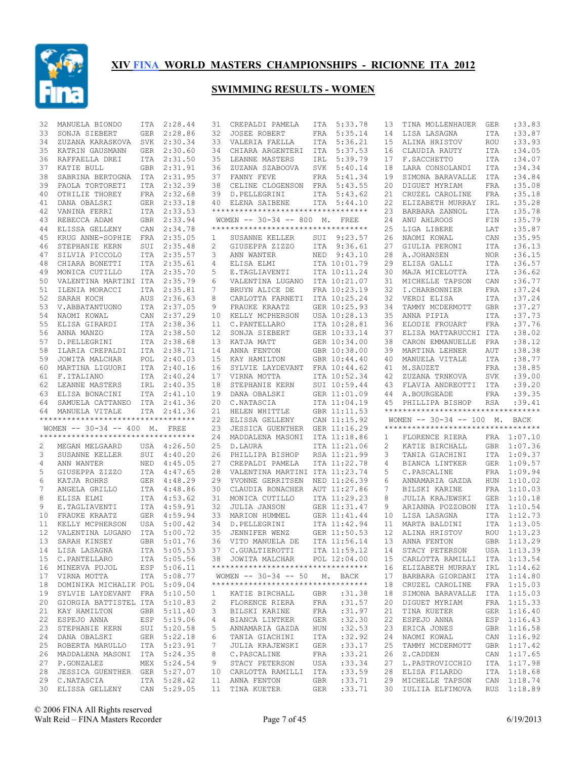# XIV FINA WORLD MASTERS CHAMPIONSHIPS - RICIONNE ITA 2012

## SWIMMING RESULTS - WOMEN

| Place | Name | Nat | Time |
|---|---|---|---|
| 32 | MANUELA BIONDO | ITA | 2:28.44 |
| 33 | SONJA SIEBERT | GER | 2:28.86 |
| 34 | ZUZANA KARASKOVA | SVK | 2:30.34 |
| 35 | KATRIN GAUSMANN | GER | 2:30.60 |
| 36 | RAFFAELLA DREI | ITA | 2:31.50 |
| 37 | KATIE BULL | GBR | 2:31.91 |
| 38 | SABRINA BERTOGNA | ITA | 2:31.95 |
| 39 | PAOLA TORTORETI | ITA | 2:32.39 |
| 40 | OTHILIE THOREY | FRA | 2:32.68 |
| 41 | DANA OBALSKI | GER | 2:33.18 |
| 42 | VANINA FERRI | ITA | 2:33.53 |
| 43 | REBECCA ADAM | GBR | 2:33.94 |
| 44 | ELISSA GELLENY | CAN | 2:34.78 |
| 45 | KRUG ANNE-SOPHIE | FRA | 2:35.05 |
| 46 | STEPHANIE KERN | SUI | 2:35.48 |
| 47 | SILVIA PICCOLO | ITA | 2:35.57 |
| 48 | CHIARA BONETTI | ITA | 2:35.61 |
| 49 | MONICA CUTILLO | ITA | 2:35.70 |
| 50 | VALENTINA MARTINI | ITA | 2:35.79 |
| 51 | ILENIA MORACCI | ITA | 2:35.81 |
| 52 | SARAH KOCH | AUS | 2:36.63 |
| 53 | V.ABBATANTUONO | ITA | 2:37.05 |
| 54 | NAOMI KOWAL | CAN | 2:37.29 |
| 55 | ELISA GIRARDI | ITA | 2:38.36 |
| 56 | ANNA MANZO | ITA | 2:38.50 |
| 57 | D.PELLEGRINI | ITA | 2:38.68 |
| 58 | ILARIA CREPALDI | ITA | 2:38.71 |
| 59 | JOWITA MALCHAR | POL | 2:40.03 |
| 60 | MARTINA LIGUORI | ITA | 2:40.16 |
| 61 | F.ITALIANO | ITA | 2:40.24 |
| 62 | LEANNE MASTERS | IRL | 2:40.35 |
| 63 | ELISA BONACINI | ITA | 2:41.10 |
| 64 | SAMUELA CATTANEO | ITA | 2:41.36 |
| 64 | MANUELA VITALE | ITA | 2:41.36 |

### WOMEN -- 30-34 -- 400 M. FREE

| Place | Name | Nat | Time |
|---|---|---|---|
| 2 | MEGAN MELGAARD | USA | 4:26.50 |
| 3 | SUSANNE KELLER | SUI | 4:40.20 |
| 4 | ANN WANTER | NED | 4:45.05 |
| 5 | GIUSEPPA ZIZZO | ITA | 4:47.65 |
| 6 | KATJA ROHRS | GER | 4:48.29 |
| 7 | ANGELA GRILLO | ITA | 4:48.86 |
| 8 | ELISA ELMI | ITA | 4:53.62 |
| 9 | E.TAGLIAVENTI | ITA | 4:59.91 |
| 10 | FRAUKE KRAATZ | GER | 4:59.94 |
| 11 | KELLY MCPHERSON | USA | 5:00.42 |
| 12 | VALENTINA LUGANO | ITA | 5:00.72 |
| 13 | SARAH KINSEY | GBR | 5:01.76 |
| 14 | LISA LASAGNA | ITA | 5:05.53 |
| 15 | C.PANTELLARO | ITA | 5:05.56 |
| 16 | MINERVA PUJOL | ESP | 5:06.11 |
| 17 | VIRNA MOTTA | ITA | 5:08.77 |
| 18 | DOMINIKA MICHALIK | POL | 5:09.04 |
| 19 | SYLVIE LAYDEVANT | FRA | 5:10.50 |
| 20 | GIORGIA BATTISTEL | ITA | 5:10.83 |
| 21 | KAY HAMILTON | GBR | 5:11.40 |
| 22 | ESPEJO ANNA | ESP | 5:19.06 |
| 23 | STEPHANIE KERN | SUI | 5:20.58 |
| 24 | DANA OBALSKI | GER | 5:22.18 |
| 25 | ROBERTA MARULLO | ITA | 5:23.91 |
| 26 | MADDALENA MASONI | ITA | 5:24.35 |
| 27 | P.GONZALEZ | MEX | 5:24.54 |
| 28 | JESSICA GUENTHER | GER | 5:27.07 |
| 29 | C.NATASCIA | ITA | 5:28.42 |
| 30 | ELISSA GELLENY | CAN | 5:29.05 |
| 31 | CREPALDI PAMELA | ITA | 5:33.78 |
| 32 | JOSEE ROBERT | FRA | 5:35.14 |
| 33 | VALERIA FAELLA | ITA | 5:36.21 |
| 34 | CHIARA ARGENTERI | ITA | 5:37.53 |
| 35 | LEANNE MASTERS | IRL | 5:39.79 |
| 36 | ZUZANA SZABOOVA | SVK | 5:40.14 |
| 37 | FANNY FEVE | FRA | 5:41.34 |
| 38 | CELINE CLOGENSON | FRA | 5:43.55 |
| 39 | D.PELLEGRINI | ITA | 5:43.62 |
| 40 | ELENA SAIBENE | ITA | 5:44.10 |

### WOMEN -- 30-34 -- 800 M. FREE

| Place | Name | Nat | Time |
|---|---|---|---|
| 1 | SUSANNE KELLER | SUI | 9:23.57 |
| 2 | GIUSEPPA ZIZZO | ITA | 9:36.61 |
| 3 | ANN WANTER | NED | 9:43.10 |
| 4 | ELISA ELMI | ITA | 10:01.79 |
| 5 | E.TAGLIAVENTI | ITA | 10:11.24 |
| 6 | VALENTINA LUGANO | ITA | 10:21.07 |
| 7 | BRUYN ALICE DE | FRA | 10:23.19 |
| 8 | CARLOTTA FARNETI | ITA | 10:25.24 |
| 9 | FRAUKE KRAATZ | GER | 10:25.93 |
| 10 | KELLY MCPHERSON | USA | 10:28.13 |
| 11 | C.PANTELLARO | ITA | 10:28.81 |
| 12 | SONJA SIEBERT | GER | 10:33.14 |
| 13 | KATJA MATT | GER | 10:34.00 |
| 14 | ANNA FENTON | GBR | 10:38.00 |
| 15 | KAY HAMILTON | GBR | 10:44.40 |
| 16 | SYLVIE LAYDEVANT | FRA | 10:44.62 |
| 17 | VIRNA MOTTA | ITA | 10:52.34 |
| 18 | STEPHANIE KERN | SUI | 10:59.44 |
| 19 | DANA OBALSKI | GER | 11:01.09 |
| 20 | C.NATASCIA | ITA | 11:04.19 |
| 21 | HELEN WHITTLE | GBR | 11:11.53 |
| 22 | ELISSA GELLENY | CAN | 11:15.92 |
| 23 | JESSICA GUENTHER | GER | 11:16.29 |
| 24 | MADDALENA MASONI | ITA | 11:18.86 |
| 25 | D.LAURA | ITA | 11:21.06 |
| 26 | PHILLIPA BISHOP | RSA | 11:21.99 |
| 27 | CREPALDI PAMELA | ITA | 11:22.78 |
| 28 | VALENTINA MARTINI | ITA | 11:23.74 |
| 29 | YVONNE GERRITSEN | NED | 11:26.39 |
| 30 | CLAUDIA RONACHER | AUT | 11:27.86 |
| 31 | MONICA CUTILLO | ITA | 11:29.23 |
| 32 | JULIA JANSON | GER | 11:31.47 |
| 33 | MARION HUMMEL | GER | 11:41.44 |
| 34 | D.PELLEGRINI | ITA | 11:42.94 |
| 35 | JENNIFER WENZ | GER | 11:50.53 |
| 36 | VITO MANUELA DE | ITA | 11:56.14 |
| 37 | C.GUALTIEROTTI | ITA | 11:59.12 |
| 38 | JOWITA MALCHAR | POL | 12:04.00 |

### WOMEN -- 30-34 -- 50 M. BACK

| Place | Name | Nat | Time |
|---|---|---|---|
| 1 | KATIE BIRCHALL | GBR | :31.38 |
| 2 | FLORENCE RIERA | FRA | :31.57 |
| 3 | BILSKI KARINE | FRA | :31.97 |
| 4 | BIANCA LINTKER | GER | :32.30 |
| 5 | ANNAMARIA GAZDA | HUN | :32.53 |
| 6 | TANIA GIACHINI | ITA | :32.92 |
| 7 | JULIA KRAJEWSKI | GER | :33.17 |
| 8 | C.PASCALINE | FRA | :33.21 |
| 9 | STACY PETERSON | USA | :33.34 |
| 10 | CARLOTTA RAMILLI | ITA | :33.59 |
| 11 | ANNA FENTON | GBR | :33.71 |
| 11 | TINA KUETER | GER | :33.71 |
| 13 | TINA MOLLENHAUER | GER | :33.83 |
| 14 | LISA LASAGNA | ITA | :33.87 |
| 15 | ALINA HRISTOV | ROU | :33.93 |
| 16 | CLAUDIA RAUTY | ITA | :34.05 |
| 17 | F.SACCHETTO | ITA | :34.07 |
| 18 | LARA CONSOLANDI | ITA | :34.34 |
| 19 | SIMONA BARAVALLE | ITA | :34.84 |
| 20 | DIGUET MYRIAM | FRA | :35.08 |
| 21 | CRUZEL CAROLINE | FRA | :35.18 |
| 22 | ELIZABETH MURRAY | IRL | :35.28 |
| 23 | BARBARA ZANNOL | ITA | :35.78 |
| 24 | ANU AHLROOS | FIN | :35.79 |
| 25 | LIGA LIBERE | LAT | :35.87 |
| 26 | NAOMI KOWAL | CAN | :35.95 |
| 27 | GIULIA PERONI | ITA | :36.13 |
| 28 | A.JOHANSEN | NOR | :36.15 |
| 29 | ELISA GALLI | ITA | :36.57 |
| 30 | MAJA MICELOTTA | ITA | :36.62 |
| 31 | MICHELLE TAPSON | CAN | :36.77 |
| 32 | I.CHARBONNIER | FRA | :37.24 |
| 32 | VERDI ELISA | ITA | :37.24 |
| 34 | TAMMY MCDERMOTT | GBR | :37.27 |
| 35 | ANNA PIPIA | ITA | :37.73 |
| 36 | ELODIE FROUART | FRA | :37.76 |
| 37 | ELISA MATTARUCCHI | ITA | :38.02 |
| 38 | CARON EMMANUELLE | FRA | :38.12 |
| 39 | MARTINA LEHNER | AUT | :38.38 |
| 40 | MANUELA VITALE | ITA | :38.77 |
| 41 | M.SAUZET | FRA | :38.85 |
| 42 | ZUZANA TRNKOVA | SVK | :39.00 |
| 43 | FLAVIA ANDREOTTI | ITA | :39.20 |
| 44 | A.BOURGEADE | FRA | :39.35 |
| 45 | PHILLIPA BISHOP | RSA | :39.41 |

### WOMEN -- 30-34 -- 100 M. BACK

| Place | Name | Nat | Time |
|---|---|---|---|
| 1 | FLORENCE RIERA | FRA | 1:07.10 |
| 2 | KATIE BIRCHALL | GBR | 1:07.36 |
| 3 | TANIA GIACHINI | ITA | 1:09.37 |
| 4 | BIANCA LINTKER | GER | 1:09.57 |
| 5 | C.PASCALINE | FRA | 1:09.94 |
| 6 | ANNAMARIA GAZDA | HUN | 1:10.02 |
| 7 | BILSKI KARINE | FRA | 1:10.03 |
| 8 | JULIA KRAJEWSKI | GER | 1:10.18 |
| 9 | ARIANNA POZZOBON | ITA | 1:10.54 |
| 10 | LISA LASAGNA | ITA | 1:12.73 |
| 11 | MARTA BALDINI | ITA | 1:13.05 |
| 12 | ALINA HRISTOV | ROU | 1:13.23 |
| 13 | ANNA FENTON | GBR | 1:13.29 |
| 14 | STACY PETERSON | USA | 1:13.39 |
| 15 | CARLOTTA RAMILLI | ITA | 1:13.54 |
| 16 | ELIZABETH MURRAY | IRL | 1:14.62 |
| 17 | BARBARA GIORDANI | ITA | 1:14.80 |
| 18 | CRUZEL CAROLINE | FRA | 1:15.03 |
| 18 | SIMONA BARAVALLE | ITA | 1:15.03 |
| 20 | DIGUET MYRIAM | FRA | 1:15.33 |
| 21 | TINA KUETER | GER | 1:16.40 |
| 22 | ESPEJO ANNA | ESP | 1:16.43 |
| 23 | ERICA JONES | GBR | 1:16.58 |
| 24 | NAOMI KOWAL | CAN | 1:16.92 |
| 25 | TAMMY MCDERMOTT | GBR | 1:17.42 |
| 26 | Z.CADDEN | CAN | 1:17.65 |
| 27 | L.PASTROVICCHIO | ITA | 1:17.98 |
| 28 | ELISA FILARDO | ITA | 1:18.68 |
| 29 | MICHELLE TAPSON | CAN | 1:18.74 |
| 30 | IULIIA ELFIMOVA | RUS | 1:18.89 |

© 2006 FINA All Rights reserved
Walt Reid – FINA Masters Recorder
6/19/2013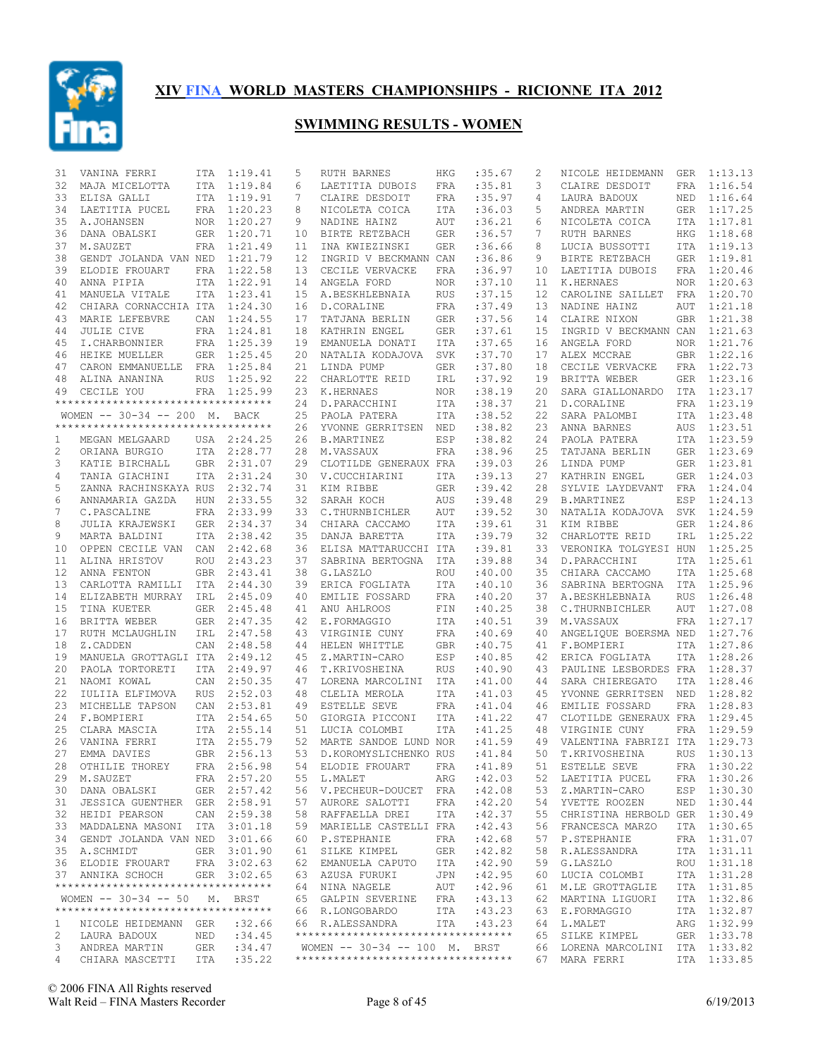# XIV FINA WORLD MASTERS CHAMPIONSHIPS - RICIONNE ITA 2012

## SWIMMING RESULTS - WOMEN

| Place | Name | Country | Time |
|---|---|---|---|
| 31 | VANINA FERRI | ITA | 1:19.41 |
| 32 | MAJA MICELOTTA | ITA | 1:19.84 |
| 33 | ELISA GALLI | ITA | 1:19.91 |
| 34 | LAETITIA PUCEL | FRA | 1:20.23 |
| 35 | A.JOHANSEN | NOR | 1:20.27 |
| 36 | DANA OBALSKI | GER | 1:20.71 |
| 37 | M.SAUZET | FRA | 1:21.49 |
| 38 | GENDT JOLANDA VAN | NED | 1:21.79 |
| 39 | ELODIE FROUART | FRA | 1:22.58 |
| 40 | ANNA PIPIA | ITA | 1:22.91 |
| 41 | MANUELA VITALE | ITA | 1:23.41 |
| 42 | CHIARA CORNACCHIA | ITA | 1:24.30 |
| 43 | MARIE LEFEBVRE | CAN | 1:24.55 |
| 44 | JULIE CIVE | FRA | 1:24.81 |
| 45 | I.CHARBONNIER | FRA | 1:25.39 |
| 46 | HEIKE MUELLER | GER | 1:25.45 |
| 47 | CARON EMMANUELLE | FRA | 1:25.84 |
| 48 | ALINA ANANINA | RUS | 1:25.92 |
| 49 | CECILE YOU | FRA | 1:25.99 |

### WOMEN -- 30-34 -- 200 M. BACK

| Place | Name | Country | Time |
|---|---|---|---|
| 1 | MEGAN MELGAARD | USA | 2:24.25 |
| 2 | ORIANA BURGIO | ITA | 2:28.77 |
| 3 | KATIE BIRCHALL | GBR | 2:31.07 |
| 4 | TANIA GIACHINI | ITA | 2:31.24 |
| 5 | ZANNA RACHINSKAYA | RUS | 2:32.74 |
| 6 | ANNAMARIA GAZDA | HUN | 2:33.55 |
| 7 | C.PASCALINE | FRA | 2:33.99 |
| 8 | JULIA KRAJEWSKI | GER | 2:34.37 |
| 9 | MARTA BALDINI | ITA | 2:38.42 |
| 10 | OPPEN CECILE VAN | CAN | 2:42.68 |
| 11 | ALINA HRISTOV | ROU | 2:43.23 |
| 12 | ANNA FENTON | GBR | 2:43.41 |
| 13 | CARLOTTA RAMILLI | ITA | 2:44.30 |
| 14 | ELIZABETH MURRAY | IRL | 2:45.09 |
| 15 | TINA KUETER | GER | 2:45.48 |
| 16 | BRITTA WEBER | GER | 2:47.35 |
| 17 | RUTH MCLAUGHLIN | IRL | 2:47.58 |
| 18 | Z.CADDEN | CAN | 2:48.58 |
| 19 | MANUELA GROTTAGLI | ITA | 2:49.12 |
| 20 | PAOLA TORTORETI | ITA | 2:49.97 |
| 21 | NAOMI KOWAL | CAN | 2:50.35 |
| 22 | IULIIA ELFIMOVA | RUS | 2:52.03 |
| 23 | MICHELLE TAPSON | CAN | 2:53.81 |
| 24 | F.BOMPIERI | ITA | 2:54.65 |
| 25 | CLARA MASCIA | ITA | 2:55.14 |
| 26 | VANINA FERRI | ITA | 2:55.79 |
| 27 | EMMA DAVIES | GBR | 2:56.13 |
| 28 | OTHILIE THOREY | FRA | 2:56.98 |
| 29 | M.SAUZET | FRA | 2:57.20 |
| 30 | DANA OBALSKI | GER | 2:57.42 |
| 31 | JESSICA GUENTHER | GER | 2:58.91 |
| 32 | HEIDI PEARSON | CAN | 2:59.38 |
| 33 | MADDALENA MASONI | ITA | 3:01.18 |
| 34 | GENDT JOLANDA VAN | NED | 3:01.66 |
| 35 | A.SCHMIDT | GER | 3:01.90 |
| 36 | ELODIE FROUART | FRA | 3:02.63 |
| 37 | ANNIKA SCHOCH | GER | 3:02.65 |

### WOMEN -- 30-34 -- 50 M. BRST

| Place | Name | Country | Time |
|---|---|---|---|
| 1 | NICOLE HEIDEMANN | GER | :32.66 |
| 2 | LAURA BADOUX | NED | :34.45 |
| 3 | ANDREA MARTIN | GER | :34.47 |
| 4 | CHIARA MASCETTI | ITA | :35.22 |
| 5 | RUTH BARNES | HKG | :35.67 |
| 6 | LAETITIA DUBOIS | FRA | :35.81 |
| 7 | CLAIRE DESDOIT | FRA | :35.97 |
| 8 | NICOLETA COICA | ITA | :36.03 |
| 9 | NADINE HAINZ | AUT | :36.21 |
| 10 | BIRTE RETZBACH | GER | :36.57 |
| 11 | INA KWIEZINSKI | GER | :36.66 |
| 12 | INGRID V BECKMANN | CAN | :36.86 |
| 13 | CECILE VERVACKE | FRA | :36.97 |
| 14 | ANGELA FORD | NOR | :37.10 |
| 15 | A.BESKHLEBNAIA | RUS | :37.15 |
| 16 | D.CORALINE | FRA | :37.49 |
| 17 | TATJANA BERLIN | GER | :37.56 |
| 18 | KATHRIN ENGEL | GER | :37.61 |
| 19 | EMANUELA DONATI | ITA | :37.65 |
| 20 | NATALIA KODAJOVA | SVK | :37.70 |
| 21 | LINDA PUMP | GER | :37.80 |
| 22 | CHARLOTTE REID | IRL | :37.92 |
| 23 | K.HERNAES | NOR | :38.19 |
| 24 | D.PARACCHINI | ITA | :38.37 |
| 25 | PAOLA PATERA | ITA | :38.52 |
| 26 | YVONNE GERRITSEN | NED | :38.82 |
| 26 | B.MARTINEZ | ESP | :38.82 |
| 28 | M.VASSAUX | FRA | :38.96 |
| 29 | CLOTILDE GENERAUX | FRA | :39.03 |
| 30 | V.CUCCHIARINI | ITA | :39.13 |
| 31 | KIM RIBBE | GER | :39.42 |
| 32 | SARAH KOCH | AUS | :39.48 |
| 33 | C.THURNBICHLER | AUT | :39.52 |
| 34 | CHIARA CACCAMO | ITA | :39.61 |
| 35 | DANJA BARETTA | ITA | :39.79 |
| 36 | ELISA MATTARUCCHI | ITA | :39.81 |
| 37 | SABRINA BERTOGNA | ITA | :39.88 |
| 38 | G.LASZLO | ROU | :40.00 |
| 39 | ERICA FOGLIATA | ITA | :40.10 |
| 40 | EMILIE FOSSARD | FRA | :40.20 |
| 41 | ANU AHLROOS | FIN | :40.25 |
| 42 | E.FORMAGGIO | ITA | :40.51 |
| 43 | VIRGINIE CUNY | FRA | :40.69 |
| 44 | HELEN WHITTLE | GBR | :40.75 |
| 45 | Z.MARTIN-CARO | ESP | :40.85 |
| 46 | T.KRIVOSHEINA | RUS | :40.90 |
| 47 | LORENA MARCOLINI | ITA | :41.00 |
| 48 | CLELIA MEROLA | ITA | :41.03 |
| 49 | ESTELLE SEVE | FRA | :41.04 |
| 50 | GIORGIA PICCONI | ITA | :41.22 |
| 51 | LUCIA COLOMBI | ITA | :41.25 |
| 52 | MARTE SANDOE LUND | NOR | :41.59 |
| 53 | D.KOROMYSLICHENKO | RUS | :41.84 |
| 54 | ELODIE FROUART | FRA | :41.89 |
| 55 | L.MALET | ARG | :42.03 |
| 56 | V.PECHEUR-DOUCET | FRA | :42.08 |
| 57 | AURORE SALOTTI | FRA | :42.20 |
| 58 | RAFFAELLA DREI | ITA | :42.37 |
| 59 | MARIELLE CASTELLI | FRA | :42.43 |
| 60 | P.STEPHANIE | FRA | :42.68 |
| 61 | SILKE KIMPEL | GER | :42.82 |
| 62 | EMANUELA CAPUTO | ITA | :42.90 |
| 63 | AZUSA FURUKI | JPN | :42.95 |
| 64 | NINA NAGELE | AUT | :42.96 |
| 65 | GALPIN SEVERINE | FRA | :43.13 |
| 66 | R.LONGOBARDO | ITA | :43.23 |
| 66 | R.ALESSANDRA | ITA | :43.23 |

### WOMEN -- 30-34 -- 100 M. BRST

| Place | Name | Country | Time |
|---|---|---|---|
| 2 | NICOLE HEIDEMANN | GER | 1:13.13 |
| 3 | CLAIRE DESDOIT | FRA | 1:16.54 |
| 4 | LAURA BADOUX | NED | 1:16.64 |
| 5 | ANDREA MARTIN | GER | 1:17.25 |
| 6 | NICOLETA COICA | ITA | 1:17.81 |
| 7 | RUTH BARNES | HKG | 1:18.68 |
| 8 | LUCIA BUSSOTTI | ITA | 1:19.13 |
| 9 | BIRTE RETZBACH | GER | 1:19.81 |
| 10 | LAETITIA DUBOIS | FRA | 1:20.46 |
| 11 | K.HERNAES | NOR | 1:20.63 |
| 12 | CAROLINE SAILLET | FRA | 1:20.70 |
| 13 | NADINE HAINZ | AUT | 1:21.18 |
| 14 | CLAIRE NIXON | GBR | 1:21.38 |
| 15 | INGRID V BECKMANN | CAN | 1:21.63 |
| 16 | ANGELA FORD | NOR | 1:21.76 |
| 17 | ALEX MCCRAE | GBR | 1:22.16 |
| 18 | CECILE VERVACKE | FRA | 1:22.73 |
| 19 | BRITTA WEBER | GER | 1:23.16 |
| 20 | SARA GIALLONARDO | ITA | 1:23.17 |
| 21 | D.CORALINE | FRA | 1:23.19 |
| 22 | SARA PALOMBI | ITA | 1:23.48 |
| 23 | ANNA BARNES | AUS | 1:23.51 |
| 24 | PAOLA PATERA | ITA | 1:23.59 |
| 25 | TATJANA BERLIN | GER | 1:23.69 |
| 26 | LINDA PUMP | GER | 1:23.81 |
| 27 | KATHRIN ENGEL | GER | 1:24.03 |
| 28 | SYLVIE LAYDEVANT | FRA | 1:24.04 |
| 29 | B.MARTINEZ | ESP | 1:24.13 |
| 30 | NATALIA KODAJOVA | SVK | 1:24.59 |
| 31 | KIM RIBBE | GER | 1:24.86 |
| 32 | CHARLOTTE REID | IRL | 1:25.22 |
| 33 | VERONIKA TOLGYESI | HUN | 1:25.25 |
| 34 | D.PARACCHINI | ITA | 1:25.61 |
| 35 | CHIARA CACCAMO | ITA | 1:25.68 |
| 36 | SABRINA BERTOGNA | ITA | 1:25.96 |
| 37 | A.BESKHLEBNAIA | RUS | 1:26.48 |
| 38 | C.THURNBICHLER | AUT | 1:27.08 |
| 39 | M.VASSAUX | FRA | 1:27.17 |
| 40 | ANGELIQUE BOERSMA | NED | 1:27.76 |
| 41 | F.BOMPIERI | ITA | 1:27.86 |
| 42 | ERICA FOGLIATA | ITA | 1:28.26 |
| 43 | PAULINE LESBORDES | FRA | 1:28.37 |
| 44 | SARA CHIEREGATO | ITA | 1:28.46 |
| 45 | YVONNE GERRITSEN | NED | 1:28.82 |
| 46 | EMILIE FOSSARD | FRA | 1:28.83 |
| 47 | CLOTILDE GENERAUX | FRA | 1:29.45 |
| 48 | VIRGINIE CUNY | FRA | 1:29.59 |
| 49 | VALENTINA FABRIZI | ITA | 1:29.73 |
| 50 | T.KRIVOSHEINA | RUS | 1:30.13 |
| 51 | ESTELLE SEVE | FRA | 1:30.22 |
| 52 | LAETITIA PUCEL | FRA | 1:30.26 |
| 53 | Z.MARTIN-CARO | ESP | 1:30.30 |
| 54 | YVETTE ROOZEN | NED | 1:30.44 |
| 55 | CHRISTINA HERBOLD | GER | 1:30.49 |
| 56 | FRANCESCA MARZO | ITA | 1:30.65 |
| 57 | P.STEPHANIE | FRA | 1:31.07 |
| 58 | R.ALESSANDRA | ITA | 1:31.11 |
| 59 | G.LASZLO | ROU | 1:31.18 |
| 60 | LUCIA COLOMBI | ITA | 1:31.28 |
| 61 | M.LE GROTTAGLIE | ITA | 1:31.85 |
| 62 | MARTINA LIGUORI | ITA | 1:32.86 |
| 63 | E.FORMAGGIO | ITA | 1:32.87 |
| 64 | L.MALET | ARG | 1:32.99 |
| 65 | SILKE KIMPEL | GER | 1:33.78 |
| 66 | LORENA MARCOLINI | ITA | 1:33.82 |
| 67 | MARA FERRI | ITA | 1:33.85 |

© 2006 FINA All Rights reserved
Walt Reid – FINA Masters Recorder
6/19/2013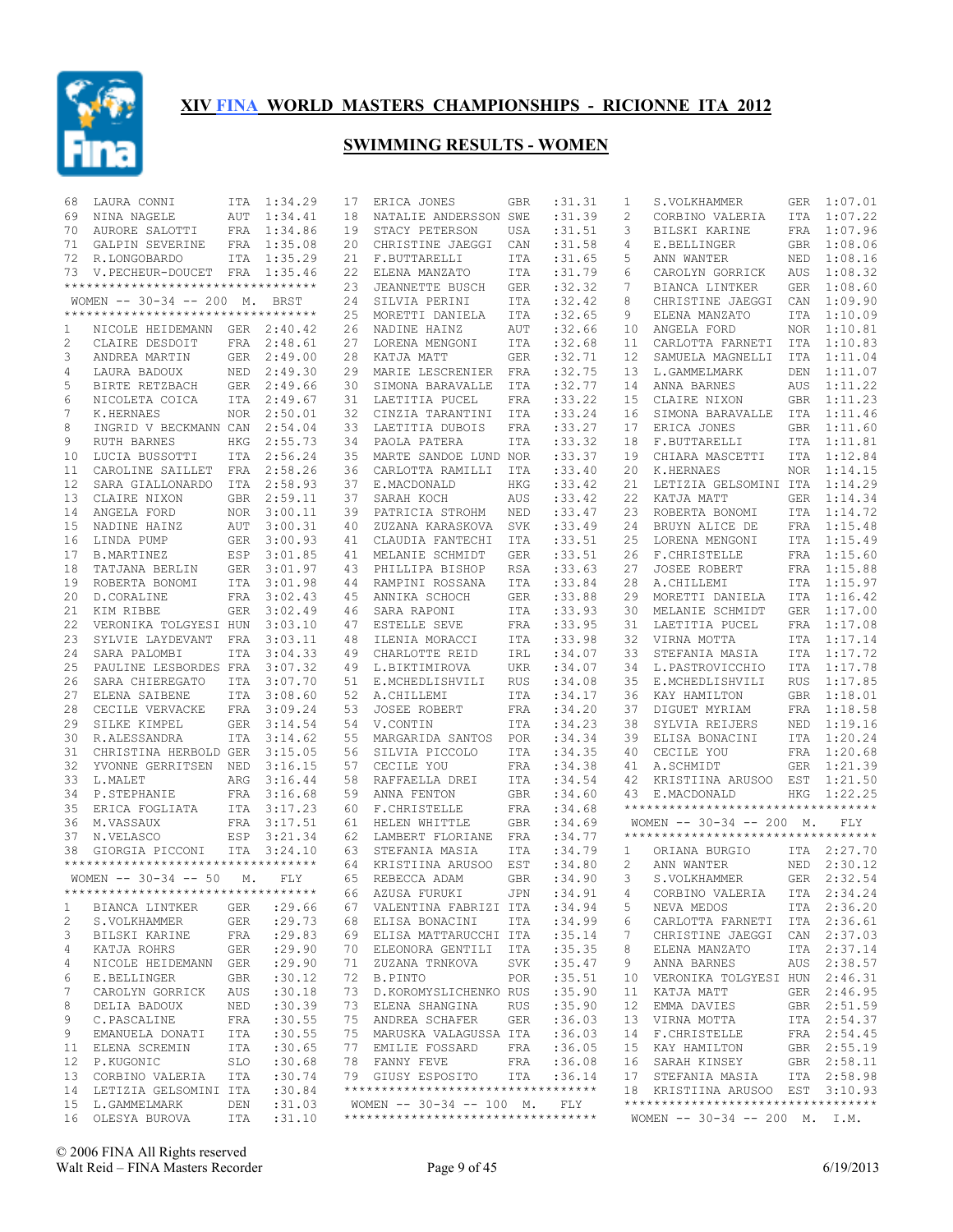# XIV FINA WORLD MASTERS CHAMPIONSHIPS - RICIONNE ITA 2012

## SWIMMING RESULTS - WOMEN

| Pl | Name | Nat | Time |
|---|---|---|---|
| 68 | LAURA CONNI | ITA | 1:34.29 |
| 69 | NINA NAGELE | AUT | 1:34.41 |
| 70 | AURORE SALOTTI | FRA | 1:34.86 |
| 71 | GALPIN SEVERINE | FRA | 1:35.08 |
| 72 | R.LONGOBARDO | ITA | 1:35.29 |
| 73 | V.PECHEUR-DOUCET | FRA | 1:35.46 |

### WOMEN -- 30-34 -- 200 M. BRST

| Pl | Name | Nat | Time |
|---|---|---|---|
| 1 | NICOLE HEIDEMANN | GER | 2:40.42 |
| 2 | CLAIRE DESDOIT | FRA | 2:48.61 |
| 3 | ANDREA MARTIN | GER | 2:49.00 |
| 4 | LAURA BADOUX | NED | 2:49.30 |
| 5 | BIRTE RETZBACH | GER | 2:49.66 |
| 6 | NICOLETA COICA | ITA | 2:49.67 |
| 7 | K.HERNAES | NOR | 2:50.01 |
| 8 | INGRID V BECKMANN | CAN | 2:54.04 |
| 9 | RUTH BARNES | HKG | 2:55.73 |
| 10 | LUCIA BUSSOTTI | ITA | 2:56.24 |
| 11 | CAROLINE SAILLET | FRA | 2:58.26 |
| 12 | SARA GIALLONARDO | ITA | 2:58.93 |
| 13 | CLAIRE NIXON | GBR | 2:59.11 |
| 14 | ANGELA FORD | NOR | 3:00.11 |
| 15 | NADINE HAINZ | AUT | 3:00.31 |
| 16 | LINDA PUMP | GER | 3:00.93 |
| 17 | B.MARTINEZ | ESP | 3:01.85 |
| 18 | TATJANA BERLIN | GER | 3:01.97 |
| 19 | ROBERTA BONOMI | ITA | 3:01.98 |
| 20 | D.CORALINE | FRA | 3:02.43 |
| 21 | KIM RIBBE | GER | 3:02.49 |
| 22 | VERONIKA TOLGYESI | HUN | 3:03.10 |
| 23 | SYLVIE LAYDEVANT | FRA | 3:03.11 |
| 24 | SARA PALOMBI | ITA | 3:04.33 |
| 25 | PAULINE LESBORDES | FRA | 3:07.32 |
| 26 | SARA CHIEREGATO | ITA | 3:07.70 |
| 27 | ELENA SAIBENE | ITA | 3:08.60 |
| 28 | CECILE VERVACKE | FRA | 3:09.24 |
| 29 | SILKE KIMPEL | GER | 3:14.54 |
| 30 | R.ALESSANDRA | ITA | 3:14.62 |
| 31 | CHRISTINA HERBOLD | GER | 3:15.05 |
| 32 | YVONNE GERRITSEN | NED | 3:16.15 |
| 33 | L.MALET | ARG | 3:16.44 |
| 34 | P.STEPHANIE | FRA | 3:16.68 |
| 35 | ERICA FOGLIATA | ITA | 3:17.23 |
| 36 | M.VASSAUX | FRA | 3:17.51 |
| 37 | N.VELASCO | ESP | 3:21.34 |
| 38 | GIORGIA PICCONI | ITA | 3:24.10 |

### WOMEN -- 30-34 -- 50 M. FLY

| Pl | Name | Nat | Time |
|---|---|---|---|
| 1 | BIANCA LINTKER | GER | :29.66 |
| 2 | S.VOLKHAMMER | GER | :29.73 |
| 3 | BILSKI KARINE | FRA | :29.83 |
| 4 | KATJA ROHRS | GER | :29.90 |
| 4 | NICOLE HEIDEMANN | GER | :29.90 |
| 6 | E.BELLINGER | GBR | :30.12 |
| 7 | CAROLYN GORRICK | AUS | :30.18 |
| 8 | DELIA BADOUX | NED | :30.39 |
| 9 | C.PASCALINE | FRA | :30.55 |
| 9 | EMANUELA DONATI | ITA | :30.55 |
| 11 | ELENA SCREMIN | ITA | :30.65 |
| 12 | P.KUGONIC | SLO | :30.68 |
| 13 | CORBINO VALERIA | ITA | :30.74 |
| 14 | LETIZIA GELSOMINI | ITA | :30.84 |
| 15 | L.GAMMELMARK | DEN | :31.03 |
| 16 | OLESYA BUROVA | ITA | :31.10 |
| 17 | ERICA JONES | GBR | :31.31 |
| 18 | NATALIE ANDERSSON | SWE | :31.39 |
| 19 | STACY PETERSON | USA | :31.51 |
| 20 | CHRISTINE JAEGGI | CAN | :31.58 |
| 21 | F.BUTTARELLI | ITA | :31.65 |
| 22 | ELENA MANZATO | ITA | :31.79 |
| 23 | JEANNETTE BUSCH | GER | :32.32 |
| 24 | SILVIA PERINI | ITA | :32.42 |
| 25 | MORETTI DANIELA | ITA | :32.65 |
| 26 | NADINE HAINZ | AUT | :32.66 |
| 27 | LORENA MENGONI | ITA | :32.68 |
| 28 | KATJA MATT | GER | :32.71 |
| 29 | MARIE LESCRENIER | FRA | :32.75 |
| 30 | SIMONA BARAVALLE | ITA | :32.77 |
| 31 | LAETITIA PUCEL | FRA | :33.22 |
| 32 | CINZIA TARANTINI | ITA | :33.24 |
| 33 | LAETITIA DUBOIS | FRA | :33.27 |
| 34 | PAOLA PATERA | ITA | :33.32 |
| 35 | MARTE SANDOE LUND | NOR | :33.37 |
| 36 | CARLOTTA RAMILLI | ITA | :33.40 |
| 37 | E.MACDONALD | HKG | :33.42 |
| 37 | SARAH KOCH | AUS | :33.42 |
| 39 | PATRICIA STROHM | NED | :33.47 |
| 40 | ZUZANA KARASKOVA | SVK | :33.49 |
| 41 | CLAUDIA FANTECHI | ITA | :33.51 |
| 41 | MELANIE SCHMIDT | GER | :33.51 |
| 43 | PHILLIPA BISHOP | RSA | :33.63 |
| 44 | RAMPINI ROSSANA | ITA | :33.84 |
| 45 | ANNIKA SCHOCH | GER | :33.88 |
| 46 | SARA RAPONI | ITA | :33.93 |
| 47 | ESTELLE SEVE | FRA | :33.95 |
| 48 | ILENIA MORACCI | ITA | :33.98 |
| 49 | CHARLOTTE REID | IRL | :34.07 |
| 49 | L.BIKTIMIROVA | UKR | :34.07 |
| 51 | E.MCHEDLISHVILI | RUS | :34.08 |
| 52 | A.CHILLEMI | ITA | :34.17 |
| 53 | JOSEE ROBERT | FRA | :34.20 |
| 54 | V.CONTIN | ITA | :34.23 |
| 55 | MARGARIDA SANTOS | POR | :34.34 |
| 56 | SILVIA PICCOLO | ITA | :34.35 |
| 57 | CECILE YOU | FRA | :34.38 |
| 58 | RAFFAELLA DREI | ITA | :34.54 |
| 59 | ANNA FENTON | GBR | :34.60 |
| 60 | F.CHRISTELLE | FRA | :34.68 |
| 61 | HELEN WHITTLE | GBR | :34.69 |
| 62 | LAMBERT FLORIANE | FRA | :34.77 |
| 63 | STEFANIA MASIA | ITA | :34.79 |
| 64 | KRISTIINA ARUSOO | EST | :34.80 |
| 65 | REBECCA ADAM | GBR | :34.90 |
| 66 | AZUSA FURUKI | JPN | :34.91 |
| 67 | VALENTINA FABRIZI | ITA | :34.94 |
| 68 | ELISA BONACINI | ITA | :34.99 |
| 69 | ELISA MATTARUCCHI | ITA | :35.14 |
| 70 | ELEONORA GENTILI | ITA | :35.35 |
| 71 | ZUZANA TRNKOVA | SVK | :35.47 |
| 72 | B.PINTO | POR | :35.51 |
| 73 | D.KOROMYSLICHENKO | RUS | :35.90 |
| 73 | ELENA SHANGINA | RUS | :35.90 |
| 75 | ANDREA SCHAFER | GER | :36.03 |
| 75 | MARUSKA VALAGUSSA | ITA | :36.03 |
| 77 | EMILIE FOSSARD | FRA | :36.05 |
| 78 | FANNY FEVE | FRA | :36.08 |
| 79 | GIUSY ESPOSITO | ITA | :36.14 |

### WOMEN -- 30-34 -- 100 M. FLY

| Pl | Name | Nat | Time |
|---|---|---|---|
| 1 | S.VOLKHAMMER | GER | 1:07.01 |
| 2 | CORBINO VALERIA | ITA | 1:07.22 |
| 3 | BILSKI KARINE | FRA | 1:07.96 |
| 4 | E.BELLINGER | GBR | 1:08.06 |
| 5 | ANN WANTER | NED | 1:08.16 |
| 6 | CAROLYN GORRICK | AUS | 1:08.32 |
| 7 | BIANCA LINTKER | GER | 1:08.60 |
| 8 | CHRISTINE JAEGGI | CAN | 1:09.90 |
| 9 | ELENA MANZATO | ITA | 1:10.09 |
| 10 | ANGELA FORD | NOR | 1:10.81 |
| 11 | CARLOTTA FARNETI | ITA | 1:10.83 |
| 12 | SAMUELA MAGNELLI | ITA | 1:11.04 |
| 13 | L.GAMMELMARK | DEN | 1:11.07 |
| 14 | ANNA BARNES | AUS | 1:11.22 |
| 15 | CLAIRE NIXON | GBR | 1:11.23 |
| 16 | SIMONA BARAVALLE | ITA | 1:11.46 |
| 17 | ERICA JONES | GBR | 1:11.60 |
| 18 | F.BUTTARELLI | ITA | 1:11.81 |
| 19 | CHIARA MASCETTI | ITA | 1:12.84 |
| 20 | K.HERNAES | NOR | 1:14.15 |
| 21 | LETIZIA GELSOMINI | ITA | 1:14.29 |
| 22 | KATJA MATT | GER | 1:14.34 |
| 23 | ROBERTA BONOMI | ITA | 1:14.72 |
| 24 | BRUYN ALICE DE | FRA | 1:15.48 |
| 25 | LORENA MENGONI | ITA | 1:15.49 |
| 26 | F.CHRISTELLE | FRA | 1:15.60 |
| 27 | JOSEE ROBERT | FRA | 1:15.88 |
| 28 | A.CHILLEMI | ITA | 1:15.97 |
| 29 | MORETTI DANIELA | ITA | 1:16.42 |
| 30 | MELANIE SCHMIDT | GER | 1:17.00 |
| 31 | LAETITIA PUCEL | FRA | 1:17.08 |
| 32 | VIRNA MOTTA | ITA | 1:17.14 |
| 33 | STEFANIA MASIA | ITA | 1:17.72 |
| 34 | L.PASTROVICCHIO | ITA | 1:17.78 |
| 35 | E.MCHEDLISHVILI | RUS | 1:17.85 |
| 36 | KAY HAMILTON | GBR | 1:18.01 |
| 37 | DIGUET MYRIAM | FRA | 1:18.58 |
| 38 | SYLVIA REIJERS | NED | 1:19.16 |
| 39 | ELISA BONACINI | ITA | 1:20.24 |
| 40 | CECILE YOU | FRA | 1:20.68 |
| 41 | A.SCHMIDT | GER | 1:21.39 |
| 42 | KRISTIINA ARUSOO | EST | 1:21.50 |
| 43 | E.MACDONALD | HKG | 1:22.25 |

### WOMEN -- 30-34 -- 200 M. FLY

| Pl | Name | Nat | Time |
|---|---|---|---|
| 1 | ORIANA BURGIO | ITA | 2:27.70 |
| 2 | ANN WANTER | NED | 2:30.12 |
| 3 | S.VOLKHAMMER | GER | 2:32.54 |
| 4 | CORBINO VALERIA | ITA | 2:34.24 |
| 5 | NEVA MEDOS | ITA | 2:36.20 |
| 6 | CARLOTTA FARNETI | ITA | 2:36.61 |
| 7 | CHRISTINE JAEGGI | CAN | 2:37.03 |
| 8 | ELENA MANZATO | ITA | 2:37.14 |
| 9 | ANNA BARNES | AUS | 2:38.57 |
| 10 | VERONIKA TOLGYESI | HUN | 2:46.31 |
| 11 | KATJA MATT | GER | 2:46.95 |
| 12 | EMMA DAVIES | GBR | 2:51.59 |
| 13 | VIRNA MOTTA | ITA | 2:54.37 |
| 14 | F.CHRISTELLE | FRA | 2:54.45 |
| 15 | KAY HAMILTON | GBR | 2:55.19 |
| 16 | SARAH KINSEY | GBR | 2:58.11 |
| 17 | STEFANIA MASIA | ITA | 2:58.98 |
| 18 | KRISTIINA ARUSOO | EST | 3:10.93 |

### WOMEN -- 30-34 -- 200 M. I.M.

© 2006 FINA All Rights reserved
Walt Reid – FINA Masters Recorder — 6/19/2013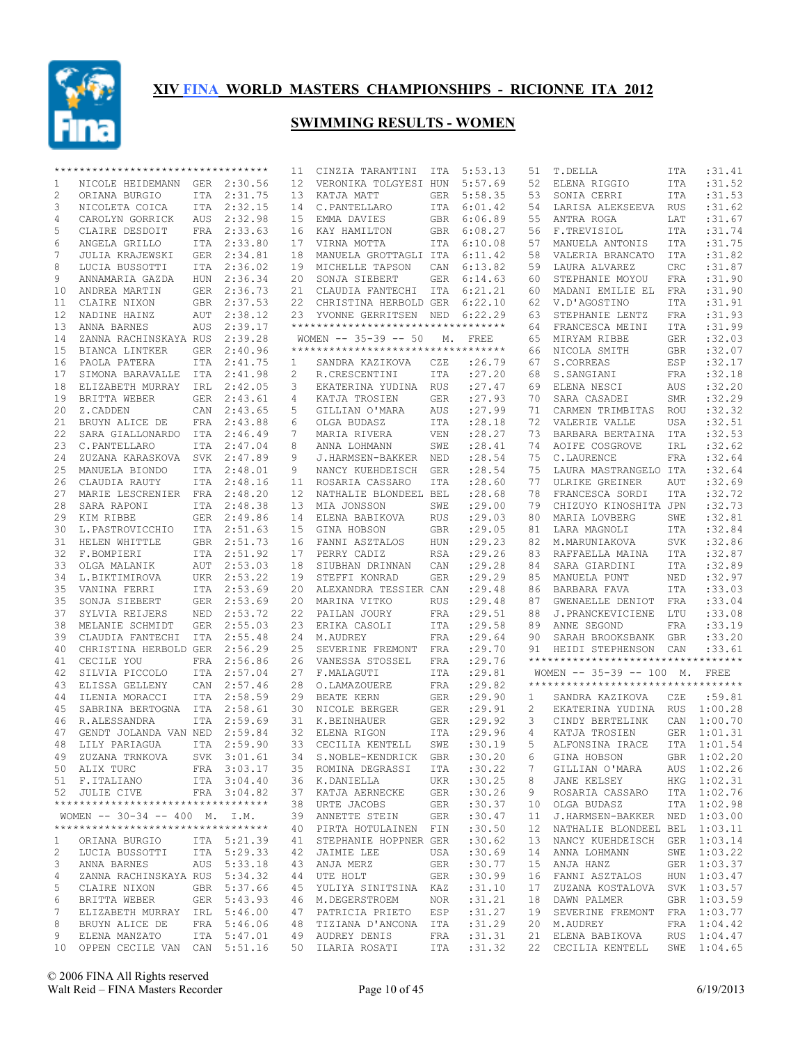# XIV FINA WORLD MASTERS CHAMPIONSHIPS - RICIONNE ITA 2012

## SWIMMING RESULTS - WOMEN

| Place | Name | Country | Time |
|---|---|---|---|
| 1 | NICOLE HEIDEMANN | GER | 2:30.56 |
| 2 | ORIANA BURGIO | ITA | 2:31.75 |
| 3 | NICOLETA COICA | ITA | 2:32.15 |
| 4 | CAROLYN GORRICK | AUS | 2:32.98 |
| 5 | CLAIRE DESDOIT | FRA | 2:33.63 |
| 6 | ANGELA GRILLO | ITA | 2:33.80 |
| 7 | JULIA KRAJEWSKI | GER | 2:34.81 |
| 8 | LUCIA BUSSOTTI | ITA | 2:36.02 |
| 9 | ANNAMARIA GAZDA | HUN | 2:36.34 |
| 10 | ANDREA MARTIN | GER | 2:36.73 |
| 11 | CLAIRE NIXON | GBR | 2:37.53 |
| 12 | NADINE HAINZ | AUT | 2:38.12 |
| 13 | ANNA BARNES | AUS | 2:39.17 |
| 14 | ZANNA RACHINSKAYA | RUS | 2:39.28 |
| 15 | BIANCA LINTKER | GER | 2:40.96 |
| 16 | PAOLA PATERA | ITA | 2:41.75 |
| 17 | SIMONA BARAVALLE | ITA | 2:41.98 |
| 18 | ELIZABETH MURRAY | IRL | 2:42.05 |
| 19 | BRITTA WEBER | GER | 2:43.61 |
| 20 | Z.CADDEN | CAN | 2:43.65 |
| 21 | BRUYN ALICE DE | FRA | 2:43.88 |
| 22 | SARA GIALLONARDO | ITA | 2:46.49 |
| 23 | C.PANTELLARO | ITA | 2:47.04 |
| 24 | ZUZANA KARASKOVA | SVK | 2:47.89 |
| 25 | MANUELA BIONDO | ITA | 2:48.01 |
| 26 | CLAUDIA RAUTY | ITA | 2:48.16 |
| 27 | MARIE LESCRENIER | FRA | 2:48.20 |
| 28 | SARA RAPONI | ITA | 2:48.38 |
| 29 | KIM RIBBE | GER | 2:49.86 |
| 30 | L.PASTROVICCHIO | ITA | 2:51.63 |
| 31 | HELEN WHITTLE | GBR | 2:51.73 |
| 32 | F.BOMPIERI | ITA | 2:51.92 |
| 33 | OLGA MALANIK | AUT | 2:53.03 |
| 34 | L.BIKTIMIROVA | UKR | 2:53.22 |
| 35 | VANINA FERRI | ITA | 2:53.69 |
| 35 | SONJA SIEBERT | GER | 2:53.69 |
| 37 | SYLVIA REIJERS | NED | 2:53.72 |
| 38 | MELANIE SCHMIDT | GER | 2:55.03 |
| 39 | CLAUDIA FANTECHI | ITA | 2:55.48 |
| 40 | CHRISTINA HERBOLD | GER | 2:56.29 |
| 41 | CECILE YOU | FRA | 2:56.86 |
| 42 | SILVIA PICCOLO | ITA | 2:57.04 |
| 43 | ELISSA GELLENY | CAN | 2:57.46 |
| 44 | ILENIA MORACCI | ITA | 2:58.59 |
| 45 | SABRINA BERTOGNA | ITA | 2:58.61 |
| 46 | R.ALESSANDRA | ITA | 2:59.69 |
| 47 | GENDT JOLANDA VAN | NED | 2:59.84 |
| 48 | LILY PARIAGUA | ITA | 2:59.90 |
| 49 | ZUZANA TRNKOVA | SVK | 3:01.61 |
| 50 | ALIX TURC | FRA | 3:03.17 |
| 51 | F.ITALIANO | ITA | 3:04.40 |
| 52 | JULIE CIVE | FRA | 3:04.82 |

### WOMEN -- 30-34 -- 400 M. I.M.

| Place | Name | Country | Time |
|---|---|---|---|
| 1 | ORIANA BURGIO | ITA | 5:21.39 |
| 2 | LUCIA BUSSOTTI | ITA | 5:29.33 |
| 3 | ANNA BARNES | AUS | 5:33.18 |
| 4 | ZANNA RACHINSKAYA | RUS | 5:34.32 |
| 5 | CLAIRE NIXON | GBR | 5:37.66 |
| 6 | BRITTA WEBER | GER | 5:43.93 |
| 7 | ELIZABETH MURRAY | IRL | 5:46.00 |
| 8 | BRUYN ALICE DE | FRA | 5:46.06 |
| 9 | ELENA MANZATO | ITA | 5:47.01 |
| 10 | OPPEN CECILE VAN | CAN | 5:51.16 |
| 11 | CINZIA TARANTINI | ITA | 5:53.13 |
| 12 | VERONIKA TOLGYESI | HUN | 5:57.69 |
| 13 | KATJA MATT | GER | 5:58.35 |
| 14 | C.PANTELLARO | ITA | 6:01.42 |
| 15 | EMMA DAVIES | GBR | 6:06.89 |
| 16 | KAY HAMILTON | GBR | 6:08.27 |
| 17 | VIRNA MOTTA | ITA | 6:10.08 |
| 18 | MANUELA GROTTAGLI | ITA | 6:11.42 |
| 19 | MICHELLE TAPSON | CAN | 6:13.82 |
| 20 | SONJA SIEBERT | GER | 6:14.63 |
| 21 | CLAUDIA FANTECHI | ITA | 6:21.21 |
| 22 | CHRISTINA HERBOLD | GER | 6:22.10 |
| 23 | YVONNE GERRITSEN | NED | 6:22.29 |

### WOMEN -- 35-39 -- 50 M. FREE

| Place | Name | Country | Time |
|---|---|---|---|
| 1 | SANDRA KAZIKOVA | CZE | :26.79 |
| 2 | R.CRESCENTINI | ITA | :27.20 |
| 3 | EKATERINA YUDINA | RUS | :27.47 |
| 4 | KATJA TROSIEN | GER | :27.93 |
| 5 | GILLIAN O'MARA | AUS | :27.99 |
| 6 | OLGA BUDASZ | ITA | :28.18 |
| 7 | MARIA RIVERA | VEN | :28.27 |
| 8 | ANNA LOHMANN | SWE | :28.41 |
| 9 | J.HARMSEN-BAKKER | NED | :28.54 |
| 9 | NANCY KUEHDEISCH | GER | :28.54 |
| 11 | ROSARIA CASSARO | ITA | :28.60 |
| 12 | NATHALIE BLONDEEL | BEL | :28.68 |
| 13 | MIA JONSSON | SWE | :29.00 |
| 14 | ELENA BABIKOVA | RUS | :29.03 |
| 15 | GINA HOBSON | GBR | :29.05 |
| 16 | FANNI ASZTALOS | HUN | :29.23 |
| 17 | PERRY CADIZ | RSA | :29.26 |
| 18 | SIUBHAN DRINNAN | CAN | :29.28 |
| 19 | STEFFI KONRAD | GER | :29.29 |
| 20 | ALEXANDRA TESSIER | CAN | :29.48 |
| 20 | MARINA VITKO | RUS | :29.48 |
| 22 | PAILAN JOURY | FRA | :29.51 |
| 23 | ERIKA CASOLI | ITA | :29.58 |
| 24 | M.AUDREY | FRA | :29.64 |
| 25 | SEVERINE FREMONT | FRA | :29.70 |
| 26 | VANESSA STOSSEL | FRA | :29.76 |
| 27 | F.MALAGUTI | ITA | :29.81 |
| 28 | O.LAMAZOUERE | FRA | :29.82 |
| 29 | BEATE KERN | GER | :29.90 |
| 30 | NICOLE BERGER | GER | :29.91 |
| 31 | K.BEINHAUER | GER | :29.92 |
| 32 | ELENA RIGON | ITA | :29.96 |
| 33 | CECILIA KENTELL | SWE | :30.19 |
| 34 | S.NOBLE-KENDRICK | GBR | :30.20 |
| 35 | ROMINA DEGRASSI | ITA | :30.22 |
| 36 | K.DANIELLA | UKR | :30.25 |
| 37 | KATJA AERNECKE | GER | :30.26 |
| 38 | URTE JACOBS | GER | :30.37 |
| 39 | ANNETTE STEIN | GER | :30.47 |
| 40 | PIRTA HOTULAINEN | FIN | :30.50 |
| 41 | STEPHANIE HOPPNER | GER | :30.62 |
| 42 | JAIMIE LEE | USA | :30.69 |
| 43 | ANJA MERZ | GER | :30.77 |
| 44 | UTE HOLT | GER | :30.99 |
| 45 | YULIYA SINITSINA | KAZ | :31.10 |
| 46 | M.DEGERSTROEM | NOR | :31.21 |
| 47 | PATRICIA PRIETO | ESP | :31.27 |
| 48 | TIZIANA D'ANCONA | ITA | :31.29 |
| 49 | AUDREY DENIS | FRA | :31.31 |
| 50 | ILARIA ROSATI | ITA | :31.32 |
| 51 | T.DELLA | ITA | :31.41 |
| 52 | ELENA RIGGIO | ITA | :31.52 |
| 53 | SONIA CERRI | ITA | :31.53 |
| 54 | LARISA ALEKSEEVA | RUS | :31.62 |
| 55 | ANTRA ROGA | LAT | :31.67 |
| 56 | F.TREVISIOL | ITA | :31.74 |
| 57 | MANUELA ANTONIS | ITA | :31.75 |
| 58 | VALERIA BRANCATO | ITA | :31.82 |
| 59 | LAURA ALVAREZ | CRC | :31.87 |
| 60 | STEPHANIE MOYOU | FRA | :31.90 |
| 60 | MADANI EMILIE EL | FRA | :31.90 |
| 62 | V.D'AGOSTINO | ITA | :31.91 |
| 63 | STEPHANIE LENTZ | FRA | :31.93 |
| 64 | FRANCESCA MEINI | ITA | :31.99 |
| 65 | MIRYAM RIBBE | GER | :32.03 |
| 66 | NICOLA SMITH | GBR | :32.07 |
| 67 | S.CORREAS | ESP | :32.17 |
| 68 | S.SANGIANI | FRA | :32.18 |
| 69 | ELENA NESCI | AUS | :32.20 |
| 70 | SARA CASADEI | SMR | :32.29 |
| 71 | CARMEN TRIMBITAS | ROU | :32.32 |
| 72 | VALERIE VALLE | USA | :32.51 |
| 73 | BARBARA BERTAINA | ITA | :32.53 |
| 74 | AOIFE COSGROVE | IRL | :32.62 |
| 75 | C.LAURENCE | FRA | :32.64 |
| 75 | LAURA MASTRANGELO | ITA | :32.64 |
| 77 | ULRIKE GREINER | AUT | :32.69 |
| 78 | FRANCESCA SORDI | ITA | :32.72 |
| 79 | CHIZUYO KINOSHITA | JPN | :32.73 |
| 80 | MARIA LOVBERG | SWE | :32.81 |
| 81 | LARA MAGNOLI | ITA | :32.84 |
| 82 | M.MARUNIAKOVA | SVK | :32.86 |
| 83 | RAFFAELLA MAINA | ITA | :32.87 |
| 84 | SARA GIARDINI | ITA | :32.89 |
| 85 | MANUELA PUNT | NED | :32.97 |
| 86 | BARBARA FAVA | ITA | :33.03 |
| 87 | GWENAELLE DENIOT | FRA | :33.04 |
| 88 | J.PRANCKEVICIENE | LTU | :33.08 |
| 89 | ANNE SEGOND | FRA | :33.19 |
| 90 | SARAH BROOKSBANK | GBR | :33.20 |
| 91 | HEIDI STEPHENSON | CAN | :33.61 |

### WOMEN -- 35-39 -- 100 M. FREE

| Place | Name | Country | Time |
|---|---|---|---|
| 1 | SANDRA KAZIKOVA | CZE | :59.81 |
| 2 | EKATERINA YUDINA | RUS | 1:00.28 |
| 3 | CINDY BERTELINK | CAN | 1:00.70 |
| 4 | KATJA TROSIEN | GER | 1:01.31 |
| 5 | ALFONSINA IRACE | ITA | 1:01.54 |
| 6 | GINA HOBSON | GBR | 1:02.20 |
| 7 | GILLIAN O'MARA | AUS | 1:02.26 |
| 8 | JANE KELSEY | HKG | 1:02.31 |
| 9 | ROSARIA CASSARO | ITA | 1:02.76 |
| 10 | OLGA BUDASZ | ITA | 1:02.98 |
| 11 | J.HARMSEN-BAKKER | NED | 1:03.00 |
| 12 | NATHALIE BLONDEEL | BEL | 1:03.11 |
| 13 | NANCY KUEHDEISCH | GER | 1:03.14 |
| 14 | ANNA LOHMANN | SWE | 1:03.22 |
| 15 | ANJA HANZ | GER | 1:03.37 |
| 16 | FANNI ASZTALOS | HUN | 1:03.47 |
| 17 | ZUZANA KOSTALOVA | SVK | 1:03.57 |
| 18 | DAWN PALMER | GBR | 1:03.59 |
| 19 | SEVERINE FREMONT | FRA | 1:03.77 |
| 20 | M.AUDREY | FRA | 1:04.42 |
| 21 | ELENA BABIKOVA | RUS | 1:04.47 |
| 22 | CECILIA KENTELL | SWE | 1:04.65 |

© 2006 FINA All Rights reserved
Walt Reid – FINA Masters Recorder
6/19/2013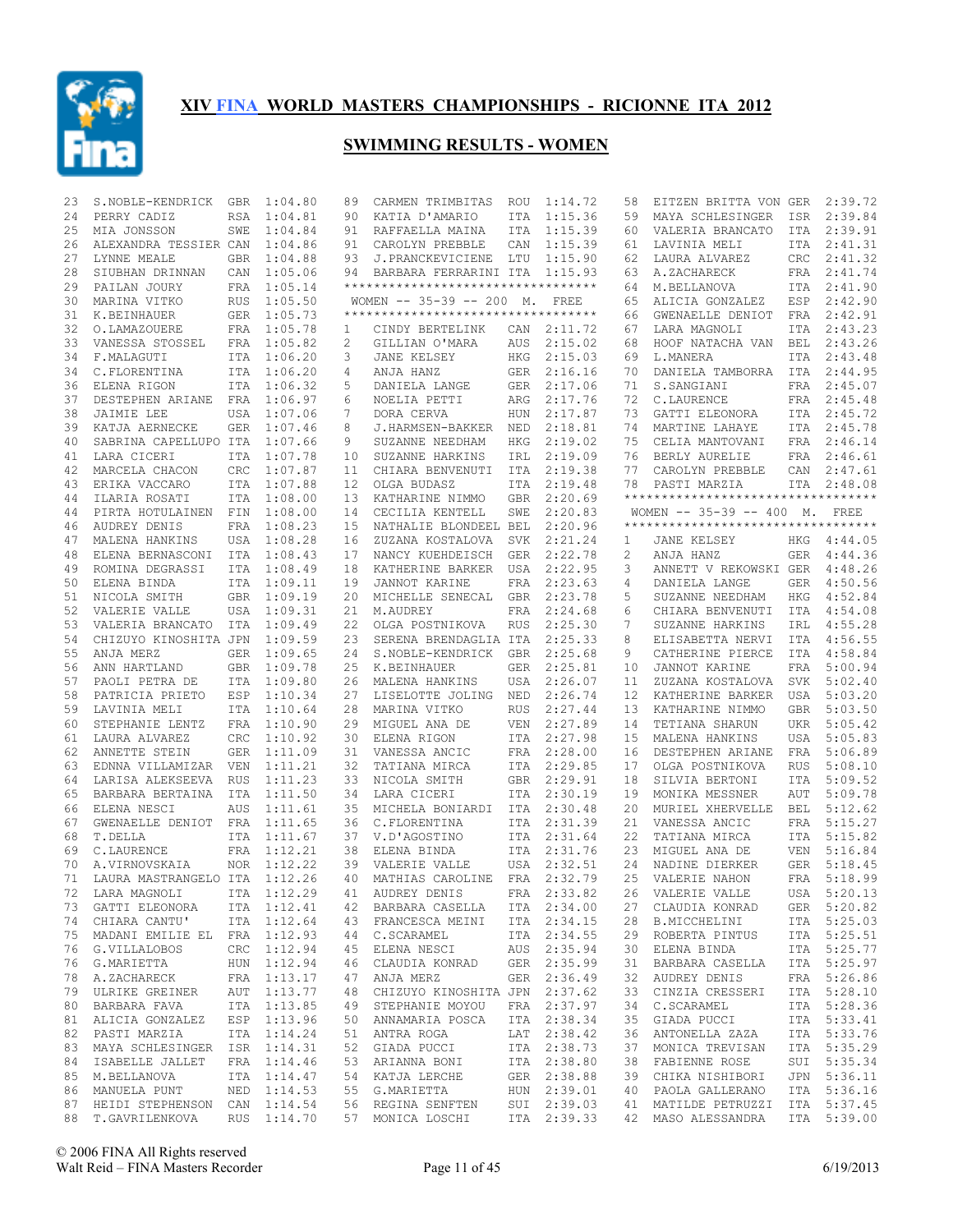# XIV FINA WORLD MASTERS CHAMPIONSHIPS - RICIONNE ITA 2012

## SWIMMING RESULTS - WOMEN

| Pl | Name | Nat | Time |
|---|---|---|---|
| 23 | S.NOBLE-KENDRICK | GBR | 1:04.80 |
| 24 | PERRY CADIZ | RSA | 1:04.81 |
| 25 | MIA JONSSON | SWE | 1:04.84 |
| 26 | ALEXANDRA TESSIER | CAN | 1:04.86 |
| 27 | LYNNE MEALE | GBR | 1:04.88 |
| 28 | SIUBHAN DRINNAN | CAN | 1:05.06 |
| 29 | PAILAN JOURY | FRA | 1:05.14 |
| 30 | MARINA VITKO | RUS | 1:05.50 |
| 31 | K.BEINHAUER | GER | 1:05.73 |
| 32 | O.LAMAZOUERE | FRA | 1:05.78 |
| 33 | VANESSA STOSSEL | FRA | 1:05.82 |
| 34 | F.MALAGUTI | ITA | 1:06.20 |
| 34 | C.FLORENTINA | ITA | 1:06.20 |
| 36 | ELENA RIGON | ITA | 1:06.32 |
| 37 | DESTEPHEN ARIANE | FRA | 1:06.97 |
| 38 | JAIMIE LEE | USA | 1:07.06 |
| 39 | KATJA AERNECKE | GER | 1:07.46 |
| 40 | SABRINA CAPELLUPO | ITA | 1:07.66 |
| 41 | LARA CICERI | ITA | 1:07.78 |
| 42 | MARCELA CHACON | CRC | 1:07.87 |
| 43 | ERIKA VACCARO | ITA | 1:07.88 |
| 44 | ILARIA ROSATI | ITA | 1:08.00 |
| 44 | PIRTA HOTULAINEN | FIN | 1:08.00 |
| 46 | AUDREY DENIS | FRA | 1:08.23 |
| 47 | MALENA HANKINS | USA | 1:08.28 |
| 48 | ELENA BERNASCONI | ITA | 1:08.43 |
| 49 | ROMINA DEGRASSI | ITA | 1:08.49 |
| 50 | ELENA BINDA | ITA | 1:09.11 |
| 51 | NICOLA SMITH | GBR | 1:09.19 |
| 52 | VALERIE VALLE | USA | 1:09.31 |
| 53 | VALERIA BRANCATO | ITA | 1:09.49 |
| 54 | CHIZUYO KINOSHITA | JPN | 1:09.59 |
| 55 | ANJA MERZ | GER | 1:09.65 |
| 56 | ANN HARTLAND | GBR | 1:09.78 |
| 57 | PAOLI PETRA DE | ITA | 1:09.80 |
| 58 | PATRICIA PRIETO | ESP | 1:10.34 |
| 59 | LAVINIA MELI | ITA | 1:10.64 |
| 60 | STEPHANIE LENTZ | FRA | 1:10.90 |
| 61 | LAURA ALVAREZ | CRC | 1:10.92 |
| 62 | ANNETTE STEIN | GER | 1:11.09 |
| 63 | EDNNA VILLAMIZAR | VEN | 1:11.21 |
| 64 | LARISA ALEKSEEVA | RUS | 1:11.23 |
| 65 | BARBARA BERTAINA | ITA | 1:11.50 |
| 66 | ELENA NESCI | AUS | 1:11.61 |
| 67 | GWENAELLE DENIOT | FRA | 1:11.65 |
| 68 | T.DELLA | ITA | 1:11.67 |
| 69 | C.LAURENCE | FRA | 1:12.21 |
| 70 | A.VIRNOVSKAIA | NOR | 1:12.22 |
| 71 | LAURA MASTRANGELO | ITA | 1:12.26 |
| 72 | LARA MAGNOLI | ITA | 1:12.29 |
| 73 | GATTI ELEONORA | ITA | 1:12.41 |
| 74 | CHIARA CANTU' | ITA | 1:12.64 |
| 75 | MADANI EMILIE EL | FRA | 1:12.93 |
| 76 | G.VILLALOBOS | CRC | 1:12.94 |
| 76 | G.MARIETTA | HUN | 1:12.94 |
| 78 | A.ZACHARECK | FRA | 1:13.17 |
| 79 | ULRIKE GREINER | AUT | 1:13.77 |
| 80 | BARBARA FAVA | ITA | 1:13.85 |
| 81 | ALICIA GONZALEZ | ESP | 1:13.96 |
| 82 | PASTI MARZIA | ITA | 1:14.24 |
| 83 | MAYA SCHLESINGER | ISR | 1:14.31 |
| 84 | ISABELLE JALLET | FRA | 1:14.46 |
| 85 | M.BELLANOVA | ITA | 1:14.47 |
| 86 | MANUELA PUNT | NED | 1:14.53 |
| 87 | HEIDI STEPHENSON | CAN | 1:14.54 |
| 88 | T.GAVRILENKOVA | RUS | 1:14.70 |
| 89 | CARMEN TRIMBITAS | ROU | 1:14.72 |
| 90 | KATIA D'AMARIO | ITA | 1:15.36 |
| 91 | RAFFAELLA MAINA | ITA | 1:15.39 |
| 91 | CAROLYN PREBBLE | CAN | 1:15.39 |
| 93 | J.PRANCKEVICIENE | LTU | 1:15.90 |
| 94 | BARBARA FERRARINI | ITA | 1:15.93 |

### WOMEN -- 35-39 -- 200 M. FREE

| Pl | Name | Nat | Time |
|---|---|---|---|
| 1 | CINDY BERTELINK | CAN | 2:11.72 |
| 2 | GILLIAN O'MARA | AUS | 2:15.02 |
| 3 | JANE KELSEY | HKG | 2:15.03 |
| 4 | ANJA HANZ | GER | 2:16.16 |
| 5 | DANIELA LANGE | GER | 2:17.06 |
| 6 | NOELIA PETTI | ARG | 2:17.76 |
| 7 | DORA CERVA | HUN | 2:17.87 |
| 8 | J.HARMSEN-BAKKER | NED | 2:18.81 |
| 9 | SUZANNE NEEDHAM | HKG | 2:19.02 |
| 10 | SUZANNE HARKINS | IRL | 2:19.09 |
| 11 | CHIARA BENVENUTI | ITA | 2:19.38 |
| 12 | OLGA BUDASZ | ITA | 2:19.48 |
| 13 | KATHARINE NIMMO | GBR | 2:20.69 |
| 14 | CECILIA KENTELL | SWE | 2:20.83 |
| 15 | NATHALIE BLONDEEL | BEL | 2:20.96 |
| 16 | ZUZANA KOSTALOVA | SVK | 2:21.24 |
| 17 | NANCY KUEHDEISCH | GER | 2:22.78 |
| 18 | KATHERINE BARKER | USA | 2:22.95 |
| 19 | JANNOT KARINE | FRA | 2:23.63 |
| 20 | MICHELLE SENECAL | GBR | 2:23.78 |
| 21 | M.AUDREY | FRA | 2:24.68 |
| 22 | OLGA POSTNIKOVA | RUS | 2:25.30 |
| 23 | SERENA BRENDAGLIA | ITA | 2:25.33 |
| 24 | S.NOBLE-KENDRICK | GBR | 2:25.68 |
| 25 | K.BEINHAUER | GER | 2:25.81 |
| 26 | MALENA HANKINS | USA | 2:26.07 |
| 27 | LISELOTTE JOLING | NED | 2:26.74 |
| 28 | MARINA VITKO | RUS | 2:27.44 |
| 29 | MIGUEL ANA DE | VEN | 2:27.89 |
| 30 | ELENA RIGON | ITA | 2:27.98 |
| 31 | VANESSA ANCIC | FRA | 2:28.00 |
| 32 | TATIANA MIRCA | ITA | 2:29.85 |
| 33 | NICOLA SMITH | GBR | 2:29.91 |
| 34 | LARA CICERI | ITA | 2:30.19 |
| 35 | MICHELA BONIARDI | ITA | 2:30.48 |
| 36 | C.FLORENTINA | ITA | 2:31.39 |
| 37 | V.D'AGOSTINO | ITA | 2:31.64 |
| 38 | ELENA BINDA | ITA | 2:31.76 |
| 39 | VALERIE VALLE | USA | 2:32.51 |
| 40 | MATHIAS CAROLINE | FRA | 2:32.79 |
| 41 | AUDREY DENIS | FRA | 2:33.82 |
| 42 | BARBARA CASELLA | ITA | 2:34.00 |
| 43 | FRANCESCA MEINI | ITA | 2:34.15 |
| 44 | C.SCARAMEL | ITA | 2:34.55 |
| 45 | ELENA NESCI | AUS | 2:35.94 |
| 46 | CLAUDIA KONRAD | GER | 2:35.99 |
| 47 | ANJA MERZ | GER | 2:36.49 |
| 48 | CHIZUYO KINOSHITA | JPN | 2:37.62 |
| 49 | STEPHANIE MOYOU | FRA | 2:37.97 |
| 50 | ANNAMARIA POSCA | ITA | 2:38.34 |
| 51 | ANTRA ROGA | LAT | 2:38.42 |
| 52 | GIADA PUCCI | ITA | 2:38.73 |
| 53 | ARIANNA BONI | ITA | 2:38.80 |
| 54 | KATJA LERCHE | GER | 2:38.88 |
| 55 | G.MARIETTA | HUN | 2:39.01 |
| 56 | REGINA SENFTEN | SUI | 2:39.03 |
| 57 | MONICA LOSCHI | ITA | 2:39.33 |
| 58 | EITZEN BRITTA VON | GER | 2:39.72 |
| 59 | MAYA SCHLESINGER | ISR | 2:39.84 |
| 60 | VALERIA BRANCATO | ITA | 2:39.91 |
| 61 | LAVINIA MELI | ITA | 2:41.31 |
| 62 | LAURA ALVAREZ | CRC | 2:41.32 |
| 63 | A.ZACHARECK | FRA | 2:41.74 |
| 64 | M.BELLANOVA | ITA | 2:41.90 |
| 65 | ALICIA GONZALEZ | ESP | 2:42.90 |
| 66 | GWENAELLE DENIOT | FRA | 2:42.91 |
| 67 | LARA MAGNOLI | ITA | 2:43.23 |
| 68 | HOOF NATACHA VAN | BEL | 2:43.26 |
| 69 | L.MANERA | ITA | 2:43.48 |
| 70 | DANIELA TAMBORRA | ITA | 2:44.95 |
| 71 | S.SANGIANI | FRA | 2:45.07 |
| 72 | C.LAURENCE | FRA | 2:45.48 |
| 73 | GATTI ELEONORA | ITA | 2:45.72 |
| 74 | MARTINE LAHAYE | ITA | 2:45.78 |
| 75 | CELIA MANTOVANI | FRA | 2:46.14 |
| 76 | BERLY AURELIE | FRA | 2:46.61 |
| 77 | CAROLYN PREBBLE | CAN | 2:47.61 |
| 78 | PASTI MARZIA | ITA | 2:48.08 |

### WOMEN -- 35-39 -- 400 M. FREE

| Pl | Name | Nat | Time |
|---|---|---|---|
| 1 | JANE KELSEY | HKG | 4:44.05 |
| 2 | ANJA HANZ | GER | 4:44.36 |
| 3 | ANNETT V REKOWSKI | GER | 4:48.26 |
| 4 | DANIELA LANGE | GER | 4:50.56 |
| 5 | SUZANNE NEEDHAM | HKG | 4:52.84 |
| 6 | CHIARA BENVENUTI | ITA | 4:54.08 |
| 7 | SUZANNE HARKINS | IRL | 4:55.28 |
| 8 | ELISABETTA NERVI | ITA | 4:56.55 |
| 9 | CATHERINE PIERCE | ITA | 4:58.84 |
| 10 | JANNOT KARINE | FRA | 5:00.94 |
| 11 | ZUZANA KOSTALOVA | SVK | 5:02.40 |
| 12 | KATHERINE BARKER | USA | 5:03.20 |
| 13 | KATHARINE NIMMO | GBR | 5:03.50 |
| 14 | TETIANA SHARUN | UKR | 5:05.42 |
| 15 | MALENA HANKINS | USA | 5:05.83 |
| 16 | DESTEPHEN ARIANE | FRA | 5:06.89 |
| 17 | OLGA POSTNIKOVA | RUS | 5:08.10 |
| 18 | SILVIA BERTONI | ITA | 5:09.52 |
| 19 | MONIKA MESSNER | AUT | 5:09.78 |
| 20 | MURIEL XHERVELLE | BEL | 5:12.62 |
| 21 | VANESSA ANCIC | FRA | 5:15.27 |
| 22 | TATIANA MIRCA | ITA | 5:15.82 |
| 23 | MIGUEL ANA DE | VEN | 5:16.84 |
| 24 | NADINE DIERKER | GER | 5:18.45 |
| 25 | VALERIE NAHON | FRA | 5:18.99 |
| 26 | VALERIE VALLE | USA | 5:20.13 |
| 27 | CLAUDIA KONRAD | GER | 5:20.82 |
| 28 | B.MICCHELINI | ITA | 5:25.03 |
| 29 | ROBERTA PINTUS | ITA | 5:25.51 |
| 30 | ELENA BINDA | ITA | 5:25.77 |
| 31 | BARBARA CASELLA | ITA | 5:25.97 |
| 32 | AUDREY DENIS | FRA | 5:26.86 |
| 33 | CINZIA CRESSERI | ITA | 5:28.10 |
| 34 | C.SCARAMEL | ITA | 5:28.36 |
| 35 | GIADA PUCCI | ITA | 5:33.41 |
| 36 | ANTONELLA ZAZA | ITA | 5:33.76 |
| 37 | MONICA TREVISAN | ITA | 5:35.29 |
| 38 | FABIENNE ROSE | SUI | 5:35.34 |
| 39 | CHIKA NISHIBORI | JPN | 5:36.11 |
| 40 | PAOLA GALLERANO | ITA | 5:36.16 |
| 41 | MATILDE PETRUZZI | ITA | 5:37.45 |
| 42 | MASO ALESSANDRA | ITA | 5:39.00 |

© 2006 FINA All Rights reserved
Walt Reid – FINA Masters Recorder 6/19/2013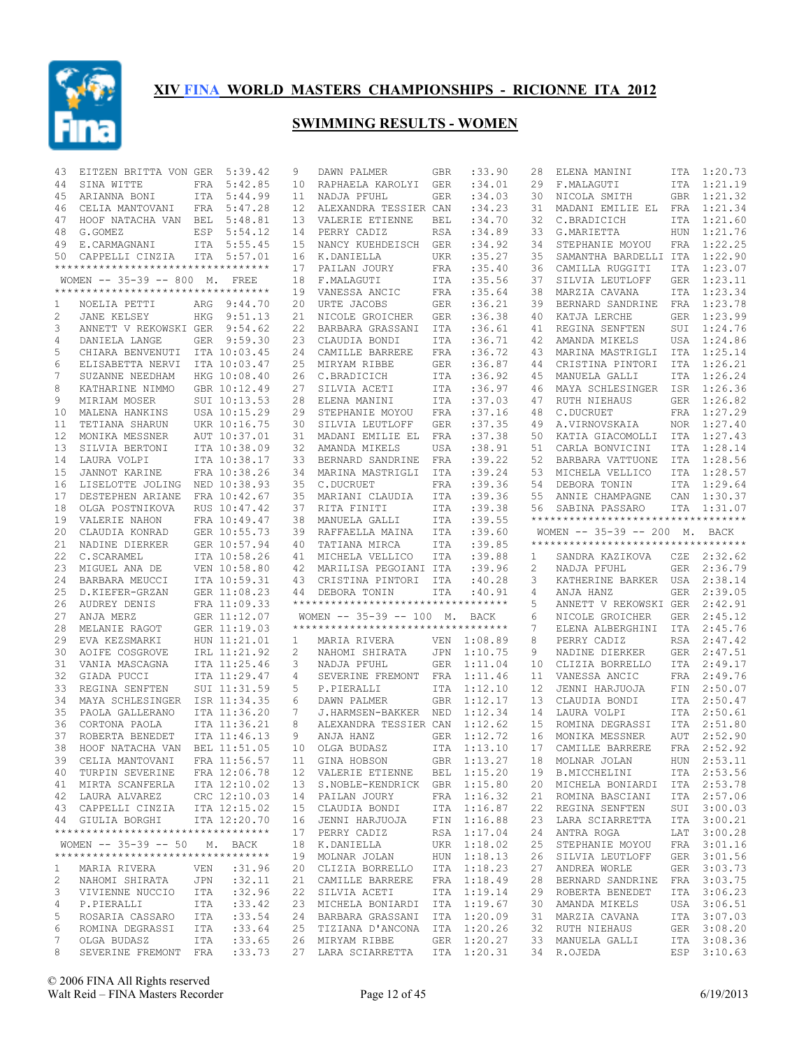# XIV FINA WORLD MASTERS CHAMPIONSHIPS - RICIONNE ITA 2012

## SWIMMING RESULTS - WOMEN

| | | | |
|---|---|---|---|
| 43 | EITZEN BRITTA VON | GER | 5:39.42 |
| 44 | SINA WITTE | FRA | 5:42.85 |
| 45 | ARIANNA BONI | ITA | 5:44.99 |
| 46 | CELIA MANTOVANI | FRA | 5:47.28 |
| 47 | HOOF NATACHA VAN | BEL | 5:48.81 |
| 48 | G.GOMEZ | ESP | 5:54.12 |
| 49 | E.CARMAGNANI | ITA | 5:55.45 |
| 50 | CAPPELLI CINZIA | ITA | 5:57.01 |

### WOMEN -- 35-39 -- 800 M. FREE

| | | | |
|---|---|---|---|
| 1 | NOELIA PETTI | ARG | 9:44.70 |
| 2 | JANE KELSEY | HKG | 9:51.13 |
| 3 | ANNETT V REKOWSKI | GER | 9:54.62 |
| 4 | DANIELA LANGE | GER | 9:59.30 |
| 5 | CHIARA BENVENUTI | ITA | 10:03.45 |
| 6 | ELISABETTA NERVI | ITA | 10:03.47 |
| 7 | SUZANNE NEEDHAM | HKG | 10:08.40 |
| 8 | KATHARINE NIMMO | GBR | 10:12.49 |
| 9 | MIRIAM MOSER | SUI | 10:13.53 |
| 10 | MALENA HANKINS | USA | 10:15.29 |
| 11 | TETIANA SHARUN | UKR | 10:16.75 |
| 12 | MONIKA MESSNER | AUT | 10:37.01 |
| 13 | SILVIA BERTONI | ITA | 10:38.09 |
| 14 | LAURA VOLPI | ITA | 10:38.17 |
| 15 | JANNOT KARINE | FRA | 10:38.26 |
| 16 | LISELOTTE JOLING | NED | 10:38.93 |
| 17 | DESTEPHEN ARIANE | FRA | 10:42.67 |
| 18 | OLGA POSTNIKOVA | RUS | 10:47.42 |
| 19 | VALERIE NAHON | FRA | 10:49.47 |
| 20 | CLAUDIA KONRAD | GER | 10:55.73 |
| 21 | NADINE DIERKER | GER | 10:57.94 |
| 22 | C.SCARAMEL | ITA | 10:58.26 |
| 23 | MIGUEL ANA DE | VEN | 10:58.80 |
| 24 | BARBARA MEUCCI | ITA | 10:59.31 |
| 25 | D.KIEFER-GRZAN | GER | 11:08.23 |
| 26 | AUDREY DENIS | FRA | 11:09.33 |
| 27 | ANJA MERZ | GER | 11:12.07 |
| 28 | MELANIE RAGOT | GER | 11:19.03 |
| 29 | EVA KEZSMARKI | HUN | 11:21.01 |
| 30 | AOIFE COSGROVE | IRL | 11:21.92 |
| 31 | VANIA MASCAGNA | ITA | 11:25.46 |
| 32 | GIADA PUCCI | ITA | 11:29.47 |
| 33 | REGINA SENFTEN | SUI | 11:31.59 |
| 34 | MAYA SCHLESINGER | ISR | 11:34.35 |
| 35 | PAOLA GALLERANO | ITA | 11:36.20 |
| 36 | CORTONA PAOLA | ITA | 11:36.21 |
| 37 | ROBERTA BENEDET | ITA | 11:46.13 |
| 38 | HOOF NATACHA VAN | BEL | 11:51.05 |
| 39 | CELIA MANTOVANI | FRA | 11:56.57 |
| 40 | TURPIN SEVERINE | FRA | 12:06.78 |
| 41 | MIRTA SCANFERLA | ITA | 12:10.02 |
| 42 | LAURA ALVAREZ | CRC | 12:10.03 |
| 43 | CAPPELLI CINZIA | ITA | 12:15.02 |
| 44 | GIULIA BORGHI | ITA | 12:20.70 |

### WOMEN -- 35-39 -- 50 M. BACK

| | | | |
|---|---|---|---|
| 1 | MARIA RIVERA | VEN | :31.96 |
| 2 | NAHOMI SHIRATA | JPN | :32.11 |
| 3 | VIVIENNE NUCCIO | ITA | :32.96 |
| 4 | P.PIERALLI | ITA | :33.42 |
| 5 | ROSARIA CASSARO | ITA | :33.54 |
| 6 | ROMINA DEGRASSI | ITA | :33.64 |
| 7 | OLGA BUDASZ | ITA | :33.65 |
| 8 | SEVERINE FREMONT | FRA | :33.73 |
| 9 | DAWN PALMER | GBR | :33.90 |
| 10 | RAPHAELA KAROLYI | GER | :34.01 |
| 11 | NADJA PFUHL | GER | :34.03 |
| 12 | ALEXANDRA TESSIER | CAN | :34.23 |
| 13 | VALERIE ETIENNE | BEL | :34.70 |
| 14 | PERRY CADIZ | RSA | :34.89 |
| 15 | NANCY KUEHDEISCH | GER | :34.92 |
| 16 | K.DANIELLA | UKR | :35.27 |
| 17 | PAILAN JOURY | FRA | :35.40 |
| 18 | F.MALAGUTI | ITA | :35.56 |
| 19 | VANESSA ANCIC | FRA | :35.64 |
| 20 | URTE JACOBS | GER | :36.21 |
| 21 | NICOLE GROICHER | GER | :36.38 |
| 22 | BARBARA GRASSANI | ITA | :36.61 |
| 23 | CLAUDIA BONDI | ITA | :36.71 |
| 24 | CAMILLE BARRERE | FRA | :36.72 |
| 25 | MIRYAM RIBBE | GER | :36.87 |
| 26 | C.BRADICICH | ITA | :36.92 |
| 27 | SILVIA ACETI | ITA | :36.97 |
| 28 | ELENA MANINI | ITA | :37.03 |
| 29 | STEPHANIE MOYOU | FRA | :37.16 |
| 30 | SILVIA LEUTLOFF | GER | :37.35 |
| 31 | MADANI EMILIE EL | FRA | :37.38 |
| 32 | AMANDA MIKELS | USA | :38.91 |
| 33 | BERNARD SANDRINE | FRA | :39.22 |
| 34 | MARINA MASTRIGLI | ITA | :39.24 |
| 35 | C.DUCRUET | FRA | :39.36 |
| 35 | MARIANI CLAUDIA | ITA | :39.36 |
| 37 | RITA FINITI | ITA | :39.38 |
| 38 | MANUELA GALLI | ITA | :39.55 |
| 39 | RAFFAELLA MAINA | ITA | :39.60 |
| 40 | TATIANA MIRCA | ITA | :39.85 |
| 41 | MICHELA VELLICO | ITA | :39.88 |
| 42 | MARILISA PEGOIANI | ITA | :39.96 |
| 43 | CRISTINA PINTORI | ITA | :40.28 |
| 44 | DEBORA TONIN | ITA | :40.91 |

### WOMEN -- 35-39 -- 100 M. BACK

| | | | |
|---|---|---|---|
| 1 | MARIA RIVERA | VEN | 1:08.89 |
| 2 | NAHOMI SHIRATA | JPN | 1:10.75 |
| 3 | NADJA PFUHL | GER | 1:11.04 |
| 4 | SEVERINE FREMONT | FRA | 1:11.46 |
| 5 | P.PIERALLI | ITA | 1:12.10 |
| 6 | DAWN PALMER | GBR | 1:12.17 |
| 7 | J.HARMSEN-BAKKER | NED | 1:12.34 |
| 8 | ALEXANDRA TESSIER | CAN | 1:12.62 |
| 9 | ANJA HANZ | GER | 1:12.72 |
| 10 | OLGA BUDASZ | ITA | 1:13.10 |
| 11 | GINA HOBSON | GBR | 1:13.27 |
| 12 | VALERIE ETIENNE | BEL | 1:15.20 |
| 13 | S.NOBLE-KENDRICK | GBR | 1:15.80 |
| 14 | PAILAN JOURY | FRA | 1:16.32 |
| 15 | CLAUDIA BONDI | ITA | 1:16.87 |
| 16 | JENNI HARJUOJA | FIN | 1:16.88 |
| 17 | PERRY CADIZ | RSA | 1:17.04 |
| 18 | K.DANIELLA | UKR | 1:18.02 |
| 19 | MOLNAR JOLAN | HUN | 1:18.13 |
| 20 | CLIZIA BORRELLO | ITA | 1:18.23 |
| 21 | CAMILLE BARRERE | FRA | 1:18.49 |
| 22 | SILVIA ACETI | ITA | 1:19.14 |
| 23 | MICHELA BONIARDI | ITA | 1:19.67 |
| 24 | BARBARA GRASSANI | ITA | 1:20.09 |
| 25 | TIZIANA D'ANCONA | ITA | 1:20.26 |
| 26 | MIRYAM RIBBE | GER | 1:20.27 |
| 27 | LARA SCIARRETTA | ITA | 1:20.31 |
| 28 | ELENA MANINI | ITA | 1:20.73 |
| 29 | F.MALAGUTI | ITA | 1:21.19 |
| 30 | NICOLA SMITH | GBR | 1:21.32 |
| 31 | MADANI EMILIE EL | FRA | 1:21.34 |
| 32 | C.BRADICICH | ITA | 1:21.60 |
| 33 | G.MARIETTA | HUN | 1:21.76 |
| 34 | STEPHANIE MOYOU | FRA | 1:22.25 |
| 35 | SAMANTHA BARDELLI | ITA | 1:22.90 |
| 36 | CAMILLA RUGGITI | ITA | 1:23.07 |
| 37 | SILVIA LEUTLOFF | GER | 1:23.11 |
| 38 | MARZIA CAVANA | ITA | 1:23.34 |
| 39 | BERNARD SANDRINE | FRA | 1:23.78 |
| 40 | KATJA LERCHE | GER | 1:23.99 |
| 41 | REGINA SENFTEN | SUI | 1:24.76 |
| 42 | AMANDA MIKELS | USA | 1:24.86 |
| 43 | MARINA MASTRIGLI | ITA | 1:25.14 |
| 44 | CRISTINA PINTORI | ITA | 1:26.21 |
| 45 | MANUELA GALLI | ITA | 1:26.24 |
| 46 | MAYA SCHLESINGER | ISR | 1:26.36 |
| 47 | RUTH NIEHAUS | GER | 1:26.82 |
| 48 | C.DUCRUET | FRA | 1:27.29 |
| 49 | A.VIRNOVSKAIA | NOR | 1:27.40 |
| 50 | KATIA GIACOMOLLI | ITA | 1:27.43 |
| 51 | CARLA BONVICINI | ITA | 1:28.14 |
| 52 | BARBARA VATTUONE | ITA | 1:28.56 |
| 53 | MICHELA VELLICO | ITA | 1:28.57 |
| 54 | DEBORA TONIN | ITA | 1:29.64 |
| 55 | ANNIE CHAMPAGNE | CAN | 1:30.37 |
| 56 | SABINA PASSARO | ITA | 1:31.07 |

### WOMEN -- 35-39 -- 200 M. BACK

| | | | |
|---|---|---|---|
| 1 | SANDRA KAZIKOVA | CZE | 2:32.62 |
| 2 | NADJA PFUHL | GER | 2:36.79 |
| 3 | KATHERINE BARKER | USA | 2:38.14 |
| 4 | ANJA HANZ | GER | 2:39.05 |
| 5 | ANNETT V REKOWSKI | GER | 2:42.91 |
| 6 | NICOLE GROICHER | GER | 2:45.12 |
| 7 | ELENA ALBERGHINI | ITA | 2:45.76 |
| 8 | PERRY CADIZ | RSA | 2:47.42 |
| 9 | NADINE DIERKER | GER | 2:47.51 |
| 10 | CLIZIA BORRELLO | ITA | 2:49.17 |
| 11 | VANESSA ANCIC | FRA | 2:49.76 |
| 12 | JENNI HARJUOJA | FIN | 2:50.07 |
| 13 | CLAUDIA BONDI | ITA | 2:50.47 |
| 14 | LAURA VOLPI | ITA | 2:50.61 |
| 15 | ROMINA DEGRASSI | ITA | 2:51.80 |
| 16 | MONIKA MESSNER | AUT | 2:52.90 |
| 17 | CAMILLE BARRERE | FRA | 2:52.92 |
| 18 | MOLNAR JOLAN | HUN | 2:53.11 |
| 19 | B.MICCHELINI | ITA | 2:53.56 |
| 20 | MICHELA BONIARDI | ITA | 2:53.78 |
| 21 | ROMINA BASCIANI | ITA | 2:57.06 |
| 22 | REGINA SENFTEN | SUI | 3:00.03 |
| 23 | LARA SCIARRETTA | ITA | 3:00.21 |
| 24 | ANTRA ROGA | LAT | 3:00.28 |
| 25 | STEPHANIE MOYOU | FRA | 3:01.16 |
| 26 | SILVIA LEUTLOFF | GER | 3:01.56 |
| 27 | ANDREA WORLE | GER | 3:03.73 |
| 28 | BERNARD SANDRINE | FRA | 3:03.75 |
| 29 | ROBERTA BENEDET | ITA | 3:06.23 |
| 30 | AMANDA MIKELS | USA | 3:06.51 |
| 31 | MARZIA CAVANA | ITA | 3:07.03 |
| 32 | RUTH NIEHAUS | GER | 3:08.20 |
| 33 | MANUELA GALLI | ITA | 3:08.36 |
| 34 | R.OJEDA | ESP | 3:10.63 |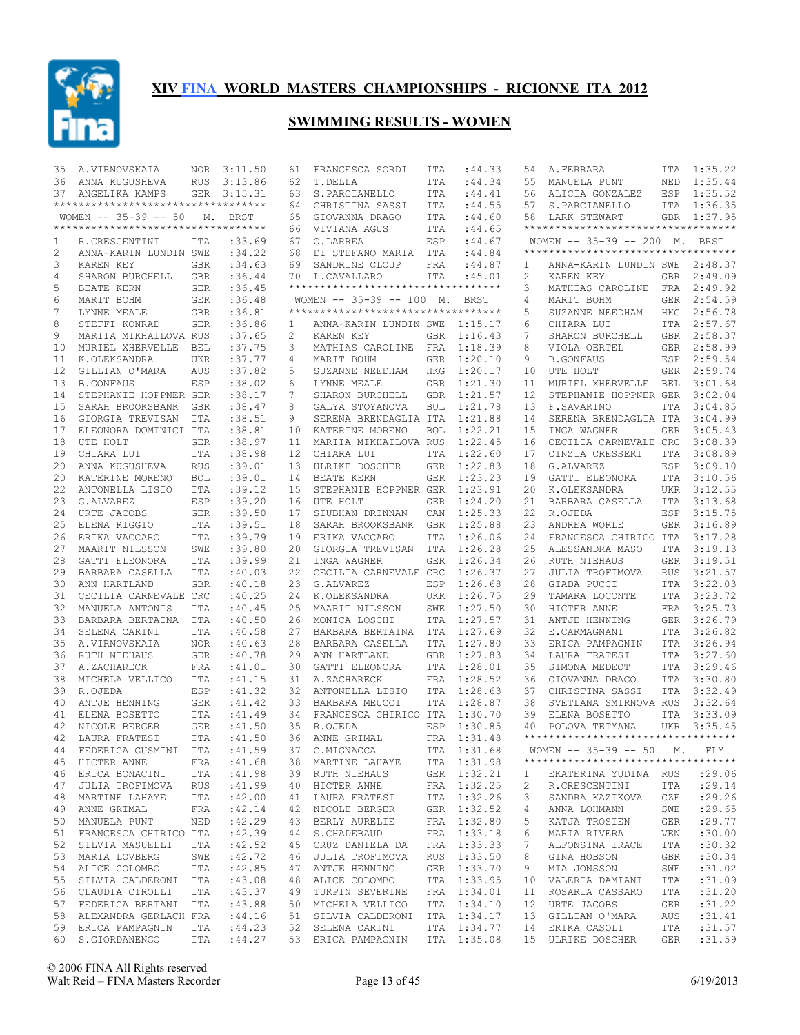# XIV FINA WORLD MASTERS CHAMPIONSHIPS - RICIONNE ITA 2012

## SWIMMING RESULTS - WOMEN

| | | | |
|---|---|---|---|
| 35 | A.VIRNOVSKAIA | NOR | 3:11.50 |
| 36 | ANNA KUGUSHEVA | RUS | 3:13.86 |
| 37 | ANGELIKA KAMPS | GER | 3:15.31 |

### WOMEN -- 35-39 -- 50 M. BRST

| | | | |
|---|---|---|---|
| 1 | R.CRESCENTINI | ITA | :33.69 |
| 2 | ANNA-KARIN LUNDIN | SWE | :34.22 |
| 3 | KAREN KEY | GBR | :34.63 |
| 4 | SHARON BURCHELL | GBR | :36.44 |
| 5 | BEATE KERN | GER | :36.45 |
| 6 | MARIT BOHM | GER | :36.48 |
| 7 | LYNNE MEALE | GBR | :36.81 |
| 8 | STEFFI KONRAD | GER | :36.86 |
| 9 | MARIIA MIKHAILOVA | RUS | :37.65 |
| 10 | MURIEL XHERVELLE | BEL | :37.75 |
| 11 | K.OLEKSANDRA | UKR | :37.77 |
| 12 | GILLIAN O'MARA | AUS | :37.82 |
| 13 | B.GONFAUS | ESP | :38.02 |
| 14 | STEPHANIE HOPPNER | GER | :38.17 |
| 15 | SARAH BROOKSBANK | GBR | :38.47 |
| 16 | GIORGIA TREVISAN | ITA | :38.51 |
| 17 | ELEONORA DOMINICI | ITA | :38.81 |
| 18 | UTE HOLT | GER | :38.97 |
| 19 | CHIARA LUI | ITA | :38.98 |
| 20 | ANNA KUGUSHEVA | RUS | :39.01 |
| 20 | KATERINE MORENO | BOL | :39.01 |
| 22 | ANTONELLA LISIO | ITA | :39.12 |
| 23 | G.ALVAREZ | ESP | :39.20 |
| 24 | URTE JACOBS | GER | :39.50 |
| 25 | ELENA RIGGIO | ITA | :39.51 |
| 26 | ERIKA VACCARO | ITA | :39.79 |
| 27 | MAARIT NILSSON | SWE | :39.80 |
| 28 | GATTI ELEONORA | ITA | :39.99 |
| 29 | BARBARA CASELLA | ITA | :40.03 |
| 30 | ANN HARTLAND | GBR | :40.18 |
| 31 | CECILIA CARNEVALE | CRC | :40.25 |
| 32 | MANUELA ANTONIS | ITA | :40.45 |
| 33 | BARBARA BERTAINA | ITA | :40.50 |
| 34 | SELENA CARINI | ITA | :40.58 |
| 35 | A.VIRNOVSKAIA | NOR | :40.63 |
| 36 | RUTH NIEHAUS | GER | :40.78 |
| 37 | A.ZACHARECK | FRA | :41.01 |
| 38 | MICHELA VELLICO | ITA | :41.15 |
| 39 | R.OJEDA | ESP | :41.32 |
| 40 | ANTJE HENNING | GER | :41.42 |
| 41 | ELENA BOSETTO | ITA | :41.49 |
| 42 | NICOLE BERGER | GER | :41.50 |
| 42 | LAURA FRATESI | ITA | :41.50 |
| 44 | FEDERICA GUSMINI | ITA | :41.59 |
| 45 | HICTER ANNE | FRA | :41.68 |
| 46 | ERICA BONACINI | ITA | :41.98 |
| 47 | JULIA TROFIMOVA | RUS | :41.99 |
| 48 | MARTINE LAHAYE | ITA | :42.00 |
| 49 | ANNE GRIMAL | FRA | :42.14 |
| 50 | MANUELA PUNT | NED | :42.29 |
| 51 | FRANCESCA CHIRICO | ITA | :42.39 |
| 52 | SILVIA MASUELLI | ITA | :42.52 |
| 53 | MARIA LOVBERG | SWE | :42.72 |
| 54 | ALICE COLOMBO | ITA | :42.85 |
| 55 | SILVIA CALDERONI | ITA | :43.08 |
| 56 | CLAUDIA CIROLLI | ITA | :43.37 |
| 57 | FEDERICA BERTANI | ITA | :43.88 |
| 58 | ALEXANDRA GERLACH | FRA | :44.16 |
| 59 | ERICA PAMPAGNIN | ITA | :44.23 |
| 60 | S.GIORDANENGO | ITA | :44.27 |
| 61 | FRANCESCA SORDI | ITA | :44.33 |
| 62 | T.DELLA | ITA | :44.34 |
| 63 | S.PARCIANELLO | ITA | :44.41 |
| 64 | CHRISTINA SASSI | ITA | :44.55 |
| 65 | GIOVANNA DRAGO | ITA | :44.60 |
| 66 | VIVIANA AGUS | ITA | :44.65 |
| 67 | O.LARREA | ESP | :44.67 |
| 68 | DI STEFANO MARIA | ITA | :44.84 |
| 69 | SANDRINE CLOUP | FRA | :44.87 |
| 70 | L.CAVALLARO | ITA | :45.01 |

### WOMEN -- 35-39 -- 100 M. BRST

| | | | |
|---|---|---|---|
| 1 | ANNA-KARIN LUNDIN | SWE | 1:15.17 |
| 2 | KAREN KEY | GBR | 1:16.43 |
| 3 | MATHIAS CAROLINE | FRA | 1:18.39 |
| 4 | MARIT BOHM | GER | 1:20.10 |
| 5 | SUZANNE NEEDHAM | HKG | 1:20.17 |
| 6 | LYNNE MEALE | GBR | 1:21.30 |
| 7 | SHARON BURCHELL | GBR | 1:21.57 |
| 8 | GALYA STOYANOVA | BUL | 1:21.78 |
| 9 | SERENA BRENDAGLIA | ITA | 1:21.88 |
| 10 | KATERINE MORENO | BOL | 1:22.21 |
| 11 | MARIIA MIKHAILOVA | RUS | 1:22.45 |
| 12 | CHIARA LUI | ITA | 1:22.60 |
| 13 | ULRIKE DOSCHER | GER | 1:22.83 |
| 14 | BEATE KERN | GER | 1:23.23 |
| 15 | STEPHANIE HOPPNER | GER | 1:23.91 |
| 16 | UTE HOLT | GER | 1:24.20 |
| 17 | SIUBHAN DRINNAN | CAN | 1:25.33 |
| 18 | SARAH BROOKSBANK | GBR | 1:25.88 |
| 19 | ERIKA VACCARO | ITA | 1:26.06 |
| 20 | GIORGIA TREVISAN | ITA | 1:26.28 |
| 21 | INGA WAGNER | GER | 1:26.34 |
| 22 | CECILIA CARNEVALE | CRC | 1:26.37 |
| 23 | G.ALVAREZ | ESP | 1:26.68 |
| 24 | K.OLEKSANDRA | UKR | 1:26.75 |
| 25 | MAARIT NILSSON | SWE | 1:27.50 |
| 26 | MONICA LOSCHI | ITA | 1:27.57 |
| 27 | BARBARA BERTAINA | ITA | 1:27.69 |
| 28 | BARBARA CASELLA | ITA | 1:27.80 |
| 29 | ANN HARTLAND | GBR | 1:27.83 |
| 30 | GATTI ELEONORA | ITA | 1:28.01 |
| 31 | A.ZACHARECK | FRA | 1:28.52 |
| 32 | ANTONELLA LISIO | ITA | 1:28.63 |
| 33 | BARBARA MEUCCI | ITA | 1:28.87 |
| 34 | FRANCESCA CHIRICO | ITA | 1:30.70 |
| 35 | R.OJEDA | ESP | 1:30.85 |
| 36 | ANNE GRIMAL | FRA | 1:31.48 |
| 37 | C.MIGNACCA | ITA | 1:31.68 |
| 38 | MARTINE LAHAYE | ITA | 1:31.98 |
| 39 | RUTH NIEHAUS | GER | 1:32.21 |
| 40 | HICTER ANNE | FRA | 1:32.25 |
| 41 | LAURA FRATESI | ITA | 1:32.26 |
| 42 | NICOLE BERGER | GER | 1:32.52 |
| 43 | BERLY AURELIE | FRA | 1:32.80 |
| 44 | S.CHADEBAUD | FRA | 1:33.18 |
| 45 | CRUZ DANIELA DA | FRA | 1:33.33 |
| 46 | JULIA TROFIMOVA | RUS | 1:33.50 |
| 47 | ANTJE HENNING | GER | 1:33.70 |
| 48 | ALICE COLOMBO | ITA | 1:33.95 |
| 49 | TURPIN SEVERINE | FRA | 1:34.01 |
| 50 | MICHELA VELLICO | ITA | 1:34.10 |
| 51 | SILVIA CALDERONI | ITA | 1:34.17 |
| 52 | SELENA CARINI | ITA | 1:34.77 |
| 53 | ERICA PAMPAGNIN | ITA | 1:35.08 |
| 54 | A.FERRARA | ITA | 1:35.22 |
| 55 | MANUELA PUNT | NED | 1:35.44 |
| 56 | ALICIA GONZALEZ | ESP | 1:35.52 |
| 57 | S.PARCIANELLO | ITA | 1:36.35 |
| 58 | LARK STEWART | GBR | 1:37.95 |

### WOMEN -- 35-39 -- 200 M. BRST

| | | | |
|---|---|---|---|
| 1 | ANNA-KARIN LUNDIN | SWE | 2:48.37 |
| 2 | KAREN KEY | GBR | 2:49.09 |
| 3 | MATHIAS CAROLINE | FRA | 2:49.92 |
| 4 | MARIT BOHM | GER | 2:54.59 |
| 5 | SUZANNE NEEDHAM | HKG | 2:56.78 |
| 6 | CHIARA LUI | ITA | 2:57.67 |
| 7 | SHARON BURCHELL | GBR | 2:58.37 |
| 8 | VIOLA OERTEL | GER | 2:58.99 |
| 9 | B.GONFAUS | ESP | 2:59.54 |
| 10 | UTE HOLT | GER | 2:59.74 |
| 11 | MURIEL XHERVELLE | BEL | 3:01.68 |
| 12 | STEPHANIE HOPPNER | GER | 3:02.04 |
| 13 | F.SAVARINO | ITA | 3:04.85 |
| 14 | SERENA BRENDAGLIA | ITA | 3:04.99 |
| 15 | INGA WAGNER | GER | 3:05.43 |
| 16 | CECILIA CARNEVALE | CRC | 3:08.39 |
| 17 | CINZIA CRESSERI | ITA | 3:08.89 |
| 18 | G.ALVAREZ | ESP | 3:09.10 |
| 19 | GATTI ELEONORA | ITA | 3:10.56 |
| 20 | K.OLEKSANDRA | UKR | 3:12.55 |
| 21 | BARBARA CASELLA | ITA | 3:13.68 |
| 22 | R.OJEDA | ESP | 3:15.75 |
| 23 | ANDREA WORLE | GER | 3:16.89 |
| 24 | FRANCESCA CHIRICO | ITA | 3:17.28 |
| 25 | ALESSANDRA MASO | ITA | 3:19.13 |
| 26 | RUTH NIEHAUS | GER | 3:19.51 |
| 27 | JULIA TROFIMOVA | RUS | 3:21.57 |
| 28 | GIADA PUCCI | ITA | 3:22.03 |
| 29 | TAMARA LOCONTE | ITA | 3:23.72 |
| 30 | HICTER ANNE | FRA | 3:25.73 |
| 31 | ANTJE HENNING | GER | 3:26.79 |
| 32 | E.CARMAGNANI | ITA | 3:26.82 |
| 33 | ERICA PAMPAGNIN | ITA | 3:26.94 |
| 34 | LAURA FRATESI | ITA | 3:27.60 |
| 35 | SIMONA MEDEOT | ITA | 3:29.46 |
| 36 | GIOVANNA DRAGO | ITA | 3:30.80 |
| 37 | CHRISTINA SASSI | ITA | 3:32.49 |
| 38 | SVETLANA SMIRNOVA | RUS | 3:32.64 |
| 39 | ELENA BOSETTO | ITA | 3:33.09 |
| 40 | POLOVA TETYANA | UKR | 3:35.45 |

### WOMEN -- 35-39 -- 50 M. FLY

| | | | |
|---|---|---|---|
| 1 | EKATERINA YUDINA | RUS | :29.06 |
| 2 | R.CRESCENTINI | ITA | :29.14 |
| 3 | SANDRA KAZIKOVA | CZE | :29.26 |
| 4 | ANNA LOHMANN | SWE | :29.65 |
| 5 | KATJA TROSIEN | GER | :29.77 |
| 6 | MARIA RIVERA | VEN | :30.00 |
| 7 | ALFONSINA IRACE | ITA | :30.32 |
| 8 | GINA HOBSON | GBR | :30.34 |
| 9 | MIA JONSSON | SWE | :31.02 |
| 10 | VALERIA DAMIANI | ITA | :31.09 |
| 11 | ROSARIA CASSARO | ITA | :31.20 |
| 12 | URTE JACOBS | GER | :31.22 |
| 13 | GILLIAN O'MARA | AUS | :31.41 |
| 14 | ERIKA CASOLI | ITA | :31.57 |
| 15 | ULRIKE DOSCHER | GER | :31.59 |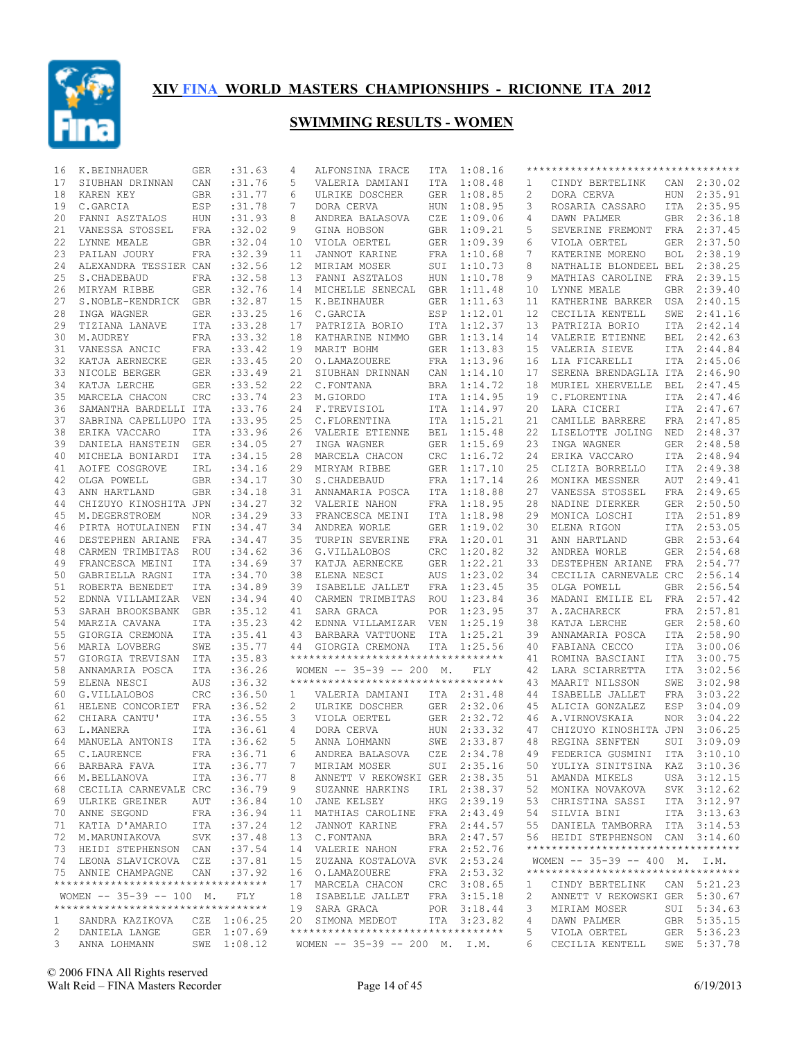# XIV FINA WORLD MASTERS CHAMPIONSHIPS - RICIONNE ITA 2012

## SWIMMING RESULTS - WOMEN

| Place | Name | Country | Time |
|---|---|---|---|
| 16 | K.BEINHAUER | GER | :31.63 |
| 17 | SIUBHAN DRINNAN | CAN | :31.76 |
| 18 | KAREN KEY | GBR | :31.77 |
| 19 | C.GARCIA | ESP | :31.78 |
| 20 | FANNI ASZTALOS | HUN | :31.93 |
| 21 | VANESSA STOSSEL | FRA | :32.02 |
| 22 | LYNNE MEALE | GBR | :32.04 |
| 23 | PAILAN JOURY | FRA | :32.39 |
| 24 | ALEXANDRA TESSIER | CAN | :32.56 |
| 25 | S.CHADEBAUD | FRA | :32.58 |
| 26 | MIRYAM RIBBE | GER | :32.76 |
| 27 | S.NOBLE-KENDRICK | GBR | :32.87 |
| 28 | INGA WAGNER | GER | :33.25 |
| 29 | TIZIANA LANAVE | ITA | :33.28 |
| 30 | M.AUDREY | FRA | :33.32 |
| 31 | VANESSA ANCIC | FRA | :33.42 |
| 32 | KATJA AERNECKE | GER | :33.45 |
| 33 | NICOLE BERGER | GER | :33.49 |
| 34 | KATJA LERCHE | GER | :33.52 |
| 35 | MARCELA CHACON | CRC | :33.74 |
| 36 | SAMANTHA BARDELLI | ITA | :33.76 |
| 37 | SABRINA CAPELLUPO | ITA | :33.95 |
| 38 | ERIKA VACCARO | ITA | :33.96 |
| 39 | DANIELA HANSTEIN | GER | :34.05 |
| 40 | MICHELA BONIARDI | ITA | :34.15 |
| 41 | AOIFE COSGROVE | IRL | :34.16 |
| 42 | OLGA POWELL | GBR | :34.17 |
| 43 | ANN HARTLAND | GBR | :34.18 |
| 44 | CHIZUYO KINOSHITA | JPN | :34.27 |
| 45 | M.DEGERSTROEM | NOR | :34.29 |
| 46 | PIRTA HOTULAINEN | FIN | :34.47 |
| 46 | DESTEPHEN ARIANE | FRA | :34.47 |
| 48 | CARMEN TRIMBITAS | ROU | :34.62 |
| 49 | FRANCESCA MEINI | ITA | :34.69 |
| 50 | GABRIELLA RAGNI | ITA | :34.70 |
| 51 | ROBERTA BENEDET | ITA | :34.89 |
| 52 | EDNNA VILLAMIZAR | VEN | :34.94 |
| 53 | SARAH BROOKSBANK | GBR | :35.12 |
| 54 | MARZIA CAVANA | ITA | :35.23 |
| 55 | GIORGIA CREMONA | ITA | :35.41 |
| 56 | MARIA LOVBERG | SWE | :35.77 |
| 57 | GIORGIA TREVISAN | ITA | :35.83 |
| 58 | ANNAMARIA POSCA | ITA | :36.26 |
| 59 | ELENA NESCI | AUS | :36.32 |
| 60 | G.VILLALOBOS | CRC | :36.50 |
| 61 | HELENE CONCORIET | FRA | :36.52 |
| 62 | CHIARA CANTU' | ITA | :36.55 |
| 63 | L.MANERA | ITA | :36.61 |
| 64 | MANUELA ANTONIS | ITA | :36.62 |
| 65 | C.LAURENCE | FRA | :36.71 |
| 66 | BARBARA FAVA | ITA | :36.77 |
| 66 | M.BELLANOVA | ITA | :36.77 |
| 68 | CECILIA CARNEVALE | CRC | :36.79 |
| 69 | ULRIKE GREINER | AUT | :36.84 |
| 70 | ANNE SEGOND | FRA | :36.94 |
| 71 | KATIA D'AMARIO | ITA | :37.24 |
| 72 | M.MARUNIAKOVA | SVK | :37.48 |
| 73 | HEIDI STEPHENSON | CAN | :37.54 |
| 74 | LEONA SLAVICKOVA | CZE | :37.81 |
| 75 | ANNIE CHAMPAGNE | CAN | :37.92 |

**WOMEN -- 35-39 -- 100 M. FLY**

| Place | Name | Country | Time |
|---|---|---|---|
| 1 | SANDRA KAZIKOVA | CZE | 1:06.25 |
| 2 | DANIELA LANGE | GER | 1:07.69 |
| 3 | ANNA LOHMANN | SWE | 1:08.12 |
| 4 | ALFONSINA IRACE | ITA | 1:08.16 |
| 5 | VALERIA DAMIANI | ITA | 1:08.48 |
| 6 | ULRIKE DOSCHER | GER | 1:08.85 |
| 7 | DORA CERVA | HUN | 1:08.95 |
| 8 | ANDREA BALASOVA | CZE | 1:09.06 |
| 9 | GINA HOBSON | GBR | 1:09.21 |
| 10 | VIOLA OERTEL | GER | 1:09.39 |
| 11 | JANNOT KARINE | FRA | 1:10.68 |
| 12 | MIRIAM MOSER | SUI | 1:10.73 |
| 13 | FANNI ASZTALOS | HUN | 1:10.78 |
| 14 | MICHELLE SENECAL | GBR | 1:11.48 |
| 15 | K.BEINHAUER | GER | 1:11.63 |
| 16 | C.GARCIA | ESP | 1:12.01 |
| 17 | PATRIZIA BORIO | ITA | 1:12.37 |
| 18 | KATHARINE NIMMO | GBR | 1:13.14 |
| 19 | MARIT BOHM | GER | 1:13.83 |
| 20 | O.LAMAZOUERE | FRA | 1:13.96 |
| 21 | SIUBHAN DRINNAN | CAN | 1:14.10 |
| 22 | C.FONTANA | BRA | 1:14.72 |
| 23 | M.GIORDO | ITA | 1:14.95 |
| 24 | F.TREVISIOL | ITA | 1:14.97 |
| 25 | C.FLORENTINA | ITA | 1:15.21 |
| 26 | VALERIE ETIENNE | BEL | 1:15.48 |
| 27 | INGA WAGNER | GER | 1:15.69 |
| 28 | MARCELA CHACON | CRC | 1:16.72 |
| 29 | MIRYAM RIBBE | GER | 1:17.10 |
| 30 | S.CHADEBAUD | FRA | 1:17.14 |
| 31 | ANNAMARIA POSCA | ITA | 1:18.88 |
| 32 | VALERIE NAHON | FRA | 1:18.95 |
| 33 | FRANCESCA MEINI | ITA | 1:18.98 |
| 34 | ANDREA WORLE | GER | 1:19.02 |
| 35 | TURPIN SEVERINE | FRA | 1:20.01 |
| 36 | G.VILLALOBOS | CRC | 1:20.82 |
| 37 | KATJA AERNECKE | GER | 1:22.21 |
| 38 | ELENA NESCI | AUS | 1:23.02 |
| 39 | ISABELLE JALLET | FRA | 1:23.45 |
| 40 | CARMEN TRIMBITAS | ROU | 1:23.84 |
| 41 | SARA GRACA | POR | 1:23.95 |
| 42 | EDNNA VILLAMIZAR | VEN | 1:25.19 |
| 43 | BARBARA VATTUONE | ITA | 1:25.21 |
| 44 | GIORGIA CREMONA | ITA | 1:25.56 |

**WOMEN -- 35-39 -- 200 M. FLY**

| Place | Name | Country | Time |
|---|---|---|---|
| 1 | VALERIA DAMIANI | ITA | 2:31.48 |
| 2 | ULRIKE DOSCHER | GER | 2:32.06 |
| 3 | VIOLA OERTEL | GER | 2:32.72 |
| 4 | DORA CERVA | HUN | 2:33.32 |
| 5 | ANNA LOHMANN | SWE | 2:33.87 |
| 6 | ANDREA BALASOVA | CZE | 2:34.78 |
| 7 | MIRIAM MOSER | SUI | 2:35.16 |
| 8 | ANNETT V REKOWSKI | GER | 2:38.35 |
| 9 | SUZANNE HARKINS | IRL | 2:38.37 |
| 10 | JANE KELSEY | HKG | 2:39.19 |
| 11 | MATHIAS CAROLINE | FRA | 2:43.49 |
| 12 | JANNOT KARINE | FRA | 2:44.57 |
| 13 | C.FONTANA | BRA | 2:47.57 |
| 14 | VALERIE NAHON | FRA | 2:52.76 |
| 15 | ZUZANA KOSTALOVA | SVK | 2:53.24 |
| 16 | O.LAMAZOUERE | FRA | 2:53.32 |
| 17 | MARCELA CHACON | CRC | 3:08.65 |
| 18 | ISABELLE JALLET | FRA | 3:15.18 |
| 19 | SARA GRACA | POR | 3:18.44 |
| 20 | SIMONA MEDEOT | ITA | 3:23.82 |

**WOMEN -- 35-39 -- 200 M. I.M.**

| Place | Name | Country | Time |
|---|---|---|---|
| 1 | CINDY BERTELINK | CAN | 2:30.02 |
| 2 | DORA CERVA | HUN | 2:35.91 |
| 3 | ROSARIA CASSARO | ITA | 2:35.95 |
| 4 | DAWN PALMER | GBR | 2:36.18 |
| 5 | SEVERINE FREMONT | FRA | 2:37.45 |
| 6 | VIOLA OERTEL | GER | 2:37.50 |
| 7 | KATERINE MORENO | BOL | 2:38.19 |
| 8 | NATHALIE BLONDEEL | BEL | 2:38.25 |
| 9 | MATHIAS CAROLINE | FRA | 2:39.15 |
| 10 | LYNNE MEALE | GBR | 2:39.40 |
| 11 | KATHERINE BARKER | USA | 2:40.15 |
| 12 | CECILIA KENTELL | SWE | 2:41.16 |
| 13 | PATRIZIA BORIO | ITA | 2:42.14 |
| 14 | VALERIE ETIENNE | BEL | 2:42.63 |
| 15 | VALERIA SIEVE | ITA | 2:44.84 |
| 16 | LIA FICARELLI | ITA | 2:45.06 |
| 17 | SERENA BRENDAGLIA | ITA | 2:46.90 |
| 18 | MURIEL XHERVELLE | BEL | 2:47.45 |
| 19 | C.FLORENTINA | ITA | 2:47.46 |
| 20 | LARA CICERI | ITA | 2:47.67 |
| 21 | CAMILLE BARRERE | FRA | 2:47.85 |
| 22 | LISELOTTE JOLING | NED | 2:48.37 |
| 23 | INGA WAGNER | GER | 2:48.58 |
| 24 | ERIKA VACCARO | ITA | 2:48.94 |
| 25 | CLIZIA BORRELLO | ITA | 2:49.38 |
| 26 | MONIKA MESSNER | AUT | 2:49.41 |
| 27 | VANESSA STOSSEL | FRA | 2:49.65 |
| 28 | NADINE DIERKER | GER | 2:50.50 |
| 29 | MONICA LOSCHI | ITA | 2:51.89 |
| 30 | ELENA RIGON | ITA | 2:53.05 |
| 31 | ANN HARTLAND | GBR | 2:53.64 |
| 32 | ANDREA WORLE | GER | 2:54.68 |
| 33 | DESTEPHEN ARIANE | FRA | 2:54.77 |
| 34 | CECILIA CARNEVALE | CRC | 2:56.14 |
| 35 | OLGA POWELL | GBR | 2:56.54 |
| 36 | MADANI EMILIE EL | FRA | 2:57.42 |
| 37 | A.ZACHARECK | FRA | 2:57.81 |
| 38 | KATJA LERCHE | GER | 2:58.60 |
| 39 | ANNAMARIA POSCA | ITA | 2:58.90 |
| 40 | FABIANA CECCO | ITA | 3:00.06 |
| 41 | ROMINA BASCIANI | ITA | 3:00.75 |
| 42 | LARA SCIARRETTA | ITA | 3:02.56 |
| 43 | MAARIT NILSSON | SWE | 3:02.98 |
| 44 | ISABELLE JALLET | FRA | 3:03.22 |
| 45 | ALICIA GONZALEZ | ESP | 3:04.09 |
| 46 | A.VIRNOVSKAIA | NOR | 3:04.22 |
| 47 | CHIZUYO KINOSHITA | JPN | 3:06.25 |
| 48 | REGINA SENFTEN | SUI | 3:09.09 |
| 49 | FEDERICA GUSMINI | ITA | 3:10.10 |
| 50 | YULIYA SINITSINA | KAZ | 3:10.36 |
| 51 | AMANDA MIKELS | USA | 3:12.15 |
| 52 | MONIKA NOVAKOVA | SVK | 3:12.62 |
| 53 | CHRISTINA SASSI | ITA | 3:12.97 |
| 54 | SILVIA BINI | ITA | 3:13.63 |
| 55 | DANIELA TAMBORRA | ITA | 3:14.53 |
| 56 | HEIDI STEPHENSON | CAN | 3:14.60 |

**WOMEN -- 35-39 -- 400 M. I.M.**

| Place | Name | Country | Time |
|---|---|---|---|
| 1 | CINDY BERTELINK | CAN | 5:21.23 |
| 2 | ANNETT V REKOWSKI | GER | 5:30.67 |
| 3 | MIRIAM MOSER | SUI | 5:34.63 |
| 4 | DAWN PALMER | GBR | 5:35.15 |
| 5 | VIOLA OERTEL | GER | 5:36.23 |
| 6 | CECILIA KENTELL | SWE | 5:37.78 |

© 2006 FINA All Rights reserved
Walt Reid – FINA Masters Recorder 6/19/2013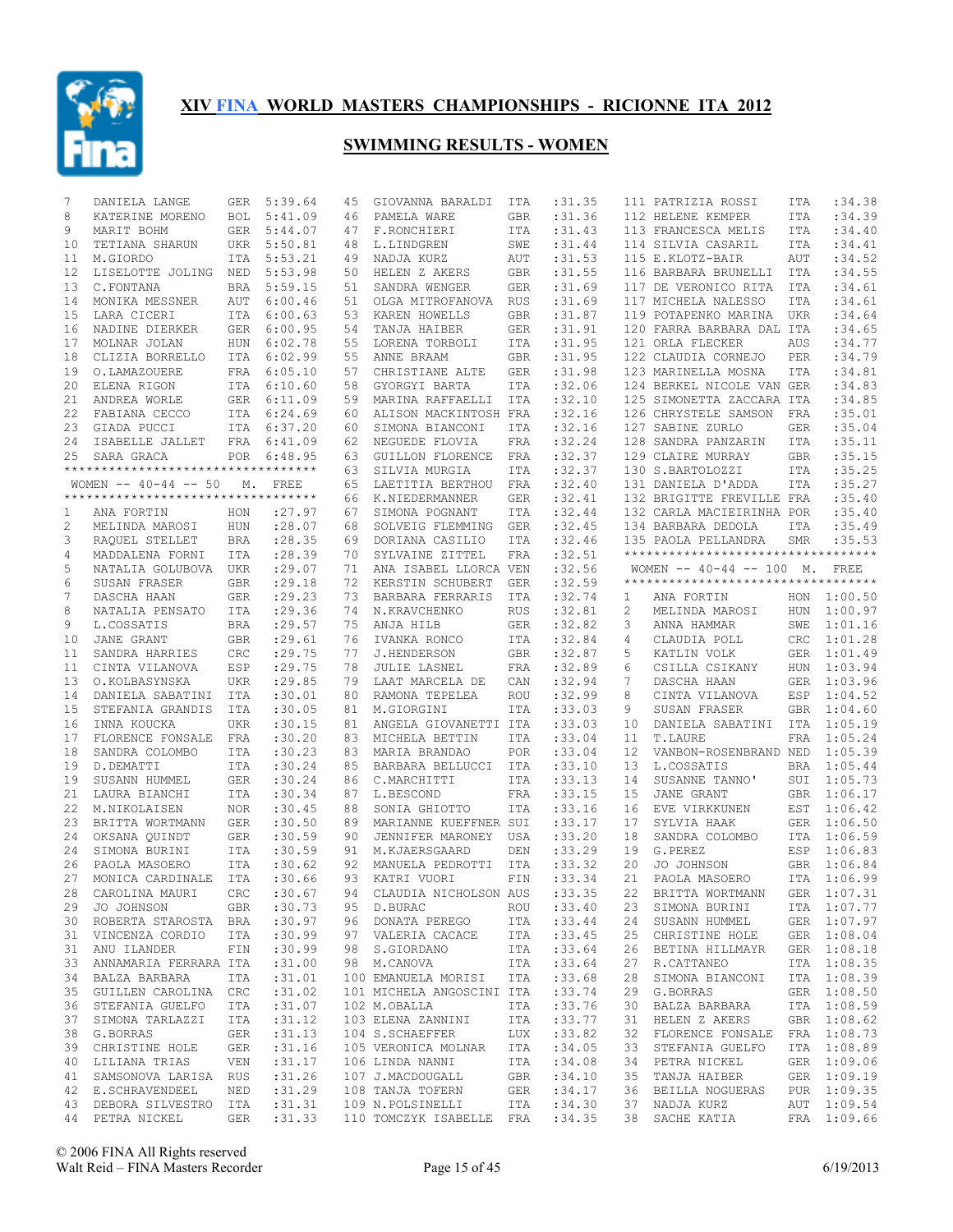# XIV FINA WORLD MASTERS CHAMPIONSHIPS - RICIONNE ITA 2012

## SWIMMING RESULTS - WOMEN

| Place | Name | Country | Time |
|---|---|---|---|
| 7 | DANIELA LANGE | GER | 5:39.64 |
| 8 | KATERINE MORENO | BOL | 5:41.09 |
| 9 | MARIT BOHM | GER | 5:44.07 |
| 10 | TETIANA SHARUN | UKR | 5:50.81 |
| 11 | M.GIORDO | ITA | 5:53.21 |
| 12 | LISELOTTE JOLING | NED | 5:53.98 |
| 13 | C.FONTANA | BRA | 5:59.15 |
| 14 | MONIKA MESSNER | AUT | 6:00.46 |
| 15 | LARA CICERI | ITA | 6:00.63 |
| 16 | NADINE DIERKER | GER | 6:00.95 |
| 17 | MOLNAR JOLAN | HUN | 6:02.78 |
| 18 | CLIZIA BORRELLO | ITA | 6:02.99 |
| 19 | O.LAMAZOUERE | FRA | 6:05.10 |
| 20 | ELENA RIGON | ITA | 6:10.60 |
| 21 | ANDREA WORLE | GER | 6:11.09 |
| 22 | FABIANA CECCO | ITA | 6:24.69 |
| 23 | GIADA PUCCI | ITA | 6:37.20 |
| 24 | ISABELLE JALLET | FRA | 6:41.09 |
| 25 | SARA GRACA | POR | 6:48.95 |

### WOMEN -- 40-44 -- 50 M. FREE

| Place | Name | Country | Time |
|---|---|---|---|
| 1 | ANA FORTIN | HON | :27.97 |
| 2 | MELINDA MAROSI | HUN | :28.07 |
| 3 | RAQUEL STELLET | BRA | :28.35 |
| 4 | MADDALENA FORNI | ITA | :28.39 |
| 5 | NATALIA GOLUBOVA | UKR | :29.07 |
| 6 | SUSAN FRASER | GBR | :29.18 |
| 7 | DASCHA HAAN | GER | :29.23 |
| 8 | NATALIA PENSATO | ITA | :29.36 |
| 9 | L.COSSATIS | BRA | :29.57 |
| 10 | JANE GRANT | GBR | :29.61 |
| 11 | SANDRA HARRIES | CRC | :29.75 |
| 11 | CINTA VILANOVA | ESP | :29.75 |
| 13 | O.KOLBASYNSKA | UKR | :29.85 |
| 14 | DANIELA SABATINI | ITA | :30.01 |
| 15 | STEFANIA GRANDIS | ITA | :30.05 |
| 16 | INNA KOUCKA | UKR | :30.15 |
| 17 | FLORENCE FONSALE | FRA | :30.20 |
| 18 | SANDRA COLOMBO | ITA | :30.23 |
| 19 | D.DEMATTI | ITA | :30.24 |
| 19 | SUSANN HUMMEL | GER | :30.24 |
| 21 | LAURA BIANCHI | ITA | :30.34 |
| 22 | M.NIKOLAISEN | NOR | :30.45 |
| 23 | BRITTA WORTMANN | GER | :30.50 |
| 24 | OKSANA QUINDT | GER | :30.59 |
| 24 | SIMONA BURINI | ITA | :30.59 |
| 26 | PAOLA MASOERO | ITA | :30.62 |
| 27 | MONICA CARDINALE | ITA | :30.66 |
| 28 | CAROLINA MAURI | CRC | :30.67 |
| 29 | JO JOHNSON | GBR | :30.73 |
| 30 | ROBERTA STAROSTA | BRA | :30.97 |
| 31 | VINCENZA CORDIO | ITA | :30.99 |
| 31 | ANU ILANDER | FIN | :30.99 |
| 33 | ANNAMARIA FERRARA | ITA | :31.00 |
| 34 | BALZA BARBARA | ITA | :31.01 |
| 35 | GUILLEN CAROLINA | CRC | :31.02 |
| 36 | STEFANIA GUELFO | ITA | :31.07 |
| 37 | SIMONA TARLAZZI | ITA | :31.12 |
| 38 | G.BORRAS | GER | :31.13 |
| 39 | CHRISTINE HOLE | GER | :31.16 |
| 40 | LILIANA TRIAS | VEN | :31.17 |
| 41 | SAMSONOVA LARISA | RUS | :31.26 |
| 42 | E.SCHRAVENDEEL | NED | :31.29 |
| 43 | DEBORA SILVESTRO | ITA | :31.31 |
| 44 | PETRA NICKEL | GER | :31.33 |
| 45 | GIOVANNA BARALDI | ITA | :31.35 |
| 46 | PAMELA WARE | GBR | :31.36 |
| 47 | F.RONCHIERI | ITA | :31.43 |
| 48 | L.LINDGREN | SWE | :31.44 |
| 49 | NADJA KURZ | AUT | :31.53 |
| 50 | HELEN Z AKERS | GBR | :31.55 |
| 51 | SANDRA WENGER | GER | :31.69 |
| 51 | OLGA MITROFANOVA | RUS | :31.69 |
| 53 | KAREN HOWELLS | GBR | :31.87 |
| 54 | TANJA HAIBER | GER | :31.91 |
| 55 | LORENA TORBOLI | ITA | :31.95 |
| 55 | ANNE BRAAM | GBR | :31.95 |
| 57 | CHRISTIANE ALTE | GER | :31.98 |
| 58 | GYORGYI BARTA | ITA | :32.06 |
| 59 | MARINA RAFFAELLI | ITA | :32.10 |
| 60 | ALISON MACKINTOSH | FRA | :32.16 |
| 60 | SIMONA BIANCONI | ITA | :32.16 |
| 62 | NEGUEDE FLOVIA | FRA | :32.24 |
| 63 | GUILLON FLORENCE | FRA | :32.37 |
| 63 | SILVIA MURGIA | ITA | :32.37 |
| 65 | LAETITIA BERTHOU | FRA | :32.40 |
| 66 | K.NIEDERMANNER | GER | :32.41 |
| 67 | SIMONA POGNANT | ITA | :32.44 |
| 68 | SOLVEIG FLEMMING | GER | :32.45 |
| 69 | DORIANA CASILIO | ITA | :32.46 |
| 70 | SYLVAINE ZITTEL | FRA | :32.51 |
| 71 | ANA ISABEL LLORCA | VEN | :32.56 |
| 72 | KERSTIN SCHUBERT | GER | :32.59 |
| 73 | BARBARA FERRARIS | ITA | :32.74 |
| 74 | N.KRAVCHENKO | RUS | :32.81 |
| 75 | ANJA HILB | GER | :32.82 |
| 76 | IVANKA RONCO | ITA | :32.84 |
| 77 | J.HENDERSON | GBR | :32.87 |
| 78 | JULIE LASNEL | FRA | :32.89 |
| 79 | LAAT MARCELA DE | CAN | :32.94 |
| 80 | RAMONA TEPELEA | ROU | :32.99 |
| 81 | M.GIORGINI | ITA | :33.03 |
| 81 | ANGELA GIOVANETTI | ITA | :33.03 |
| 83 | MICHELA BETTIN | ITA | :33.04 |
| 83 | MARIA BRANDAO | POR | :33.04 |
| 85 | BARBARA BELLUCCI | ITA | :33.10 |
| 86 | C.MARCHITTI | ITA | :33.13 |
| 87 | L.BESCOND | FRA | :33.15 |
| 88 | SONIA GHIOTTO | ITA | :33.16 |
| 89 | MARIANNE KUEFFNER | SUI | :33.17 |
| 90 | JENNIFER MARONEY | USA | :33.20 |
| 91 | M.KJAERSGAARD | DEN | :33.29 |
| 92 | MANUELA PEDROTTI | ITA | :33.32 |
| 93 | KATRI VUORI | FIN | :33.34 |
| 94 | CLAUDIA NICHOLSON | AUS | :33.35 |
| 95 | D.BURAC | ROU | :33.40 |
| 96 | DONATA PEREGO | ITA | :33.44 |
| 97 | VALERIA CACACE | ITA | :33.45 |
| 98 | S.GIORDANO | ITA | :33.64 |
| 98 | M.CANOVA | ITA | :33.64 |
| 100 | EMANUELA MORISI | ITA | :33.68 |
| 101 | MICHELA ANGOSCINI | ITA | :33.74 |
| 102 | M.OBALLA | ITA | :33.76 |
| 103 | ELENA ZANNINI | ITA | :33.77 |
| 104 | S.SCHAEFFER | LUX | :33.82 |
| 105 | VERONICA MOLNAR | ITA | :34.05 |
| 106 | LINDA NANNI | ITA | :34.08 |
| 107 | J.MACDOUGALL | GBR | :34.10 |
| 108 | TANJA TOFERN | GER | :34.17 |
| 109 | N.POLSINELLI | ITA | :34.30 |
| 110 | TOMCZYK ISABELLE | FRA | :34.35 |
| 111 | PATRIZIA ROSSI | ITA | :34.38 |
| 112 | HELENE KEMPER | ITA | :34.39 |
| 113 | FRANCESCA MELIS | ITA | :34.40 |
| 114 | SILVIA CASARIL | ITA | :34.41 |
| 115 | E.KLOTZ-BAIR | AUT | :34.52 |
| 116 | BARBARA BRUNELLI | ITA | :34.55 |
| 117 | DE VERONICO RITA | ITA | :34.61 |
| 117 | MICHELA NALESSO | ITA | :34.61 |
| 119 | POTAPENKO MARINA | UKR | :34.64 |
| 120 | FARRA BARBARA DAL | ITA | :34.65 |
| 121 | ORLA FLECKER | AUS | :34.77 |
| 122 | CLAUDIA CORNEJO | PER | :34.79 |
| 123 | MARINELLA MOSNA | ITA | :34.81 |
| 124 | BERKEL NICOLE VAN | GER | :34.83 |
| 125 | SIMONETTA ZACCARA | ITA | :34.85 |
| 126 | CHRYSTELE SAMSON | FRA | :35.01 |
| 127 | SABINE ZURLO | GER | :35.04 |
| 128 | SANDRA PANZARIN | ITA | :35.11 |
| 129 | CLAIRE MURRAY | GBR | :35.15 |
| 130 | S.BARTOLOZZI | ITA | :35.25 |
| 131 | DANIELA D'ADDA | ITA | :35.27 |
| 132 | BRIGITTE FREVILLE | FRA | :35.40 |
| 132 | CARLA MACIEIRINHA | POR | :35.40 |
| 134 | BARBARA DEDOLA | ITA | :35.49 |
| 135 | PAOLA PELLANDRA | SMR | :35.53 |

### WOMEN -- 40-44 -- 100 M. FREE

| Place | Name | Country | Time |
|---|---|---|---|
| 1 | ANA FORTIN | HON | 1:00.50 |
| 2 | MELINDA MAROSI | HUN | 1:00.97 |
| 3 | ANNA HAMMAR | SWE | 1:01.16 |
| 4 | CLAUDIA POLL | CRC | 1:01.28 |
| 5 | KATLIN VOLK | GER | 1:01.49 |
| 6 | CSILLA CSIKANY | HUN | 1:03.94 |
| 7 | DASCHA HAAN | GER | 1:03.96 |
| 8 | CINTA VILANOVA | ESP | 1:04.52 |
| 9 | SUSAN FRASER | GBR | 1:04.60 |
| 10 | DANIELA SABATINI | ITA | 1:05.19 |
| 11 | T.LAURE | FRA | 1:05.24 |
| 12 | VANBON-ROSENBRAND | NED | 1:05.39 |
| 13 | L.COSSATIS | BRA | 1:05.44 |
| 14 | SUSANNE TANNO' | SUI | 1:05.73 |
| 15 | JANE GRANT | GBR | 1:06.17 |
| 16 | EVE VIRKKUNEN | EST | 1:06.42 |
| 17 | SYLVIA HAAK | GER | 1:06.50 |
| 18 | SANDRA COLOMBO | ITA | 1:06.59 |
| 19 | G.PEREZ | ESP | 1:06.83 |
| 20 | JO JOHNSON | GBR | 1:06.84 |
| 21 | PAOLA MASOERO | ITA | 1:06.99 |
| 22 | BRITTA WORTMANN | GER | 1:07.31 |
| 23 | SIMONA BURINI | ITA | 1:07.77 |
| 24 | SUSANN HUMMEL | GER | 1:07.97 |
| 25 | CHRISTINE HOLE | GER | 1:08.04 |
| 26 | BETINA HILLMAYR | GER | 1:08.18 |
| 27 | R.CATTANEO | ITA | 1:08.35 |
| 28 | SIMONA BIANCONI | ITA | 1:08.39 |
| 29 | G.BORRAS | GER | 1:08.50 |
| 30 | BALZA BARBARA | ITA | 1:08.59 |
| 31 | HELEN Z AKERS | GBR | 1:08.62 |
| 32 | FLORENCE FONSALE | FRA | 1:08.73 |
| 33 | STEFANIA GUELFO | ITA | 1:08.89 |
| 34 | PETRA NICKEL | GER | 1:09.06 |
| 35 | TANJA HAIBER | GER | 1:09.19 |
| 36 | BEILLA NOGUERAS | PUR | 1:09.35 |
| 37 | NADJA KURZ | AUT | 1:09.54 |
| 38 | SACHE KATIA | FRA | 1:09.66 |

© 2006 FINA All Rights reserved
Walt Reid – FINA Masters Recorder
6/19/2013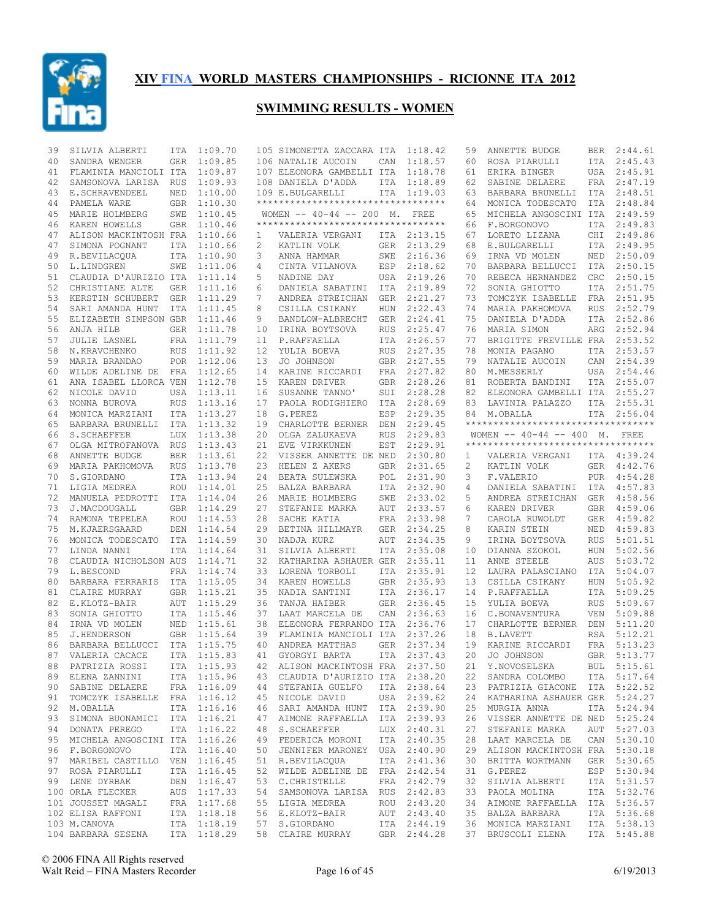# XIV FINA WORLD MASTERS CHAMPIONSHIPS - RICIONNE ITA 2012

## SWIMMING RESULTS - WOMEN

| Place | Name | Nat | Time |
|---|---|---|---|
| 39 | SILVIA ALBERTI | ITA | 1:09.70 |
| 40 | SANDRA WENGER | GER | 1:09.85 |
| 41 | FLAMINIA MANCIOLI | ITA | 1:09.87 |
| 42 | SAMSONOVA LARISA | RUS | 1:09.93 |
| 43 | E.SCHRAVENDEEL | NED | 1:10.00 |
| 44 | PAMELA WARE | GBR | 1:10.30 |
| 45 | MARIE HOLMBERG | SWE | 1:10.45 |
| 46 | KAREN HOWELLS | GBR | 1:10.46 |
| 47 | ALISON MACKINTOSH | FRA | 1:10.66 |
| 47 | SIMONA POGNANT | ITA | 1:10.66 |
| 49 | R.BEVILACQUA | ITA | 1:10.90 |
| 50 | L.LINDGREN | SWE | 1:11.06 |
| 51 | CLAUDIA D'AURIZIO | ITA | 1:11.14 |
| 52 | CHRISTIANE ALTE | GER | 1:11.16 |
| 53 | KERSTIN SCHUBERT | GER | 1:11.29 |
| 54 | SARI AMANDA HUNT | ITA | 1:11.45 |
| 55 | ELIZABETH SIMPSON | GBR | 1:11.46 |
| 56 | ANJA HILB | GER | 1:11.78 |
| 57 | JULIE LASNEL | FRA | 1:11.79 |
| 58 | N.KRAVCHENKO | RUS | 1:11.92 |
| 59 | MARIA BRANDAO | POR | 1:12.06 |
| 60 | WILDE ADELINE DE | FRA | 1:12.65 |
| 61 | ANA ISABEL LLORCA | VEN | 1:12.78 |
| 62 | NICOLE DAVID | USA | 1:13.11 |
| 63 | NONNA BUROVA | RUS | 1:13.16 |
| 64 | MONICA MARZIANI | ITA | 1:13.27 |
| 65 | BARBARA BRUNELLI | ITA | 1:13.32 |
| 66 | S.SCHAEFFER | LUX | 1:13.38 |
| 67 | OLGA MITROFANOVA | RUS | 1:13.43 |
| 68 | ANNETTE BUDGE | BER | 1:13.61 |
| 69 | MARIA PAKHOMOVA | RUS | 1:13.78 |
| 70 | S.GIORDANO | ITA | 1:13.94 |
| 71 | LIGIA MEDREA | ROU | 1:14.01 |
| 72 | MANUELA PEDROTTI | ITA | 1:14.04 |
| 73 | J.MACDOUGALL | GBR | 1:14.29 |
| 74 | RAMONA TEPELEA | ROU | 1:14.53 |
| 75 | M.KJAERSGAARD | DEN | 1:14.54 |
| 76 | MONICA TODESCATO | ITA | 1:14.59 |
| 77 | LINDA NANNI | ITA | 1:14.64 |
| 78 | CLAUDIA NICHOLSON | AUS | 1:14.71 |
| 79 | L.BESCOND | FRA | 1:14.74 |
| 80 | BARBARA FERRARIS | ITA | 1:15.05 |
| 81 | CLAIRE MURRAY | GBR | 1:15.21 |
| 82 | E.KLOTZ-BAIR | AUT | 1:15.29 |
| 83 | SONIA GHIOTTO | ITA | 1:15.46 |
| 84 | IRNA VD MOLEN | NED | 1:15.61 |
| 85 | J.HENDERSON | GBR | 1:15.64 |
| 86 | BARBARA BELLUCCI | ITA | 1:15.75 |
| 87 | VALERIA CACACE | ITA | 1:15.83 |
| 88 | PATRIZIA ROSSI | ITA | 1:15.93 |
| 89 | ELENA ZANNINI | ITA | 1:15.96 |
| 90 | SABINE DELAERE | FRA | 1:16.09 |
| 91 | TOMCZYK ISABELLE | FRA | 1:16.12 |
| 92 | M.OBALLA | ITA | 1:16.16 |
| 93 | SIMONA BUONAMICI | ITA | 1:16.21 |
| 94 | DONATA PEREGO | ITA | 1:16.22 |
| 95 | MICHELA ANGOSCINI | ITA | 1:16.26 |
| 96 | F.BORGONOVO | ITA | 1:16.40 |
| 97 | MARIBEL CASTILLO | VEN | 1:16.45 |
| 97 | ROSA PIARULLI | ITA | 1:16.45 |
| 99 | LENE DYRBAK | DEN | 1:16.47 |
| 100 | ORLA FLECKER | AUS | 1:17.33 |
| 101 | JOUSSET MAGALI | FRA | 1:17.68 |
| 102 | ELISA RAFFONI | ITA | 1:18.18 |
| 103 | M.CANOVA | ITA | 1:18.19 |
| 104 | BARBARA SESENA | ITA | 1:18.29 |
| 105 | SIMONETTA ZACCARA | ITA | 1:18.42 |
| 106 | NATALIE AUCOIN | CAN | 1:18.57 |
| 107 | ELEONORA GAMBELLI | ITA | 1:18.78 |
| 108 | DANIELA D'ADDA | ITA | 1:18.89 |
| 109 | E.BULGARELLI | ITA | 1:19.03 |

### WOMEN -- 40-44 -- 200 M. FREE

| Place | Name | Nat | Time |
|---|---|---|---|
| 1 | VALERIA VERGANI | ITA | 2:13.15 |
| 2 | KATLIN VOLK | GER | 2:13.29 |
| 3 | ANNA HAMMAR | SWE | 2:16.36 |
| 4 | CINTA VILANOVA | ESP | 2:18.62 |
| 5 | NADINE DAY | USA | 2:19.26 |
| 6 | DANIELA SABATINI | ITA | 2:19.89 |
| 7 | ANDREA STREICHAN | GER | 2:21.27 |
| 8 | CSILLA CSIKANY | HUN | 2:22.43 |
| 9 | BANDLOW-ALBRECHT | GER | 2:24.41 |
| 10 | IRINA BOYTSOVA | RUS | 2:25.47 |
| 11 | P.RAFFAELLA | ITA | 2:26.57 |
| 12 | YULIA BOEVA | RUS | 2:27.35 |
| 13 | JO JOHNSON | GBR | 2:27.55 |
| 14 | KARINE RICCARDI | FRA | 2:27.82 |
| 15 | KAREN DRIVER | GBR | 2:28.26 |
| 16 | SUSANNE TANNO' | SUI | 2:28.28 |
| 17 | PAOLA RODIGHIERO | ITA | 2:28.69 |
| 18 | G.PEREZ | ESP | 2:29.35 |
| 19 | CHARLOTTE BERNER | DEN | 2:29.45 |
| 20 | OLGA ZALUKAEVA | RUS | 2:29.83 |
| 21 | EVE VIRKKUNEN | EST | 2:29.91 |
| 22 | VISSER ANNETTE DE | NED | 2:30.80 |
| 23 | HELEN Z AKERS | GBR | 2:31.65 |
| 24 | BEATA SULEWSKA | POL | 2:31.90 |
| 25 | BALZA BARBARA | ITA | 2:32.90 |
| 26 | MARIE HOLMBERG | SWE | 2:33.02 |
| 27 | STEFANIE MARKA | AUT | 2:33.57 |
| 28 | SACHE KATIA | FRA | 2:33.98 |
| 29 | BETINA HILLMAYR | GER | 2:34.25 |
| 30 | NADJA KURZ | AUT | 2:34.35 |
| 31 | SILVIA ALBERTI | ITA | 2:35.08 |
| 32 | KATHARINA ASHAUER | GER | 2:35.11 |
| 33 | LORENA TORBOLI | ITA | 2:35.91 |
| 34 | KAREN HOWELLS | GBR | 2:35.93 |
| 35 | NADIA SANTINI | ITA | 2:36.17 |
| 36 | TANJA HAIBER | GER | 2:36.45 |
| 37 | LAAT MARCELA DE | CAN | 2:36.63 |
| 38 | ELEONORA FERRANDO | ITA | 2:36.76 |
| 39 | FLAMINIA MANCIOLI | ITA | 2:37.26 |
| 40 | ANDREA MATTHAS | GER | 2:37.34 |
| 41 | GYORGYI BARTA | ITA | 2:37.43 |
| 42 | ALISON MACKINTOSH | FRA | 2:37.50 |
| 43 | CLAUDIA D'AURIZIO | ITA | 2:38.20 |
| 44 | STEFANIA GUELFO | ITA | 2:38.64 |
| 45 | NICOLE DAVID | USA | 2:39.62 |
| 46 | SARI AMANDA HUNT | ITA | 2:39.90 |
| 47 | AIMONE RAFFAELLA | ITA | 2:39.93 |
| 48 | S.SCHAEFFER | LUX | 2:40.31 |
| 49 | FEDERICA MORONI | ITA | 2:40.35 |
| 50 | JENNIFER MARONEY | USA | 2:40.90 |
| 51 | R.BEVILACQUA | ITA | 2:41.36 |
| 52 | WILDE ADELINE DE | FRA | 2:42.54 |
| 53 | C.CHRISTELLE | FRA | 2:42.79 |
| 54 | SAMSONOVA LARISA | RUS | 2:42.83 |
| 55 | LIGIA MEDREA | ROU | 2:43.20 |
| 56 | E.KLOTZ-BAIR | AUT | 2:43.40 |
| 57 | S.GIORDANO | ITA | 2:44.19 |
| 58 | CLAIRE MURRAY | GBR | 2:44.28 |
| 59 | ANNETTE BUDGE | BER | 2:44.61 |
| 60 | ROSA PIARULLI | ITA | 2:45.43 |
| 61 | ERIKA BINGER | USA | 2:45.91 |
| 62 | SABINE DELAERE | FRA | 2:47.19 |
| 63 | BARBARA BRUNELLI | ITA | 2:48.51 |
| 64 | MONICA TODESCATO | ITA | 2:48.84 |
| 65 | MICHELA ANGOSCINI | ITA | 2:49.59 |
| 66 | F.BORGONOVO | ITA | 2:49.83 |
| 67 | LORETO LIZANA | CHI | 2:49.86 |
| 68 | E.BULGARELLI | ITA | 2:49.95 |
| 69 | IRNA VD MOLEN | NED | 2:50.09 |
| 70 | BARBARA BELLUCCI | ITA | 2:50.15 |
| 70 | REBECA HERNANDEZ | CRC | 2:50.15 |
| 72 | SONIA GHIOTTO | ITA | 2:51.75 |
| 73 | TOMCZYK ISABELLE | FRA | 2:51.95 |
| 74 | MARIA PAKHOMOVA | RUS | 2:52.79 |
| 75 | DANIELA D'ADDA | ITA | 2:52.86 |
| 76 | MARIA SIMON | ARG | 2:52.94 |
| 77 | BRIGITTE FREVILLE | FRA | 2:53.52 |
| 78 | MONIA PAGANO | ITA | 2:53.57 |
| 79 | NATALIE AUCOIN | CAN | 2:54.39 |
| 80 | M.MESSERLY | USA | 2:54.46 |
| 81 | ROBERTA BANDINI | ITA | 2:55.07 |
| 82 | ELEONORA GAMBELLI | ITA | 2:55.27 |
| 83 | LAVINIA PALAZZO | ITA | 2:55.31 |
| 84 | M.OBALLA | ITA | 2:56.04 |

### WOMEN -- 40-44 -- 400 M. FREE

| Place | Name | Nat | Time |
|---|---|---|---|
| 1 | VALERIA VERGANI | ITA | 4:39.24 |
| 2 | KATLIN VOLK | GER | 4:42.76 |
| 3 | F.VALERIO | PUR | 4:54.28 |
| 4 | DANIELA SABATINI | ITA | 4:57.83 |
| 5 | ANDREA STREICHAN | GER | 4:58.56 |
| 6 | KAREN DRIVER | GBR | 4:59.06 |
| 7 | CAROLA RUWOLDT | GER | 4:59.82 |
| 8 | KARIN STEIN | NED | 4:59.83 |
| 9 | IRINA BOYTSOVA | RUS | 5:01.51 |
| 10 | DIANNA SZOKOL | HUN | 5:02.56 |
| 11 | ANNE STEELE | AUS | 5:03.72 |
| 12 | LAURA PALASCIANO | ITA | 5:04.07 |
| 13 | CSILLA CSIKANY | HUN | 5:05.92 |
| 14 | P.RAFFAELLA | ITA | 5:09.25 |
| 15 | YULIA BOEVA | RUS | 5:09.67 |
| 16 | C.BONAVENTURA | VEN | 5:09.88 |
| 17 | CHARLOTTE BERNER | DEN | 5:11.20 |
| 18 | B.LAVETT | RSA | 5:12.21 |
| 19 | KARINE RICCARDI | FRA | 5:13.23 |
| 20 | JO JOHNSON | GBR | 5:13.77 |
| 21 | Y.NOVOSELSKA | BUL | 5:15.61 |
| 22 | SANDRA COLOMBO | ITA | 5:17.64 |
| 23 | PATRIZIA GIACONE | ITA | 5:22.52 |
| 24 | KATHARINA ASHAUER | GER | 5:24.27 |
| 25 | MURGIA ANNA | ITA | 5:24.94 |
| 26 | VISSER ANNETTE DE | NED | 5:25.24 |
| 27 | STEFANIE MARKA | AUT | 5:27.03 |
| 28 | LAAT MARCELA DE | CAN | 5:30.10 |
| 29 | ALISON MACKINTOSH | FRA | 5:30.18 |
| 30 | BRITTA WORTMANN | GER | 5:30.65 |
| 31 | G.PEREZ | ESP | 5:30.94 |
| 32 | SILVIA ALBERTI | ITA | 5:31.57 |
| 33 | PAOLA MOLINA | ITA | 5:32.76 |
| 34 | AIMONE RAFFAELLA | ITA | 5:36.57 |
| 35 | BALZA BARBARA | ITA | 5:36.68 |
| 36 | MONICA MARZIANI | ITA | 5:38.13 |
| 37 | BRUSCOLI ELENA | ITA | 5:45.88 |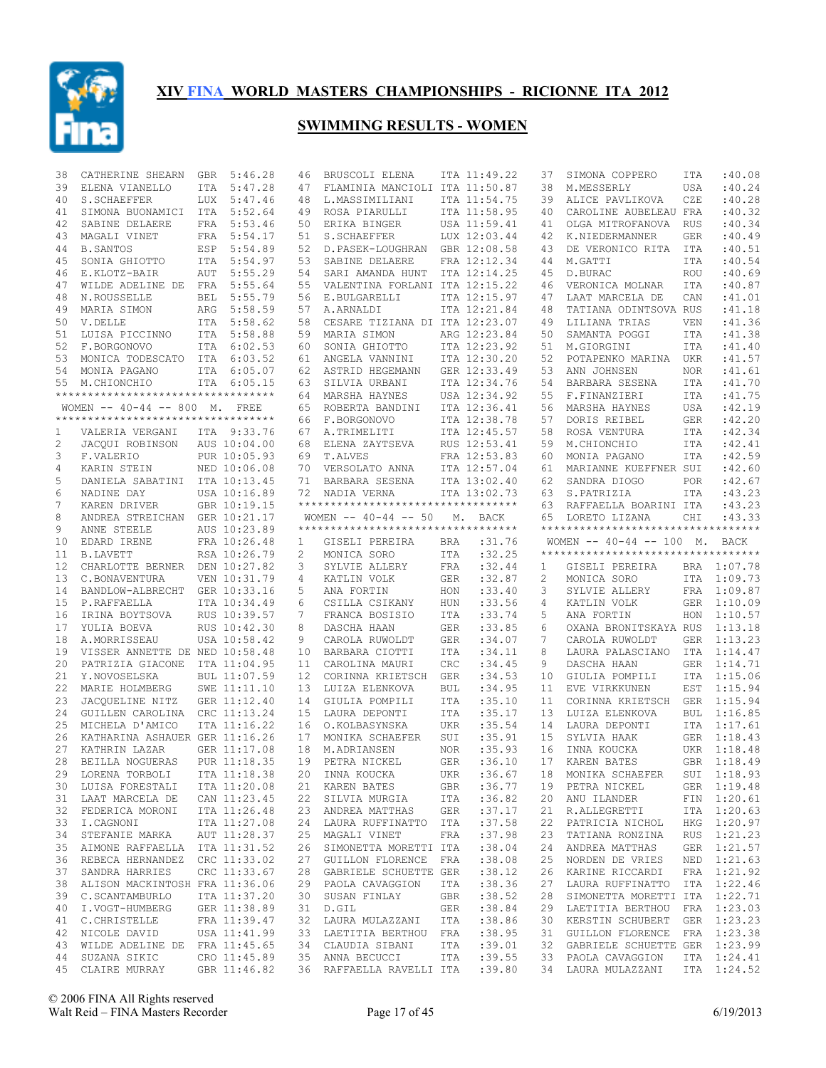# XIV FINA WORLD MASTERS CHAMPIONSHIPS - RICIONNE ITA 2012

## SWIMMING RESULTS - WOMEN

| Place | Name | Nat | Time |
|---|---|---|---|
| 38 | CATHERINE SHEARN | GBR | 5:46.28 |
| 39 | ELENA VIANELLO | ITA | 5:47.28 |
| 40 | S.SCHAEFFER | LUX | 5:47.46 |
| 41 | SIMONA BUONAMICI | ITA | 5:52.64 |
| 42 | SABINE DELAERE | FRA | 5:53.46 |
| 43 | MAGALI VINET | FRA | 5:54.17 |
| 44 | B.SANTOS | ESP | 5:54.89 |
| 45 | SONIA GHIOTTO | ITA | 5:54.97 |
| 46 | E.KLOTZ-BAIR | AUT | 5:55.29 |
| 47 | WILDE ADELINE DE | FRA | 5:55.64 |
| 48 | N.ROUSSELLE | BEL | 5:55.79 |
| 49 | MARIA SIMON | ARG | 5:58.59 |
| 50 | V.DELLE | ITA | 5:58.62 |
| 51 | LUISA PICCINNO | ITA | 5:58.88 |
| 52 | F.BORGONOVO | ITA | 6:02.53 |
| 53 | MONICA TODESCATO | ITA | 6:03.52 |
| 54 | MONIA PAGANO | ITA | 6:05.07 |
| 55 | M.CHIONCHIO | ITA | 6:05.15 |

### WOMEN -- 40-44 -- 800 M. FREE

| Place | Name | Nat | Time |
|---|---|---|---|
| 1 | VALERIA VERGANI | ITA | 9:33.76 |
| 2 | JACQUI ROBINSON | AUS | 10:04.00 |
| 3 | F.VALERIO | PUR | 10:05.93 |
| 4 | KARIN STEIN | NED | 10:06.08 |
| 5 | DANIELA SABATINI | ITA | 10:13.45 |
| 6 | NADINE DAY | USA | 10:16.89 |
| 7 | KAREN DRIVER | GBR | 10:19.15 |
| 8 | ANDREA STREICHAN | GER | 10:21.17 |
| 9 | ANNE STEELE | AUS | 10:23.89 |
| 10 | EDARD IRENE | FRA | 10:26.48 |
| 11 | B.LAVETT | RSA | 10:26.79 |
| 12 | CHARLOTTE BERNER | DEN | 10:27.82 |
| 13 | C.BONAVENTURA | VEN | 10:31.79 |
| 14 | BANDLOW-ALBRECHT | GER | 10:33.16 |
| 15 | P.RAFFAELLA | ITA | 10:34.49 |
| 16 | IRINA BOYTSOVA | RUS | 10:39.57 |
| 17 | YULIA BOEVA | RUS | 10:42.30 |
| 18 | A.MORRISSEAU | USA | 10:58.42 |
| 19 | VISSER ANNETTE DE | NED | 10:58.48 |
| 20 | PATRIZIA GIACONE | ITA | 11:04.95 |
| 21 | Y.NOVOSELSKA | BUL | 11:07.59 |
| 22 | MARIE HOLMBERG | SWE | 11:11.10 |
| 23 | JACQUELINE NITZ | GER | 11:12.40 |
| 24 | GUILLEN CAROLINA | CRC | 11:13.24 |
| 25 | MICHELA D'AMICO | ITA | 11:16.22 |
| 26 | KATHARINA ASHAUER | GER | 11:16.26 |
| 27 | KATHRIN LAZAR | GER | 11:17.08 |
| 28 | BEILLA NOGUERAS | PUR | 11:18.35 |
| 29 | LORENA TORBOLI | ITA | 11:18.38 |
| 30 | LUISA FORESTALI | ITA | 11:20.08 |
| 31 | LAAT MARCELA DE | CAN | 11:23.45 |
| 32 | FEDERICA MORONI | ITA | 11:26.48 |
| 33 | I.CAGNONI | ITA | 11:27.08 |
| 34 | STEFANIE MARKA | AUT | 11:28.37 |
| 35 | AIMONE RAFFAELLA | ITA | 11:31.52 |
| 36 | REBECA HERNANDEZ | CRC | 11:33.02 |
| 37 | SANDRA HARRIES | CRC | 11:33.67 |
| 38 | ALISON MACKINTOSH | FRA | 11:36.06 |
| 39 | C.SCANTAMBURLO | ITA | 11:37.20 |
| 40 | I.VOGT-HUMBERG | GER | 11:38.89 |
| 41 | C.CHRISTELLE | FRA | 11:39.47 |
| 42 | NICOLE DAVID | USA | 11:41.99 |
| 43 | WILDE ADELINE DE | FRA | 11:45.65 |
| 44 | SUZANA SIKIC | CRO | 11:45.89 |
| 45 | CLAIRE MURRAY | GBR | 11:46.82 |
| 46 | BRUSCOLI ELENA | ITA | 11:49.22 |
| 47 | FLAMINIA MANCIOLI | ITA | 11:50.87 |
| 48 | L.MASSIMILIANI | ITA | 11:54.75 |
| 49 | ROSA PIARULLI | ITA | 11:58.95 |
| 50 | ERIKA BINGER | USA | 11:59.41 |
| 51 | S.SCHAEFFER | LUX | 12:03.44 |
| 52 | D.PASEK-LOUGHRAN | GBR | 12:08.58 |
| 53 | SABINE DELAERE | FRA | 12:12.34 |
| 54 | SARI AMANDA HUNT | ITA | 12:14.25 |
| 55 | VALENTINA FORLANI | ITA | 12:15.22 |
| 56 | E.BULGARELLI | ITA | 12:15.97 |
| 57 | A.ARNALDI | ITA | 12:21.84 |
| 58 | CESARE TIZIANA DI | ITA | 12:23.07 |
| 59 | MARIA SIMON | ARG | 12:23.84 |
| 60 | SONIA GHIOTTO | ITA | 12:23.92 |
| 61 | ANGELA VANNINI | ITA | 12:30.20 |
| 62 | ASTRID HEGEMANN | GER | 12:33.49 |
| 63 | SILVIA URBANI | ITA | 12:34.76 |
| 64 | MARSHA HAYNES | USA | 12:34.92 |
| 65 | ROBERTA BANDINI | ITA | 12:36.41 |
| 66 | F.BORGONOVO | ITA | 12:38.78 |
| 67 | A.TRIMELITI | ITA | 12:45.57 |
| 68 | ELENA ZAYTSEVA | RUS | 12:53.41 |
| 69 | T.ALVES | FRA | 12:53.83 |
| 70 | VERSOLATO ANNA | ITA | 12:57.04 |
| 71 | BARBARA SESENA | ITA | 13:02.40 |
| 72 | NADIA VERNA | ITA | 13:02.73 |

### WOMEN -- 40-44 -- 50 M. BACK

| Place | Name | Nat | Time |
|---|---|---|---|
| 1 | GISELI PEREIRA | BRA | :31.76 |
| 2 | MONICA SORO | ITA | :32.25 |
| 3 | SYLVIE ALLERY | FRA | :32.44 |
| 4 | KATLIN VOLK | GER | :32.87 |
| 5 | ANA FORTIN | HON | :33.40 |
| 6 | CSILLA CSIKANY | HUN | :33.56 |
| 7 | FRANCA BOSISIO | ITA | :33.74 |
| 8 | DASCHA HAAN | GER | :33.85 |
| 9 | CAROLA RUWOLDT | GER | :34.07 |
| 10 | BARBARA CIOTTI | ITA | :34.11 |
| 11 | CAROLINA MAURI | CRC | :34.45 |
| 12 | CORINNA KRIETSCH | GER | :34.53 |
| 13 | LUIZA ELENKOVA | BUL | :34.95 |
| 14 | GIULIA POMPILI | ITA | :35.10 |
| 15 | LAURA DEPONTI | ITA | :35.17 |
| 16 | O.KOLBASYNSKA | UKR | :35.54 |
| 17 | MONIKA SCHAEFER | SUI | :35.91 |
| 18 | M.ADRIANSEN | NOR | :35.93 |
| 19 | PETRA NICKEL | GER | :36.10 |
| 20 | INNA KOUCKA | UKR | :36.67 |
| 21 | KAREN BATES | GBR | :36.77 |
| 22 | SILVIA MURGIA | ITA | :36.82 |
| 23 | ANDREA MATTHAS | GER | :37.17 |
| 24 | LAURA RUFFINATTO | ITA | :37.58 |
| 25 | MAGALI VINET | FRA | :37.98 |
| 26 | SIMONETTA MORETTI | ITA | :38.04 |
| 27 | GUILLON FLORENCE | FRA | :38.08 |
| 28 | GABRIELE SCHUETTE | GER | :38.12 |
| 29 | PAOLA CAVAGGION | ITA | :38.36 |
| 30 | SUSAN FINLAY | GBR | :38.52 |
| 31 | D.GIL | GER | :38.84 |
| 32 | LAURA MULAZZANI | ITA | :38.86 |
| 33 | LAETITIA BERTHOU | FRA | :38.95 |
| 34 | CLAUDIA SIBANI | ITA | :39.01 |
| 35 | ANNA BECUCCI | ITA | :39.55 |
| 36 | RAFFAELLA RAVELLI | ITA | :39.80 |
| 37 | SIMONA COPPERO | ITA | :40.08 |
| 38 | M.MESSERLY | USA | :40.24 |
| 39 | ALICE PAVLIKOVA | CZE | :40.28 |
| 40 | CAROLINE AUBELEAU | FRA | :40.32 |
| 41 | OLGA MITROFANOVA | RUS | :40.34 |
| 42 | K.NIEDERMANNER | GER | :40.49 |
| 43 | DE VERONICO RITA | ITA | :40.51 |
| 44 | M.GATTI | ITA | :40.54 |
| 45 | D.BURAC | ROU | :40.69 |
| 46 | VERONICA MOLNAR | ITA | :40.87 |
| 47 | LAAT MARCELA DE | CAN | :41.01 |
| 48 | TATIANA ODINTSOVA | RUS | :41.18 |
| 49 | LILIANA TRIAS | VEN | :41.36 |
| 50 | SAMANTA POGGI | ITA | :41.38 |
| 51 | M.GIORGINI | ITA | :41.40 |
| 52 | POTAPENKO MARINA | UKR | :41.57 |
| 53 | ANN JOHNSEN | NOR | :41.61 |
| 54 | BARBARA SESENA | ITA | :41.70 |
| 55 | F.FINANZIERI | ITA | :41.75 |
| 56 | MARSHA HAYNES | USA | :42.19 |
| 57 | DORIS REIBEL | GER | :42.20 |
| 58 | ROSA VENTURA | ITA | :42.34 |
| 59 | M.CHIONCHIO | ITA | :42.41 |
| 60 | MONIA PAGANO | ITA | :42.59 |
| 61 | MARIANNE KUEFFNER | SUI | :42.60 |
| 62 | SANDRA DIOGO | POR | :42.67 |
| 63 | S.PATRIZIA | ITA | :43.23 |
| 63 | RAFFAELLA BOARINI | ITA | :43.23 |
| 65 | LORETO LIZANA | CHI | :43.33 |

### WOMEN -- 40-44 -- 100 M. BACK

| Place | Name | Nat | Time |
|---|---|---|---|
| 1 | GISELI PEREIRA | BRA | 1:07.78 |
| 2 | MONICA SORO | ITA | 1:09.73 |
| 3 | SYLVIE ALLERY | FRA | 1:09.87 |
| 4 | KATLIN VOLK | GER | 1:10.09 |
| 5 | ANA FORTIN | HON | 1:10.57 |
| 6 | OXANA BRONITSKAYA | RUS | 1:13.18 |
| 7 | CAROLA RUWOLDT | GER | 1:13.23 |
| 8 | LAURA PALASCIANO | ITA | 1:14.47 |
| 9 | DASCHA HAAN | GER | 1:14.71 |
| 10 | GIULIA POMPILI | ITA | 1:15.06 |
| 11 | EVE VIRKKUNEN | EST | 1:15.94 |
| 11 | CORINNA KRIETSCH | GER | 1:15.94 |
| 13 | LUIZA ELENKOVA | BUL | 1:16.85 |
| 14 | LAURA DEPONTI | ITA | 1:17.61 |
| 15 | SYLVIA HAAK | GER | 1:18.43 |
| 16 | INNA KOUCKA | UKR | 1:18.48 |
| 17 | KAREN BATES | GBR | 1:18.49 |
| 18 | MONIKA SCHAEFER | SUI | 1:18.93 |
| 19 | PETRA NICKEL | GER | 1:19.48 |
| 20 | ANU ILANDER | FIN | 1:20.61 |
| 21 | R.ALLEGRETTI | ITA | 1:20.63 |
| 22 | PATRICIA NICHOL | HKG | 1:20.97 |
| 23 | TATIANA RONZINA | RUS | 1:21.23 |
| 24 | ANDREA MATTHAS | GER | 1:21.57 |
| 25 | NORDEN DE VRIES | NED | 1:21.63 |
| 26 | KARINE RICCARDI | FRA | 1:21.92 |
| 27 | LAURA RUFFINATTO | ITA | 1:22.46 |
| 28 | SIMONETTA MORETTI | ITA | 1:22.71 |
| 29 | LAETITIA BERTHOU | FRA | 1:23.03 |
| 30 | KERSTIN SCHUBERT | GER | 1:23.23 |
| 31 | GUILLON FLORENCE | FRA | 1:23.38 |
| 32 | GABRIELE SCHUETTE | GER | 1:23.99 |
| 33 | PAOLA CAVAGGION | ITA | 1:24.41 |
| 34 | LAURA MULAZZANI | ITA | 1:24.52 |

© 2006 FINA All Rights reserved
Walt Reid – FINA Masters Recorder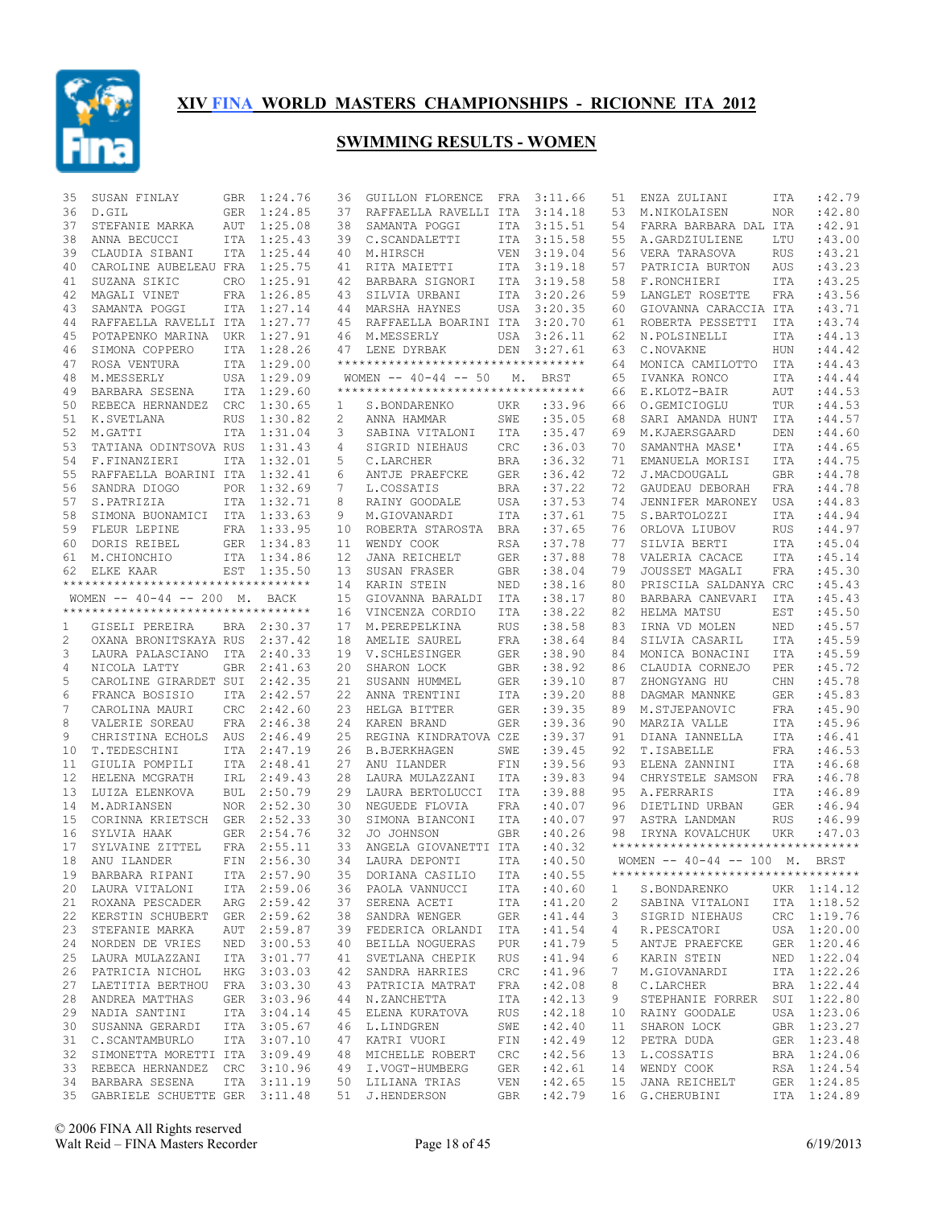# XIV FINA WORLD MASTERS CHAMPIONSHIPS - RICIONNE ITA 2012

## SWIMMING RESULTS - WOMEN

| | | | |
|---|---|---|---|
| 35 | SUSAN FINLAY | GBR | 1:24.76 |
| 36 | D.GIL | GER | 1:24.85 |
| 37 | STEFANIE MARKA | AUT | 1:25.08 |
| 38 | ANNA BECUCCI | ITA | 1:25.43 |
| 39 | CLAUDIA SIBANI | ITA | 1:25.44 |
| 40 | CAROLINE AUBELEAU | FRA | 1:25.75 |
| 41 | SUZANA SIKIC | CRO | 1:25.91 |
| 42 | MAGALI VINET | FRA | 1:26.85 |
| 43 | SAMANTA POGGI | ITA | 1:27.14 |
| 44 | RAFFAELLA RAVELLI | ITA | 1:27.77 |
| 45 | POTAPENKO MARINA | UKR | 1:27.91 |
| 46 | SIMONA COPPERO | ITA | 1:28.26 |
| 47 | ROSA VENTURA | ITA | 1:29.00 |
| 48 | M.MESSERLY | USA | 1:29.09 |
| 49 | BARBARA SESENA | ITA | 1:29.60 |
| 50 | REBECA HERNANDEZ | CRC | 1:30.65 |
| 51 | K.SVETLANA | RUS | 1:30.82 |
| 52 | M.GATTI | ITA | 1:31.04 |
| 53 | TATIANA ODINTSOVA | RUS | 1:31.43 |
| 54 | F.FINANZIERI | ITA | 1:32.01 |
| 55 | RAFFAELLA BOARINI | ITA | 1:32.41 |
| 56 | SANDRA DIOGO | POR | 1:32.69 |
| 57 | S.PATRIZIA | ITA | 1:32.71 |
| 58 | SIMONA BUONAMICI | ITA | 1:33.63 |
| 59 | FLEUR LEPINE | FRA | 1:33.95 |
| 60 | DORIS REIBEL | GER | 1:34.83 |
| 61 | M.CHIONCHIO | ITA | 1:34.86 |
| 62 | ELKE KAAR | EST | 1:35.50 |

### WOMEN -- 40-44 -- 200 M. BACK

| | | | |
|---|---|---|---|
| 1 | GISELI PEREIRA | BRA | 2:30.37 |
| 2 | OXANA BRONITSKAYA | RUS | 2:37.42 |
| 3 | LAURA PALASCIANO | ITA | 2:40.33 |
| 4 | NICOLA LATTY | GBR | 2:41.63 |
| 5 | CAROLINE GIRARDET | SUI | 2:42.35 |
| 6 | FRANCA BOSISIO | ITA | 2:42.57 |
| 7 | CAROLINA MAURI | CRC | 2:42.60 |
| 8 | VALERIE SOREAU | FRA | 2:46.38 |
| 9 | CHRISTINA ECHOLS | AUS | 2:46.49 |
| 10 | T.TEDESCHINI | ITA | 2:47.19 |
| 11 | GIULIA POMPILI | ITA | 2:48.41 |
| 12 | HELENA MCGRATH | IRL | 2:49.43 |
| 13 | LUIZA ELENKOVA | BUL | 2:50.79 |
| 14 | M.ADRIANSEN | NOR | 2:52.30 |
| 15 | CORINNA KRIETSCH | GER | 2:52.33 |
| 16 | SYLVIA HAAK | GER | 2:54.76 |
| 17 | SYLVAINE ZITTEL | FRA | 2:55.11 |
| 18 | ANU ILANDER | FIN | 2:56.30 |
| 19 | BARBARA RIPANI | ITA | 2:57.90 |
| 20 | LAURA VITALONI | ITA | 2:59.06 |
| 21 | ROXANA PESCADER | ARG | 2:59.42 |
| 22 | KERSTIN SCHUBERT | GER | 2:59.62 |
| 23 | STEFANIE MARKA | AUT | 2:59.87 |
| 24 | NORDEN DE VRIES | NED | 3:00.53 |
| 25 | LAURA MULAZZANI | ITA | 3:01.77 |
| 26 | PATRICIA NICHOL | HKG | 3:03.03 |
| 27 | LAETITIA BERTHOU | FRA | 3:03.30 |
| 28 | ANDREA MATTHAS | GER | 3:03.96 |
| 29 | NADIA SANTINI | ITA | 3:04.14 |
| 30 | SUSANNA GERARDI | ITA | 3:05.67 |
| 31 | C.SCANTAMBURLO | ITA | 3:07.10 |
| 32 | SIMONETTA MORETTI | ITA | 3:09.49 |
| 33 | REBECA HERNANDEZ | CRC | 3:10.96 |
| 34 | BARBARA SESENA | ITA | 3:11.19 |
| 35 | GABRIELE SCHUETTE | GER | 3:11.48 |
| 36 | GUILLON FLORENCE | FRA | 3:11.66 |
| 37 | RAFFAELLA RAVELLI | ITA | 3:14.18 |
| 38 | SAMANTA POGGI | ITA | 3:15.51 |
| 39 | C.SCANDALETTI | ITA | 3:15.58 |
| 40 | M.HIRSCH | VEN | 3:19.04 |
| 41 | RITA MAIETTI | ITA | 3:19.18 |
| 42 | BARBARA SIGNORI | ITA | 3:19.58 |
| 43 | SILVIA URBANI | ITA | 3:20.26 |
| 44 | MARSHA HAYNES | USA | 3:20.35 |
| 45 | RAFFAELLA BOARINI | ITA | 3:20.70 |
| 46 | M.MESSERLY | USA | 3:26.11 |
| 47 | LENE DYRBAK | DEN | 3:27.61 |

### WOMEN -- 40-44 -- 50 M. BRST

| | | | |
|---|---|---|---|
| 1 | S.BONDARENKO | UKR | :33.96 |
| 2 | ANNA HAMMAR | SWE | :35.05 |
| 3 | SABINA VITALONI | ITA | :35.47 |
| 4 | SIGRID NIEHAUS | CRC | :36.03 |
| 5 | C.LARCHER | BRA | :36.32 |
| 6 | ANTJE PRAEFCKE | GER | :36.42 |
| 7 | L.COSSATIS | BRA | :37.22 |
| 8 | RAINY GOODALE | USA | :37.53 |
| 9 | M.GIOVANARDI | ITA | :37.61 |
| 10 | ROBERTA STAROSTA | BRA | :37.65 |
| 11 | WENDY COOK | RSA | :37.78 |
| 12 | JANA REICHELT | GER | :37.88 |
| 13 | SUSAN FRASER | GBR | :38.04 |
| 14 | KARIN STEIN | NED | :38.16 |
| 15 | GIOVANNA BARALDI | ITA | :38.17 |
| 16 | VINCENZA CORDIO | ITA | :38.22 |
| 17 | M.PEREPELKINA | RUS | :38.58 |
| 18 | AMELIE SAUREL | FRA | :38.64 |
| 19 | V.SCHLESINGER | GER | :38.90 |
| 20 | SHARON LOCK | GBR | :38.92 |
| 21 | SUSANN HUMMEL | GER | :39.10 |
| 22 | ANNA TRENTINI | ITA | :39.20 |
| 23 | HELGA BITTER | GER | :39.35 |
| 24 | KAREN BRAND | GER | :39.36 |
| 25 | REGINA KINDRATOVA | CZE | :39.37 |
| 26 | B.BJERKHAGEN | SWE | :39.45 |
| 27 | ANU ILANDER | FIN | :39.56 |
| 28 | LAURA MULAZZANI | ITA | :39.83 |
| 29 | LAURA BERTOLUCCI | ITA | :39.88 |
| 30 | NEGUEDE FLOVIA | FRA | :40.07 |
| 30 | SIMONA BIANCONI | ITA | :40.07 |
| 32 | JO JOHNSON | GBR | :40.26 |
| 33 | ANGELA GIOVANETTI | ITA | :40.32 |
| 34 | LAURA DEPONTI | ITA | :40.50 |
| 35 | DORIANA CASILIO | ITA | :40.55 |
| 36 | PAOLA VANNUCCI | ITA | :40.60 |
| 37 | SERENA ACETI | ITA | :41.20 |
| 38 | SANDRA WENGER | GER | :41.44 |
| 39 | FEDERICA ORLANDI | ITA | :41.54 |
| 40 | BEILLA NOGUERAS | PUR | :41.79 |
| 41 | SVETLANA CHEPIK | RUS | :41.94 |
| 42 | SANDRA HARRIES | CRC | :41.96 |
| 43 | PATRICIA MATRAT | FRA | :42.08 |
| 44 | N.ZANCHETTA | ITA | :42.13 |
| 45 | ELENA KURATOVA | RUS | :42.18 |
| 46 | L.LINDGREN | SWE | :42.40 |
| 47 | KATRI VUORI | FIN | :42.49 |
| 48 | MICHELLE ROBERT | CRC | :42.56 |
| 49 | I.VOGT-HUMBERG | GER | :42.61 |
| 50 | LILIANA TRIAS | VEN | :42.65 |
| 51 | J.HENDERSON | GBR | :42.79 |
| 51 | ENZA ZULIANI | ITA | :42.79 |
| 53 | M.NIKOLAISEN | NOR | :42.80 |
| 54 | FARRA BARBARA DAL | ITA | :42.91 |
| 55 | A.GARDZIULIENE | LTU | :43.00 |
| 56 | VERA TARASOVA | RUS | :43.21 |
| 57 | PATRICIA BURTON | AUS | :43.23 |
| 58 | F.RONCHIERI | ITA | :43.25 |
| 59 | LANGLET ROSETTE | FRA | :43.56 |
| 60 | GIOVANNA CARACCIA | ITA | :43.71 |
| 61 | ROBERTA PESSETTI | ITA | :43.74 |
| 62 | N.POLSINELLI | ITA | :44.13 |
| 63 | C.NOVAKNE | HUN | :44.42 |
| 64 | MONICA CAMILOTTO | ITA | :44.43 |
| 65 | IVANKA RONCO | ITA | :44.44 |
| 66 | E.KLOTZ-BAIR | AUT | :44.53 |
| 66 | O.GEMICIOGLU | TUR | :44.53 |
| 68 | SARI AMANDA HUNT | ITA | :44.57 |
| 69 | M.KJAERSGAARD | DEN | :44.60 |
| 70 | SAMANTHA MASE' | ITA | :44.65 |
| 71 | EMANUELA MORISI | ITA | :44.75 |
| 72 | J.MACDOUGALL | GBR | :44.78 |
| 72 | GAUDEAU DEBORAH | FRA | :44.78 |
| 74 | JENNIFER MARONEY | USA | :44.83 |
| 75 | S.BARTOLOZZI | ITA | :44.94 |
| 76 | ORLOVA LIUBOV | RUS | :44.97 |
| 77 | SILVIA BERTI | ITA | :45.04 |
| 78 | VALERIA CACACE | ITA | :45.14 |
| 79 | JOUSSET MAGALI | FRA | :45.30 |
| 80 | PRISCILA SALDANYA | CRC | :45.43 |
| 80 | BARBARA CANEVARI | ITA | :45.43 |
| 82 | HELMA MATSU | EST | :45.50 |
| 83 | IRNA VD MOLEN | NED | :45.57 |
| 84 | SILVIA CASARIL | ITA | :45.59 |
| 84 | MONICA BONACINI | ITA | :45.59 |
| 86 | CLAUDIA CORNEJO | PER | :45.72 |
| 87 | ZHONGYANG HU | CHN | :45.78 |
| 88 | DAGMAR MANNKE | GER | :45.83 |
| 89 | M.STJEPANOVIC | FRA | :45.90 |
| 90 | MARZIA VALLE | ITA | :45.96 |
| 91 | DIANA IANNELLA | ITA | :46.41 |
| 92 | T.ISABELLE | FRA | :46.53 |
| 93 | ELENA ZANNINI | ITA | :46.68 |
| 94 | CHRYSTELE SAMSON | FRA | :46.78 |
| 95 | A.FERRARIS | ITA | :46.89 |
| 96 | DIETLIND URBAN | GER | :46.94 |
| 97 | ASTRA LANDMAN | RUS | :46.99 |
| 98 | IRYNA KOVALCHUK | UKR | :47.03 |

### WOMEN -- 40-44 -- 100 M. BRST

| | | | |
|---|---|---|---|
| 1 | S.BONDARENKO | UKR | 1:14.12 |
| 2 | SABINA VITALONI | ITA | 1:18.52 |
| 3 | SIGRID NIEHAUS | CRC | 1:19.76 |
| 4 | R.PESCATORI | USA | 1:20.00 |
| 5 | ANTJE PRAEFCKE | GER | 1:20.46 |
| 6 | KARIN STEIN | NED | 1:22.04 |
| 7 | M.GIOVANARDI | ITA | 1:22.26 |
| 8 | C.LARCHER | BRA | 1:22.44 |
| 9 | STEPHANIE FORRER | SUI | 1:22.80 |
| 10 | RAINY GOODALE | USA | 1:23.06 |
| 11 | SHARON LOCK | GBR | 1:23.27 |
| 12 | PETRA DUDA | GER | 1:23.48 |
| 13 | L.COSSATIS | BRA | 1:24.06 |
| 14 | WENDY COOK | RSA | 1:24.54 |
| 15 | JANA REICHELT | GER | 1:24.85 |
| 16 | G.CHERUBINI | ITA | 1:24.89 |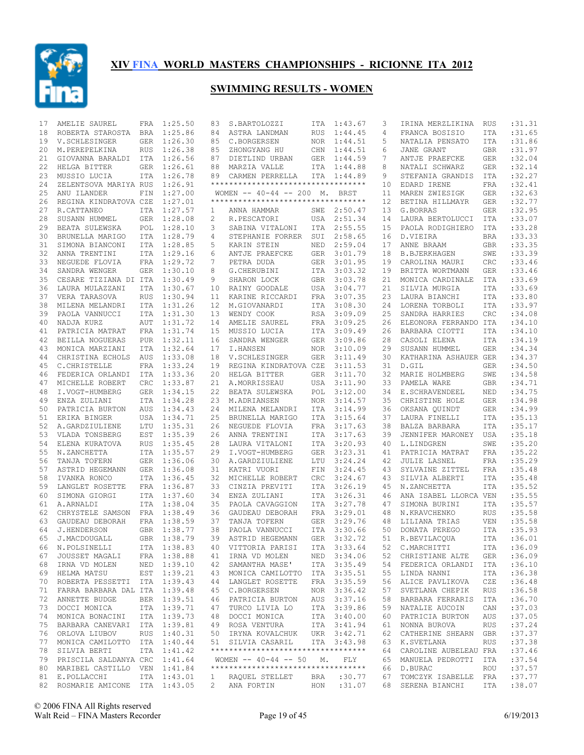# XIV FINA WORLD MASTERS CHAMPIONSHIPS - RICIONNE ITA 2012

## SWIMMING RESULTS - WOMEN

| Place | Name | Country | Time |
|---|---|---|---|
| 17 | AMELIE SAUREL | FRA | 1:25.50 |
| 18 | ROBERTA STAROSTA | BRA | 1:25.86 |
| 19 | V.SCHLESINGER | GER | 1:26.30 |
| 20 | M.PEREPELKINA | RUS | 1:26.38 |
| 21 | GIOVANNA BARALDI | ITA | 1:26.56 |
| 22 | HELGA BITTER | GER | 1:26.61 |
| 23 | MUSSIO LUCIA | ITA | 1:26.78 |
| 24 | ZELENTSOVA MARIYA | RUS | 1:26.91 |
| 25 | ANU ILANDER | FIN | 1:27.00 |
| 26 | REGINA KINDRATOVA | CZE | 1:27.01 |
| 27 | R.CATTANEO | ITA | 1:27.57 |
| 28 | SUSANN HUMMEL | GER | 1:28.08 |
| 29 | BEATA SULEWSKA | POL | 1:28.10 |
| 30 | BRUNELLA MARIGO | ITA | 1:28.79 |
| 31 | SIMONA BIANCONI | ITA | 1:28.85 |
| 32 | ANNA TRENTINI | ITA | 1:29.16 |
| 33 | NEGUEDE FLOVIA | FRA | 1:29.72 |
| 34 | SANDRA WENGER | GER | 1:30.10 |
| 35 | CESARE TIZIANA DI | ITA | 1:30.49 |
| 36 | LAURA MULAZZANI | ITA | 1:30.67 |
| 37 | VERA TARASOVA | RUS | 1:30.94 |
| 38 | MILENA MELANDRI | ITA | 1:31.26 |
| 39 | PAOLA VANNUCCI | ITA | 1:31.30 |
| 40 | NADJA KURZ | AUT | 1:31.72 |
| 41 | PATRICIA MATRAT | FRA | 1:31.74 |
| 42 | BEILLA NOGUERAS | PUR | 1:32.11 |
| 43 | MONICA MARZIANI | ITA | 1:32.64 |
| 44 | CHRISTINA ECHOLS | AUS | 1:33.08 |
| 45 | C.CHRISTELLE | FRA | 1:33.24 |
| 46 | FEDERICA ORLANDI | ITA | 1:33.36 |
| 47 | MICHELLE ROBERT | CRC | 1:33.87 |
| 48 | I.VOGT-HUMBERG | GER | 1:34.15 |
| 49 | ENZA ZULIANI | ITA | 1:34.28 |
| 50 | PATRICIA BURTON | AUS | 1:34.43 |
| 51 | ERIKA BINGER | USA | 1:34.71 |
| 52 | A.GARDZIULIENE | LTU | 1:35.31 |
| 53 | VLADA TONSBERG | EST | 1:35.39 |
| 54 | ELENA KURATOVA | RUS | 1:35.45 |
| 55 | N.ZANCHETTA | ITA | 1:35.57 |
| 56 | TANJA TOFERN | GER | 1:36.06 |
| 57 | ASTRID HEGEMANN | GER | 1:36.08 |
| 58 | IVANKA RONCO | ITA | 1:36.45 |
| 59 | LANGLET ROSETTE | FRA | 1:36.87 |
| 60 | SIMONA GIORGI | ITA | 1:37.60 |
| 61 | A.ARNALDI | ITA | 1:38.04 |
| 62 | CHRYSTELE SAMSON | FRA | 1:38.49 |
| 63 | GAUDEAU DEBORAH | FRA | 1:38.59 |
| 64 | J.HENDERSON | GBR | 1:38.77 |
| 65 | J.MACDOUGALL | GBR | 1:38.79 |
| 66 | N.POLSINELLI | ITA | 1:38.83 |
| 67 | JOUSSET MAGALI | FRA | 1:38.88 |
| 68 | IRNA VD MOLEN | NED | 1:39.10 |
| 69 | HELMA MATSU | EST | 1:39.21 |
| 70 | ROBERTA PESSETTI | ITA | 1:39.43 |
| 71 | FRARRA BARBARA DAL | ITA | 1:39.48 |
| 72 | ANNETTE BUDGE | BER | 1:39.51 |
| 73 | DOCCI MONICA | ITA | 1:39.71 |
| 74 | MONICA BONACINI | ITA | 1:39.73 |
| 75 | BARBARA CANEVARI | ITA | 1:39.81 |
| 76 | ORLOVA LIUBOV | RUS | 1:40.31 |
| 77 | MONICA CAMILOTTO | ITA | 1:40.44 |
| 78 | SILVIA BERTI | ITA | 1:41.42 |
| 79 | PRISCILA SALDANYA | CRC | 1:41.64 |
| 80 | MARIBEL CASTILLO | VEN | 1:41.84 |
| 81 | E.POLLACCHI | ITA | 1:43.01 |
| 82 | ROSMARIE AMICONE | ITA | 1:43.05 |
| 83 | S.BARTOLOZZI | ITA | 1:43.67 |
| 84 | ASTRA LANDMAN | RUS | 1:44.45 |
| 85 | C.BORGERSEN | NOR | 1:44.51 |
| 85 | ZHONGYANG HU | CHN | 1:44.51 |
| 87 | DIETLIND URBAN | GER | 1:44.59 |
| 88 | MARZIA VALLE | ITA | 1:44.88 |
| 89 | CARMEN PERRELLA | ITA | 1:44.89 |

### WOMEN -- 40-44 -- 200 M. BRST

| Place | Name | Country | Time |
|---|---|---|---|
| 1 | ANNA HAMMAR | SWE | 2:50.47 |
| 2 | R.PESCATORI | USA | 2:51.34 |
| 3 | SABINA VITALONI | ITA | 2:55.55 |
| 4 | STEPHANIE FORRER | SUI | 2:58.65 |
| 5 | KARIN STEIN | NED | 2:59.04 |
| 6 | ANTJE PRAEFCKE | GER | 3:01.79 |
| 7 | PETRA DUDA | GER | 3:01.95 |
| 8 | G.CHERUBINI | ITA | 3:03.32 |
| 9 | SHARON LOCK | GBR | 3:03.78 |
| 10 | RAINY GOODALE | USA | 3:04.77 |
| 11 | KARINE RICCARDI | FRA | 3:07.35 |
| 12 | M.GIOVANARDI | ITA | 3:08.30 |
| 13 | WENDY COOK | RSA | 3:09.09 |
| 14 | AMELIE SAUREL | FRA | 3:09.25 |
| 15 | MUSSIO LUCIA | ITA | 3:09.49 |
| 16 | SANDRA WENGER | GER | 3:09.86 |
| 17 | I.HANSEN | NOR | 3:10.09 |
| 18 | V.SCHLESINGER | GER | 3:11.49 |
| 19 | REGINA KINDRATOVA | CZE | 3:11.53 |
| 20 | HELGA BITTER | GER | 3:11.70 |
| 21 | A.MORRISSEAU | USA | 3:11.90 |
| 22 | BEATA SULEWSKA | POL | 3:12.00 |
| 23 | M.ADRIANSEN | NOR | 3:14.57 |
| 24 | MILENA MELANDRI | ITA | 3:14.99 |
| 25 | BRUNELLA MARIGO | ITA | 3:15.64 |
| 26 | NEGUEDE FLOVIA | FRA | 3:17.63 |
| 26 | ANNA TRENTINI | ITA | 3:17.63 |
| 28 | LAURA VITALONI | ITA | 3:20.93 |
| 29 | I.VOGT-HUMBERG | GER | 3:23.31 |
| 30 | A.GARDZIULIENE | LTU | 3:24.24 |
| 31 | KATRI VUORI | FIN | 3:24.45 |
| 32 | MICHELLE ROBERT | CRC | 3:24.67 |
| 33 | CINZIA PREVITI | ITA | 3:26.19 |
| 34 | ENZA ZULIANI | ITA | 3:26.31 |
| 35 | PAOLA CAVAGGION | ITA | 3:27.78 |
| 36 | GAUDEAU DEBORAH | FRA | 3:29.01 |
| 37 | TANJA TOFERN | GER | 3:29.76 |
| 38 | PAOLA VANNUCCI | ITA | 3:30.66 |
| 39 | ASTRID HEGEMANN | GER | 3:32.72 |
| 40 | VITTORIA PARISI | ITA | 3:33.64 |
| 41 | IRNA VD MOLEN | NED | 3:34.06 |
| 42 | SAMANTHA MASE' | ITA | 3:35.49 |
| 43 | MONICA CAMILOTTO | ITA | 3:35.51 |
| 44 | LANGLET ROSETTE | FRA | 3:35.59 |
| 45 | C.BORGERSEN | NOR | 3:36.42 |
| 46 | PATRICIA BURTON | AUS | 3:37.16 |
| 47 | TURCO LIVIA LO | ITA | 3:39.86 |
| 48 | DOCCI MONICA | ITA | 3:40.00 |
| 49 | ROSA VENTURA | ITA | 3:41.94 |
| 50 | IRYNA KOVALCHUK | UKR | 3:42.71 |
| 51 | SILVIA CASARIL | ITA | 3:43.98 |

### WOMEN -- 40-44 -- 50 M. FLY

| Place | Name | Country | Time |
|---|---|---|---|
| 1 | RAQUEL STELLET | BRA | :30.77 |
| 2 | ANA FORTIN | HON | :31.07 |
| 3 | IRINA MERZLIKINA | RUS | :31.31 |
| 4 | FRANCA BOSISIO | ITA | :31.65 |
| 5 | NATALIA PENSATO | ITA | :31.86 |
| 6 | JANE GRANT | GBR | :31.97 |
| 7 | ANTJE PRAEFCKE | GER | :32.04 |
| 8 | NATALI SCHWARZ | GER | :32.14 |
| 9 | STEFANIA GRANDIS | ITA | :32.27 |
| 10 | EDARD IRENE | FRA | :32.41 |
| 11 | MAREN ZWIESIGK | GER | :32.63 |
| 12 | BETINA HILLMAYR | GER | :32.77 |
| 13 | G.BORRAS | GER | :32.95 |
| 14 | LAURA BERTOLUCCI | ITA | :33.07 |
| 15 | PAOLA RODIGHIERO | ITA | :33.28 |
| 16 | D.VIEIRA | BRA | :33.33 |
| 17 | ANNE BRAAM | GBR | :33.35 |
| 18 | B.BJERKHAGEN | SWE | :33.39 |
| 19 | CAROLINA MAURI | CRC | :33.46 |
| 19 | BRITTA WORTMANN | GER | :33.46 |
| 21 | MONICA CARDINALE | ITA | :33.69 |
| 21 | SILVIA MURGIA | ITA | :33.69 |
| 23 | LAURA BIANCHI | ITA | :33.80 |
| 24 | LORENA TORBOLI | ITA | :33.97 |
| 25 | SANDRA HARRIES | CRC | :34.08 |
| 26 | ELEONORA FERRANDO | ITA | :34.10 |
| 26 | BARBARA CIOTTI | ITA | :34.10 |
| 28 | CASOLI ELENA | ITA | :34.19 |
| 29 | SUSANN HUMMEL | GER | :34.34 |
| 30 | KATHARINA ASHAUER | GER | :34.37 |
| 31 | D.GIL | GER | :34.50 |
| 32 | MARIE HOLMBERG | SWE | :34.58 |
| 33 | PAMELA WARE | GBR | :34.71 |
| 34 | E.SCHRAVENDEEL | NED | :34.75 |
| 35 | CHRISTINE HOLE | GER | :34.98 |
| 36 | OKSANA QUINDT | GER | :34.99 |
| 37 | LAURA FINELLI | ITA | :35.13 |
| 38 | BALZA BARBARA | ITA | :35.17 |
| 39 | JENNIFER MARONEY | USA | :35.18 |
| 40 | L.LINDGREN | SWE | :35.20 |
| 41 | PATRICIA MATRAT | FRA | :35.22 |
| 42 | JULIE LASNEL | FRA | :35.29 |
| 43 | SYLVAINE ZITTEL | FRA | :35.48 |
| 43 | SILVIA ALBERTI | ITA | :35.48 |
| 45 | N.ZANCHETTA | ITA | :35.52 |
| 46 | ANA ISABEL LLORCA | VEN | :35.55 |
| 47 | SIMONA BURINI | ITA | :35.57 |
| 48 | N.KRAVCHENKO | RUS | :35.58 |
| 48 | LILIANA TRIAS | VEN | :35.58 |
| 50 | DONATA PEREGO | ITA | :35.93 |
| 51 | R.BEVILACQUA | ITA | :36.01 |
| 52 | C.MARCHITTI | ITA | :36.09 |
| 52 | CHRISTIANE ALTE | GER | :36.09 |
| 54 | FEDERICA ORLANDI | ITA | :36.10 |
| 55 | LINDA NANNI | ITA | :36.38 |
| 56 | ALICE PAVLIKOVA | CZE | :36.48 |
| 57 | SVETLANA CHEPIK | RUS | :36.58 |
| 58 | BARBARA FERRARIS | ITA | :36.70 |
| 59 | NATALIE AUCOIN | CAN | :37.03 |
| 60 | PATRICIA BURTON | AUS | :37.05 |
| 61 | NONNA BUROVA | RUS | :37.24 |
| 62 | CATHERINE SHEARN | GBR | :37.37 |
| 63 | K.SVETLANA | RUS | :37.38 |
| 64 | CAROLINE AUBELEAU | FRA | :37.46 |
| 65 | MANUELA PEDROTTI | ITA | :37.54 |
| 66 | D.BURAC | ROU | :37.57 |
| 67 | TOMCZYK ISABELLE | FRA | :37.77 |
| 68 | SERENA BIANCHI | ITA | :38.07 |

© 2006 FINA All Rights reserved
Walt Reid – FINA Masters Recorder
6/19/2013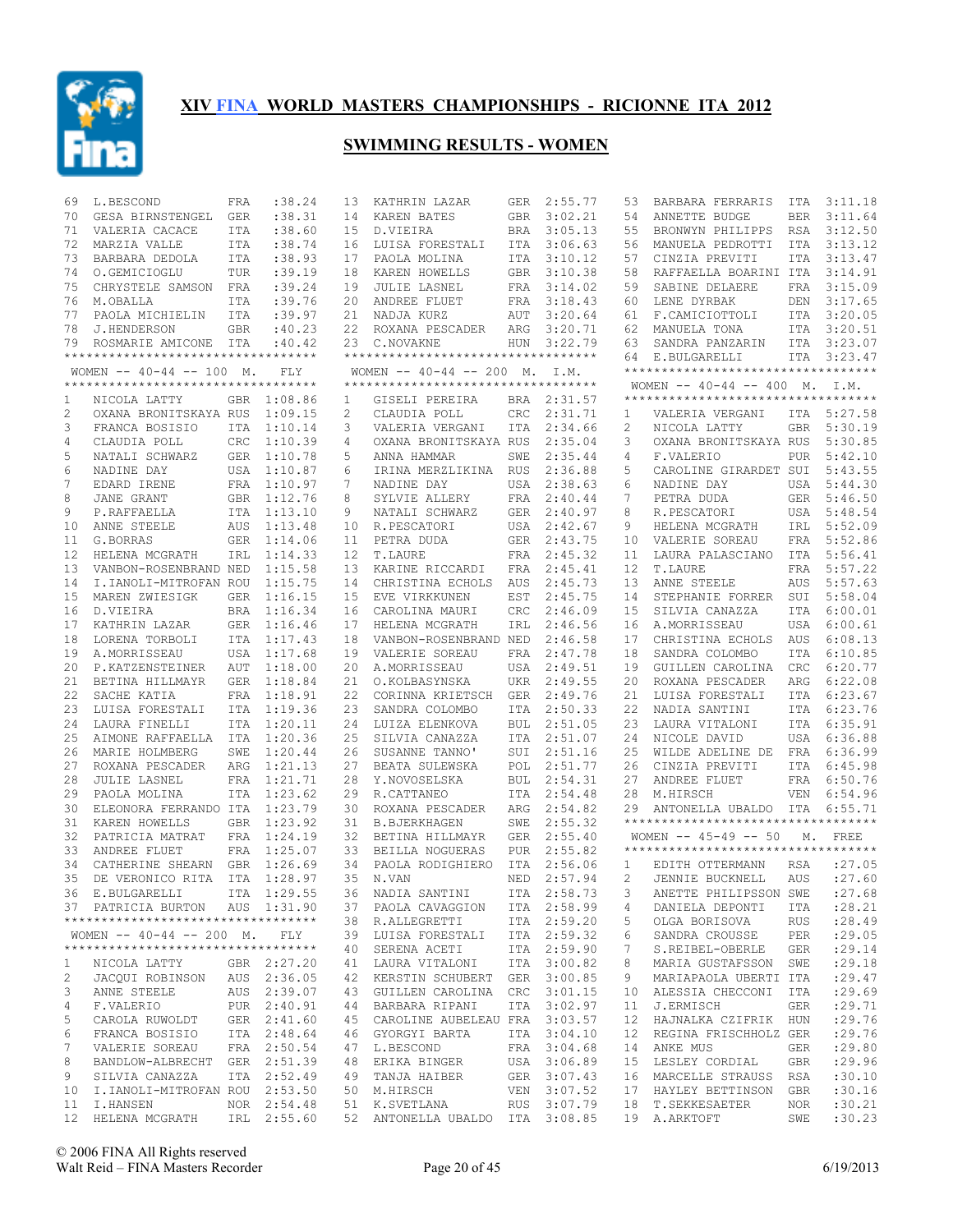# XIV FINA WORLD MASTERS CHAMPIONSHIPS - RICIONNE ITA 2012

## SWIMMING RESULTS - WOMEN

| | | | |
|---|---|---|---|
| 69 | L.BESCOND | FRA | :38.24 |
| 70 | GESA BIRNSTENGEL | GER | :38.31 |
| 71 | VALERIA CACACE | ITA | :38.60 |
| 72 | MARZIA VALLE | ITA | :38.74 |
| 73 | BARBARA DEDOLA | ITA | :38.93 |
| 74 | O.GEMICIOGLU | TUR | :39.19 |
| 75 | CHRYSTELE SAMSON | FRA | :39.24 |
| 76 | M.OBALLA | ITA | :39.76 |
| 77 | PAOLA MICHIELIN | ITA | :39.97 |
| 78 | J.HENDERSON | GBR | :40.23 |
| 79 | ROSMARIE AMICONE | ITA | :40.42 |

### WOMEN -- 40-44 -- 100 M. FLY

| | | | |
|---|---|---|---|
| 1 | NICOLA LATTY | GBR | 1:08.86 |
| 2 | OXANA BRONITSKAYA | RUS | 1:09.15 |
| 3 | FRANCA BOSISIO | ITA | 1:10.14 |
| 4 | CLAUDIA POLL | CRC | 1:10.39 |
| 5 | NATALI SCHWARZ | GER | 1:10.78 |
| 6 | NADINE DAY | USA | 1:10.87 |
| 7 | EDARD IRENE | FRA | 1:10.97 |
| 8 | JANE GRANT | GBR | 1:12.76 |
| 9 | P.RAFFAELLA | ITA | 1:13.10 |
| 10 | ANNE STEELE | AUS | 1:13.48 |
| 11 | G.BORRAS | GER | 1:14.06 |
| 12 | HELENA MCGRATH | IRL | 1:14.33 |
| 13 | VANBON-ROSENBRAND | NED | 1:15.58 |
| 14 | I.IANOLI-MITROFAN | ROU | 1:15.75 |
| 15 | MAREN ZWIESIGK | GER | 1:16.15 |
| 16 | D.VIEIRA | BRA | 1:16.34 |
| 17 | KATHRIN LAZAR | GER | 1:16.46 |
| 18 | LORENA TORBOLI | ITA | 1:17.43 |
| 19 | A.MORRISSEAU | USA | 1:17.68 |
| 20 | P.KATZENSTEINER | AUT | 1:18.00 |
| 21 | BETINA HILLMAYR | GER | 1:18.84 |
| 22 | SACHE KATIA | FRA | 1:18.91 |
| 23 | LUISA FORESTALI | ITA | 1:19.36 |
| 24 | LAURA FINELLI | ITA | 1:20.11 |
| 25 | AIMONE RAFFAELLA | ITA | 1:20.36 |
| 26 | MARIE HOLMBERG | SWE | 1:20.44 |
| 27 | ROXANA PESCADER | ARG | 1:21.13 |
| 28 | JULIE LASNEL | FRA | 1:21.71 |
| 29 | PAOLA MOLINA | ITA | 1:23.62 |
| 30 | ELEONORA FERRANDO | ITA | 1:23.79 |
| 31 | KAREN HOWELLS | GBR | 1:23.92 |
| 32 | PATRICIA MATRAT | FRA | 1:24.19 |
| 33 | ANDREE FLUET | FRA | 1:25.07 |
| 34 | CATHERINE SHEARN | GBR | 1:26.69 |
| 35 | DE VERONICO RITA | ITA | 1:28.97 |
| 36 | E.BULGARELLI | ITA | 1:29.55 |
| 37 | PATRICIA BURTON | AUS | 1:31.90 |

### WOMEN -- 40-44 -- 200 M. FLY

| | | | |
|---|---|---|---|
| 1 | NICOLA LATTY | GBR | 2:27.20 |
| 2 | JACQUI ROBINSON | AUS | 2:36.05 |
| 3 | ANNE STEELE | AUS | 2:39.07 |
| 4 | F.VALERIO | PUR | 2:40.91 |
| 5 | CAROLA RUWOLDT | GER | 2:41.60 |
| 6 | FRANCA BOSISIO | ITA | 2:48.64 |
| 7 | VALERIE SOREAU | FRA | 2:50.54 |
| 8 | BANDLOW-ALBRECHT | GER | 2:51.39 |
| 9 | SILVIA CANAZZA | ITA | 2:52.49 |
| 10 | I.IANOLI-MITROFAN | ROU | 2:53.50 |
| 11 | I.HANSEN | NOR | 2:54.48 |
| 12 | HELENA MCGRATH | IRL | 2:55.60 |
| 13 | KATHRIN LAZAR | GER | 2:55.77 |
| 14 | KAREN BATES | GBR | 3:02.21 |
| 15 | D.VIEIRA | BRA | 3:05.13 |
| 16 | LUISA FORESTALI | ITA | 3:06.63 |
| 17 | PAOLA MOLINA | ITA | 3:10.12 |
| 18 | KAREN HOWELLS | GBR | 3:10.38 |
| 19 | JULIE LASNEL | FRA | 3:14.02 |
| 20 | ANDREE FLUET | FRA | 3:18.43 |
| 21 | NADJA KURZ | AUT | 3:20.64 |
| 22 | ROXANA PESCADER | ARG | 3:20.71 |
| 23 | C.NOVAKNE | HUN | 3:22.79 |

### WOMEN -- 40-44 -- 200 M. I.M.

| | | | |
|---|---|---|---|
| 1 | GISELI PEREIRA | BRA | 2:31.57 |
| 2 | CLAUDIA POLL | CRC | 2:31.71 |
| 3 | VALERIA VERGANI | ITA | 2:34.66 |
| 4 | OXANA BRONITSKAYA | RUS | 2:35.04 |
| 5 | ANNA HAMMAR | SWE | 2:35.44 |
| 6 | IRINA MERZLIKINA | RUS | 2:36.88 |
| 7 | NADINE DAY | USA | 2:38.63 |
| 8 | SYLVIE ALLERY | FRA | 2:40.44 |
| 9 | NATALI SCHWARZ | GER | 2:40.97 |
| 10 | R.PESCATORI | USA | 2:42.67 |
| 11 | PETRA DUDA | GER | 2:43.75 |
| 12 | T.LAURE | FRA | 2:45.32 |
| 13 | KARINE RICCARDI | FRA | 2:45.41 |
| 14 | CHRISTINA ECHOLS | AUS | 2:45.73 |
| 15 | EVE VIRKKUNEN | EST | 2:45.75 |
| 16 | CAROLINA MAURI | CRC | 2:46.09 |
| 17 | HELENA MCGRATH | IRL | 2:46.56 |
| 18 | VANBON-ROSENBRAND | NED | 2:46.58 |
| 19 | VALERIE SOREAU | FRA | 2:47.78 |
| 20 | A.MORRISSEAU | USA | 2:49.51 |
| 21 | O.KOLBASYNSKA | UKR | 2:49.55 |
| 22 | CORINNA KRIETSCH | GER | 2:49.76 |
| 23 | SANDRA COLOMBO | ITA | 2:50.33 |
| 24 | LUIZA ELENKOVA | BUL | 2:51.05 |
| 25 | SILVIA CANAZZA | ITA | 2:51.07 |
| 26 | SUSANNE TANNO' | SUI | 2:51.16 |
| 27 | BEATA SULEWSKA | POL | 2:51.77 |
| 28 | Y.NOVOSELSKA | BUL | 2:54.31 |
| 29 | R.CATTANEO | ITA | 2:54.48 |
| 30 | ROXANA PESCADER | ARG | 2:54.82 |
| 31 | B.BJERKHAGEN | SWE | 2:55.32 |
| 32 | BETINA HILLMAYR | GER | 2:55.40 |
| 33 | BEILLA NOGUERAS | PUR | 2:55.82 |
| 34 | PAOLA RODIGHIERO | ITA | 2:56.06 |
| 35 | N.VAN | NED | 2:57.94 |
| 36 | NADIA SANTINI | ITA | 2:58.73 |
| 37 | PAOLA CAVAGGION | ITA | 2:58.99 |
| 38 | R.ALLEGRETTI | ITA | 2:59.20 |
| 39 | LUISA FORESTALI | ITA | 2:59.32 |
| 40 | SERENA ACETI | ITA | 2:59.90 |
| 41 | LAURA VITALONI | ITA | 3:00.82 |
| 42 | KERSTIN SCHUBERT | GER | 3:00.85 |
| 43 | GUILLEN CAROLINA | CRC | 3:01.15 |
| 44 | BARBARA RIPANI | ITA | 3:02.97 |
| 45 | CAROLINE AUBELEAU | FRA | 3:03.57 |
| 46 | GYORGYI BARTA | ITA | 3:04.10 |
| 47 | L.BESCOND | FRA | 3:04.68 |
| 48 | ERIKA BINGER | USA | 3:06.89 |
| 49 | TANJA HAIBER | GER | 3:07.43 |
| 50 | M.HIRSCH | VEN | 3:07.52 |
| 51 | K.SVETLANA | RUS | 3:07.79 |
| 52 | ANTONELLA UBALDO | ITA | 3:08.85 |
| 53 | BARBARA FERRARIS | ITA | 3:11.18 |
| 54 | ANNETTE BUDGE | BER | 3:11.64 |
| 55 | BRONWYN PHILIPPS | RSA | 3:12.50 |
| 56 | MANUELA PEDROTTI | ITA | 3:13.12 |
| 57 | CINZIA PREVITI | ITA | 3:13.47 |
| 58 | RAFFAELLA BOARINI | ITA | 3:14.91 |
| 59 | SABINE DELAERE | FRA | 3:15.09 |
| 60 | LENE DYRBAK | DEN | 3:17.65 |
| 61 | F.CAMICIOTTOLI | ITA | 3:20.05 |
| 62 | MANUELA TONA | ITA | 3:20.51 |
| 63 | SANDRA PANZARIN | ITA | 3:23.07 |
| 64 | E.BULGARELLI | ITA | 3:23.47 |

### WOMEN -- 40-44 -- 400 M. I.M.

| | | | |
|---|---|---|---|
| 1 | VALERIA VERGANI | ITA | 5:27.58 |
| 2 | NICOLA LATTY | GBR | 5:30.19 |
| 3 | OXANA BRONITSKAYA | RUS | 5:30.85 |
| 4 | F.VALERIO | PUR | 5:42.10 |
| 5 | CAROLINE GIRARDET | SUI | 5:43.55 |
| 6 | NADINE DAY | USA | 5:44.30 |
| 7 | PETRA DUDA | GER | 5:46.50 |
| 8 | R.PESCATORI | USA | 5:48.54 |
| 9 | HELENA MCGRATH | IRL | 5:52.09 |
| 10 | VALERIE SOREAU | FRA | 5:52.86 |
| 11 | LAURA PALASCIANO | ITA | 5:56.41 |
| 12 | T.LAURE | FRA | 5:57.22 |
| 13 | ANNE STEELE | AUS | 5:57.63 |
| 14 | STEPHANIE FORRER | SUI | 5:58.04 |
| 15 | SILVIA CANAZZA | ITA | 6:00.01 |
| 16 | A.MORRISSEAU | USA | 6:00.61 |
| 17 | CHRISTINA ECHOLS | AUS | 6:08.13 |
| 18 | SANDRA COLOMBO | ITA | 6:10.85 |
| 19 | GUILLEN CAROLINA | CRC | 6:20.77 |
| 20 | ROXANA PESCADER | ARG | 6:22.08 |
| 21 | LUISA FORESTALI | ITA | 6:23.67 |
| 22 | NADIA SANTINI | ITA | 6:23.76 |
| 23 | LAURA VITALONI | ITA | 6:35.91 |
| 24 | NICOLE DAVID | USA | 6:36.88 |
| 25 | WILDE ADELINE DE | FRA | 6:36.99 |
| 26 | CINZIA PREVITI | ITA | 6:45.98 |
| 27 | ANDREE FLUET | FRA | 6:50.76 |
| 28 | M.HIRSCH | VEN | 6:54.96 |
| 29 | ANTONELLA UBALDO | ITA | 6:55.71 |

### WOMEN -- 45-49 -- 50 M. FREE

| | | | |
|---|---|---|---|
| 1 | EDITH OTTERMANN | RSA | :27.05 |
| 2 | JENNIE BUCKNELL | AUS | :27.60 |
| 3 | ANETTE PHILIPSSON | SWE | :27.68 |
| 4 | DANIELA DEPONTI | ITA | :28.21 |
| 5 | OLGA BORISOVA | RUS | :28.49 |
| 6 | SANDRA CROUSSE | PER | :29.05 |
| 7 | S.REIBEL-OBERLE | GER | :29.14 |
| 8 | MARIA GUSTAFSSON | SWE | :29.18 |
| 9 | MARIAPAOLA UBERTI | ITA | :29.47 |
| 10 | ALESSIA CHECCONI | ITA | :29.69 |
| 11 | J.ERMISCH | GER | :29.71 |
| 12 | HAJNALKA CZIFRIK | HUN | :29.76 |
| 12 | REGINA FRISCHHOLZ | GER | :29.76 |
| 14 | ANKE MUS | GER | :29.80 |
| 15 | LESLEY CORDIAL | GBR | :29.96 |
| 16 | MARCELLE STRAUSS | RSA | :30.10 |
| 17 | HAYLEY BETTINSON | GBR | :30.16 |
| 18 | T.SEKKESAETER | NOR | :30.21 |
| 19 | A.ARKTOFT | SWE | :30.23 |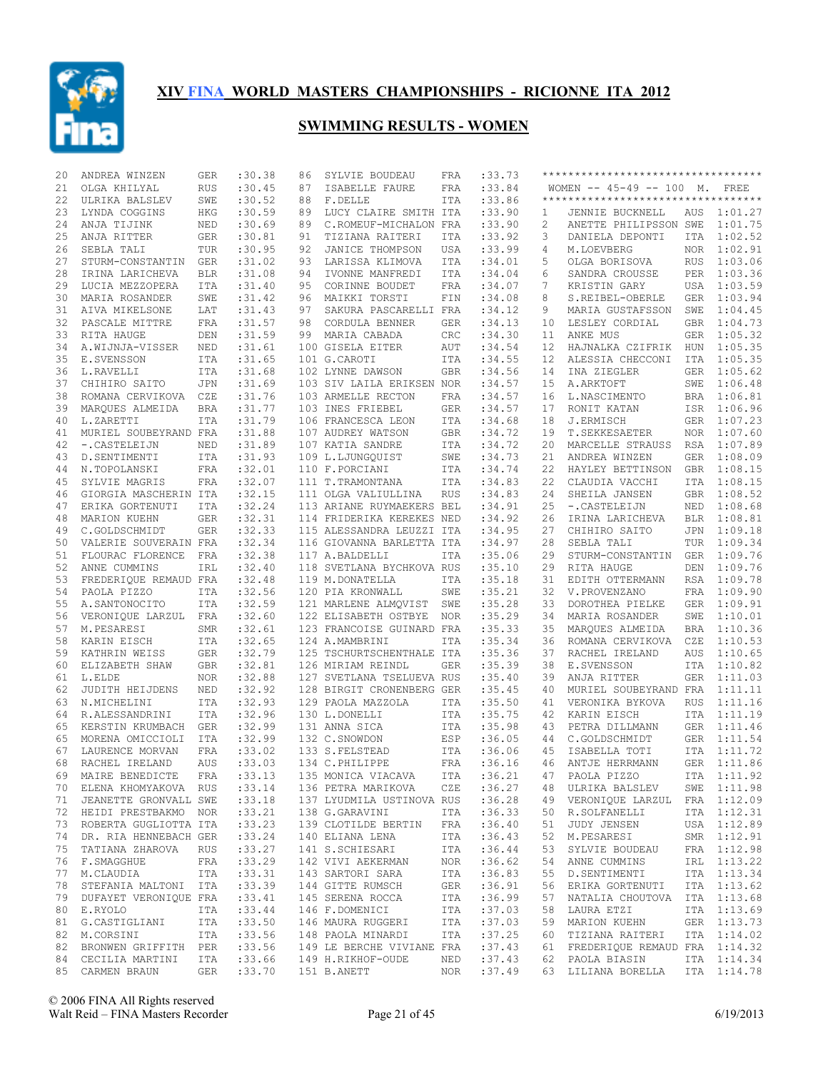# XIV FINA WORLD MASTERS CHAMPIONSHIPS - RICIONNE ITA 2012

## SWIMMING RESULTS - WOMEN

| Place | Name | Country | Time |
|---|---|---|---|
| 20 | ANDREA WINZEN | GER | :30.38 |
| 21 | OLGA KHILYAL | RUS | :30.45 |
| 22 | ULRIKA BALSLEV | SWE | :30.52 |
| 23 | LYNDA COGGINS | HKG | :30.59 |
| 24 | ANJA TIJINK | NED | :30.69 |
| 25 | ANJA RITTER | GER | :30.81 |
| 26 | SEBLA TALI | TUR | :30.95 |
| 27 | STURM-CONSTANTIN | GER | :31.02 |
| 28 | IRINA LARICHEVA | BLR | :31.08 |
| 29 | LUCIA MEZZOPERA | ITA | :31.40 |
| 30 | MARIA ROSANDER | SWE | :31.42 |
| 31 | AIVA MIKELSONE | LAT | :31.43 |
| 32 | PASCALE MITTRE | FRA | :31.57 |
| 33 | RITA HAUGE | DEN | :31.59 |
| 34 | A.WIJNJA-VISSER | NED | :31.61 |
| 35 | E.SVENSSON | ITA | :31.65 |
| 36 | L.RAVELLI | ITA | :31.68 |
| 37 | CHIHIRO SAITO | JPN | :31.69 |
| 38 | ROMANA CERVIKOVA | CZE | :31.76 |
| 39 | MARQUES ALMEIDA | BRA | :31.77 |
| 40 | L.ZARETTI | ITA | :31.79 |
| 41 | MURIEL SOUBEYRAND | FRA | :31.88 |
| 42 | -.CASTELEIJN | NED | :31.89 |
| 43 | D.SENTIMENTI | ITA | :31.93 |
| 44 | N.TOPOLANSKI | FRA | :32.01 |
| 45 | SYLVIE MAGRIS | FRA | :32.07 |
| 46 | GIORGIA MASCHERIN | ITA | :32.15 |
| 47 | ERIKA GORTENUTI | ITA | :32.24 |
| 48 | MARION KUEHN | GER | :32.31 |
| 49 | C.GOLDSCHMIDT | GER | :32.33 |
| 50 | VALERIE SOUVERAIN | FRA | :32.34 |
| 51 | FLOURAC FLORENCE | FRA | :32.38 |
| 52 | ANNE CUMMINS | IRL | :32.40 |
| 53 | FREDERIQUE REMAUD | FRA | :32.48 |
| 54 | PAOLA PIZZO | ITA | :32.56 |
| 55 | A.SANTONOCITO | ITA | :32.59 |
| 56 | VERONIQUE LARZUL | FRA | :32.60 |
| 57 | M.PESARESI | SMR | :32.61 |
| 58 | KARIN EISCH | ITA | :32.65 |
| 59 | KATHRIN WEISS | GER | :32.79 |
| 60 | ELIZABETH SHAW | GBR | :32.81 |
| 61 | L.ELDE | NOR | :32.88 |
| 62 | JUDITH HEIJDENS | NED | :32.92 |
| 63 | N.MICHELINI | ITA | :32.93 |
| 64 | R.ALESSANDRINI | ITA | :32.96 |
| 65 | KERSTIN KRUMBACH | GER | :32.99 |
| 65 | MORENA OMICCIOLI | ITA | :32.99 |
| 67 | LAURENCE MORVAN | FRA | :33.02 |
| 68 | RACHEL IRELAND | AUS | :33.03 |
| 69 | MAIRE BENEDICTE | FRA | :33.13 |
| 70 | ELENA KHOMYAKOVA | RUS | :33.14 |
| 71 | JEANETTE GRONVALL | SWE | :33.18 |
| 72 | HEIDI PRESTBAKMO | NOR | :33.21 |
| 73 | ROBERTA GUGLIOTTA | ITA | :33.23 |
| 74 | DR. RIA HENNEBACH | GER | :33.24 |
| 75 | TATIANA ZHAROVA | RUS | :33.27 |
| 76 | F.SMAGGHUE | FRA | :33.29 |
| 77 | M.CLAUDIA | ITA | :33.31 |
| 78 | STEFANIA MALTONI | ITA | :33.39 |
| 79 | DUFAYET VERONIQUE | FRA | :33.41 |
| 80 | E.RYOLO | ITA | :33.44 |
| 81 | G.CASTIGLIANI | ITA | :33.50 |
| 82 | M.CORSINI | ITA | :33.56 |
| 82 | BRONWEN GRIFFITH | PER | :33.56 |
| 84 | CECILIA MARTINI | ITA | :33.66 |
| 85 | CARMEN BRAUN | GER | :33.70 |
| 86 | SYLVIE BOUDEAU | FRA | :33.73 |
| 87 | ISABELLE FAURE | FRA | :33.84 |
| 88 | F.DELLE | ITA | :33.86 |
| 89 | LUCY CLAIRE SMITH | ITA | :33.90 |
| 89 | C.ROMEUF-MICHALON | FRA | :33.90 |
| 91 | TIZIANA RAITERI | ITA | :33.92 |
| 92 | JANICE THOMPSON | USA | :33.99 |
| 93 | LARISSA KLIMOVA | ITA | :34.01 |
| 94 | IVONNE MANFREDI | ITA | :34.04 |
| 95 | CORINNE BOUDET | FRA | :34.07 |
| 96 | MAIKKI TORSTI | FIN | :34.08 |
| 97 | SAKURA PASCARELLI | FRA | :34.12 |
| 98 | CORDULA BENNER | GER | :34.13 |
| 99 | MARIA CABADA | CRC | :34.30 |
| 100 | GISELA EITER | AUT | :34.54 |
| 101 | G.CAROTI | ITA | :34.55 |
| 102 | LYNNE DAWSON | GBR | :34.56 |
| 103 | SIV LAILA ERIKSEN | NOR | :34.57 |
| 103 | ARMELLE RECTON | FRA | :34.57 |
| 103 | INES FRIEBEL | GER | :34.57 |
| 106 | FRANCESCA LEON | ITA | :34.68 |
| 107 | AUDREY WATSON | GBR | :34.72 |
| 107 | KATIA SANDRE | ITA | :34.72 |
| 109 | L.LJUNGQUIST | SWE | :34.73 |
| 110 | F.PORCIANI | ITA | :34.74 |
| 111 | T.TRAMONTANA | ITA | :34.83 |
| 111 | OLGA VALIULLINA | RUS | :34.83 |
| 113 | ARIANE RUYMAEKERS | BEL | :34.91 |
| 114 | FRIDERIKA KEREKES | NED | :34.92 |
| 115 | ALESSANDRA LEUZZI | ITA | :34.95 |
| 116 | GIOVANNA BARLETTA | ITA | :34.97 |
| 117 | A.BALDELLI | ITA | :35.06 |
| 118 | SVETLANA BYCHKOVA | RUS | :35.10 |
| 119 | M.DONATELLA | ITA | :35.18 |
| 120 | PIA KRONWALL | SWE | :35.21 |
| 121 | MARLENE ALMQVIST | SWE | :35.28 |
| 122 | ELISABETH OSTBYE | NOR | :35.29 |
| 123 | FRANCOISE GUINARD | FRA | :35.33 |
| 124 | A.MAMBRINI | ITA | :35.34 |
| 125 | TSCHURTSCHENTHALE | ITA | :35.36 |
| 126 | MIRIAM REINDL | GER | :35.39 |
| 127 | SVETLANA TSELUEVA | RUS | :35.40 |
| 128 | BIRGIT CRONENBERG | GER | :35.45 |
| 129 | PAOLA MAZZOLA | ITA | :35.50 |
| 130 | L.DONELLI | ITA | :35.75 |
| 131 | ANNA SICA | ITA | :35.98 |
| 132 | C.SNOWDON | ESP | :36.05 |
| 133 | S.FELSTEAD | ITA | :36.06 |
| 134 | C.PHILIPPE | FRA | :36.16 |
| 135 | MONICA VIACAVA | ITA | :36.21 |
| 136 | PETRA MARIKOVA | CZE | :36.27 |
| 137 | LYUDMILA USTINOVA | RUS | :36.28 |
| 138 | G.GARAVINI | ITA | :36.33 |
| 139 | CLOTILDE BERTIN | FRA | :36.40 |
| 140 | ELIANA LENA | ITA | :36.43 |
| 141 | S.SCHIESARI | ITA | :36.44 |
| 142 | VIVI AEKERMAN | NOR | :36.62 |
| 143 | SARTORI SARA | ITA | :36.83 |
| 144 | GITTE RUMSCH | GER | :36.91 |
| 145 | SERENA ROCCA | ITA | :36.99 |
| 146 | F.DOMENICI | ITA | :37.03 |
| 146 | MAURA RUGGERI | ITA | :37.03 |
| 148 | PAOLA MINARDI | ITA | :37.25 |
| 149 | LE BERCHE VIVIANE | FRA | :37.43 |
| 149 | H.RIKHOF-OUDE | NED | :37.43 |
| 151 | B.ANETT | NOR | :37.49 |

**********************************

WOMEN -- 45-49 -- 100 M. FREE

**********************************

| Place | Name | Country | Time |
|---|---|---|---|
| 1 | JENNIE BUCKNELL | AUS | 1:01.27 |
| 2 | ANETTE PHILIPSSON | SWE | 1:01.75 |
| 3 | DANIELA DEPONTI | ITA | 1:02.52 |
| 4 | M.LOEVBERG | NOR | 1:02.91 |
| 5 | OLGA BORISOVA | RUS | 1:03.06 |
| 6 | SANDRA CROUSSE | PER | 1:03.36 |
| 7 | KRISTIN GARY | USA | 1:03.59 |
| 8 | S.REIBEL-OBERLE | GER | 1:03.94 |
| 9 | MARIA GUSTAFSSON | SWE | 1:04.45 |
| 10 | LESLEY CORDIAL | GBR | 1:04.73 |
| 11 | ANKE MUS | GER | 1:05.32 |
| 12 | HAJNALKA CZIFRIK | HUN | 1:05.35 |
| 12 | ALESSIA CHECCONI | ITA | 1:05.35 |
| 14 | INA ZIEGLER | GER | 1:05.62 |
| 15 | A.ARKTOFT | SWE | 1:06.48 |
| 16 | L.NASCIMENTO | BRA | 1:06.81 |
| 17 | RONIT KATAN | ISR | 1:06.96 |
| 18 | J.ERMISCH | GER | 1:07.23 |
| 19 | T.SEKKESAETER | NOR | 1:07.60 |
| 20 | MARCELLE STRAUSS | RSA | 1:07.89 |
| 21 | ANDREA WINZEN | GER | 1:08.09 |
| 22 | HAYLEY BETTINSON | GBR | 1:08.15 |
| 22 | CLAUDIA VACCHI | ITA | 1:08.15 |
| 24 | SHEILA JANSEN | GBR | 1:08.52 |
| 25 | -.CASTELEIJN | NED | 1:08.68 |
| 26 | IRINA LARICHEVA | BLR | 1:08.81 |
| 27 | CHIHIRO SAITO | JPN | 1:09.18 |
| 28 | SEBLA TALI | TUR | 1:09.34 |
| 29 | STURM-CONSTANTIN | GER | 1:09.76 |
| 29 | RITA HAUGE | DEN | 1:09.76 |
| 31 | EDITH OTTERMANN | RSA | 1:09.78 |
| 32 | V.PROVENZANO | FRA | 1:09.90 |
| 33 | DOROTHEA PIELKE | GER | 1:09.91 |
| 34 | MARIA ROSANDER | SWE | 1:10.01 |
| 35 | MARQUES ALMEIDA | BRA | 1:10.36 |
| 36 | ROMANA CERVIKOVA | CZE | 1:10.53 |
| 37 | RACHEL IRELAND | AUS | 1:10.65 |
| 38 | E.SVENSSON | ITA | 1:10.82 |
| 39 | ANJA RITTER | GER | 1:11.03 |
| 40 | MURIEL SOUBEYRAND | FRA | 1:11.11 |
| 41 | VERONIKA BYKOVA | RUS | 1:11.16 |
| 42 | KARIN EISCH | ITA | 1:11.19 |
| 43 | PETRA DILLMANN | GER | 1:11.46 |
| 44 | C.GOLDSCHMIDT | GER | 1:11.54 |
| 45 | ISABELLA TOTI | ITA | 1:11.72 |
| 46 | ANTJE HERRMANN | GER | 1:11.86 |
| 47 | PAOLA PIZZO | ITA | 1:11.92 |
| 48 | ULRIKA BALSLEV | SWE | 1:11.98 |
| 49 | VERONIQUE LARZUL | FRA | 1:12.09 |
| 50 | R.SOLFANELLI | ITA | 1:12.31 |
| 51 | JUDY JENSEN | USA | 1:12.89 |
| 52 | M.PESARESI | SMR | 1:12.91 |
| 53 | SYLVIE BOUDEAU | FRA | 1:12.98 |
| 54 | ANNE CUMMINS | IRL | 1:13.22 |
| 55 | D.SENTIMENTI | ITA | 1:13.34 |
| 56 | ERIKA GORTENUTI | ITA | 1:13.62 |
| 57 | NATALIA CHOUTOVA | ITA | 1:13.68 |
| 58 | LAURA ETZI | ITA | 1:13.69 |
| 59 | MARION KUEHN | GER | 1:13.73 |
| 60 | TIZIANA RAITERI | ITA | 1:14.02 |
| 61 | FREDERIQUE REMAUD | FRA | 1:14.32 |
| 62 | PAOLA BIASIN | ITA | 1:14.34 |
| 63 | LILIANA BORELLA | ITA | 1:14.78 |

© 2006 FINA All Rights reserved
Walt Reid – FINA Masters Recorder
6/19/2013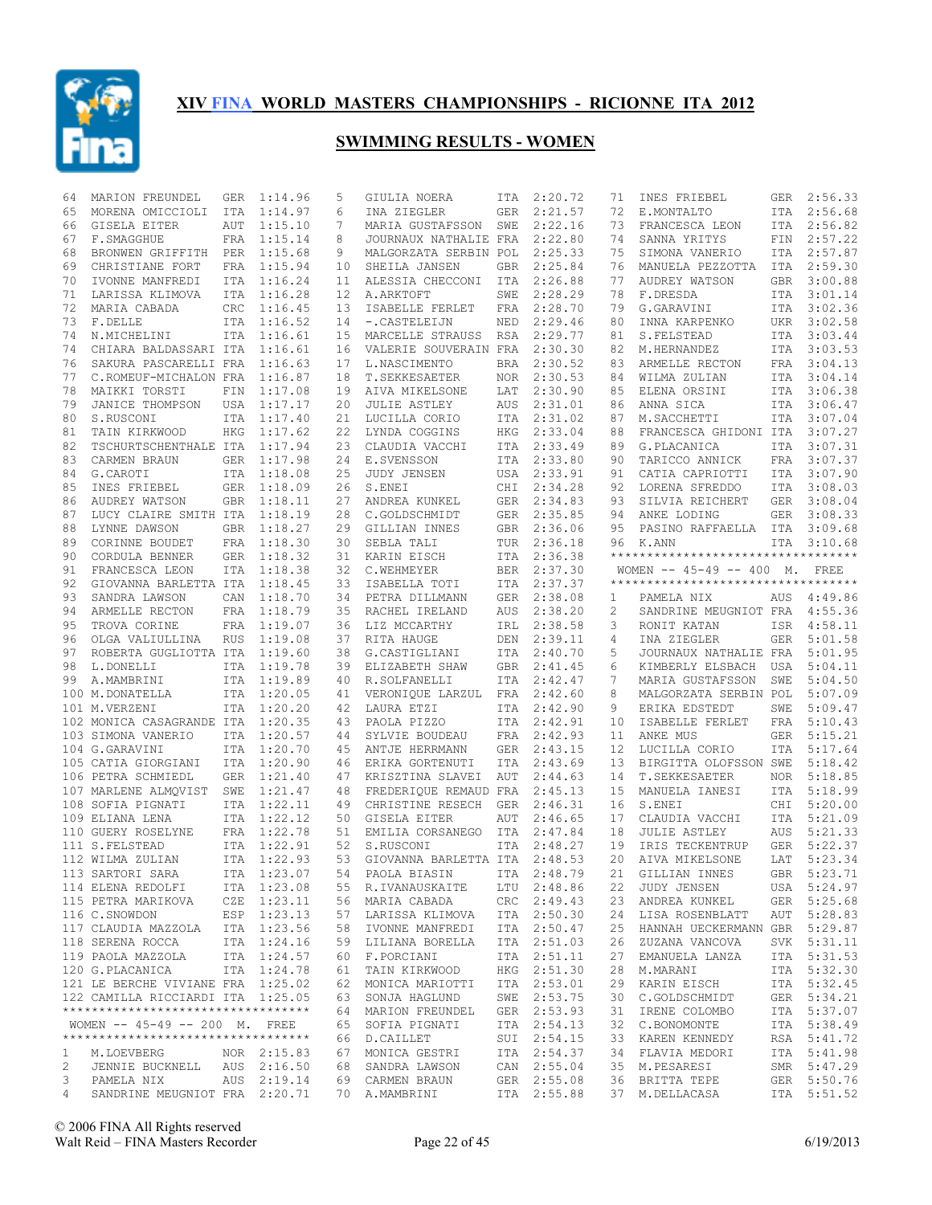# XIV FINA WORLD MASTERS CHAMPIONSHIPS - RICIONNE ITA 2012

## SWIMMING RESULTS - WOMEN

| Place | Name | Nat | Time |
|---|---|---|---|
| 64 | MARION FREUNDEL | GER | 1:14.96 |
| 65 | MORENA OMICCIOLI | ITA | 1:14.97 |
| 66 | GISELA EITER | AUT | 1:15.10 |
| 67 | F.SMAGGHUE | FRA | 1:15.14 |
| 68 | BRONWEN GRIFFITH | PER | 1:15.68 |
| 69 | CHRISTIANE FORT | FRA | 1:15.94 |
| 70 | IVONNE MANFREDI | ITA | 1:16.24 |
| 71 | LARISSA KLIMOVA | ITA | 1:16.28 |
| 72 | MARIA CABADA | CRC | 1:16.45 |
| 73 | F.DELLE | ITA | 1:16.52 |
| 74 | N.MICHELINI | ITA | 1:16.61 |
| 74 | CHIARA BALDASSARI | ITA | 1:16.61 |
| 76 | SAKURA PASCARELLI | FRA | 1:16.63 |
| 77 | C.ROMEUF-MICHALON | FRA | 1:16.87 |
| 78 | MAIKKI TORSTI | FIN | 1:17.08 |
| 79 | JANICE THOMPSON | USA | 1:17.17 |
| 80 | S.RUSCONI | ITA | 1:17.40 |
| 81 | TAIN KIRKWOOD | HKG | 1:17.62 |
| 82 | TSCHURTSCHENTHALE | ITA | 1:17.94 |
| 83 | CARMEN BRAUN | GER | 1:17.98 |
| 84 | G.CAROTI | ITA | 1:18.08 |
| 85 | INES FRIEBEL | GER | 1:18.09 |
| 86 | AUDREY WATSON | GBR | 1:18.11 |
| 87 | LUCY CLAIRE SMITH | ITA | 1:18.19 |
| 88 | LYNNE DAWSON | GBR | 1:18.27 |
| 89 | CORINNE BOUDET | FRA | 1:18.30 |
| 90 | CORDULA BENNER | GER | 1:18.32 |
| 91 | FRANCESCA LEON | ITA | 1:18.38 |
| 92 | GIOVANNA BARLETTA | ITA | 1:18.45 |
| 93 | SANDRA LAWSON | CAN | 1:18.70 |
| 94 | ARMELLE RECTON | FRA | 1:18.79 |
| 95 | TROVA CORINE | FRA | 1:19.07 |
| 96 | OLGA VALIULLINA | RUS | 1:19.08 |
| 97 | ROBERTA GUGLIOTTA | ITA | 1:19.60 |
| 98 | L.DONELLI | ITA | 1:19.78 |
| 99 | A.MAMBRINI | ITA | 1:19.89 |
| 100 | M.DONATELLA | ITA | 1:20.05 |
| 101 | M.VERZENI | ITA | 1:20.20 |
| 102 | MONICA CASAGRANDE | ITA | 1:20.35 |
| 103 | SIMONA VANERIO | ITA | 1:20.57 |
| 104 | G.GARAVINI | ITA | 1:20.70 |
| 105 | CATIA GIORGIANI | ITA | 1:20.90 |
| 106 | PETRA SCHMIEDL | GER | 1:21.40 |
| 107 | MARLENE ALMQVIST | SWE | 1:21.47 |
| 108 | SOFIA PIGNATI | ITA | 1:22.11 |
| 109 | ELIANA LENA | ITA | 1:22.12 |
| 110 | GUERY ROSELYNE | FRA | 1:22.78 |
| 111 | S.FELSTEAD | ITA | 1:22.91 |
| 112 | WILMA ZULIAN | ITA | 1:22.93 |
| 113 | SARTORI SARA | ITA | 1:23.07 |
| 114 | ELENA REDOLFI | ITA | 1:23.08 |
| 115 | PETRA MARIKOVA | CZE | 1:23.11 |
| 116 | C.SNOWDON | ESP | 1:23.13 |
| 117 | CLAUDIA MAZZOLA | ITA | 1:23.56 |
| 118 | SERENA ROCCA | ITA | 1:24.16 |
| 119 | PAOLA MAZZOLA | ITA | 1:24.57 |
| 120 | G.PLACANICA | ITA | 1:24.78 |
| 121 | LE BERCHE VIVIANE | FRA | 1:25.02 |
| 122 | CAMILLA RICCIARDI | ITA | 1:25.05 |

### WOMEN -- 45-49 -- 200 M. FREE

| Place | Name | Nat | Time |
|---|---|---|---|
| 1 | M.LOEVBERG | NOR | 2:15.83 |
| 2 | JENNIE BUCKNELL | AUS | 2:16.50 |
| 3 | PAMELA NIX | AUS | 2:19.14 |
| 4 | SANDRINE MEUGNIOT | FRA | 2:20.71 |
| 5 | GIULIA NOERA | ITA | 2:20.72 |
| 6 | INA ZIEGLER | GER | 2:21.57 |
| 7 | MARIA GUSTAFSSON | SWE | 2:22.16 |
| 8 | JOURNAUX NATHALIE | FRA | 2:22.80 |
| 9 | MALGORZATA SERBIN | POL | 2:25.33 |
| 10 | SHEILA JANSEN | GBR | 2:25.84 |
| 11 | ALESSIA CHECCONI | ITA | 2:26.88 |
| 12 | A.ARKTOFT | SWE | 2:28.29 |
| 13 | ISABELLE FERLET | FRA | 2:28.70 |
| 14 | -.CASTELEIJN | NED | 2:29.46 |
| 15 | MARCELLE STRAUSS | RSA | 2:29.77 |
| 16 | VALERIE SOUVERAIN | FRA | 2:30.30 |
| 17 | L.NASCIMENTO | BRA | 2:30.52 |
| 18 | T.SEKKESAETER | NOR | 2:30.53 |
| 19 | AIVA MIKELSONE | LAT | 2:30.90 |
| 20 | JULIE ASTLEY | AUS | 2:31.01 |
| 21 | LUCILLA CORIO | ITA | 2:31.02 |
| 22 | LYNDA COGGINS | HKG | 2:33.04 |
| 23 | CLAUDIA VACCHI | ITA | 2:33.49 |
| 24 | E.SVENSSON | ITA | 2:33.80 |
| 25 | JUDY JENSEN | USA | 2:33.91 |
| 26 | S.ENEI | CHI | 2:34.28 |
| 27 | ANDREA KUNKEL | GER | 2:34.83 |
| 28 | C.GOLDSCHMIDT | GER | 2:35.85 |
| 29 | GILLIAN INNES | GBR | 2:36.06 |
| 30 | SEBLA TALI | TUR | 2:36.18 |
| 31 | KARIN EISCH | ITA | 2:36.38 |
| 32 | C.WEHMEYER | BER | 2:37.30 |
| 33 | ISABELLA TOTI | ITA | 2:37.37 |
| 34 | PETRA DILLMANN | GER | 2:38.08 |
| 35 | RACHEL IRELAND | AUS | 2:38.20 |
| 36 | LIZ MCCARTHY | IRL | 2:38.58 |
| 37 | RITA HAUGE | DEN | 2:39.11 |
| 38 | G.CASTIGLIANI | ITA | 2:40.70 |
| 39 | ELIZABETH SHAW | GBR | 2:41.45 |
| 40 | R.SOLFANELLI | ITA | 2:42.47 |
| 41 | VERONIQUE LARZUL | FRA | 2:42.60 |
| 42 | LAURA ETZI | ITA | 2:42.90 |
| 43 | PAOLA PIZZO | ITA | 2:42.91 |
| 44 | SYLVIE BOUDEAU | FRA | 2:42.93 |
| 45 | ANTJE HERRMANN | GER | 2:43.15 |
| 46 | ERIKA GORTENUTI | ITA | 2:43.69 |
| 47 | KRISZTINA SLAVEI | AUT | 2:44.63 |
| 48 | FREDERIQUE REMAUD | FRA | 2:45.13 |
| 49 | CHRISTINE RESECH | GER | 2:46.31 |
| 50 | GISELA EITER | AUT | 2:46.65 |
| 51 | EMILIA CORSANEGO | ITA | 2:47.84 |
| 52 | S.RUSCONI | ITA | 2:48.27 |
| 53 | GIOVANNA BARLETTA | ITA | 2:48.53 |
| 54 | PAOLA BIASIN | ITA | 2:48.79 |
| 55 | R.IVANAUSKAITE | LTU | 2:48.86 |
| 56 | MARIA CABADA | CRC | 2:49.43 |
| 57 | LARISSA KLIMOVA | ITA | 2:50.30 |
| 58 | IVONNE MANFREDI | ITA | 2:50.47 |
| 59 | LILIANA BORELLA | ITA | 2:51.03 |
| 60 | F.PORCIANI | ITA | 2:51.11 |
| 61 | TAIN KIRKWOOD | HKG | 2:51.30 |
| 62 | MONICA MARIOTTI | ITA | 2:53.01 |
| 63 | SONJA HAGLUND | SWE | 2:53.75 |
| 64 | MARION FREUNDEL | GER | 2:53.93 |
| 65 | SOFIA PIGNATI | ITA | 2:54.13 |
| 66 | D.CAILLET | SUI | 2:54.15 |
| 67 | MONICA GESTRI | ITA | 2:54.37 |
| 68 | SANDRA LAWSON | CAN | 2:55.04 |
| 69 | CARMEN BRAUN | GER | 2:55.08 |
| 70 | A.MAMBRINI | ITA | 2:55.88 |
| 71 | INES FRIEBEL | GER | 2:56.33 |
| 72 | E.MONTALTO | ITA | 2:56.68 |
| 73 | FRANCESCA LEON | ITA | 2:56.82 |
| 74 | SANNA YRITYS | FIN | 2:57.22 |
| 75 | SIMONA VANERIO | ITA | 2:57.87 |
| 76 | MANUELA PEZZOTTA | ITA | 2:59.30 |
| 77 | AUDREY WATSON | GBR | 3:00.88 |
| 78 | F.DRESDA | ITA | 3:01.14 |
| 79 | G.GARAVINI | ITA | 3:02.36 |
| 80 | INNA KARPENKO | UKR | 3:02.58 |
| 81 | S.FELSTEAD | ITA | 3:03.44 |
| 82 | M.HERNANDEZ | ITA | 3:03.53 |
| 83 | ARMELLE RECTON | FRA | 3:04.13 |
| 84 | WILMA ZULIAN | ITA | 3:04.14 |
| 85 | ELENA ORSINI | ITA | 3:06.38 |
| 86 | ANNA SICA | ITA | 3:06.47 |
| 87 | M.SACCHETTI | ITA | 3:07.04 |
| 88 | FRANCESCA GHIDONI | ITA | 3:07.27 |
| 89 | G.PLACANICA | ITA | 3:07.31 |
| 90 | TARICCO ANNICK | FRA | 3:07.37 |
| 91 | CATIA CAPRIOTTI | ITA | 3:07.90 |
| 92 | LORENA SFREDDO | ITA | 3:08.03 |
| 93 | SILVIA REICHERT | GER | 3:08.04 |
| 94 | ANKE LODING | GER | 3:08.33 |
| 95 | PASINO RAFFAELLA | ITA | 3:09.68 |
| 96 | K.ANN | ITA | 3:10.68 |

### WOMEN -- 45-49 -- 400 M. FREE

| Place | Name | Nat | Time |
|---|---|---|---|
| 1 | PAMELA NIX | AUS | 4:49.86 |
| 2 | SANDRINE MEUGNIOT | FRA | 4:55.36 |
| 3 | RONIT KATAN | ISR | 4:58.11 |
| 4 | INA ZIEGLER | GER | 5:01.58 |
| 5 | JOURNAUX NATHALIE | FRA | 5:01.95 |
| 6 | KIMBERLY ELSBACH | USA | 5:04.11 |
| 7 | MARIA GUSTAFSSON | SWE | 5:04.50 |
| 8 | MALGORZATA SERBIN | POL | 5:07.09 |
| 9 | ERIKA EDSTEDT | SWE | 5:09.47 |
| 10 | ISABELLE FERLET | FRA | 5:10.43 |
| 11 | ANKE MUS | GER | 5:15.21 |
| 12 | LUCILLA CORIO | ITA | 5:17.64 |
| 13 | BIRGITTA OLOFSSON | SWE | 5:18.42 |
| 14 | T.SEKKESAETER | NOR | 5:18.85 |
| 15 | MANUELA IANESI | ITA | 5:18.99 |
| 16 | S.ENEI | CHI | 5:20.00 |
| 17 | CLAUDIA VACCHI | ITA | 5:21.09 |
| 18 | JULIE ASTLEY | AUS | 5:21.33 |
| 19 | IRIS TECKENTRUP | GER | 5:22.37 |
| 20 | AIVA MIKELSONE | LAT | 5:23.34 |
| 21 | GILLIAN INNES | GBR | 5:23.71 |
| 22 | JUDY JENSEN | USA | 5:24.97 |
| 23 | ANDREA KUNKEL | GER | 5:25.68 |
| 24 | LISA ROSENBLATT | AUT | 5:28.83 |
| 25 | HANNAH UECKERMANN | GBR | 5:29.87 |
| 26 | ZUZANA VANCOVA | SVK | 5:31.11 |
| 27 | EMANUELA LANZA | ITA | 5:31.53 |
| 28 | M.MARANI | ITA | 5:32.30 |
| 29 | KARIN EISCH | ITA | 5:32.45 |
| 30 | C.GOLDSCHMIDT | GER | 5:34.21 |
| 31 | IRENE COLOMBO | ITA | 5:37.07 |
| 32 | C.BONOMONTE | ITA | 5:38.49 |
| 33 | KAREN KENNEDY | RSA | 5:41.72 |
| 34 | FLAVIA MEDORI | ITA | 5:41.98 |
| 35 | M.PESARESI | SMR | 5:47.29 |
| 36 | BRITTA TEPE | GER | 5:50.76 |
| 37 | M.DELLACASA | ITA | 5:51.52 |

© 2006 FINA All Rights reserved
Walt Reid – FINA Masters Recorder
6/19/2013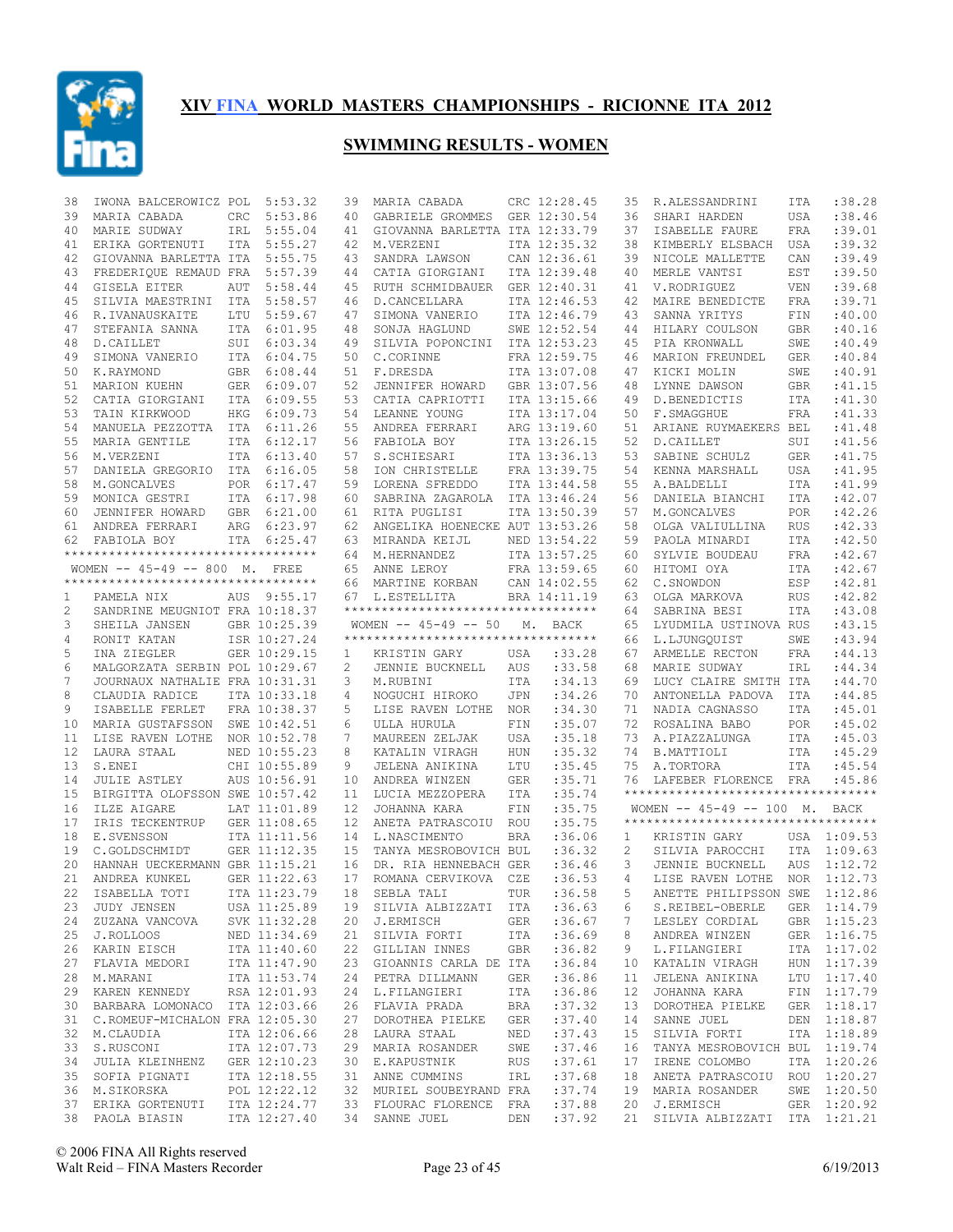# XIV FINA WORLD MASTERS CHAMPIONSHIPS - RICIONNE ITA 2012

## SWIMMING RESULTS - WOMEN

| Place | Name | Country | Time |
|---|---|---|---|
| 38 | IWONA BALCEROWICZ | POL | 5:53.32 |
| 39 | MARIA CABADA | CRC | 5:53.86 |
| 40 | MARIE SUDWAY | IRL | 5:55.04 |
| 41 | ERIKA GORTENUTI | ITA | 5:55.27 |
| 42 | GIOVANNA BARLETTA | ITA | 5:55.75 |
| 43 | FREDERIQUE REMAUD | FRA | 5:57.39 |
| 44 | GISELA EITER | AUT | 5:58.44 |
| 45 | SILVIA MAESTRINI | ITA | 5:58.57 |
| 46 | R.IVANAUSKAITE | LTU | 5:59.67 |
| 47 | STEFANIA SANNA | ITA | 6:01.95 |
| 48 | D.CAILLET | SUI | 6:03.34 |
| 49 | SIMONA VANERIO | ITA | 6:04.75 |
| 50 | K.RAYMOND | GBR | 6:08.44 |
| 51 | MARION KUEHN | GER | 6:09.07 |
| 52 | CATIA GIORGIANI | ITA | 6:09.55 |
| 53 | TAIN KIRKWOOD | HKG | 6:09.73 |
| 54 | MANUELA PEZZOTTA | ITA | 6:11.26 |
| 55 | MARIA GENTILE | ITA | 6:12.17 |
| 56 | M.VERZENI | ITA | 6:13.40 |
| 57 | DANIELA GREGORIO | ITA | 6:16.05 |
| 58 | M.GONCALVES | POR | 6:17.47 |
| 59 | MONICA GESTRI | ITA | 6:17.98 |
| 60 | JENNIFER HOWARD | GBR | 6:21.00 |
| 61 | ANDREA FERRARI | ARG | 6:23.97 |
| 62 | FABIOLA BOY | ITA | 6:25.47 |

### WOMEN -- 45-49 -- 800 M. FREE

| Place | Name | Country | Time |
|---|---|---|---|
| 1 | PAMELA NIX | AUS | 9:55.17 |
| 2 | SANDRINE MEUGNIOT | FRA | 10:18.37 |
| 3 | SHEILA JANSEN | GBR | 10:25.39 |
| 4 | RONIT KATAN | ISR | 10:27.24 |
| 5 | INA ZIEGLER | GER | 10:29.15 |
| 6 | MALGORZATA SERBIN | POL | 10:29.67 |
| 7 | JOURNAUX NATHALIE | FRA | 10:31.31 |
| 8 | CLAUDIA RADICE | ITA | 10:33.18 |
| 9 | ISABELLE FERLET | FRA | 10:38.37 |
| 10 | MARIA GUSTAFSSON | SWE | 10:42.51 |
| 11 | LISE RAVEN LOTHE | NOR | 10:52.78 |
| 12 | LAURA STAAL | NED | 10:55.23 |
| 13 | S.ENEI | CHI | 10:55.89 |
| 14 | JULIE ASTLEY | AUS | 10:56.91 |
| 15 | BIRGITTA OLOFSSON | SWE | 10:57.42 |
| 16 | ILZE AIGARE | LAT | 11:01.89 |
| 17 | IRIS TECKENTRUP | GER | 11:08.65 |
| 18 | E.SVENSSON | ITA | 11:11.56 |
| 19 | C.GOLDSCHMIDT | GER | 11:12.35 |
| 20 | HANNAH UECKERMANN | GBR | 11:15.21 |
| 21 | ANDREA KUNKEL | GER | 11:22.63 |
| 22 | ISABELLA TOTI | ITA | 11:23.79 |
| 23 | JUDY JENSEN | USA | 11:25.89 |
| 24 | ZUZANA VANCOVA | SVK | 11:32.28 |
| 25 | J.ROLLOOS | NED | 11:34.69 |
| 26 | KARIN EISCH | ITA | 11:40.60 |
| 27 | FLAVIA MEDORI | ITA | 11:47.90 |
| 28 | M.MARANI | ITA | 11:53.74 |
| 29 | KAREN KENNEDY | RSA | 12:01.93 |
| 30 | BARBARA LOMONACO | ITA | 12:03.66 |
| 31 | C.ROMEUF-MICHALON | FRA | 12:05.30 |
| 32 | M.CLAUDIA | ITA | 12:06.66 |
| 33 | S.RUSCONI | ITA | 12:07.73 |
| 34 | JULIA KLEINHENZ | GER | 12:10.23 |
| 35 | SOFIA PIGNATI | ITA | 12:18.55 |
| 36 | M.SIKORSKA | POL | 12:22.12 |
| 37 | ERIKA GORTENUTI | ITA | 12:24.77 |
| 38 | PAOLA BIASIN | ITA | 12:27.40 |
| 39 | MARIA CABADA | CRC | 12:28.45 |
| 40 | GABRIELE GROMMES | GER | 12:30.54 |
| 41 | GIOVANNA BARLETTA | ITA | 12:33.79 |
| 42 | M.VERZENI | ITA | 12:35.32 |
| 43 | SANDRA LAWSON | CAN | 12:36.61 |
| 44 | CATIA GIORGIANI | ITA | 12:39.48 |
| 45 | RUTH SCHMIDBAUER | GER | 12:40.31 |
| 46 | D.CANCELLARA | ITA | 12:46.53 |
| 47 | SIMONA VANERIO | ITA | 12:46.79 |
| 48 | SONJA HAGLUND | SWE | 12:52.54 |
| 49 | SILVIA POPONCINI | ITA | 12:53.23 |
| 50 | C.CORINNE | FRA | 12:59.75 |
| 51 | F.DRESDA | ITA | 13:07.08 |
| 52 | JENNIFER HOWARD | GBR | 13:07.56 |
| 53 | CATIA CAPRIOTTI | ITA | 13:15.66 |
| 54 | LEANNE YOUNG | ITA | 13:17.04 |
| 55 | ANDREA FERRARI | ARG | 13:19.60 |
| 56 | FABIOLA BOY | ITA | 13:26.15 |
| 57 | S.SCHIESARI | ITA | 13:36.13 |
| 58 | ION CHRISTELLE | FRA | 13:39.75 |
| 59 | LORENA SFREDDO | ITA | 13:44.58 |
| 60 | SABRINA ZAGAROLA | ITA | 13:46.24 |
| 61 | RITA PUGLISI | ITA | 13:50.39 |
| 62 | ANGELIKA HOENECKE | AUT | 13:53.26 |
| 63 | MIRANDA KEIJL | NED | 13:54.22 |
| 64 | M.HERNANDEZ | ITA | 13:57.25 |
| 65 | ANNE LEROY | FRA | 13:59.65 |
| 66 | MARTINE KORBAN | CAN | 14:02.55 |
| 67 | L.ESTELLITA | BRA | 14:11.19 |

### WOMEN -- 45-49 -- 50 M. BACK

| Place | Name | Country | Time |
|---|---|---|---|
| 1 | KRISTIN GARY | USA | :33.28 |
| 2 | JENNIE BUCKNELL | AUS | :33.58 |
| 3 | M.RUBINI | ITA | :34.13 |
| 4 | NOGUCHI HIROKO | JPN | :34.26 |
| 5 | LISE RAVEN LOTHE | NOR | :34.30 |
| 6 | ULLA HURULA | FIN | :35.07 |
| 7 | MAUREEN ZELJAK | USA | :35.18 |
| 8 | KATALIN VIRAGH | HUN | :35.32 |
| 9 | JELENA ANIKINA | LTU | :35.45 |
| 10 | ANDREA WINZEN | GER | :35.71 |
| 11 | LUCIA MEZZOPERA | ITA | :35.74 |
| 12 | JOHANNA KARA | FIN | :35.75 |
| 12 | ANETA PATRASCOIU | ROU | :35.75 |
| 14 | L.NASCIMENTO | BRA | :36.06 |
| 15 | TANYA MESROBOVICH | BUL | :36.32 |
| 16 | DR. RIA HENNEBACH | GER | :36.46 |
| 17 | ROMANA CERVIKOVA | CZE | :36.53 |
| 18 | SEBLA TALI | TUR | :36.58 |
| 19 | SILVIA ALBIZZATI | ITA | :36.63 |
| 20 | J.ERMISCH | GER | :36.67 |
| 21 | SILVIA FORTI | ITA | :36.69 |
| 22 | GILLIAN INNES | GBR | :36.82 |
| 23 | GIOANNIS CARLA DE | ITA | :36.84 |
| 24 | PETRA DILLMANN | GER | :36.86 |
| 24 | L.FILANGIERI | ITA | :36.86 |
| 26 | FLAVIA PRADA | BRA | :37.32 |
| 27 | DOROTHEA PIELKE | GER | :37.40 |
| 28 | LAURA STAAL | NED | :37.43 |
| 29 | MARIA ROSANDER | SWE | :37.46 |
| 30 | E.KAPUSTNIK | RUS | :37.61 |
| 31 | ANNE CUMMINS | IRL | :37.68 |
| 32 | MURIEL SOUBEYRAND | FRA | :37.74 |
| 33 | FLOURAC FLORENCE | FRA | :37.88 |
| 34 | SANNE JUEL | DEN | :37.92 |
| 35 | R.ALESSANDRINI | ITA | :38.28 |
| 36 | SHARI HARDEN | USA | :38.46 |
| 37 | ISABELLE FAURE | FRA | :39.01 |
| 38 | KIMBERLY ELSBACH | USA | :39.32 |
| 39 | NICOLE MALLETTE | CAN | :39.49 |
| 40 | MERLE VANTSI | EST | :39.50 |
| 41 | V.RODRIGUEZ | VEN | :39.68 |
| 42 | MAIRE BENEDICTE | FRA | :39.71 |
| 43 | SANNA YRITYS | FIN | :40.00 |
| 44 | HILARY COULSON | GBR | :40.16 |
| 45 | PIA KRONWALL | SWE | :40.49 |
| 46 | MARION FREUNDEL | GER | :40.84 |
| 47 | KICKI MOLIN | SWE | :40.91 |
| 48 | LYNNE DAWSON | GBR | :41.15 |
| 49 | D.BENEDICTIS | ITA | :41.30 |
| 50 | F.SMAGGHUE | FRA | :41.33 |
| 51 | ARIANE RUYMAEKERS | BEL | :41.48 |
| 52 | D.CAILLET | SUI | :41.56 |
| 53 | SABINE SCHULZ | GER | :41.75 |
| 54 | KENNA MARSHALL | USA | :41.95 |
| 55 | A.BALDELLI | ITA | :41.99 |
| 56 | DANIELA BIANCHI | ITA | :42.07 |
| 57 | M.GONCALVES | POR | :42.26 |
| 58 | OLGA VALIULLINA | RUS | :42.33 |
| 59 | PAOLA MINARDI | ITA | :42.50 |
| 60 | SYLVIE BOUDEAU | FRA | :42.67 |
| 60 | HITOMI OYA | ITA | :42.67 |
| 62 | C.SNOWDON | ESP | :42.81 |
| 63 | OLGA MARKOVA | RUS | :42.82 |
| 64 | SABRINA BESI | ITA | :43.08 |
| 65 | LYUDMILA USTINOVA | RUS | :43.15 |
| 66 | L.LJUNGQUIST | SWE | :43.94 |
| 67 | ARMELLE RECTON | FRA | :44.13 |
| 68 | MARIE SUDWAY | IRL | :44.34 |
| 69 | LUCY CLAIRE SMITH | ITA | :44.70 |
| 70 | ANTONELLA PADOVA | ITA | :44.85 |
| 71 | NADIA CAGNASSO | ITA | :45.01 |
| 72 | ROSALINA BABO | POR | :45.02 |
| 73 | A.PIAZZALUNGA | ITA | :45.03 |
| 74 | B.MATTIOLI | ITA | :45.29 |
| 75 | A.TORTORA | ITA | :45.54 |
| 76 | LAFEBER FLORENCE | FRA | :45.86 |

### WOMEN -- 45-49 -- 100 M. BACK

| Place | Name | Country | Time |
|---|---|---|---|
| 1 | KRISTIN GARY | USA | 1:09.53 |
| 2 | SILVIA PAROCCHI | ITA | 1:09.63 |
| 3 | JENNIE BUCKNELL | AUS | 1:12.72 |
| 4 | LISE RAVEN LOTHE | NOR | 1:12.73 |
| 5 | ANETTE PHILIPSSON | SWE | 1:12.86 |
| 6 | S.REIBEL-OBERLE | GER | 1:14.79 |
| 7 | LESLEY CORDIAL | GBR | 1:15.23 |
| 8 | ANDREA WINZEN | GER | 1:16.75 |
| 9 | L.FILANGIERI | ITA | 1:17.02 |
| 10 | KATALIN VIRAGH | HUN | 1:17.39 |
| 11 | JELENA ANIKINA | LTU | 1:17.40 |
| 12 | JOHANNA KARA | FIN | 1:17.79 |
| 13 | DOROTHEA PIELKE | GER | 1:18.17 |
| 14 | SANNE JUEL | DEN | 1:18.87 |
| 15 | SILVIA FORTI | ITA | 1:18.89 |
| 16 | TANYA MESROBOVICH | BUL | 1:19.74 |
| 17 | IRENE COLOMBO | ITA | 1:20.26 |
| 18 | ANETA PATRASCOIU | ROU | 1:20.27 |
| 19 | MARIA ROSANDER | SWE | 1:20.50 |
| 20 | J.ERMISCH | GER | 1:20.92 |
| 21 | SILVIA ALBIZZATI | ITA | 1:21.21 |

© 2006 FINA All Rights reserved
Walt Reid – FINA Masters Recorder

6/19/2013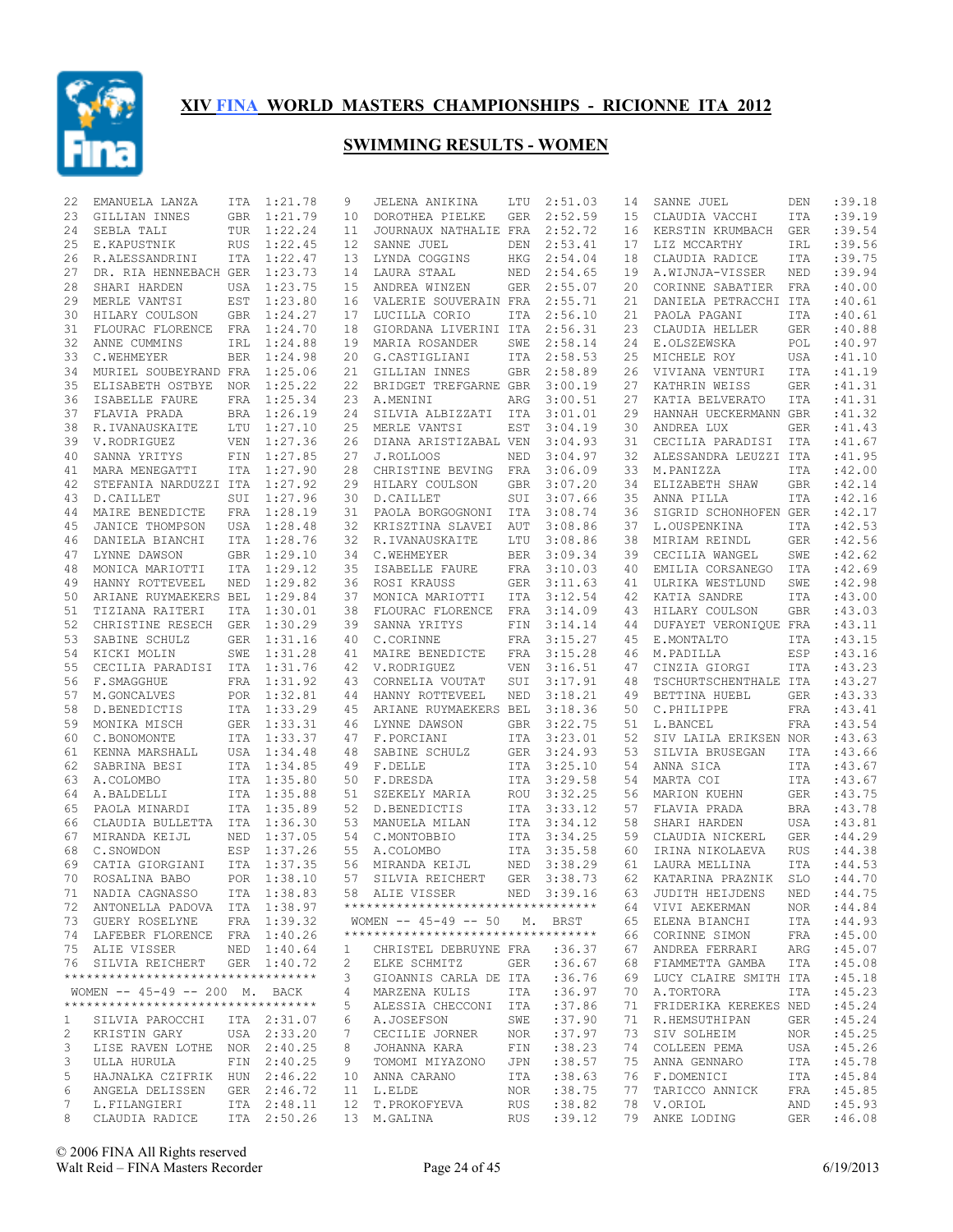# XIV FINA WORLD MASTERS CHAMPIONSHIPS - RICIONNE ITA 2012

## SWIMMING RESULTS - WOMEN

| Place | Name | Country | Time |
|---|---|---|---|
| 22 | EMANUELA LANZA | ITA | 1:21.78 |
| 23 | GILLIAN INNES | GBR | 1:21.79 |
| 24 | SEBLA TALI | TUR | 1:22.24 |
| 25 | E.KAPUSTNIK | RUS | 1:22.45 |
| 26 | R.ALESSANDRINI | ITA | 1:22.47 |
| 27 | DR. RIA HENNEBACH | GER | 1:23.73 |
| 28 | SHARI HARDEN | USA | 1:23.75 |
| 29 | MERLE VANTSI | EST | 1:23.80 |
| 30 | HILARY COULSON | GBR | 1:24.27 |
| 31 | FLOURAC FLORENCE | FRA | 1:24.70 |
| 32 | ANNE CUMMINS | IRL | 1:24.88 |
| 33 | C.WEHMEYER | BER | 1:24.98 |
| 34 | MURIEL SOUBEYRAND | FRA | 1:25.06 |
| 35 | ELISABETH OSTBYE | NOR | 1:25.22 |
| 36 | ISABELLE FAURE | FRA | 1:25.34 |
| 37 | FLAVIA PRADA | BRA | 1:26.19 |
| 38 | R.IVANAUSKAITE | LTU | 1:27.10 |
| 39 | V.RODRIGUEZ | VEN | 1:27.36 |
| 40 | SANNA YRITYS | FIN | 1:27.85 |
| 41 | MARA MENEGATTI | ITA | 1:27.90 |
| 42 | STEFANIA NARDUZZI | ITA | 1:27.92 |
| 43 | D.CAILLET | SUI | 1:27.96 |
| 44 | MAIRE BENEDICTE | FRA | 1:28.19 |
| 45 | JANICE THOMPSON | USA | 1:28.48 |
| 46 | DANIELA BIANCHI | ITA | 1:28.76 |
| 47 | LYNNE DAWSON | GBR | 1:29.10 |
| 48 | MONICA MARIOTTI | ITA | 1:29.12 |
| 49 | HANNY ROTTEVEEL | NED | 1:29.82 |
| 50 | ARIANE RUYMAEKERS | BEL | 1:29.84 |
| 51 | TIZIANA RAITERI | ITA | 1:30.01 |
| 52 | CHRISTINE RESECH | GER | 1:30.29 |
| 53 | SABINE SCHULZ | GER | 1:31.16 |
| 54 | KICKI MOLIN | SWE | 1:31.28 |
| 55 | CECILIA PARADISI | ITA | 1:31.76 |
| 56 | F.SMAGGHUE | FRA | 1:31.92 |
| 57 | M.GONCALVES | POR | 1:32.81 |
| 58 | D.BENEDICTIS | ITA | 1:33.29 |
| 59 | MONIKA MISCH | GER | 1:33.31 |
| 60 | C.BONOMONTE | ITA | 1:33.37 |
| 61 | KENNA MARSHALL | USA | 1:34.48 |
| 62 | SABRINA BESI | ITA | 1:34.85 |
| 63 | A.COLOMBO | ITA | 1:35.80 |
| 64 | A.BALDELLI | ITA | 1:35.88 |
| 65 | PAOLA MINARDI | ITA | 1:35.89 |
| 66 | CLAUDIA BULLETTA | ITA | 1:36.30 |
| 67 | MIRANDA KEIJL | NED | 1:37.05 |
| 68 | C.SNOWDON | ESP | 1:37.26 |
| 69 | CATIA GIORGIANI | ITA | 1:37.35 |
| 70 | ROSALINA BABO | POR | 1:38.10 |
| 71 | NADIA CAGNASSO | ITA | 1:38.83 |
| 72 | ANTONELLA PADOVA | ITA | 1:38.97 |
| 73 | GUERY ROSELYNE | FRA | 1:39.32 |
| 74 | LAFEBER FLORENCE | FRA | 1:40.26 |
| 75 | ALIE VISSER | NED | 1:40.64 |
| 76 | SILVIA REICHERT | GER | 1:40.72 |

### WOMEN -- 45-49 -- 200 M. BACK

| Place | Name | Country | Time |
|---|---|---|---|
| 1 | SILVIA PAROCCHI | ITA | 2:31.07 |
| 2 | KRISTIN GARY | USA | 2:33.20 |
| 3 | LISE RAVEN LOTHE | NOR | 2:40.25 |
| 3 | ULLA HURULA | FIN | 2:40.25 |
| 5 | HAJNALKA CZIFRIK | HUN | 2:46.22 |
| 6 | ANGELA DELISSEN | GER | 2:46.72 |
| 7 | L.FILANGIERI | ITA | 2:48.11 |
| 8 | CLAUDIA RADICE | ITA | 2:50.26 |
| 9 | JELENA ANIKINA | LTU | 2:51.03 |
| 10 | DOROTHEA PIELKE | GER | 2:52.59 |
| 11 | JOURNAUX NATHALIE | FRA | 2:52.72 |
| 12 | SANNE JUEL | DEN | 2:53.41 |
| 13 | LYNDA COGGINS | HKG | 2:54.04 |
| 14 | LAURA STAAL | NED | 2:54.65 |
| 15 | ANDREA WINZEN | GER | 2:55.07 |
| 16 | VALERIE SOUVERAIN | FRA | 2:55.71 |
| 17 | LUCILLA CORIO | ITA | 2:56.10 |
| 18 | GIORDANA LIVERINI | ITA | 2:56.31 |
| 19 | MARIA ROSANDER | SWE | 2:58.14 |
| 20 | G.CASTIGLIANI | ITA | 2:58.53 |
| 21 | GILLIAN INNES | GBR | 2:58.89 |
| 22 | BRIDGET TREFGARNE | GBR | 3:00.19 |
| 23 | A.MENINI | ARG | 3:00.51 |
| 24 | SILVIA ALBIZZATI | ITA | 3:01.01 |
| 25 | MERLE VANTSI | EST | 3:04.19 |
| 26 | DIANA ARISTIZABAL | VEN | 3:04.93 |
| 27 | J.ROLLOOS | NED | 3:04.97 |
| 28 | CHRISTINE BEVING | FRA | 3:06.09 |
| 29 | HILARY COULSON | GBR | 3:07.20 |
| 30 | D.CAILLET | SUI | 3:07.66 |
| 31 | PAOLA BORGOGNONI | ITA | 3:08.74 |
| 32 | KRISZTINA SLAVEI | AUT | 3:08.86 |
| 32 | R.IVANAUSKAITE | LTU | 3:08.86 |
| 34 | C.WEHMEYER | BER | 3:09.34 |
| 35 | ISABELLE FAURE | FRA | 3:10.03 |
| 36 | ROSI KRAUSS | GER | 3:11.63 |
| 37 | MONICA MARIOTTI | ITA | 3:12.54 |
| 38 | FLOURAC FLORENCE | FRA | 3:14.09 |
| 39 | SANNA YRITYS | FIN | 3:14.14 |
| 40 | C.CORINNE | FRA | 3:15.27 |
| 41 | MAIRE BENEDICTE | FRA | 3:15.28 |
| 42 | V.RODRIGUEZ | VEN | 3:16.51 |
| 43 | CORNELIA VOUTAT | SUI | 3:17.91 |
| 44 | HANNY ROTTEVEEL | NED | 3:18.21 |
| 45 | ARIANE RUYMAEKERS | BEL | 3:18.36 |
| 46 | LYNNE DAWSON | GBR | 3:22.75 |
| 47 | F.PORCIANI | ITA | 3:23.01 |
| 48 | SABINE SCHULZ | GER | 3:24.93 |
| 49 | F.DELLE | ITA | 3:25.10 |
| 50 | F.DRESDA | ITA | 3:29.58 |
| 51 | SZEKELY MARIA | ROU | 3:32.25 |
| 52 | D.BENEDICTIS | ITA | 3:33.12 |
| 53 | MANUELA MILAN | ITA | 3:34.12 |
| 54 | C.MONTOBBIO | ITA | 3:34.25 |
| 55 | A.COLOMBO | ITA | 3:35.58 |
| 56 | MIRANDA KEIJL | NED | 3:38.29 |
| 57 | SILVIA REICHERT | GER | 3:38.73 |
| 58 | ALIE VISSER | NED | 3:39.16 |

### WOMEN -- 45-49 -- 50 M. BRST

| Place | Name | Country | Time |
|---|---|---|---|
| 1 | CHRISTEL DEBRUYNE | FRA | :36.37 |
| 2 | ELKE SCHMITZ | GER | :36.67 |
| 3 | GIOANNIS CARLA DE | ITA | :36.76 |
| 4 | MARZENA KULIS | ITA | :36.97 |
| 5 | ALESSIA CHECCONI | ITA | :37.86 |
| 6 | A.JOSEFSON | SWE | :37.90 |
| 7 | CECILIE JORNER | NOR | :37.97 |
| 8 | JOHANNA KARA | FIN | :38.23 |
| 9 | TOMOMI MIYAZONO | JPN | :38.57 |
| 10 | ANNA CARANO | ITA | :38.63 |
| 11 | L.ELDE | NOR | :38.75 |
| 12 | T.PROKOFYEVA | RUS | :38.82 |
| 13 | M.GALINA | RUS | :39.12 |
| 14 | SANNE JUEL | DEN | :39.18 |
| 15 | CLAUDIA VACCHI | ITA | :39.19 |
| 16 | KERSTIN KRUMBACH | GER | :39.54 |
| 17 | LIZ MCCARTHY | IRL | :39.56 |
| 18 | CLAUDIA RADICE | ITA | :39.75 |
| 19 | A.WIJNJA-VISSER | NED | :39.94 |
| 20 | CORINNE SABATIER | FRA | :40.00 |
| 21 | DANIELA PETRACCHI | ITA | :40.61 |
| 21 | PAOLA PAGANI | ITA | :40.61 |
| 23 | CLAUDIA HELLER | GER | :40.88 |
| 24 | E.OLSZEWSKA | POL | :40.97 |
| 25 | MICHELE ROY | USA | :41.10 |
| 26 | VIVIANA VENTURI | ITA | :41.19 |
| 27 | KATHRIN WEISS | GER | :41.31 |
| 27 | KATIA BELVERATO | ITA | :41.31 |
| 29 | HANNAH UECKERMANN | GBR | :41.32 |
| 30 | ANDREA LUX | GER | :41.43 |
| 31 | CECILIA PARADISI | ITA | :41.67 |
| 32 | ALESSANDRA LEUZZI | ITA | :41.95 |
| 33 | M.PANIZZA | ITA | :42.00 |
| 34 | ELIZABETH SHAW | GBR | :42.14 |
| 35 | ANNA PILLA | ITA | :42.16 |
| 36 | SIGRID SCHONHOFEN | GER | :42.17 |
| 37 | L.OUSPENKINA | ITA | :42.53 |
| 38 | MIRIAM REINDL | GER | :42.56 |
| 39 | CECILIA WANGEL | SWE | :42.62 |
| 40 | EMILIA CORSANEGO | ITA | :42.69 |
| 41 | ULRIKA WESTLUND | SWE | :42.98 |
| 42 | KATIA SANDRE | ITA | :43.00 |
| 43 | HILARY COULSON | GBR | :43.03 |
| 44 | DUFAYET VERONIQUE | FRA | :43.11 |
| 45 | E.MONTALTO | ITA | :43.15 |
| 46 | M.PADILLA | ESP | :43.16 |
| 47 | CINZIA GIORGI | ITA | :43.23 |
| 48 | TSCHURTSCHENTHALE | ITA | :43.27 |
| 49 | BETTINA HUEBL | GER | :43.33 |
| 50 | C.PHILIPPE | FRA | :43.41 |
| 51 | L.BANCEL | FRA | :43.54 |
| 52 | SIV LAILA ERIKSEN | NOR | :43.63 |
| 53 | SILVIA BRUSEGAN | ITA | :43.66 |
| 54 | ANNA SICA | ITA | :43.67 |
| 54 | MARTA COI | ITA | :43.67 |
| 56 | MARION KUEHN | GER | :43.75 |
| 57 | FLAVIA PRADA | BRA | :43.78 |
| 58 | SHARI HARDEN | USA | :43.81 |
| 59 | CLAUDIA NICKERL | GER | :44.29 |
| 60 | IRINA NIKOLAEVA | RUS | :44.38 |
| 61 | LAURA MELLINA | ITA | :44.53 |
| 62 | KATARINA PRAZNIK | SLO | :44.70 |
| 63 | JUDITH HEIJDENS | NED | :44.75 |
| 64 | VIVI AEKERMAN | NOR | :44.84 |
| 65 | ELENA BIANCHI | ITA | :44.93 |
| 66 | CORINNE SIMON | FRA | :45.00 |
| 67 | ANDREA FERRARI | ARG | :45.07 |
| 68 | FIAMMETTA GAMBA | ITA | :45.08 |
| 69 | LUCY CLAIRE SMITH | ITA | :45.18 |
| 70 | A.TORTORA | ITA | :45.23 |
| 71 | FRIDERIKA KEREKES | NED | :45.24 |
| 71 | R.HEMSUTHIPAN | GER | :45.24 |
| 73 | SIV SOLHEIM | NOR | :45.25 |
| 74 | COLLEEN PEMA | USA | :45.26 |
| 75 | ANNA GENNARO | ITA | :45.78 |
| 76 | F.DOMENICI | ITA | :45.84 |
| 77 | TARICCO ANNICK | FRA | :45.85 |
| 78 | V.ORIOL | AND | :45.93 |
| 79 | ANKE LODING | GER | :46.08 |

© 2006 FINA All Rights reserved
Walt Reid – FINA Masters Recorder
6/19/2013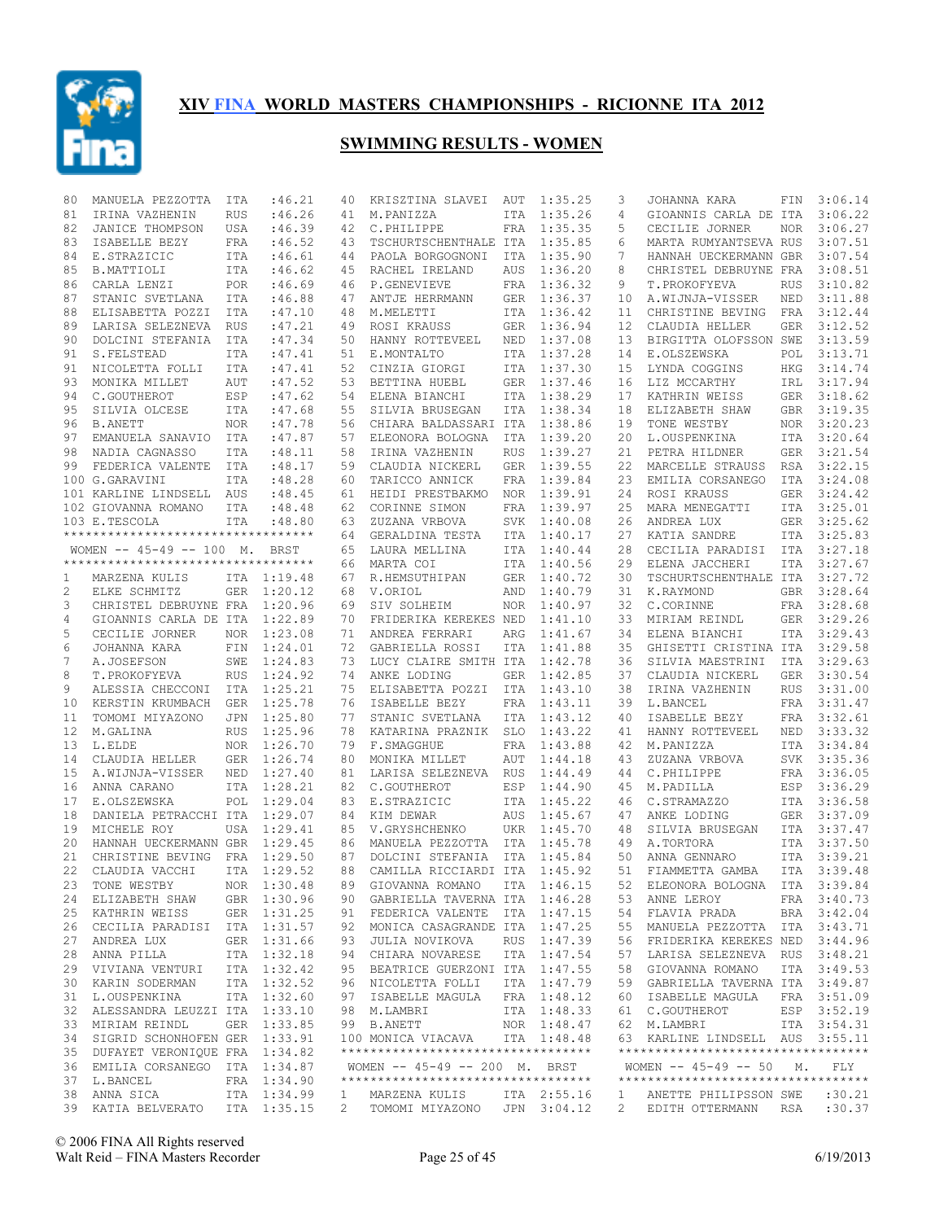# XIV FINA WORLD MASTERS CHAMPIONSHIPS - RICIONNE ITA 2012

## SWIMMING RESULTS - WOMEN

| | | | |
|---|---|---|---|
| 80 | MANUELA PEZZOTTA | ITA | :46.21 |
| 81 | IRINA VAZHENIN | RUS | :46.26 |
| 82 | JANICE THOMPSON | USA | :46.39 |
| 83 | ISABELLE BEZY | FRA | :46.52 |
| 84 | E.STRAZICIC | ITA | :46.61 |
| 85 | B.MATTIOLI | ITA | :46.62 |
| 86 | CARLA LENZI | POR | :46.69 |
| 87 | STANIC SVETLANA | ITA | :46.88 |
| 88 | ELISABETTA POZZI | ITA | :47.10 |
| 89 | LARISA SELEZNEVA | RUS | :47.21 |
| 90 | DOLCINI STEFANIA | ITA | :47.34 |
| 91 | S.FELSTEAD | ITA | :47.41 |
| 91 | NICOLETTA FOLLI | ITA | :47.41 |
| 93 | MONIKA MILLET | AUT | :47.52 |
| 94 | C.GOUTHEROT | ESP | :47.62 |
| 95 | SILVIA OLCESE | ITA | :47.68 |
| 96 | B.ANETT | NOR | :47.78 |
| 97 | EMANUELA SANAVIO | ITA | :47.87 |
| 98 | NADIA CAGNASSO | ITA | :48.11 |
| 99 | FEDERICA VALENTE | ITA | :48.17 |
| 100 | G.GARAVINI | ITA | :48.28 |
| 101 | KARLINE LINDSELL | AUS | :48.45 |
| 102 | GIOVANNA ROMANO | ITA | :48.48 |
| 103 | E.TESCOLA | ITA | :48.80 |

### WOMEN -- 45-49 -- 100 M. BRST

| | | | |
|---|---|---|---|
| 1 | MARZENA KULIS | ITA | 1:19.48 |
| 2 | ELKE SCHMITZ | GER | 1:20.12 |
| 3 | CHRISTEL DEBRUYNE | FRA | 1:20.96 |
| 4 | GIOANNIS CARLA DE | ITA | 1:22.89 |
| 5 | CECILIE JORNER | NOR | 1:23.08 |
| 6 | JOHANNA KARA | FIN | 1:24.01 |
| 7 | A.JOSEFSON | SWE | 1:24.83 |
| 8 | T.PROKOFYEVA | RUS | 1:24.92 |
| 9 | ALESSIA CHECCONI | ITA | 1:25.21 |
| 10 | KERSTIN KRUMBACH | GER | 1:25.78 |
| 11 | TOMOMI MIYAZONO | JPN | 1:25.80 |
| 12 | M.GALINA | RUS | 1:25.96 |
| 13 | L.ELDE | NOR | 1:26.70 |
| 14 | CLAUDIA HELLER | GER | 1:26.74 |
| 15 | A.WIJNJA-VISSER | NED | 1:27.40 |
| 16 | ANNA CARANO | ITA | 1:28.21 |
| 17 | E.OLSZEWSKA | POL | 1:29.04 |
| 18 | DANIELA PETRACCHI | ITA | 1:29.07 |
| 19 | MICHELE ROY | USA | 1:29.41 |
| 20 | HANNAH UECKERMANN | GBR | 1:29.45 |
| 21 | CHRISTINE BEVING | FRA | 1:29.50 |
| 22 | CLAUDIA VACCHI | ITA | 1:29.52 |
| 23 | TONE WESTBY | NOR | 1:30.48 |
| 24 | ELIZABETH SHAW | GBR | 1:30.96 |
| 25 | KATHRIN WEISS | GER | 1:31.25 |
| 26 | CECILIA PARADISI | ITA | 1:31.57 |
| 27 | ANDREA LUX | GER | 1:31.66 |
| 28 | ANNA PILLA | ITA | 1:32.18 |
| 29 | VIVIANA VENTURI | ITA | 1:32.42 |
| 30 | KARIN SODERMAN | ITA | 1:32.52 |
| 31 | L.OUSPENKINA | ITA | 1:32.60 |
| 32 | ALESSANDRA LEUZZI | ITA | 1:33.10 |
| 33 | MIRIAM REINDL | GER | 1:33.85 |
| 34 | SIGRID SCHONHOFEN | GER | 1:33.91 |
| 35 | DUFAYET VERONIQUE | FRA | 1:34.82 |
| 36 | EMILIA CORSANEGO | ITA | 1:34.87 |
| 37 | L.BANCEL | FRA | 1:34.90 |
| 38 | ANNA SICA | ITA | 1:34.99 |
| 39 | KATIA BELVERATO | ITA | 1:35.15 |
| 40 | KRISZTINA SLAVEI | AUT | 1:35.25 |
| 41 | M.PANIZZA | ITA | 1:35.26 |
| 42 | C.PHILIPPE | FRA | 1:35.35 |
| 43 | TSCHURTSCHENTHALE | ITA | 1:35.85 |
| 44 | PAOLA BORGOGNONI | ITA | 1:35.90 |
| 45 | RACHEL IRELAND | AUS | 1:36.20 |
| 46 | P.GENEVIEVE | FRA | 1:36.32 |
| 47 | ANTJE HERRMANN | GER | 1:36.37 |
| 48 | M.MELETTI | ITA | 1:36.42 |
| 49 | ROSI KRAUSS | GER | 1:36.94 |
| 50 | HANNY ROTTEVEEL | NED | 1:37.08 |
| 51 | E.MONTALTO | ITA | 1:37.28 |
| 52 | CINZIA GIORGI | ITA | 1:37.30 |
| 53 | BETTINA HUEBL | GER | 1:37.46 |
| 54 | ELENA BIANCHI | ITA | 1:38.29 |
| 55 | SILVIA BRUSEGAN | ITA | 1:38.34 |
| 56 | CHIARA BALDASSARI | ITA | 1:38.86 |
| 57 | ELEONORA BOLOGNA | ITA | 1:39.20 |
| 58 | IRINA VAZHENIN | RUS | 1:39.27 |
| 59 | CLAUDIA NICKERL | GER | 1:39.55 |
| 60 | TARICCO ANNICK | FRA | 1:39.84 |
| 61 | HEIDI PRESTBAKMO | NOR | 1:39.91 |
| 62 | CORINNE SIMON | FRA | 1:39.97 |
| 63 | ZUZANA VRBOVA | SVK | 1:40.08 |
| 64 | GERALDINA TESTA | ITA | 1:40.17 |
| 65 | LAURA MELLINA | ITA | 1:40.44 |
| 66 | MARTA COI | ITA | 1:40.56 |
| 67 | R.HEMSUTHIPAN | GER | 1:40.72 |
| 68 | V.ORIOL | AND | 1:40.79 |
| 69 | SIV SOLHEIM | NOR | 1:40.97 |
| 70 | FRIDERIKA KEREKES | NED | 1:41.10 |
| 71 | ANDREA FERRARI | ARG | 1:41.67 |
| 72 | GABRIELLA ROSSI | ITA | 1:41.88 |
| 73 | LUCY CLAIRE SMITH | ITA | 1:42.78 |
| 74 | ANKE LODING | GER | 1:42.85 |
| 75 | ELISABETTA POZZI | ITA | 1:43.10 |
| 76 | ISABELLE BEZY | FRA | 1:43.11 |
| 77 | STANIC SVETLANA | ITA | 1:43.12 |
| 78 | KATARINA PRAZNIK | SLO | 1:43.22 |
| 79 | F.SMAGGHUE | FRA | 1:43.88 |
| 80 | MONIKA MILLET | AUT | 1:44.18 |
| 81 | LARISA SELEZNEVA | RUS | 1:44.49 |
| 82 | C.GOUTHEROT | ESP | 1:44.90 |
| 83 | E.STRAZICIC | ITA | 1:45.22 |
| 84 | KIM DEWAR | AUS | 1:45.67 |
| 85 | V.GRYSHCHENKO | UKR | 1:45.70 |
| 86 | MANUELA PEZZOTTA | ITA | 1:45.78 |
| 87 | DOLCINI STEFANIA | ITA | 1:45.84 |
| 88 | CAMILLA RICCIARDI | ITA | 1:45.92 |
| 89 | GIOVANNA ROMANO | ITA | 1:46.15 |
| 90 | GABRIELLA TAVERNA | ITA | 1:46.28 |
| 91 | FEDERICA VALENTE | ITA | 1:47.15 |
| 92 | MONICA CASAGRANDE | ITA | 1:47.25 |
| 93 | JULIA NOVIKOVA | RUS | 1:47.39 |
| 94 | CHIARA NOVARESE | ITA | 1:47.54 |
| 95 | BEATRICE GUERZONI | ITA | 1:47.55 |
| 96 | NICOLETTA FOLLI | ITA | 1:47.79 |
| 97 | ISABELLE MAGULA | FRA | 1:48.12 |
| 98 | M.LAMBRI | ITA | 1:48.33 |
| 99 | B.ANETT | NOR | 1:48.47 |
| 100 | MONICA VIACAVA | ITA | 1:48.48 |

### WOMEN -- 45-49 -- 200 M. BRST

| | | | |
|---|---|---|---|
| 1 | MARZENA KULIS | ITA | 2:55.16 |
| 2 | TOMOMI MIYAZONO | JPN | 3:04.12 |
| 3 | JOHANNA KARA | FIN | 3:06.14 |
| 4 | GIOANNIS CARLA DE | ITA | 3:06.22 |
| 5 | CECILIE JORNER | NOR | 3:06.27 |
| 6 | MARTA RUMYANTSEVA | RUS | 3:07.51 |
| 7 | HANNAH UECKERMANN | GBR | 3:07.54 |
| 8 | CHRISTEL DEBRUYNE | FRA | 3:08.51 |
| 9 | T.PROKOFYEVA | RUS | 3:10.82 |
| 10 | A.WIJNJA-VISSER | NED | 3:11.88 |
| 11 | CHRISTINE BEVING | FRA | 3:12.44 |
| 12 | CLAUDIA HELLER | GER | 3:12.52 |
| 13 | BIRGITTA OLOFSSON | SWE | 3:13.59 |
| 14 | E.OLSZEWSKA | POL | 3:13.71 |
| 15 | LYNDA COGGINS | HKG | 3:14.74 |
| 16 | LIZ MCCARTHY | IRL | 3:17.94 |
| 17 | KATHRIN WEISS | GER | 3:18.62 |
| 18 | ELIZABETH SHAW | GBR | 3:19.35 |
| 19 | TONE WESTBY | NOR | 3:20.23 |
| 20 | L.OUSPENKINA | ITA | 3:20.64 |
| 21 | PETRA HILDNER | GER | 3:21.54 |
| 22 | MARCELLE STRAUSS | RSA | 3:22.15 |
| 23 | EMILIA CORSANEGO | ITA | 3:24.08 |
| 24 | ROSI KRAUSS | GER | 3:24.42 |
| 25 | MARA MENEGATTI | ITA | 3:25.01 |
| 26 | ANDREA LUX | GER | 3:25.62 |
| 27 | KATIA SANDRE | ITA | 3:25.83 |
| 28 | CECILIA PARADISI | ITA | 3:27.18 |
| 29 | ELENA JACCHERI | ITA | 3:27.67 |
| 30 | TSCHURTSCHENTHALE | ITA | 3:27.72 |
| 31 | K.RAYMOND | GBR | 3:28.64 |
| 32 | C.CORINNE | FRA | 3:28.68 |
| 33 | MIRIAM REINDL | GER | 3:29.26 |
| 34 | ELENA BIANCHI | ITA | 3:29.43 |
| 35 | GHISETTI CRISTINA | ITA | 3:29.58 |
| 36 | SILVIA MAESTRINI | ITA | 3:29.63 |
| 37 | CLAUDIA NICKERL | GER | 3:30.54 |
| 38 | IRINA VAZHENIN | RUS | 3:31.00 |
| 39 | L.BANCEL | FRA | 3:31.47 |
| 40 | ISABELLE BEZY | FRA | 3:32.61 |
| 41 | HANNY ROTTEVEEL | NED | 3:33.32 |
| 42 | M.PANIZZA | ITA | 3:34.84 |
| 43 | ZUZANA VRBOVA | SVK | 3:35.36 |
| 44 | C.PHILIPPE | FRA | 3:36.05 |
| 45 | M.PADILLA | ESP | 3:36.29 |
| 46 | C.STRAMAZZO | ITA | 3:36.58 |
| 47 | ANKE LODING | GER | 3:37.09 |
| 48 | SILVIA BRUSEGAN | ITA | 3:37.47 |
| 49 | A.TORTORA | ITA | 3:37.50 |
| 50 | ANNA GENNARO | ITA | 3:39.21 |
| 51 | FIAMMETTA GAMBA | ITA | 3:39.48 |
| 52 | ELEONORA BOLOGNA | ITA | 3:39.84 |
| 53 | ANNE LEROY | FRA | 3:40.73 |
| 54 | FLAVIA PRADA | BRA | 3:42.04 |
| 55 | MANUELA PEZZOTTA | ITA | 3:43.71 |
| 56 | FRIDERIKA KEREKES | NED | 3:44.96 |
| 57 | LARISA SELEZNEVA | RUS | 3:48.21 |
| 58 | GIOVANNA ROMANO | ITA | 3:49.53 |
| 59 | GABRIELLA TAVERNA | ITA | 3:49.87 |
| 60 | ISABELLE MAGULA | FRA | 3:51.09 |
| 61 | C.GOUTHEROT | ESP | 3:52.19 |
| 62 | M.LAMBRI | ITA | 3:54.31 |
| 63 | KARLINE LINDSELL | AUS | 3:55.11 |

### WOMEN -- 45-49 -- 50 M. FLY

| | | | |
|---|---|---|---|
| 1 | ANETTE PHILIPSSON | SWE | :30.21 |
| 2 | EDITH OTTERMANN | RSA | :30.37 |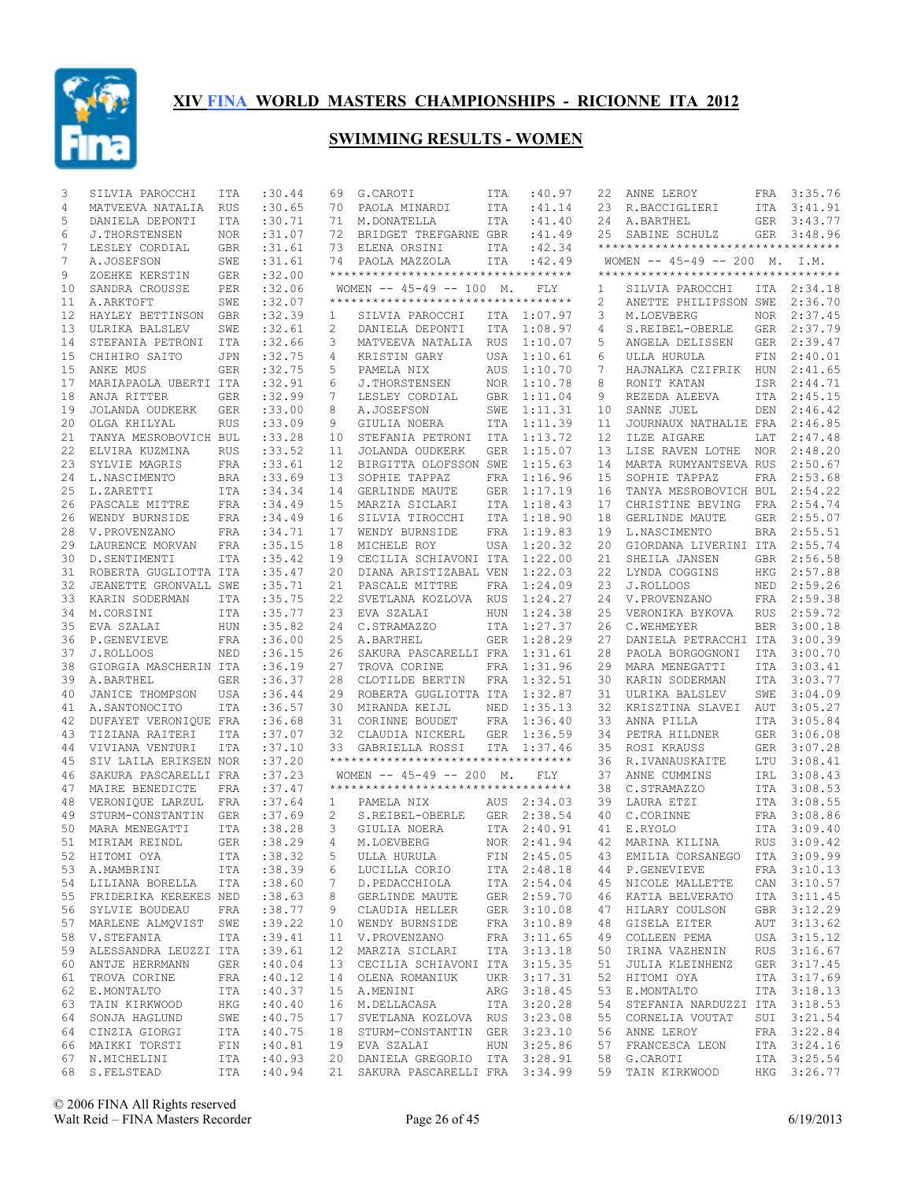# XIV FINA WORLD MASTERS CHAMPIONSHIPS - RICIONNE ITA 2012

## SWIMMING RESULTS - WOMEN

| Place | Name | Country | Time |
|---|---|---|---|
| 3 | SILVIA PAROCCHI | ITA | :30.44 |
| 4 | MATVEEVA NATALIA | RUS | :30.65 |
| 5 | DANIELA DEPONTI | ITA | :30.71 |
| 6 | J.THORSTENSEN | NOR | :31.07 |
| 7 | LESLEY CORDIAL | GBR | :31.61 |
| 7 | A.JOSEFSON | SWE | :31.61 |
| 9 | ZOEHKE KERSTIN | GER | :32.00 |
| 10 | SANDRA CROUSSE | PER | :32.06 |
| 11 | A.ARKTOFT | SWE | :32.07 |
| 12 | HAYLEY BETTINSON | GBR | :32.39 |
| 13 | ULRIKA BALSLEV | SWE | :32.61 |
| 14 | STEFANIA PETRONI | ITA | :32.66 |
| 15 | CHIHIRO SAITO | JPN | :32.75 |
| 15 | ANKE MUS | GER | :32.75 |
| 17 | MARIAPAOLA UBERTI | ITA | :32.91 |
| 18 | ANJA RITTER | GER | :32.99 |
| 19 | JOLANDA OUDKERK | GER | :33.00 |
| 20 | OLGA KHILYAL | RUS | :33.09 |
| 21 | TANYA MESROBOVICH | BUL | :33.28 |
| 22 | ELVIRA KUZMINA | RUS | :33.52 |
| 23 | SYLVIE MAGRIS | FRA | :33.61 |
| 24 | L.NASCIMENTO | BRA | :33.69 |
| 25 | L.ZARETTI | ITA | :34.34 |
| 26 | PASCALE MITTRE | FRA | :34.49 |
| 26 | WENDY BURNSIDE | FRA | :34.49 |
| 28 | V.PROVENZANO | FRA | :34.71 |
| 29 | LAURENCE MORVAN | FRA | :35.15 |
| 30 | D.SENTIMENTI | ITA | :35.42 |
| 31 | ROBERTA GUGLIOTTA | ITA | :35.47 |
| 32 | JEANETTE GRONVALL | SWE | :35.71 |
| 33 | KARIN SODERMAN | ITA | :35.75 |
| 34 | M.CORSINI | ITA | :35.77 |
| 35 | EVA SZALAI | HUN | :35.82 |
| 36 | P.GENEVIEVE | FRA | :36.00 |
| 37 | J.ROLLOOS | NED | :36.15 |
| 38 | GIORGIA MASCHERIN | ITA | :36.19 |
| 39 | A.BARTHEL | GER | :36.37 |
| 40 | JANICE THOMPSON | USA | :36.44 |
| 41 | A.SANTONOCITO | ITA | :36.57 |
| 42 | DUFAYET VERONIQUE | FRA | :36.68 |
| 43 | TIZIANA RAITERI | ITA | :37.07 |
| 44 | VIVIANA VENTURI | ITA | :37.10 |
| 45 | SIV LAILA ERIKSEN | NOR | :37.20 |
| 46 | SAKURA PASCARELLI | FRA | :37.23 |
| 47 | MAIRE BENEDICTE | FRA | :37.47 |
| 48 | VERONIQUE LARZUL | FRA | :37.64 |
| 49 | STURM-CONSTANTIN | GER | :37.69 |
| 50 | MARA MENEGATTI | ITA | :38.28 |
| 51 | MIRIAM REINDL | GER | :38.29 |
| 52 | HITOMI OYA | ITA | :38.32 |
| 53 | A.MAMBRINI | ITA | :38.39 |
| 54 | LILIANA BORELLA | ITA | :38.60 |
| 55 | FRIDERIKA KEREKES | NED | :38.63 |
| 56 | SYLVIE BOUDEAU | FRA | :38.77 |
| 57 | MARLENE ALMQVIST | SWE | :39.22 |
| 58 | V.STEFANIA | ITA | :39.41 |
| 59 | ALESSANDRA LEUZZI | ITA | :39.61 |
| 60 | ANTJE HERRMANN | GER | :40.04 |
| 61 | TROVA CORINE | FRA | :40.12 |
| 62 | E.MONTALTO | ITA | :40.37 |
| 63 | TAIN KIRKWOOD | HKG | :40.40 |
| 64 | SONJA HAGLUND | SWE | :40.75 |
| 64 | CINZIA GIORGI | ITA | :40.75 |
| 66 | MAIKKI TORSTI | FIN | :40.81 |
| 67 | N.MICHELINI | ITA | :40.93 |
| 68 | S.FELSTEAD | ITA | :40.94 |
| 69 | G.CAROTI | ITA | :40.97 |
| 70 | PAOLA MINARDI | ITA | :41.14 |
| 71 | M.DONATELLA | ITA | :41.40 |
| 72 | BRIDGET TREFGARNE | GBR | :41.49 |
| 73 | ELENA ORSINI | ITA | :42.34 |
| 74 | PAOLA MAZZOLA | ITA | :42.49 |

### WOMEN -- 45-49 -- 100 M. FLY

| Place | Name | Country | Time |
|---|---|---|---|
| 1 | SILVIA PAROCCHI | ITA | 1:07.97 |
| 2 | DANIELA DEPONTI | ITA | 1:08.97 |
| 3 | MATVEEVA NATALIA | RUS | 1:10.07 |
| 4 | KRISTIN GARY | USA | 1:10.61 |
| 5 | PAMELA NIX | AUS | 1:10.70 |
| 6 | J.THORSTENSEN | NOR | 1:10.78 |
| 7 | LESLEY CORDIAL | GBR | 1:11.04 |
| 8 | A.JOSEFSON | SWE | 1:11.31 |
| 9 | GIULIA NOERA | ITA | 1:11.39 |
| 10 | STEFANIA PETRONI | ITA | 1:13.72 |
| 11 | JOLANDA OUDKERK | GER | 1:15.07 |
| 12 | BIRGITTA OLOFSSON | SWE | 1:15.63 |
| 13 | SOPHIE TAPPAZ | FRA | 1:16.96 |
| 14 | GERLINDE MAUTE | GER | 1:17.19 |
| 15 | MARZIA SICLARI | ITA | 1:18.43 |
| 16 | SILVIA TIROCCHI | ITA | 1:18.90 |
| 17 | WENDY BURNSIDE | FRA | 1:19.83 |
| 18 | MICHELE ROY | USA | 1:20.32 |
| 19 | CECILIA SCHIAVONI | ITA | 1:22.00 |
| 20 | DIANA ARISTIZABAL | VEN | 1:22.03 |
| 21 | PASCALE MITTRE | FRA | 1:24.09 |
| 22 | SVETLANA KOZLOVA | RUS | 1:24.27 |
| 23 | EVA SZALAI | HUN | 1:24.38 |
| 24 | C.STRAMAZZO | ITA | 1:27.37 |
| 25 | A.BARTHEL | GER | 1:28.29 |
| 26 | SAKURA PASCARELLI | FRA | 1:31.61 |
| 27 | TROVA CORINE | FRA | 1:31.96 |
| 28 | CLOTILDE BERTIN | FRA | 1:32.51 |
| 29 | ROBERTA GUGLIOTTA | ITA | 1:32.87 |
| 30 | MIRANDA KEIJL | NED | 1:35.13 |
| 31 | CORINNE BOUDET | FRA | 1:36.40 |
| 32 | CLAUDIA NICKERL | GER | 1:36.59 |
| 33 | GABRIELLA ROSSI | ITA | 1:37.46 |

### WOMEN -- 45-49 -- 200 M. FLY

| Place | Name | Country | Time |
|---|---|---|---|
| 1 | PAMELA NIX | AUS | 2:34.03 |
| 2 | S.REIBEL-OBERLE | GER | 2:38.54 |
| 3 | GIULIA NOERA | ITA | 2:40.91 |
| 4 | M.LOEVBERG | NOR | 2:41.94 |
| 5 | ULLA HURULA | FIN | 2:45.05 |
| 6 | LUCILLA CORIO | ITA | 2:48.18 |
| 7 | D.PEDACCHIOLA | ITA | 2:54.04 |
| 8 | GERLINDE MAUTE | GER | 2:59.70 |
| 9 | CLAUDIA HELLER | GER | 3:10.08 |
| 10 | WENDY BURNSIDE | FRA | 3:10.89 |
| 11 | V.PROVENZANO | FRA | 3:11.65 |
| 12 | MARZIA SICLARI | ITA | 3:13.18 |
| 13 | CECILIA SCHIAVONI | ITA | 3:15.35 |
| 14 | OLENA ROMANIUK | UKR | 3:17.31 |
| 15 | A.MENINI | ARG | 3:18.45 |
| 16 | M.DELLACASA | ITA | 3:20.28 |
| 17 | SVETLANA KOZLOVA | RUS | 3:23.08 |
| 18 | STURM-CONSTANTIN | GER | 3:23.10 |
| 19 | EVA SZALAI | HUN | 3:25.86 |
| 20 | DANIELA GREGORIO | ITA | 3:28.91 |
| 21 | SAKURA PASCARELLI | FRA | 3:34.99 |
| 22 | ANNE LEROY | FRA | 3:35.76 |
| 23 | R.BACCIGLIERI | ITA | 3:41.91 |
| 24 | A.BARTHEL | GER | 3:43.77 |
| 25 | SABINE SCHULZ | GER | 3:48.96 |

### WOMEN -- 45-49 -- 200 M. I.M.

| Place | Name | Country | Time |
|---|---|---|---|
| 1 | SILVIA PAROCCHI | ITA | 2:34.18 |
| 2 | ANETTE PHILIPSSON | SWE | 2:36.70 |
| 3 | M.LOEVBERG | NOR | 2:37.45 |
| 4 | S.REIBEL-OBERLE | GER | 2:37.79 |
| 5 | ANGELA DELISSEN | GER | 2:39.47 |
| 6 | ULLA HURULA | FIN | 2:40.01 |
| 7 | HAJNALKA CZIFRIK | HUN | 2:41.65 |
| 8 | RONIT KATAN | ISR | 2:44.71 |
| 9 | REZEDA ALEEVA | ITA | 2:45.15 |
| 10 | SANNE JUEL | DEN | 2:46.42 |
| 11 | JOURNAUX NATHALIE | FRA | 2:46.85 |
| 12 | ILZE AIGARE | LAT | 2:47.48 |
| 13 | LISE RAVEN LOTHE | NOR | 2:48.20 |
| 14 | MARTA RUMYANTSEVA | RUS | 2:50.67 |
| 15 | SOPHIE TAPPAZ | FRA | 2:53.68 |
| 16 | TANYA MESROBOVICH | BUL | 2:54.22 |
| 17 | CHRISTINE BEVING | FRA | 2:54.74 |
| 18 | GERLINDE MAUTE | GER | 2:55.07 |
| 19 | L.NASCIMENTO | BRA | 2:55.51 |
| 20 | GIORDANA LIVERINI | ITA | 2:55.74 |
| 21 | SHEILA JANSEN | GBR | 2:56.58 |
| 22 | LYNDA COGGINS | HKG | 2:57.88 |
| 23 | J.ROLLOOS | NED | 2:59.26 |
| 24 | V.PROVENZANO | FRA | 2:59.38 |
| 25 | VERONIKA BYKOVA | RUS | 2:59.72 |
| 26 | C.WEHMEYER | BER | 3:00.18 |
| 27 | DANIELA PETRACCHI | ITA | 3:00.39 |
| 28 | PAOLA BORGOGNONI | ITA | 3:00.70 |
| 29 | MARA MENEGATTI | ITA | 3:03.41 |
| 30 | KARIN SODERMAN | ITA | 3:03.77 |
| 31 | ULRIKA BALSLEV | SWE | 3:04.09 |
| 32 | KRISZTINA SLAVEI | AUT | 3:05.27 |
| 33 | ANNA PILLA | ITA | 3:05.84 |
| 34 | PETRA HILDNER | GER | 3:06.08 |
| 35 | ROSI KRAUSS | GER | 3:07.28 |
| 36 | R.IVANAUSKAITE | LTU | 3:08.41 |
| 37 | ANNE CUMMINS | IRL | 3:08.43 |
| 38 | C.STRAMAZZO | ITA | 3:08.53 |
| 39 | LAURA ETZI | ITA | 3:08.55 |
| 40 | C.CORINNE | FRA | 3:08.86 |
| 41 | E.RYOLO | ITA | 3:09.40 |
| 42 | MARINA KILINA | RUS | 3:09.42 |
| 43 | EMILIA CORSANEGO | ITA | 3:09.99 |
| 44 | P.GENEVIEVE | FRA | 3:10.13 |
| 45 | NICOLE MALLETTE | CAN | 3:10.57 |
| 46 | KATIA BELVERATO | ITA | 3:11.45 |
| 47 | HILARY COULSON | GBR | 3:12.29 |
| 48 | GISELA EITER | AUT | 3:13.62 |
| 49 | COLLEEN PEMA | USA | 3:15.12 |
| 50 | IRINA VAZHENIN | RUS | 3:16.67 |
| 51 | JULIA KLEINHENZ | GER | 3:17.45 |
| 52 | HITOMI OYA | ITA | 3:17.69 |
| 53 | E.MONTALTO | ITA | 3:18.13 |
| 54 | STEFANIA NARDUZZI | ITA | 3:18.53 |
| 55 | CORNELIA VOUTAT | SUI | 3:21.54 |
| 56 | ANNE LEROY | FRA | 3:22.84 |
| 57 | FRANCESCA LEON | ITA | 3:24.16 |
| 58 | G.CAROTI | ITA | 3:25.54 |
| 59 | TAIN KIRKWOOD | HKG | 3:26.77 |

© 2006 FINA All Rights reserved
Walt Reid – FINA Masters Recorder
6/19/2013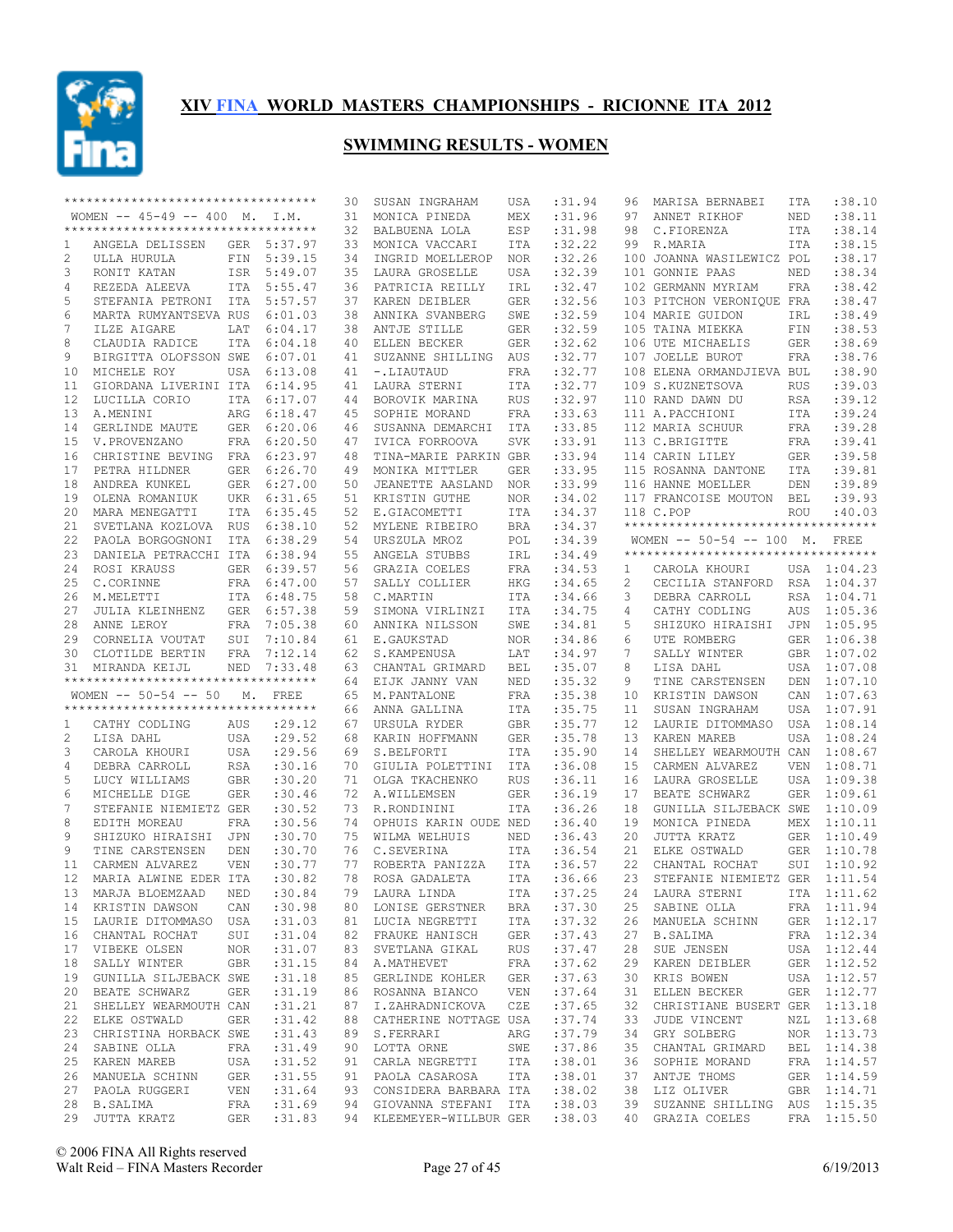# XIV FINA WORLD MASTERS CHAMPIONSHIPS - RICIONNE ITA 2012

## SWIMMING RESULTS - WOMEN

### WOMEN -- 45-49 -- 400 M. I.M.

| Place | Name | Nat | Time |
|---|---|---|---|
| 1 | ANGELA DELISSEN | GER | 5:37.97 |
| 2 | ULLA HURULA | FIN | 5:39.15 |
| 3 | RONIT KATAN | ISR | 5:49.07 |
| 4 | REZEDA ALEEVA | ITA | 5:55.47 |
| 5 | STEFANIA PETRONI | ITA | 5:57.57 |
| 6 | MARTA RUMYANTSEVA | RUS | 6:01.03 |
| 7 | ILZE AIGARE | LAT | 6:04.17 |
| 8 | CLAUDIA RADICE | ITA | 6:04.18 |
| 9 | BIRGITTA OLOFSSON | SWE | 6:07.01 |
| 10 | MICHELE ROY | USA | 6:13.08 |
| 11 | GIORDANA LIVERINI | ITA | 6:14.95 |
| 12 | LUCILLA CORIO | ITA | 6:17.07 |
| 13 | A.MENINI | ARG | 6:18.47 |
| 14 | GERLINDE MAUTE | GER | 6:20.06 |
| 15 | V.PROVENZANO | FRA | 6:20.50 |
| 16 | CHRISTINE BEVING | FRA | 6:23.97 |
| 17 | PETRA HILDNER | GER | 6:26.70 |
| 18 | ANDREA KUNKEL | GER | 6:27.00 |
| 19 | OLENA ROMANIUK | UKR | 6:31.65 |
| 20 | MARA MENEGATTI | ITA | 6:35.45 |
| 21 | SVETLANA KOZLOVA | RUS | 6:38.10 |
| 22 | PAOLA BORGOGNONI | ITA | 6:38.29 |
| 23 | DANIELA PETRACCHI | ITA | 6:38.94 |
| 24 | ROSI KRAUSS | GER | 6:39.57 |
| 25 | C.CORINNE | FRA | 6:47.00 |
| 26 | M.MELETTI | ITA | 6:48.75 |
| 27 | JULIA KLEINHENZ | GER | 6:57.38 |
| 28 | ANNE LEROY | FRA | 7:05.38 |
| 29 | CORNELIA VOUTAT | SUI | 7:10.84 |
| 30 | CLOTILDE BERTIN | FRA | 7:12.14 |
| 31 | MIRANDA KEIJL | NED | 7:33.48 |

### WOMEN -- 50-54 -- 50 M. FREE

| Place | Name | Nat | Time |
|---|---|---|---|
| 1 | CATHY CODLING | AUS | :29.12 |
| 2 | LISA DAHL | USA | :29.52 |
| 3 | CAROLA KHOURI | USA | :29.56 |
| 4 | DEBRA CARROLL | RSA | :30.16 |
| 5 | LUCY WILLIAMS | GBR | :30.20 |
| 6 | MICHELLE DIGE | GER | :30.46 |
| 7 | STEFANIE NIEMIETZ | GER | :30.52 |
| 8 | EDITH MOREAU | FRA | :30.56 |
| 9 | SHIZUKO HIRAISHI | JPN | :30.70 |
| 9 | TINE CARSTENSEN | DEN | :30.70 |
| 11 | CARMEN ALVAREZ | VEN | :30.77 |
| 12 | MARIA ALWINE EDER | ITA | :30.82 |
| 13 | MARJA BLOEMZAAD | NED | :30.84 |
| 14 | KRISTIN DAWSON | CAN | :30.98 |
| 15 | LAURIE DITOMMASO | USA | :31.03 |
| 16 | CHANTAL ROCHAT | SUI | :31.04 |
| 17 | VIBEKE OLSEN | NOR | :31.07 |
| 18 | SALLY WINTER | GBR | :31.15 |
| 19 | GUNILLA SILJEBACK | SWE | :31.18 |
| 20 | BEATE SCHWARZ | GER | :31.19 |
| 21 | SHELLEY WEARMOUTH | CAN | :31.21 |
| 22 | ELKE OSTWALD | GER | :31.42 |
| 23 | CHRISTINA HORBACK | SWE | :31.43 |
| 24 | SABINE OLLA | FRA | :31.49 |
| 25 | KAREN MAREB | USA | :31.52 |
| 26 | MANUELA SCHINN | GER | :31.55 |
| 27 | PAOLA RUGGERI | VEN | :31.64 |
| 28 | B.SALIMA | FRA | :31.69 |
| 29 | JUTTA KRATZ | GER | :31.83 |
| 30 | SUSAN INGRAHAM | USA | :31.94 |
| 31 | MONICA PINEDA | MEX | :31.96 |
| 32 | BALBUENA LOLA | ESP | :31.98 |
| 33 | MONICA VACCARI | ITA | :32.22 |
| 34 | INGRID MOELLEROP | NOR | :32.26 |
| 35 | LAURA GROSELLE | USA | :32.39 |
| 36 | PATRICIA REILLY | IRL | :32.47 |
| 37 | KAREN DEIBLER | GER | :32.56 |
| 38 | ANNIKA SVANBERG | SWE | :32.59 |
| 38 | ANTJE STILLE | GER | :32.59 |
| 40 | ELLEN BECKER | GER | :32.62 |
| 41 | SUZANNE SHILLING | AUS | :32.77 |
| 41 | -.LIAUTAUD | FRA | :32.77 |
| 41 | LAURA STERNI | ITA | :32.77 |
| 44 | BOROVIK MARINA | RUS | :32.97 |
| 45 | SOPHIE MORAND | FRA | :33.63 |
| 46 | SUSANNA DEMARCHI | ITA | :33.85 |
| 47 | IVICA FORROOVA | SVK | :33.91 |
| 48 | TINA-MARIE PARKIN | GBR | :33.94 |
| 49 | MONIKA MITTLER | GER | :33.95 |
| 50 | JEANETTE AASLAND | NOR | :33.99 |
| 51 | KRISTIN GUTHE | NOR | :34.02 |
| 52 | E.GIACOMETTI | ITA | :34.37 |
| 52 | MYLENE RIBEIRO | BRA | :34.37 |
| 54 | URSZULA MROZ | POL | :34.39 |
| 55 | ANGELA STUBBS | IRL | :34.49 |
| 56 | GRAZIA COELES | FRA | :34.53 |
| 57 | SALLY COLLIER | HKG | :34.65 |
| 58 | C.MARTIN | ITA | :34.66 |
| 59 | SIMONA VIRLINZI | ITA | :34.75 |
| 60 | ANNIKA NILSSON | SWE | :34.81 |
| 61 | E.GAUKSTAD | NOR | :34.86 |
| 62 | S.KAMPENUSA | LAT | :34.97 |
| 63 | CHANTAL GRIMARD | BEL | :35.07 |
| 64 | EIJK JANNY VAN | NED | :35.32 |
| 65 | M.PANTALONE | FRA | :35.38 |
| 66 | ANNA GALLINA | ITA | :35.75 |
| 67 | URSULA RYDER | GBR | :35.77 |
| 68 | KARIN HOFFMANN | GER | :35.78 |
| 69 | S.BELFORTI | ITA | :35.90 |
| 70 | GIULIA POLETTINI | ITA | :36.08 |
| 71 | OLGA TKACHENKO | RUS | :36.11 |
| 72 | A.WILLEMSEN | GER | :36.19 |
| 73 | R.RONDININI | ITA | :36.26 |
| 74 | OPHUIS KARIN OUDE | NED | :36.40 |
| 75 | WILMA WELHUIS | NED | :36.43 |
| 76 | C.SEVERINA | ITA | :36.54 |
| 77 | ROBERTA PANIZZA | ITA | :36.57 |
| 78 | ROSA GADALETA | ITA | :36.66 |
| 79 | LAURA LINDA | ITA | :37.25 |
| 80 | LONISE GERSTNER | BRA | :37.30 |
| 81 | LUCIA NEGRETTI | ITA | :37.32 |
| 82 | FRAUKE HANISCH | GER | :37.43 |
| 83 | SVETLANA GIKAL | RUS | :37.47 |
| 84 | A.MATHEVET | FRA | :37.62 |
| 85 | GERLINDE KOHLER | GER | :37.63 |
| 86 | ROSANNA BIANCO | VEN | :37.64 |
| 87 | I.ZAHRADNICKOVA | CZE | :37.65 |
| 88 | CATHERINE NOTTAGE | USA | :37.74 |
| 89 | S.FERRARI | ARG | :37.79 |
| 90 | LOTTA ORNE | SWE | :37.86 |
| 91 | CARLA NEGRETTI | ITA | :38.01 |
| 91 | PAOLA CASAROSA | ITA | :38.01 |
| 93 | CONSIDERA BARBARA | ITA | :38.02 |
| 94 | GIOVANNA STEFANI | ITA | :38.03 |
| 94 | KLEEMEYER-WILLBUR | GER | :38.03 |
| 96 | MARISA BERNABEI | ITA | :38.10 |
| 97 | ANNET RIKHOF | NED | :38.11 |
| 98 | C.FIORENZA | ITA | :38.14 |
| 99 | R.MARIA | ITA | :38.15 |
| 100 | JOANNA WASILEWICZ | POL | :38.17 |
| 101 | GONNIE PAAS | NED | :38.34 |
| 102 | GERMANN MYRIAM | FRA | :38.42 |
| 103 | PITCHON VERONIQUE | FRA | :38.47 |
| 104 | MARIE GUIDON | IRL | :38.49 |
| 105 | TAINA MIEKKA | FIN | :38.53 |
| 106 | UTE MICHAELIS | GER | :38.69 |
| 107 | JOELLE BUROT | FRA | :38.76 |
| 108 | ELENA ORMANDJIEVA | BUL | :38.90 |
| 109 | S.KUZNETSOVA | RUS | :39.03 |
| 110 | RAND DAWN DU | RSA | :39.12 |
| 111 | A.PACCHIONI | ITA | :39.24 |
| 112 | MARIA SCHUUR | FRA | :39.28 |
| 113 | C.BRIGITTE | FRA | :39.41 |
| 114 | CARIN LILEY | GER | :39.58 |
| 115 | ROSANNA DANTONE | ITA | :39.81 |
| 116 | HANNE MOELLER | DEN | :39.89 |
| 117 | FRANCOISE MOUTON | BEL | :39.93 |
| 118 | C.POP | ROU | :40.03 |

### WOMEN -- 50-54 -- 100 M. FREE

| Place | Name | Nat | Time |
|---|---|---|---|
| 1 | CAROLA KHOURI | USA | 1:04.23 |
| 2 | CECILIA STANFORD | RSA | 1:04.37 |
| 3 | DEBRA CARROLL | RSA | 1:04.71 |
| 4 | CATHY CODLING | AUS | 1:05.36 |
| 5 | SHIZUKO HIRAISHI | JPN | 1:05.95 |
| 6 | UTE ROMBERG | GER | 1:06.38 |
| 7 | SALLY WINTER | GBR | 1:07.02 |
| 8 | LISA DAHL | USA | 1:07.08 |
| 9 | TINE CARSTENSEN | DEN | 1:07.10 |
| 10 | KRISTIN DAWSON | CAN | 1:07.63 |
| 11 | SUSAN INGRAHAM | USA | 1:07.91 |
| 12 | LAURIE DITOMMASO | USA | 1:08.14 |
| 13 | KAREN MAREB | USA | 1:08.24 |
| 14 | SHELLEY WEARMOUTH | CAN | 1:08.67 |
| 15 | CARMEN ALVAREZ | VEN | 1:08.71 |
| 16 | LAURA GROSELLE | USA | 1:09.38 |
| 17 | BEATE SCHWARZ | GER | 1:09.61 |
| 18 | GUNILLA SILJEBACK | SWE | 1:10.09 |
| 19 | MONICA PINEDA | MEX | 1:10.11 |
| 20 | JUTTA KRATZ | GER | 1:10.49 |
| 21 | ELKE OSTWALD | GER | 1:10.78 |
| 22 | CHANTAL ROCHAT | SUI | 1:10.92 |
| 23 | STEFANIE NIEMIETZ | GER | 1:11.54 |
| 24 | LAURA STERNI | ITA | 1:11.62 |
| 25 | SABINE OLLA | FRA | 1:11.94 |
| 26 | MANUELA SCHINN | GER | 1:12.17 |
| 27 | B.SALIMA | FRA | 1:12.34 |
| 28 | SUE JENSEN | USA | 1:12.44 |
| 29 | KAREN DEIBLER | GER | 1:12.52 |
| 30 | KRIS BOWEN | USA | 1:12.57 |
| 31 | ELLEN BECKER | GER | 1:12.77 |
| 32 | CHRISTIANE BUSERT | GER | 1:13.18 |
| 33 | JUDE VINCENT | NZL | 1:13.68 |
| 34 | GRY SOLBERG | NOR | 1:13.73 |
| 35 | CHANTAL GRIMARD | BEL | 1:14.38 |
| 36 | SOPHIE MORAND | FRA | 1:14.57 |
| 37 | ANTJE THOMS | GER | 1:14.59 |
| 38 | LIZ OLIVER | GBR | 1:14.71 |
| 39 | SUZANNE SHILLING | AUS | 1:15.35 |
| 40 | GRAZIA COELES | FRA | 1:15.50 |

© 2006 FINA All Rights reserved
Walt Reid – FINA Masters Recorder
6/19/2013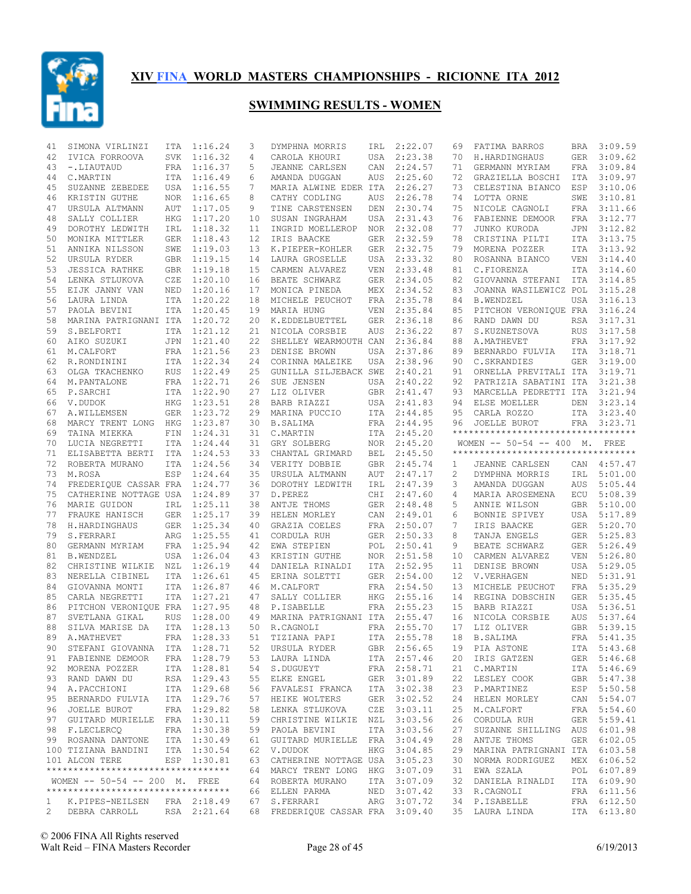# XIV FINA WORLD MASTERS CHAMPIONSHIPS - RICIONNE ITA 2012

## SWIMMING RESULTS - WOMEN

| Place | Name | Nat | Time |
|---|---|---|---|
| 41 | SIMONA VIRLINZI | ITA | 1:16.24 |
| 42 | IVICA FORROOVA | SVK | 1:16.32 |
| 43 | -.LIAUTAUD | FRA | 1:16.37 |
| 44 | C.MARTIN | ITA | 1:16.49 |
| 45 | SUZANNE ZEBEDEE | USA | 1:16.55 |
| 46 | KRISTIN GUTHE | NOR | 1:16.65 |
| 47 | URSULA ALTMANN | AUT | 1:17.05 |
| 48 | SALLY COLLIER | HKG | 1:17.20 |
| 49 | DOROTHY LEDWITH | IRL | 1:18.32 |
| 50 | MONIKA MITTLER | GER | 1:18.43 |
| 51 | ANNIKA NILSSON | SWE | 1:19.03 |
| 52 | URSULA RYDER | GBR | 1:19.15 |
| 53 | JESSICA RATHKE | GBR | 1:19.18 |
| 54 | LENKA STLUKOVA | CZE | 1:20.10 |
| 55 | EIJK JANNY VAN | NED | 1:20.16 |
| 56 | LAURA LINDA | ITA | 1:20.22 |
| 57 | PAOLA BEVINI | ITA | 1:20.45 |
| 58 | MARINA PATRIGNANI | ITA | 1:20.72 |
| 59 | S.BELFORTI | ITA | 1:21.12 |
| 60 | AIKO SUZUKI | JPN | 1:21.40 |
| 61 | M.CALFORT | FRA | 1:21.56 |
| 62 | R.RONDININI | ITA | 1:22.34 |
| 63 | OLGA TKACHENKO | RUS | 1:22.49 |
| 64 | M.PANTALONE | FRA | 1:22.71 |
| 65 | P.SARCHI | ITA | 1:22.90 |
| 66 | V.DUDOK | HKG | 1:23.51 |
| 67 | A.WILLEMSEN | GER | 1:23.72 |
| 68 | MARCY TRENT LONG | HKG | 1:23.87 |
| 69 | TAINA MIEKKA | FIN | 1:24.31 |
| 70 | LUCIA NEGRETTI | ITA | 1:24.44 |
| 71 | ELISABETTA BERTI | ITA | 1:24.53 |
| 72 | ROBERTA MURANO | ITA | 1:24.56 |
| 73 | M.ROSA | ESP | 1:24.64 |
| 74 | FREDERIQUE CASSAR | FRA | 1:24.77 |
| 75 | CATHERINE NOTTAGE | USA | 1:24.89 |
| 76 | MARIE GUIDON | IRL | 1:25.11 |
| 77 | FRAUKE HANISCH | GER | 1:25.17 |
| 78 | H.HARDINGHAUS | GER | 1:25.34 |
| 79 | S.FERRARI | ARG | 1:25.55 |
| 80 | GERMANN MYRIAM | FRA | 1:25.94 |
| 81 | B.WENDZEL | USA | 1:26.04 |
| 82 | CHRISTINE WILKIE | NZL | 1:26.19 |
| 83 | NERELLA CIBINEL | ITA | 1:26.61 |
| 84 | GIOVANNA MONTI | ITA | 1:26.87 |
| 85 | CARLA NEGRETTI | ITA | 1:27.21 |
| 86 | PITCHON VERONIQUE | FRA | 1:27.95 |
| 87 | SVETLANA GIKAL | RUS | 1:28.00 |
| 88 | SILVA MARISE DA | ITA | 1:28.13 |
| 89 | A.MATHEVET | FRA | 1:28.33 |
| 90 | STEFANI GIOVANNA | ITA | 1:28.71 |
| 91 | FABIENNE DEMOOR | FRA | 1:28.79 |
| 92 | MORENA POZZER | ITA | 1:28.81 |
| 93 | RAND DAWN DU | RSA | 1:29.43 |
| 94 | A.PACCHIONI | ITA | 1:29.68 |
| 95 | BERNARDO FULVIA | ITA | 1:29.76 |
| 96 | JOELLE BUROT | FRA | 1:29.82 |
| 97 | GUITARD MURIELLE | FRA | 1:30.11 |
| 98 | F.LECLERCQ | FRA | 1:30.38 |
| 99 | ROSANNA DANTONE | ITA | 1:30.49 |
| 100 | TIZIANA BANDINI | ITA | 1:30.54 |
| 101 | ALCON TERE | ESP | 1:30.81 |

### WOMEN -- 50-54 -- 200 M. FREE

| Place | Name | Nat | Time |
|---|---|---|---|
| 1 | K.PIPES-NEILSEN | FRA | 2:18.49 |
| 2 | DEBRA CARROLL | RSA | 2:21.64 |
| 3 | DYMPHNA MORRIS | IRL | 2:22.07 |
| 4 | CAROLA KHOURI | USA | 2:23.38 |
| 5 | JEANNE CARLSEN | CAN | 2:24.57 |
| 6 | AMANDA DUGGAN | AUS | 2:25.60 |
| 7 | MARIA ALWINE EDER | ITA | 2:26.27 |
| 8 | CATHY CODLING | AUS | 2:26.78 |
| 9 | TINE CARSTENSEN | DEN | 2:30.74 |
| 10 | SUSAN INGRAHAM | USA | 2:31.43 |
| 11 | INGRID MOELLEROP | NOR | 2:32.08 |
| 12 | IRIS BAACKE | GER | 2:32.59 |
| 13 | K.PIEPER-KOHLER | GER | 2:32.75 |
| 14 | LAURA GROSELLE | USA | 2:33.32 |
| 15 | CARMEN ALVAREZ | VEN | 2:33.48 |
| 16 | BEATE SCHWARZ | GER | 2:34.05 |
| 17 | MONICA PINEDA | MEX | 2:34.52 |
| 18 | MICHELE PEUCHOT | FRA | 2:35.78 |
| 19 | MARIA HUNG | VEN | 2:35.84 |
| 20 | K.EDDELBUETTEL | GER | 2:36.18 |
| 21 | NICOLA CORSBIE | AUS | 2:36.22 |
| 22 | SHELLEY WEARMOUTH | CAN | 2:36.84 |
| 23 | DENISE BROWN | USA | 2:37.86 |
| 24 | CORINNA MALEIKE | USA | 2:38.96 |
| 25 | GUNILLA SILJEBACK | SWE | 2:40.21 |
| 26 | SUE JENSEN | USA | 2:40.22 |
| 27 | LIZ OLIVER | GBR | 2:41.47 |
| 28 | BARB RIAZZI | USA | 2:41.83 |
| 29 | MARINA PUCCIO | ITA | 2:44.85 |
| 30 | B.SALIMA | FRA | 2:44.95 |
| 31 | C.MARTIN | ITA | 2:45.20 |
| 31 | GRY SOLBERG | NOR | 2:45.20 |
| 33 | CHANTAL GRIMARD | BEL | 2:45.50 |
| 34 | VERITY DOBBIE | GBR | 2:45.74 |
| 35 | URSULA ALTMANN | AUT | 2:47.17 |
| 36 | DOROTHY LEDWITH | IRL | 2:47.39 |
| 37 | D.PEREZ | CHI | 2:47.60 |
| 38 | ANTJE THOMS | GER | 2:48.48 |
| 39 | HELEN MORLEY | CAN | 2:49.01 |
| 40 | GRAZIA COELES | FRA | 2:50.07 |
| 41 | CORDULA RUH | GER | 2:50.33 |
| 42 | EWA STEPIEN | POL | 2:50.41 |
| 43 | KRISTIN GUTHE | NOR | 2:51.58 |
| 44 | DANIELA RINALDI | ITA | 2:52.95 |
| 45 | ERINA SOLETTI | GER | 2:54.00 |
| 46 | M.CALFORT | FRA | 2:54.50 |
| 47 | SALLY COLLIER | HKG | 2:55.16 |
| 48 | P.ISABELLE | FRA | 2:55.23 |
| 49 | MARINA PATRIGNANI | ITA | 2:55.47 |
| 50 | R.CAGNOLI | FRA | 2:55.70 |
| 51 | TIZIANA PAPI | ITA | 2:55.78 |
| 52 | URSULA RYDER | GBR | 2:56.65 |
| 53 | LAURA LINDA | ITA | 2:57.46 |
| 54 | S.DUGUEYT | FRA | 2:58.71 |
| 55 | ELKE ENGEL | GER | 3:01.89 |
| 56 | FAVALESI FRANCA | ITA | 3:02.38 |
| 57 | HEIKE WOLTERS | GER | 3:02.52 |
| 58 | LENKA STLUKOVA | CZE | 3:03.11 |
| 59 | CHRISTINE WILKIE | NZL | 3:03.56 |
| 59 | PAOLA BEVINI | ITA | 3:03.56 |
| 61 | GUITARD MURIELLE | FRA | 3:04.49 |
| 62 | V.DUDOK | HKG | 3:04.85 |
| 63 | CATHERINE NOTTAGE | USA | 3:05.23 |
| 64 | MARCY TRENT LONG | HKG | 3:07.09 |
| 64 | ROBERTA MURANO | ITA | 3:07.09 |
| 66 | ELLEN PARMA | NED | 3:07.42 |
| 67 | S.FERRARI | ARG | 3:07.72 |
| 68 | FREDERIQUE CASSAR | FRA | 3:09.40 |
| 69 | FATIMA BARROS | BRA | 3:09.59 |
| 70 | H.HARDINGHAUS | GER | 3:09.62 |
| 71 | GERMANN MYRIAM | FRA | 3:09.84 |
| 72 | GRAZIELLA BOSCHI | ITA | 3:09.97 |
| 73 | CELESTINA BIANCO | ESP | 3:10.06 |
| 74 | LOTTA ORNE | SWE | 3:10.81 |
| 75 | NICOLE CAGNOLI | FRA | 3:11.66 |
| 76 | FABIENNE DEMOOR | FRA | 3:12.77 |
| 77 | JUNKO KURODA | JPN | 3:12.82 |
| 78 | CRISTINA PILTI | ITA | 3:13.75 |
| 79 | MORENA POZZER | ITA | 3:13.92 |
| 80 | ROSANNA BIANCO | VEN | 3:14.40 |
| 81 | C.FIORENZA | ITA | 3:14.60 |
| 82 | GIOVANNA STEFANI | ITA | 3:14.85 |
| 83 | JOANNA WASILEWICZ | POL | 3:15.28 |
| 84 | B.WENDZEL | USA | 3:16.13 |
| 85 | PITCHON VERONIQUE | FRA | 3:16.24 |
| 86 | RAND DAWN DU | RSA | 3:17.31 |
| 87 | S.KUZNETSOVA | RUS | 3:17.58 |
| 88 | A.MATHEVET | FRA | 3:17.92 |
| 89 | BERNARDO FULVIA | ITA | 3:18.71 |
| 90 | C.SKRANDIES | GER | 3:19.00 |
| 91 | ORNELLA PREVITALI | ITA | 3:19.71 |
| 92 | PATRIZIA SABATINI | ITA | 3:21.38 |
| 93 | MARCELLA PEDRETTI | ITA | 3:21.94 |
| 94 | ELSE MOELLER | DEN | 3:23.14 |
| 95 | CARLA ROZZO | ITA | 3:23.40 |
| 96 | JOELLE BUROT | FRA | 3:23.71 |

### WOMEN -- 50-54 -- 400 M. FREE

| Place | Name | Nat | Time |
|---|---|---|---|
| 1 | JEANNE CARLSEN | CAN | 4:57.47 |
| 2 | DYMPHNA MORRIS | IRL | 5:01.00 |
| 3 | AMANDA DUGGAN | AUS | 5:05.44 |
| 4 | MARIA AROSEMENA | ECU | 5:08.39 |
| 5 | ANNIE WILSON | GBR | 5:10.00 |
| 6 | BONNIE SPIVEY | USA | 5:17.89 |
| 7 | IRIS BAACKE | GER | 5:20.70 |
| 8 | TANJA ENGELS | GER | 5:25.83 |
| 9 | BEATE SCHWARZ | GER | 5:26.49 |
| 10 | CARMEN ALVAREZ | VEN | 5:26.80 |
| 11 | DENISE BROWN | USA | 5:29.05 |
| 12 | V.VERHAGEN | NED | 5:31.91 |
| 13 | MICHELE PEUCHOT | FRA | 5:35.29 |
| 14 | REGINA DOBSCHIN | GER | 5:35.45 |
| 15 | BARB RIAZZI | USA | 5:36.51 |
| 16 | NICOLA CORSBIE | AUS | 5:37.64 |
| 17 | LIZ OLIVER | GBR | 5:39.15 |
| 18 | B.SALIMA | FRA | 5:41.35 |
| 19 | PIA ASTONE | ITA | 5:43.68 |
| 20 | IRIS GATZEN | GER | 5:46.68 |
| 21 | C.MARTIN | ITA | 5:46.69 |
| 22 | LESLEY COOK | GBR | 5:47.38 |
| 23 | P.MARTINEZ | ESP | 5:50.58 |
| 24 | HELEN MORLEY | CAN | 5:54.07 |
| 25 | M.CALFORT | FRA | 5:54.60 |
| 26 | CORDULA RUH | GER | 5:59.41 |
| 27 | SUZANNE SHILLING | AUS | 6:01.98 |
| 28 | ANTJE THOMS | GER | 6:02.05 |
| 29 | MARINA PATRIGNANI | ITA | 6:03.58 |
| 30 | NORMA RODRIGUEZ | MEX | 6:06.52 |
| 31 | EWA SZALA | POL | 6:07.89 |
| 32 | DANIELA RINALDI | ITA | 6:09.90 |
| 33 | R.CAGNOLI | FRA | 6:11.56 |
| 34 | P.ISABELLE | FRA | 6:12.50 |
| 35 | LAURA LINDA | ITA | 6:13.80 |

© 2006 FINA All Rights reserved
Walt Reid – FINA Masters Recorder — 6/19/2013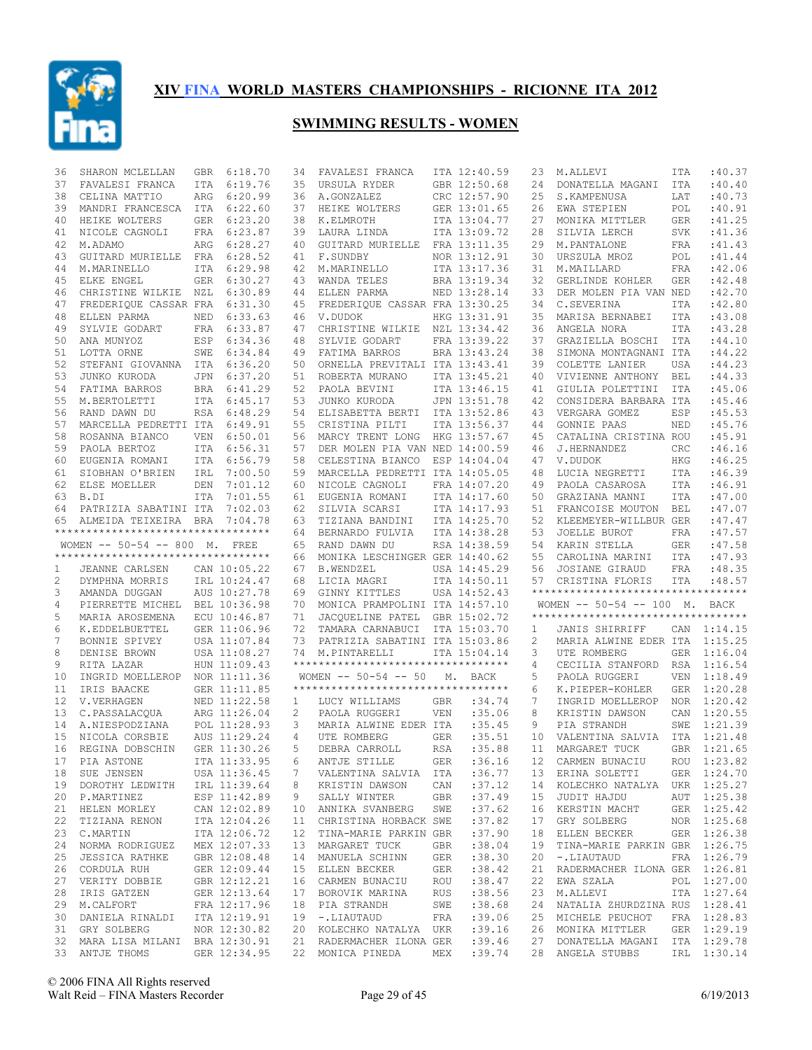# XIV FINA WORLD MASTERS CHAMPIONSHIPS - RICIONNE ITA 2012

## SWIMMING RESULTS - WOMEN

| | | | |
|---|---|---|---|
| 36 | SHARON MCLELLAN | GBR | 6:18.70 |
| 37 | FAVALESI FRANCA | ITA | 6:19.76 |
| 38 | CELINA MATTIO | ARG | 6:20.99 |
| 39 | MANDRI FRANCESCA | ITA | 6:22.60 |
| 40 | HEIKE WOLTERS | GER | 6:23.20 |
| 41 | NICOLE CAGNOLI | FRA | 6:23.87 |
| 42 | M.ADAMO | ARG | 6:28.27 |
| 43 | GUITARD MURIELLE | FRA | 6:28.52 |
| 44 | M.MARINELLO | ITA | 6:29.98 |
| 45 | ELKE ENGEL | GER | 6:30.27 |
| 46 | CHRISTINE WILKIE | NZL | 6:30.89 |
| 47 | FREDERIQUE CASSAR | FRA | 6:31.30 |
| 48 | ELLEN PARMA | NED | 6:33.63 |
| 49 | SYLVIE GODART | FRA | 6:33.87 |
| 50 | ANA MUNYOZ | ESP | 6:34.36 |
| 51 | LOTTA ORNE | SWE | 6:34.84 |
| 52 | STEFANI GIOVANNA | ITA | 6:36.20 |
| 53 | JUNKO KURODA | JPN | 6:37.20 |
| 54 | FATIMA BARROS | BRA | 6:41.29 |
| 55 | M.BERTOLETTI | ITA | 6:45.17 |
| 56 | RAND DAWN DU | RSA | 6:48.29 |
| 57 | MARCELLA PEDRETTI | ITA | 6:49.91 |
| 58 | ROSANNA BIANCO | VEN | 6:50.01 |
| 59 | PAOLA BERTOZ | ITA | 6:56.31 |
| 60 | EUGENIA ROMANI | ITA | 6:56.79 |
| 61 | SIOBHAN O'BRIEN | IRL | 7:00.50 |
| 62 | ELSE MOELLER | DEN | 7:01.12 |
| 63 | B.DI | ITA | 7:01.55 |
| 64 | PATRIZIA SABATINI | ITA | 7:02.03 |
| 65 | ALMEIDA TEIXEIRA | BRA | 7:04.78 |

### WOMEN -- 50-54 -- 800 M. FREE

| | | | |
|---|---|---|---|
| 1 | JEANNE CARLSEN | CAN | 10:05.22 |
| 2 | DYMPHNA MORRIS | IRL | 10:24.47 |
| 3 | AMANDA DUGGAN | AUS | 10:27.78 |
| 4 | PIERRETTE MICHEL | BEL | 10:36.98 |
| 5 | MARIA AROSEMENA | ECU | 10:46.87 |
| 6 | K.EDDELBUETTEL | GER | 11:06.96 |
| 7 | BONNIE SPIVEY | USA | 11:07.84 |
| 8 | DENISE BROWN | USA | 11:08.27 |
| 9 | RITA LAZAR | HUN | 11:09.43 |
| 10 | INGRID MOELLEROP | NOR | 11:11.36 |
| 11 | IRIS BAACKE | GER | 11:11.85 |
| 12 | V.VERHAGEN | NED | 11:22.58 |
| 13 | C.PASSALACQUA | ARG | 11:26.04 |
| 14 | A.NIESPODZIANA | POL | 11:28.93 |
| 15 | NICOLA CORSBIE | AUS | 11:29.24 |
| 16 | REGINA DOBSCHIN | GER | 11:30.26 |
| 17 | PIA ASTONE | ITA | 11:33.95 |
| 18 | SUE JENSEN | USA | 11:36.45 |
| 19 | DOROTHY LEDWITH | IRL | 11:39.64 |
| 20 | P.MARTINEZ | ESP | 11:42.89 |
| 21 | HELEN MORLEY | CAN | 12:02.89 |
| 22 | TIZIANA RENON | ITA | 12:04.26 |
| 23 | C.MARTIN | ITA | 12:06.72 |
| 24 | NORMA RODRIGUEZ | MEX | 12:07.33 |
| 25 | JESSICA RATHKE | GBR | 12:08.48 |
| 26 | CORDULA RUH | GER | 12:09.44 |
| 27 | VERITY DOBBIE | GBR | 12:12.21 |
| 28 | IRIS GATZEN | GER | 12:13.64 |
| 29 | M.CALFORT | FRA | 12:17.96 |
| 30 | DANIELA RINALDI | ITA | 12:19.91 |
| 31 | GRY SOLBERG | NOR | 12:30.82 |
| 32 | MARA LISA MILANI | BRA | 12:30.91 |
| 33 | ANTJE THOMS | GER | 12:34.95 |
| 34 | FAVALESI FRANCA | ITA | 12:40.59 |
| 35 | URSULA RYDER | GBR | 12:50.68 |
| 36 | A.GONZALEZ | CRC | 12:57.90 |
| 37 | HEIKE WOLTERS | GER | 13:01.65 |
| 38 | K.ELMROTH | ITA | 13:04.77 |
| 39 | LAURA LINDA | ITA | 13:09.72 |
| 40 | GUITARD MURIELLE | FRA | 13:11.35 |
| 41 | F.SUNDBY | NOR | 13:12.91 |
| 42 | M.MARINELLO | ITA | 13:17.36 |
| 43 | WANDA TELES | BRA | 13:19.34 |
| 44 | ELLEN PARMA | NED | 13:28.14 |
| 45 | FREDERIQUE CASSAR | FRA | 13:30.25 |
| 46 | V.DUDOK | HKG | 13:31.91 |
| 47 | CHRISTINE WILKIE | NZL | 13:34.42 |
| 48 | SYLVIE GODART | FRA | 13:39.22 |
| 49 | FATIMA BARROS | BRA | 13:43.24 |
| 50 | ORNELLA PREVITALI | ITA | 13:43.41 |
| 51 | ROBERTA MURANO | ITA | 13:45.21 |
| 52 | PAOLA BEVINI | ITA | 13:46.15 |
| 53 | JUNKO KURODA | JPN | 13:51.78 |
| 54 | ELISABETTA BERTI | ITA | 13:52.86 |
| 55 | CRISTINA PILTI | ITA | 13:56.37 |
| 56 | MARCY TRENT LONG | HKG | 13:57.67 |
| 57 | DER MOLEN PIA VAN | NED | 14:00.59 |
| 58 | CELESTINA BIANCO | ESP | 14:04.04 |
| 59 | MARCELLA PEDRETTI | ITA | 14:05.05 |
| 60 | NICOLE CAGNOLI | FRA | 14:07.20 |
| 61 | EUGENIA ROMANI | ITA | 14:17.60 |
| 62 | SILVIA SCARSI | ITA | 14:17.93 |
| 63 | TIZIANA BANDINI | ITA | 14:25.70 |
| 64 | BERNARDO FULVIA | ITA | 14:38.28 |
| 65 | RAND DAWN DU | RSA | 14:38.59 |
| 66 | MONIKA LESCHINGER | GER | 14:40.62 |
| 67 | B.WENDZEL | USA | 14:45.29 |
| 68 | LICIA MAGRI | ITA | 14:50.11 |
| 69 | GINNY KITTLES | USA | 14:52.43 |
| 70 | MONICA PRAMPOLINI | ITA | 14:57.10 |
| 71 | JACQUELINE PATEL | GBR | 15:02.72 |
| 72 | TAMARA CARNABUCI | ITA | 15:03.70 |
| 73 | PATRIZIA SABATINI | ITA | 15:03.86 |
| 74 | M.PINTARELLI | ITA | 15:04.14 |

### WOMEN -- 50-54 -- 50 M. BACK

| | | | |
|---|---|---|---|
| 1 | LUCY WILLIAMS | GBR | :34.74 |
| 2 | PAOLA RUGGERI | VEN | :35.06 |
| 3 | MARIA ALWINE EDER | ITA | :35.45 |
| 4 | UTE ROMBERG | GER | :35.51 |
| 5 | DEBRA CARROLL | RSA | :35.88 |
| 6 | ANTJE STILLE | GER | :36.16 |
| 7 | VALENTINA SALVIA | ITA | :36.77 |
| 8 | KRISTIN DAWSON | CAN | :37.12 |
| 9 | SALLY WINTER | GBR | :37.49 |
| 10 | ANNIKA SVANBERG | SWE | :37.62 |
| 11 | CHRISTINA HORBACK | SWE | :37.82 |
| 12 | TINA-MARIE PARKIN | GBR | :37.90 |
| 13 | MARGARET TUCK | GBR | :38.04 |
| 14 | MANUELA SCHINN | GER | :38.30 |
| 15 | ELLEN BECKER | GER | :38.42 |
| 16 | CARMEN BUNACIU | ROU | :38.47 |
| 17 | BOROVIK MARINA | RUS | :38.56 |
| 18 | PIA STRANDH | SWE | :38.68 |
| 19 | -.LIAUTAUD | FRA | :39.06 |
| 20 | KOLECHKO NATALYA | UKR | :39.16 |
| 21 | RADERMACHER ILONA | GER | :39.46 |
| 22 | MONICA PINEDA | MEX | :39.74 |
| 23 | M.ALLEVI | ITA | :40.37 |
| 24 | DONATELLA MAGANI | ITA | :40.40 |
| 25 | S.KAMPENUSA | LAT | :40.73 |
| 26 | EWA STEPIEN | POL | :40.91 |
| 27 | MONIKA MITTLER | GER | :41.25 |
| 28 | SILVIA LERCH | SVK | :41.36 |
| 29 | M.PANTALONE | FRA | :41.43 |
| 30 | URSZULA MROZ | POL | :41.44 |
| 31 | M.MAILLARD | FRA | :42.06 |
| 32 | GERLINDE KOHLER | GER | :42.48 |
| 33 | DER MOLEN PIA VAN | NED | :42.70 |
| 34 | C.SEVERINA | ITA | :42.80 |
| 35 | MARISA BERNABEI | ITA | :43.08 |
| 36 | ANGELA NORA | ITA | :43.28 |
| 37 | GRAZIELLA BOSCHI | ITA | :44.10 |
| 38 | SIMONA MONTAGNANI | ITA | :44.22 |
| 39 | COLETTE LANIER | USA | :44.23 |
| 40 | VIVIENNE ANTHONY | BEL | :44.33 |
| 41 | GIULIA POLETTINI | ITA | :45.06 |
| 42 | CONSIDERA BARBARA | ITA | :45.46 |
| 43 | VERGARA GOMEZ | ESP | :45.53 |
| 44 | GONNIE PAAS | NED | :45.76 |
| 45 | CATALINA CRISTINA | ROU | :45.91 |
| 46 | J.HERNANDEZ | CRC | :46.16 |
| 47 | V.DUDOK | HKG | :46.25 |
| 48 | LUCIA NEGRETTI | ITA | :46.39 |
| 49 | PAOLA CASAROSA | ITA | :46.91 |
| 50 | GRAZIANA MANNI | ITA | :47.00 |
| 51 | FRANCOISE MOUTON | BEL | :47.07 |
| 52 | KLEEMEYER-WILLBUR | GER | :47.47 |
| 53 | JOELLE BUROT | FRA | :47.57 |
| 54 | KARIN STELLA | GER | :47.58 |
| 55 | CAROLINA MARINI | ITA | :47.93 |
| 56 | JOSIANE GIRAUD | FRA | :48.35 |
| 57 | CRISTINA FLORIS | ITA | :48.57 |

### WOMEN -- 50-54 -- 100 M. BACK

| | | | |
|---|---|---|---|
| 1 | JANIS SHIRRIFF | CAN | 1:14.15 |
| 2 | MARIA ALWINE EDER | ITA | 1:15.25 |
| 3 | UTE ROMBERG | GER | 1:16.04 |
| 4 | CECILIA STANFORD | RSA | 1:16.54 |
| 5 | PAOLA RUGGERI | VEN | 1:18.49 |
| 6 | K.PIEPER-KOHLER | GER | 1:20.28 |
| 7 | INGRID MOELLEROP | NOR | 1:20.42 |
| 8 | KRISTIN DAWSON | CAN | 1:20.55 |
| 9 | PIA STRANDH | SWE | 1:21.39 |
| 10 | VALENTINA SALVIA | ITA | 1:21.48 |
| 11 | MARGARET TUCK | GBR | 1:21.65 |
| 12 | CARMEN BUNACIU | ROU | 1:23.82 |
| 13 | ERINA SOLETTI | GER | 1:24.70 |
| 14 | KOLECHKO NATALYA | UKR | 1:25.27 |
| 15 | JUDIT HAJDU | AUT | 1:25.38 |
| 16 | KERSTIN MACHT | GER | 1:25.42 |
| 17 | GRY SOLBERG | NOR | 1:25.68 |
| 18 | ELLEN BECKER | GER | 1:26.38 |
| 19 | TINA-MARIE PARKIN | GBR | 1:26.75 |
| 20 | -.LIAUTAUD | FRA | 1:26.79 |
| 21 | RADERMACHER ILONA | GER | 1:26.81 |
| 22 | EWA SZALA | POL | 1:27.00 |
| 23 | M.ALLEVI | ITA | 1:27.64 |
| 24 | NATALIA ZHURDZINA | RUS | 1:28.41 |
| 25 | MICHELE PEUCHOT | FRA | 1:28.83 |
| 26 | MONIKA MITTLER | GER | 1:29.19 |
| 27 | DONATELLA MAGANI | ITA | 1:29.78 |
| 28 | ANGELA STUBBS | IRL | 1:30.14 |

© 2006 FINA All Rights reserved
Walt Reid – FINA Masters Recorder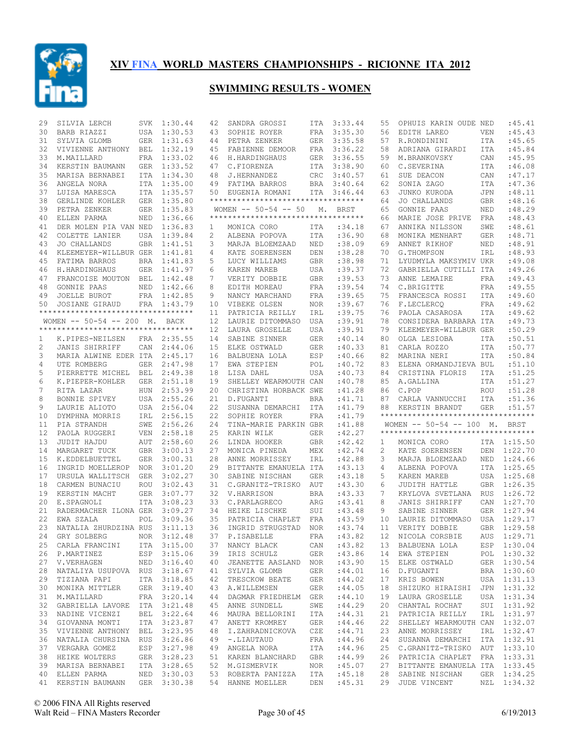# XIV FINA WORLD MASTERS CHAMPIONSHIPS - RICIONNE ITA 2012

## SWIMMING RESULTS - WOMEN

| Place | Name | Nat | Time |
|---|---|---|---|
| 29 | SILVIA LERCH | SVK | 1:30.44 |
| 30 | BARB RIAZZI | USA | 1:30.53 |
| 31 | SYLVIA GLOMB | GER | 1:31.63 |
| 32 | VIVIENNE ANTHONY | BEL | 1:32.19 |
| 33 | M.MAILLARD | FRA | 1:33.02 |
| 34 | KERSTIN BAUMANN | GER | 1:33.52 |
| 35 | MARISA BERNABEI | ITA | 1:34.30 |
| 36 | ANGELA NORA | ITA | 1:35.00 |
| 37 | LUISA MARESCA | ITA | 1:35.57 |
| 38 | GERLINDE KOHLER | GER | 1:35.80 |
| 39 | PETRA ZENKER | GER | 1:35.83 |
| 40 | ELLEN PARMA | NED | 1:36.66 |
| 41 | DER MOLEN PIA VAN | NED | 1:36.83 |
| 42 | COLETTE LANIER | USA | 1:39.84 |
| 43 | JO CHALLANDS | GBR | 1:41.51 |
| 44 | KLEEMEYER-WILLBUR | GER | 1:41.81 |
| 45 | FATIMA BARROS | BRA | 1:41.83 |
| 46 | H.HARDINGHAUS | GER | 1:41.97 |
| 47 | FRANCOISE MOUTON | BEL | 1:42.48 |
| 48 | GONNIE PAAS | NED | 1:42.66 |
| 49 | JOELLE BUROT | FRA | 1:42.85 |
| 50 | JOSIANE GIRAUD | FRA | 1:43.79 |

### WOMEN -- 50-54 -- 200 M. BACK

| Place | Name | Nat | Time |
|---|---|---|---|
| 1 | K.PIPES-NEILSEN | FRA | 2:35.55 |
| 2 | JANIS SHIRRIFF | CAN | 2:44.06 |
| 3 | MARIA ALWINE EDER | ITA | 2:45.17 |
| 4 | UTE ROMBERG | GER | 2:47.98 |
| 5 | PIERRETTE MICHEL | BEL | 2:49.38 |
| 6 | K.PIEPER-KOHLER | GER | 2:51.18 |
| 7 | RITA LAZAR | HUN | 2:53.99 |
| 8 | BONNIE SPIVEY | USA | 2:55.26 |
| 9 | LAURIE ALIOTO | USA | 2:56.04 |
| 10 | DYMPHNA MORRIS | IRL | 2:56.15 |
| 11 | PIA STRANDH | SWE | 2:56.26 |
| 12 | PAOLA RUGGERI | VEN | 2:58.18 |
| 13 | JUDIT HAJDU | AUT | 2:58.60 |
| 14 | MARGARET TUCK | GBR | 3:00.13 |
| 15 | K.EDDELBUETTEL | GER | 3:00.31 |
| 16 | INGRID MOELLEROP | NOR | 3:01.20 |
| 17 | URSULA WALLITSCH | GER | 3:02.27 |
| 18 | CARMEN BUNACIU | ROU | 3:02.43 |
| 19 | KERSTIN MACHT | GER | 3:07.77 |
| 20 | E.SPAGNOLI | ITA | 3:08.23 |
| 21 | RADERMACHER ILONA | GER | 3:09.27 |
| 22 | EWA SZALA | POL | 3:09.36 |
| 23 | NATALIA ZHURDZINA | RUS | 3:11.13 |
| 24 | GRY SOLBERG | NOR | 3:12.48 |
| 25 | CARLA FRANCINI | ITA | 3:15.00 |
| 26 | P.MARTINEZ | ESP | 3:15.06 |
| 27 | V.VERHAGEN | NED | 3:16.40 |
| 28 | NATALIYA USUPOVA | RUS | 3:18.67 |
| 29 | TIZIANA PAPI | ITA | 3:18.85 |
| 30 | MONIKA MITTLER | GER | 3:19.40 |
| 31 | M.MAILLARD | FRA | 3:20.14 |
| 32 | GABRIELLA LAVORE | ITA | 3:21.48 |
| 33 | NADINE VICENZI | BEL | 3:22.64 |
| 34 | GIOVANNA MONTI | ITA | 3:23.87 |
| 35 | VIVIENNE ANTHONY | BEL | 3:23.95 |
| 36 | NATALIA CHURSINA | RUS | 3:26.86 |
| 37 | VERGARA GOMEZ | ESP | 3:27.98 |
| 38 | HEIKE WOLTERS | GER | 3:28.23 |
| 39 | MARISA BERNABEI | ITA | 3:28.65 |
| 40 | ELLEN PARMA | NED | 3:30.03 |
| 41 | KERSTIN BAUMANN | GER | 3:30.38 |
| 42 | SANDRA GROSSI | ITA | 3:33.44 |
| 43 | SOPHIE ROYER | FRA | 3:35.30 |
| 44 | PETRA ZENKER | GER | 3:35.58 |
| 45 | FABIENNE DEMOOR | FRA | 3:36.22 |
| 46 | H.HARDINGHAUS | GER | 3:36.55 |
| 47 | C.FIORENZA | ITA | 3:38.90 |
| 48 | J.HERNANDEZ | CRC | 3:40.57 |
| 49 | FATIMA BARROS | BRA | 3:40.64 |
| 50 | EUGENIA ROMANI | ITA | 3:46.44 |

### WOMEN -- 50-54 -- 50 M. BRST

| Place | Name | Nat | Time |
|---|---|---|---|
| 1 | MONICA CORO | ITA | :34.18 |
| 2 | ALBENA POPOVA | ITA | :36.90 |
| 3 | MARJA BLOEMZAAD | NED | :38.09 |
| 4 | KATE SOERENSEN | DEN | :38.28 |
| 5 | LUCY WILLIAMS | GBR | :38.98 |
| 6 | KAREN MAREB | USA | :39.37 |
| 7 | VERITY DOBBIE | GBR | :39.53 |
| 8 | EDITH MOREAU | FRA | :39.54 |
| 9 | NANCY MARCHAND | FRA | :39.65 |
| 10 | VIBEKE OLSEN | NOR | :39.67 |
| 11 | PATRICIA REILLY | IRL | :39.75 |
| 12 | LAURIE DITOMMASO | USA | :39.91 |
| 12 | LAURA GROSELLE | USA | :39.91 |
| 14 | SABINE SINNER | GER | :40.14 |
| 15 | ELKE OSTWALD | GER | :40.33 |
| 16 | BALBUENA LOLA | ESP | :40.66 |
| 17 | EWA STEPIEN | POL | :40.72 |
| 18 | LISA DAHL | USA | :40.73 |
| 19 | SHELLEY WEARMOUTH | CAN | :40.78 |
| 20 | CHRISTINA HORBACK | SWE | :41.28 |
| 21 | D.FUGANTI | BRA | :41.71 |
| 22 | SUSANNA DEMARCHI | ITA | :41.79 |
| 22 | SOPHIE ROYER | FRA | :41.79 |
| 24 | TINA-MARIE PARKIN | GBR | :41.88 |
| 25 | KARIN WILK | GER | :42.27 |
| 26 | LINDA HOOKER | GBR | :42.42 |
| 27 | MONICA PINEDA | MEX | :42.74 |
| 28 | ANNE MORRISSEY | IRL | :42.88 |
| 29 | BITTANTE EMANUELA | ITA | :43.13 |
| 30 | SABINE NISCHAN | GER | :43.18 |
| 31 | C.GRANITZ-TRISKO | AUT | :43.30 |
| 32 | V.HARRISON | BRA | :43.33 |
| 33 | C.PARLAGRECO | ARG | :43.41 |
| 34 | HEIKE LISCHKE | SUI | :43.48 |
| 35 | PATRICIA CHAPLET | FRA | :43.59 |
| 36 | INGRID STRUGSTAD | NOR | :43.74 |
| 37 | P.ISABELLE | FRA | :43.82 |
| 37 | NANCY BLACK | CAN | :43.82 |
| 39 | IRIS SCHULZ | GER | :43.86 |
| 40 | JEANETTE AASLAND | NOR | :43.90 |
| 41 | SYLVIA GLOMB | GER | :44.01 |
| 42 | TRESCKOW BEATE | GER | :44.02 |
| 43 | A.WILLEMSEN | GER | :44.05 |
| 44 | DAGMAR FRIEDHELM | GER | :44.10 |
| 45 | ANNE SUNDELL | SWE | :44.29 |
| 46 | MAURA BELLORINI | ITA | :44.31 |
| 47 | ANETT KROMREY | GER | :44.46 |
| 48 | I.ZAHRADNICKOVA | CZE | :44.71 |
| 49 | -.LIAUTAUD | FRA | :44.96 |
| 49 | ANGELA NORA | ITA | :44.96 |
| 51 | KAREN BLANCHARD | GBR | :44.99 |
| 52 | M.GISMERVIK | NOR | :45.07 |
| 53 | ROBERTA PANIZZA | ITA | :45.18 |
| 54 | HANNE MOELLER | DEN | :45.31 |
| 55 | OPHUIS KARIN OUDE | NED | :45.41 |
| 56 | EDITH LAREO | VEN | :45.43 |
| 57 | R.RONDININI | ITA | :45.65 |
| 58 | ADRIANA GIRARDI | ITA | :45.84 |
| 59 | M.BRANKOVSKY | CAN | :45.95 |
| 60 | C.SEVERINA | ITA | :46.08 |
| 61 | SUE DEACON | CAN | :47.17 |
| 62 | SONIA ZAGO | ITA | :47.36 |
| 63 | JUNKO KURODA | JPN | :48.11 |
| 64 | JO CHALLANDS | GBR | :48.16 |
| 65 | GONNIE PAAS | NED | :48.29 |
| 66 | MARIE JOSE PRIVE | FRA | :48.43 |
| 67 | ANNIKA NILSSON | SWE | :48.61 |
| 68 | MONIKA MENHART | GER | :48.71 |
| 69 | ANNET RIKHOF | NED | :48.91 |
| 70 | G.THOMPSON | IRL | :48.93 |
| 71 | LYUDMYLA MAKSYMIV | UKR | :49.08 |
| 72 | GABRIELLA CUTILLI | ITA | :49.26 |
| 73 | ANNE LEMAIRE | FRA | :49.43 |
| 74 | C.BRIGITTE | FRA | :49.55 |
| 75 | FRANCESCA ROSSI | ITA | :49.60 |
| 76 | F.LECLERCQ | FRA | :49.62 |
| 76 | PAOLA CASAROSA | ITA | :49.62 |
| 78 | CONSIDERA BARBARA | ITA | :49.73 |
| 79 | KLEEMEYER-WILLBUR | GER | :50.29 |
| 80 | OLGA LESIOBA | ITA | :50.51 |
| 81 | CARLA ROZZO | ITA | :50.77 |
| 82 | MARINA NERI | ITA | :50.84 |
| 83 | ELENA ORMANDJIEVA | BUL | :51.10 |
| 84 | CRISTINA FLORIS | ITA | :51.25 |
| 85 | A.GALLINA | ITA | :51.27 |
| 86 | C.POP | ROU | :51.28 |
| 87 | CARLA VANNUCCHI | ITA | :51.36 |
| 88 | KERSTIN BRANDT | GER | :51.57 |

### WOMEN -- 50-54 -- 100 M. BRST

| Place | Name | Nat | Time |
|---|---|---|---|
| 1 | MONICA CORO | ITA | 1:15.50 |
| 2 | KATE SOERENSEN | DEN | 1:22.70 |
| 3 | MARJA BLOEMZAAD | NED | 1:24.66 |
| 4 | ALBENA POPOVA | ITA | 1:25.65 |
| 5 | KAREN MAREB | USA | 1:25.68 |
| 6 | JUDITH HATTLE | GBR | 1:26.35 |
| 7 | KRYLOVA SVETLANA | RUS | 1:26.72 |
| 8 | JANIS SHIRRIFF | CAN | 1:27.70 |
| 9 | SABINE SINNER | GER | 1:27.94 |
| 10 | LAURIE DITOMMASO | USA | 1:29.17 |
| 11 | VERITY DOBBIE | GBR | 1:29.58 |
| 12 | NICOLA CORSBIE | AUS | 1:29.71 |
| 13 | BALBUENA LOLA | ESP | 1:30.04 |
| 14 | EWA STEPIEN | POL | 1:30.32 |
| 15 | ELKE OSTWALD | GER | 1:30.54 |
| 16 | D.FUGANTI | BRA | 1:30.60 |
| 17 | KRIS BOWEN | USA | 1:31.13 |
| 18 | SHIZUKO HIRAISHI | JPN | 1:31.32 |
| 19 | LAURA GROSELLE | USA | 1:31.34 |
| 20 | CHANTAL ROCHAT | SUI | 1:31.92 |
| 21 | PATRICIA REILLY | IRL | 1:31.97 |
| 22 | SHELLEY WEARMOUTH | CAN | 1:32.07 |
| 23 | ANNE MORRISSEY | IRL | 1:32.47 |
| 24 | SUSANNA DEMARCHI | ITA | 1:32.91 |
| 25 | C.GRANITZ-TRISKO | AUT | 1:33.10 |
| 26 | PATRICIA CHAPLET | FRA | 1:33.31 |
| 27 | BITTANTE EMANUELA | ITA | 1:33.45 |
| 28 | SABINE NISCHAN | GER | 1:34.25 |
| 29 | JUDE VINCENT | NZL | 1:34.32 |

© 2006 FINA All Rights reserved
Walt Reid – FINA Masters Recorder

6/19/2013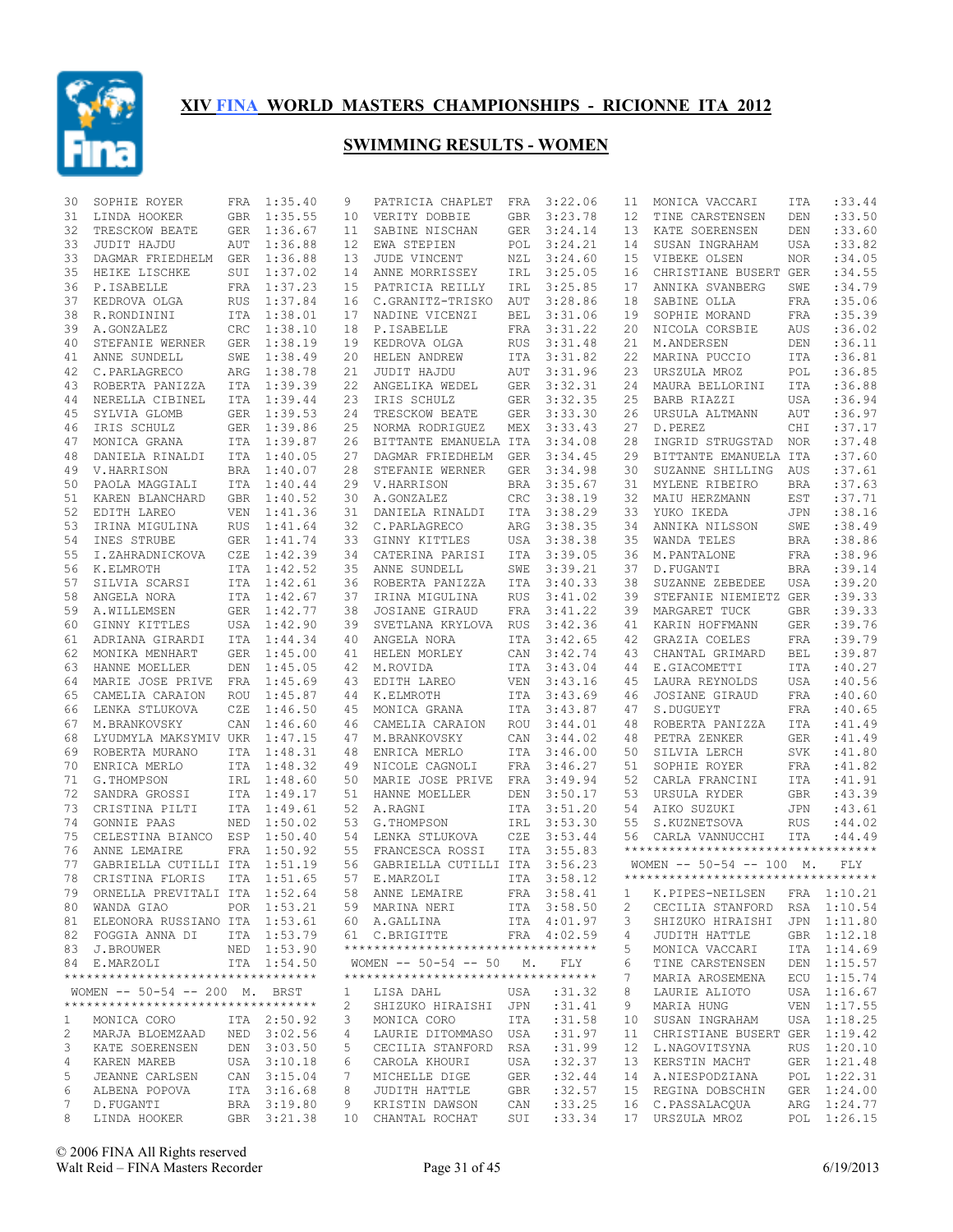# XIV FINA WORLD MASTERS CHAMPIONSHIPS - RICIONNE ITA 2012

## SWIMMING RESULTS - WOMEN

| Place | Name | Country | Time |
|---|---|---|---|
| 30 | SOPHIE ROYER | FRA | 1:35.40 |
| 31 | LINDA HOOKER | GBR | 1:35.55 |
| 32 | TRESCKOW BEATE | GER | 1:36.67 |
| 33 | JUDIT HAJDU | AUT | 1:36.88 |
| 33 | DAGMAR FRIEDHELM | GER | 1:36.88 |
| 35 | HEIKE LISCHKE | SUI | 1:37.02 |
| 36 | P.ISABELLE | FRA | 1:37.23 |
| 37 | KEDROVA OLGA | RUS | 1:37.84 |
| 38 | R.RONDININI | ITA | 1:38.01 |
| 39 | A.GONZALEZ | CRC | 1:38.10 |
| 40 | STEFANIE WERNER | GER | 1:38.19 |
| 41 | ANNE SUNDELL | SWE | 1:38.49 |
| 42 | C.PARLAGRECO | ARG | 1:38.78 |
| 43 | ROBERTA PANIZZA | ITA | 1:39.39 |
| 44 | NERELLA CIBINEL | ITA | 1:39.44 |
| 45 | SYLVIA GLOMB | GER | 1:39.53 |
| 46 | IRIS SCHULZ | GER | 1:39.86 |
| 47 | MONICA GRANA | ITA | 1:39.87 |
| 48 | DANIELA RINALDI | ITA | 1:40.05 |
| 49 | V.HARRISON | BRA | 1:40.07 |
| 50 | PAOLA MAGGIALI | ITA | 1:40.44 |
| 51 | KAREN BLANCHARD | GBR | 1:40.52 |
| 52 | EDITH LAREO | VEN | 1:41.36 |
| 53 | IRINA MIGULINA | RUS | 1:41.64 |
| 54 | INES STRUBE | GER | 1:41.74 |
| 55 | I.ZAHRADNICKOVA | CZE | 1:42.39 |
| 56 | K.ELMROTH | ITA | 1:42.52 |
| 57 | SILVIA SCARSI | ITA | 1:42.61 |
| 58 | ANGELA NORA | ITA | 1:42.67 |
| 59 | A.WILLEMSEN | GER | 1:42.77 |
| 60 | GINNY KITTLES | USA | 1:42.90 |
| 61 | ADRIANA GIRARDI | ITA | 1:44.34 |
| 62 | MONIKA MENHART | GER | 1:45.00 |
| 63 | HANNE MOELLER | DEN | 1:45.05 |
| 64 | MARIE JOSE PRIVE | FRA | 1:45.69 |
| 65 | CAMELIA CARAION | ROU | 1:45.87 |
| 66 | LENKA STLUKOVA | CZE | 1:46.50 |
| 67 | M.BRANKOVSKY | CAN | 1:46.60 |
| 68 | LYUDMYLA MAKSYMIV | UKR | 1:47.15 |
| 69 | ROBERTA MURANO | ITA | 1:48.31 |
| 70 | ENRICA MERLO | ITA | 1:48.32 |
| 71 | G.THOMPSON | IRL | 1:48.60 |
| 72 | SANDRA GROSSI | ITA | 1:49.17 |
| 73 | CRISTINA PILTI | ITA | 1:49.61 |
| 74 | GONNIE PAAS | NED | 1:50.02 |
| 75 | CELESTINA BIANCO | ESP | 1:50.40 |
| 76 | ANNE LEMAIRE | FRA | 1:50.92 |
| 77 | GABRIELLA CUTILLI | ITA | 1:51.19 |
| 78 | CRISTINA FLORIS | ITA | 1:51.65 |
| 79 | ORNELLA PREVITALI | ITA | 1:52.64 |
| 80 | WANDA GIAO | POR | 1:53.21 |
| 81 | ELEONORA RUSSIANO | ITA | 1:53.61 |
| 82 | FOGGIA ANNA DI | ITA | 1:53.79 |
| 83 | J.BROUWER | NED | 1:53.90 |
| 84 | E.MARZOLI | ITA | 1:54.50 |

### WOMEN -- 50-54 -- 200 M. BRST

| Place | Name | Country | Time |
|---|---|---|---|
| 1 | MONICA CORO | ITA | 2:50.92 |
| 2 | MARJA BLOEMZAAD | NED | 3:02.56 |
| 3 | KATE SOERENSEN | DEN | 3:03.50 |
| 4 | KAREN MAREB | USA | 3:10.18 |
| 5 | JEANNE CARLSEN | CAN | 3:15.04 |
| 6 | ALBENA POPOVA | ITA | 3:16.68 |
| 7 | D.FUGANTI | BRA | 3:19.80 |
| 8 | LINDA HOOKER | GBR | 3:21.38 |
| 9 | PATRICIA CHAPLET | FRA | 3:22.06 |
| 10 | VERITY DOBBIE | GBR | 3:23.78 |
| 11 | SABINE NISCHAN | GER | 3:24.14 |
| 12 | EWA STEPIEN | POL | 3:24.21 |
| 13 | JUDE VINCENT | NZL | 3:24.60 |
| 14 | ANNE MORRISSEY | IRL | 3:25.05 |
| 15 | PATRICIA REILLY | IRL | 3:25.85 |
| 16 | C.GRANITZ-TRISKO | AUT | 3:28.86 |
| 17 | NADINE VICENZI | BEL | 3:31.06 |
| 18 | P.ISABELLE | FRA | 3:31.22 |
| 19 | KEDROVA OLGA | RUS | 3:31.48 |
| 20 | HELEN ANDREW | ITA | 3:31.82 |
| 21 | JUDIT HAJDU | AUT | 3:31.96 |
| 22 | ANGELIKA WEDEL | GER | 3:32.31 |
| 23 | IRIS SCHULZ | GER | 3:32.35 |
| 24 | TRESCKOW BEATE | GER | 3:33.30 |
| 25 | NORMA RODRIGUEZ | MEX | 3:33.43 |
| 26 | BITTANTE EMANUELA | ITA | 3:34.08 |
| 27 | DAGMAR FRIEDHELM | GER | 3:34.45 |
| 28 | STEFANIE WERNER | GER | 3:34.98 |
| 29 | V.HARRISON | BRA | 3:35.67 |
| 30 | A.GONZALEZ | CRC | 3:38.19 |
| 31 | DANIELA RINALDI | ITA | 3:38.29 |
| 32 | C.PARLAGRECO | ARG | 3:38.35 |
| 33 | GINNY KITTLES | USA | 3:38.38 |
| 34 | CATERINA PARISI | ITA | 3:39.05 |
| 35 | ANNE SUNDELL | SWE | 3:39.21 |
| 36 | ROBERTA PANIZZA | ITA | 3:40.33 |
| 37 | IRINA MIGULINA | RUS | 3:41.02 |
| 38 | JOSIANE GIRAUD | FRA | 3:41.22 |
| 39 | SVETLANA KRYLOVA | RUS | 3:42.36 |
| 40 | ANGELA NORA | ITA | 3:42.65 |
| 41 | HELEN MORLEY | CAN | 3:42.74 |
| 42 | M.ROVIDA | ITA | 3:43.04 |
| 43 | EDITH LAREO | VEN | 3:43.16 |
| 44 | K.ELMROTH | ITA | 3:43.69 |
| 45 | MONICA GRANA | ITA | 3:43.87 |
| 46 | CAMELIA CARAION | ROU | 3:44.01 |
| 47 | M.BRANKOVSKY | CAN | 3:44.02 |
| 48 | ENRICA MERLO | ITA | 3:46.00 |
| 49 | NICOLE CAGNOLI | FRA | 3:46.27 |
| 50 | MARIE JOSE PRIVE | FRA | 3:49.94 |
| 51 | HANNE MOELLER | DEN | 3:50.17 |
| 52 | A.RAGNI | ITA | 3:51.20 |
| 53 | G.THOMPSON | IRL | 3:53.30 |
| 54 | LENKA STLUKOVA | CZE | 3:53.44 |
| 55 | FRANCESCA ROSSI | ITA | 3:55.83 |
| 56 | GABRIELLA CUTILLI | ITA | 3:56.23 |
| 57 | E.MARZOLI | ITA | 3:58.12 |
| 58 | ANNE LEMAIRE | FRA | 3:58.41 |
| 59 | MARINA NERI | ITA | 3:58.50 |
| 60 | A.GALLINA | ITA | 4:01.97 |
| 61 | C.BRIGITTE | FRA | 4:02.59 |

### WOMEN -- 50-54 -- 50 M. FLY

| Place | Name | Country | Time |
|---|---|---|---|
| 1 | LISA DAHL | USA | :31.32 |
| 2 | SHIZUKO HIRAISHI | JPN | :31.41 |
| 3 | MONICA CORO | ITA | :31.58 |
| 4 | LAURIE DITOMMASO | USA | :31.97 |
| 5 | CECILIA STANFORD | RSA | :31.99 |
| 6 | CAROLA KHOURI | USA | :32.37 |
| 7 | MICHELLE DIGE | GER | :32.44 |
| 8 | JUDITH HATTLE | GBR | :32.57 |
| 9 | KRISTIN DAWSON | CAN | :33.25 |
| 10 | CHANTAL ROCHAT | SUI | :33.34 |
| 11 | MONICA VACCARI | ITA | :33.44 |
| 12 | TINE CARSTENSEN | DEN | :33.50 |
| 13 | KATE SOERENSEN | DEN | :33.60 |
| 14 | SUSAN INGRAHAM | USA | :33.82 |
| 15 | VIBEKE OLSEN | NOR | :34.05 |
| 16 | CHRISTIANE BUSERT | GER | :34.55 |
| 17 | ANNIKA SVANBERG | SWE | :34.79 |
| 18 | SABINE OLLA | FRA | :35.06 |
| 19 | SOPHIE MORAND | FRA | :35.39 |
| 20 | NICOLA CORSBIE | AUS | :36.02 |
| 21 | M.ANDERSEN | DEN | :36.11 |
| 22 | MARINA PUCCIO | ITA | :36.81 |
| 23 | URSZULA MROZ | POL | :36.85 |
| 24 | MAURA BELLORINI | ITA | :36.88 |
| 25 | BARB RIAZZI | USA | :36.94 |
| 26 | URSULA ALTMANN | AUT | :36.97 |
| 27 | D.PEREZ | CHI | :37.17 |
| 28 | INGRID STRUGSTAD | NOR | :37.48 |
| 29 | BITTANTE EMANUELA | ITA | :37.60 |
| 30 | SUZANNE SHILLING | AUS | :37.61 |
| 31 | MYLENE RIBEIRO | BRA | :37.63 |
| 32 | MAIU HERZMANN | EST | :37.71 |
| 33 | YUKO IKEDA | JPN | :38.16 |
| 34 | ANNIKA NILSSON | SWE | :38.49 |
| 35 | WANDA TELES | BRA | :38.86 |
| 36 | M.PANTALONE | FRA | :38.96 |
| 37 | D.FUGANTI | BRA | :39.14 |
| 38 | SUZANNE ZEBEDEE | USA | :39.20 |
| 39 | STEFANIE NIEMIETZ | GER | :39.33 |
| 39 | MARGARET TUCK | GBR | :39.33 |
| 41 | KARIN HOFFMANN | GER | :39.76 |
| 42 | GRAZIA COELES | FRA | :39.79 |
| 43 | CHANTAL GRIMARD | BEL | :39.87 |
| 44 | E.GIACOMETTI | ITA | :40.27 |
| 45 | LAURA REYNOLDS | USA | :40.56 |
| 46 | JOSIANE GIRAUD | FRA | :40.60 |
| 47 | S.DUGUEYT | FRA | :40.65 |
| 48 | ROBERTA PANIZZA | ITA | :41.49 |
| 48 | PETRA ZENKER | GER | :41.49 |
| 50 | SILVIA LERCH | SVK | :41.80 |
| 51 | SOPHIE ROYER | FRA | :41.82 |
| 52 | CARLA FRANCINI | ITA | :41.91 |
| 53 | URSULA RYDER | GBR | :43.39 |
| 54 | AIKO SUZUKI | JPN | :43.61 |
| 55 | S.KUZNETSOVA | RUS | :44.02 |
| 56 | CARLA VANNUCCHI | ITA | :44.49 |

### WOMEN -- 50-54 -- 100 M. FLY

| Place | Name | Country | Time |
|---|---|---|---|
| 1 | K.PIPES-NEILSEN | FRA | 1:10.21 |
| 2 | CECILIA STANFORD | RSA | 1:10.54 |
| 3 | SHIZUKO HIRAISHI | JPN | 1:11.80 |
| 4 | JUDITH HATTLE | GBR | 1:12.18 |
| 5 | MONICA VACCARI | ITA | 1:14.69 |
| 6 | TINE CARSTENSEN | DEN | 1:15.57 |
| 7 | MARIA AROSEMENA | ECU | 1:15.74 |
| 8 | LAURIE ALIOTO | USA | 1:16.67 |
| 9 | MARIA HUNG | VEN | 1:17.55 |
| 10 | SUSAN INGRAHAM | USA | 1:18.25 |
| 11 | CHRISTIANE BUSERT | GER | 1:19.42 |
| 12 | L.NAGOVITSYNA | RUS | 1:20.10 |
| 13 | KERSTIN MACHT | GER | 1:21.48 |
| 14 | A.NIESPODZIANA | POL | 1:22.31 |
| 15 | REGINA DOBSCHIN | GER | 1:24.00 |
| 16 | C.PASSALACQUA | ARG | 1:24.77 |
| 17 | URSZULA MROZ | POL | 1:26.15 |

© 2006 FINA All Rights reserved
Walt Reid – FINA Masters Recorder

6/19/2013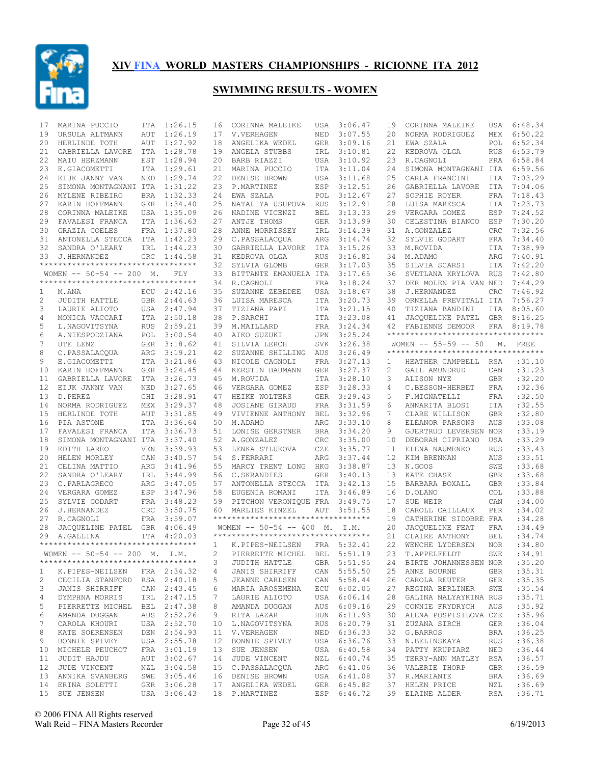# XIV FINA WORLD MASTERS CHAMPIONSHIPS - RICIONNE ITA 2012

## SWIMMING RESULTS - WOMEN

| | | | |
|---|---|---|---|
| 17 | MARINA PUCCIO | ITA | 1:26.15 |
| 19 | URSULA ALTMANN | AUT | 1:26.19 |
| 20 | HERLINDE TOTH | AUT | 1:27.92 |
| 21 | GABRIELLA LAVORE | ITA | 1:28.78 |
| 22 | MAIU HERZMANN | EST | 1:28.94 |
| 23 | E.GIACOMETTI | ITA | 1:29.61 |
| 24 | EIJK JANNY VAN | NED | 1:29.74 |
| 25 | SIMONA MONTAGNANI | ITA | 1:31.22 |
| 26 | MYLENE RIBEIRO | BRA | 1:32.33 |
| 27 | KARIN HOFFMANN | GER | 1:34.40 |
| 28 | CORINNA MALEIKE | USA | 1:35.09 |
| 29 | FAVALESI FRANCA | ITA | 1:36.63 |
| 30 | GRAZIA COELES | FRA | 1:37.80 |
| 31 | ANTONELLA STECCA | ITA | 1:42.23 |
| 32 | SANDRA O'LEARY | IRL | 1:44.23 |
| 33 | J.HERNANDEZ | CRC | 1:44.58 |

### WOMEN -- 50-54 -- 200 M. FLY

| | | | |
|---|---|---|---|
| 1 | M.ANA | ECU | 2:42.16 |
| 2 | JUDITH HATTLE | GBR | 2:44.63 |
| 3 | LAURIE ALIOTO | USA | 2:47.94 |
| 4 | MONICA VACCARI | ITA | 2:50.18 |
| 5 | L.NAGOVITSYNA | RUS | 2:59.21 |
| 6 | A.NIESPODZIANA | POL | 3:00.54 |
| 7 | UTE LENZ | GER | 3:18.62 |
| 8 | C.PASSALACQUA | ARG | 3:19.21 |
| 9 | E.GIACOMETTI | ITA | 3:21.86 |
| 10 | KARIN HOFFMANN | GER | 3:24.45 |
| 11 | GABRIELLA LAVORE | ITA | 3:26.73 |
| 12 | EIJK JANNY VAN | NED | 3:27.65 |
| 13 | D.PEREZ | CHI | 3:28.91 |
| 14 | NORMA RODRIGUEZ | MEX | 3:29.37 |
| 15 | HERLINDE TOTH | AUT | 3:31.85 |
| 16 | PIA ASTONE | ITA | 3:36.64 |
| 17 | FAVALESI FRANCA | ITA | 3:36.73 |
| 18 | SIMONA MONTAGNANI | ITA | 3:37.40 |
| 19 | EDITH LAREO | VEN | 3:39.93 |
| 20 | HELEN MORLEY | CAN | 3:40.57 |
| 21 | CELINA MATTIO | ARG | 3:41.96 |
| 22 | SANDRA O'LEARY | IRL | 3:44.99 |
| 23 | C.PARLAGRECO | ARG | 3:47.05 |
| 24 | VERGARA GOMEZ | ESP | 3:47.96 |
| 25 | SYLVIE GODART | FRA | 3:48.23 |
| 26 | J.HERNANDEZ | CRC | 3:50.75 |
| 27 | R.CAGNOLI | FRA | 3:59.07 |
| 28 | JACQUELINE PATEL | GBR | 4:06.49 |
| 29 | A.GALLINA | ITA | 4:20.03 |

### WOMEN -- 50-54 -- 200 M. I.M.

| | | | |
|---|---|---|---|
| 1 | K.PIPES-NEILSEN | FRA | 2:34.32 |
| 2 | CECILIA STANFORD | RSA | 2:40.18 |
| 3 | JANIS SHIRRIFF | CAN | 2:43.45 |
| 4 | DYMPHNA MORRIS | IRL | 2:47.15 |
| 5 | PIERRETTE MICHEL | BEL | 2:47.38 |
| 6 | AMANDA DUGGAN | AUS | 2:52.26 |
| 7 | CAROLA KHOURI | USA | 2:52.70 |
| 8 | KATE SOERENSEN | DEN | 2:54.93 |
| 9 | BONNIE SPIVEY | USA | 2:55.78 |
| 10 | MICHELE PEUCHOT | FRA | 3:01.19 |
| 11 | JUDIT HAJDU | AUT | 3:02.67 |
| 12 | JUDE VINCENT | NZL | 3:04.58 |
| 13 | ANNIKA SVANBERG | SWE | 3:05.46 |
| 14 | ERINA SOLETTI | GER | 3:06.28 |
| 15 | SUE JENSEN | USA | 3:06.43 |
| 16 | CORINNA MALEIKE | USA | 3:06.47 |
| 17 | V.VERHAGEN | NED | 3:07.55 |
| 18 | ANGELIKA WEDEL | GER | 3:09.16 |
| 19 | ANGELA STUBBS | IRL | 3:10.81 |
| 20 | BARB RIAZZI | USA | 3:10.92 |
| 21 | MARINA PUCCIO | ITA | 3:11.04 |
| 22 | DENISE BROWN | USA | 3:11.68 |
| 23 | P.MARTINEZ | ESP | 3:12.51 |
| 24 | EWA SZALA | POL | 3:12.67 |
| 25 | NATALIYA USUPOVA | RUS | 3:12.91 |
| 26 | NADINE VICENZI | BEL | 3:13.33 |
| 27 | ANTJE THOMS | GER | 3:13.99 |
| 28 | ANNE MORRISSEY | IRL | 3:14.39 |
| 29 | C.PASSALACQUA | ARG | 3:14.74 |
| 30 | GABRIELLA LAVORE | ITA | 3:15.26 |
| 31 | KEDROVA OLGA | RUS | 3:16.81 |
| 32 | SYLVIA GLOMB | GER | 3:17.03 |
| 33 | BITTANTE EMANUELA | ITA | 3:17.65 |
| 34 | R.CAGNOLI | FRA | 3:18.24 |
| 35 | SUZANNE ZEBEDEE | USA | 3:18.67 |
| 36 | LUISA MARESCA | ITA | 3:20.73 |
| 37 | TIZIANA PAPI | ITA | 3:21.15 |
| 38 | P.SARCHI | ITA | 3:23.08 |
| 39 | M.MAILLARD | FRA | 3:24.34 |
| 40 | AIKO SUZUKI | JPN | 3:25.24 |
| 41 | SILVIA LERCH | SVK | 3:26.38 |
| 42 | SUZANNE SHILLING | AUS | 3:26.49 |
| 43 | NICOLE CAGNOLI | FRA | 3:27.13 |
| 44 | KERSTIN BAUMANN | GER | 3:27.37 |
| 45 | M.ROVIDA | ITA | 3:28.10 |
| 46 | VERGARA GOMEZ | ESP | 3:28.33 |
| 47 | HEIKE WOLTERS | GER | 3:29.43 |
| 48 | JOSIANE GIRAUD | FRA | 3:31.59 |
| 49 | VIVIENNE ANTHONY | BEL | 3:32.96 |
| 50 | M.ADAMO | ARG | 3:33.10 |
| 51 | LONISE GERSTNER | BRA | 3:34.20 |
| 52 | A.GONZALEZ | CRC | 3:35.00 |
| 53 | LENKA STLUKOVA | CZE | 3:35.77 |
| 54 | S.FERRARI | ARG | 3:37.44 |
| 55 | MARCY TRENT LONG | HKG | 3:38.87 |
| 56 | C.SKRANDIES | GER | 3:40.13 |
| 57 | ANTONELLA STECCA | ITA | 3:42.13 |
| 58 | EUGENIA ROMANI | ITA | 3:46.89 |
| 59 | PITCHON VERONIQUE | FRA | 3:49.75 |
| 60 | MARLIES KINZEL | AUT | 3:51.55 |

### WOMEN -- 50-54 -- 400 M. I.M.

| | | | |
|---|---|---|---|
| 1 | K.PIPES-NEILSEN | FRA | 5:32.41 |
| 2 | PIERRETTE MICHEL | BEL | 5:51.19 |
| 3 | JUDITH HATTLE | GBR | 5:51.95 |
| 4 | JANIS SHIRRIFF | CAN | 5:55.50 |
| 5 | JEANNE CARLSEN | CAN | 5:58.44 |
| 6 | MARIA AROSEMENA | ECU | 6:02.05 |
| 7 | LAURIE ALIOTO | USA | 6:06.14 |
| 8 | AMANDA DUGGAN | AUS | 6:09.16 |
| 9 | RITA LAZAR | HUN | 6:11.93 |
| 10 | L.NAGOVITSYNA | RUS | 6:20.79 |
| 11 | V.VERHAGEN | NED | 6:36.33 |
| 12 | BONNIE SPIVEY | USA | 6:36.76 |
| 13 | SUE JENSEN | USA | 6:40.58 |
| 14 | JUDE VINCENT | NZL | 6:40.74 |
| 15 | C.PASSALACQUA | ARG | 6:41.06 |
| 16 | DENISE BROWN | USA | 6:41.08 |
| 17 | ANGELIKA WEDEL | GER | 6:45.82 |
| 18 | P.MARTINEZ | ESP | 6:46.72 |
| 19 | CORINNA MALEIKE | USA | 6:48.34 |
| 20 | NORMA RODRIGUEZ | MEX | 6:50.22 |
| 21 | EWA SZALA | POL | 6:52.34 |
| 22 | KEDROVA OLGA | RUS | 6:53.79 |
| 23 | R.CAGNOLI | FRA | 6:58.84 |
| 24 | SIMONA MONTAGNANI | ITA | 6:59.56 |
| 25 | CARLA FRANCINI | ITA | 7:03.29 |
| 26 | GABRIELLA LAVORE | ITA | 7:04.06 |
| 27 | SOPHIE ROYER | FRA | 7:18.43 |
| 28 | LUISA MARESCA | ITA | 7:23.73 |
| 29 | VERGARA GOMEZ | ESP | 7:24.52 |
| 30 | CELESTINA BIANCO | ESP | 7:30.20 |
| 31 | A.GONZALEZ | CRC | 7:32.56 |
| 32 | SYLVIE GODART | FRA | 7:34.40 |
| 33 | M.ROVIDA | ITA | 7:38.99 |
| 34 | M.ADAMO | ARG | 7:40.91 |
| 35 | SILVIA SCARSI | ITA | 7:42.20 |
| 36 | SVETLANA KRYLOVA | RUS | 7:42.80 |
| 37 | DER MOLEN PIA VAN | NED | 7:44.29 |
| 38 | J.HERNANDEZ | CRC | 7:46.92 |
| 39 | ORNELLA PREVITALI | ITA | 7:56.27 |
| 40 | TIZIANA BANDINI | ITA | 8:05.60 |
| 41 | JACQUELINE PATEL | GBR | 8:16.25 |
| 42 | FABIENNE DEMOOR | FRA | 8:19.78 |

### WOMEN -- 55-59 -- 50 M. FREE

| | | | |
|---|---|---|---|
| 1 | HEATHER CAMPBELL | RSA | :31.10 |
| 2 | GAIL AMUNDRUD | CAN | :31.23 |
| 3 | ALISON NYE | GBR | :32.20 |
| 4 | C.BESSON-HERBET | FRA | :32.36 |
| 5 | F.MIGNATELLI | FRA | :32.50 |
| 6 | ANNARITA BLOSI | ITA | :32.55 |
| 7 | CLARE WILLISON | GBR | :32.80 |
| 8 | ELEANOR PARSONS | AUS | :33.08 |
| 9 | GJERTRUD LEVERSEN | NOR | :33.19 |
| 10 | DEBORAH CIPRIANO | USA | :33.29 |
| 11 | ELENA NAUMENKO | RUS | :33.43 |
| 12 | KIM BRENNAN | AUS | :33.51 |
| 13 | N.GOOS | SWE | :33.68 |
| 13 | KATE CHASE | GBR | :33.68 |
| 15 | BARBARA BOXALL | GBR | :33.84 |
| 16 | D.OLANO | COL | :33.88 |
| 17 | SUE WEIR | CAN | :34.00 |
| 18 | CAROLL CAILLAUX | PER | :34.02 |
| 19 | CATHERINE SIDOBRE | FRA | :34.28 |
| 20 | JACQUELINE FEAT | FRA | :34.49 |
| 21 | CLAIRE ANTHONY | BEL | :34.74 |
| 22 | WENCHE LYDERSEN | NOR | :34.80 |
| 23 | T.APPELFELDT | SWE | :34.91 |
| 24 | BIRTE JOHANNESSEN | NOR | :35.20 |
| 25 | ANNE BOURNE | GBR | :35.31 |
| 26 | CAROLA REUTER | GER | :35.35 |
| 27 | REGINA BERLINER | SWE | :35.54 |
| 28 | GALINA NALYAYKINA | RUS | :35.71 |
| 29 | CONNIE FRYDRYCH | AUS | :35.92 |
| 30 | ALENA POSPISILOVA | CZE | :35.96 |
| 31 | ZUZANA SIRCH | GER | :36.04 |
| 32 | G.BARROS | BRA | :36.25 |
| 33 | N.BELINSKAYA | RUS | :36.38 |
| 34 | PATTY KRUPIARZ | NED | :36.44 |
| 35 | TERRY-ANN MATLEY | RSA | :36.57 |
| 36 | VALERIE THORP | GBR | :36.59 |
| 37 | R.MARIANTE | BRA | :36.69 |
| 37 | HELEN PRICE | NZL | :36.69 |
| 39 | ELAINE ALDER | RSA | :36.71 |

© 2006 FINA All Rights reserved
Walt Reid – FINA Masters Recorder

6/19/2013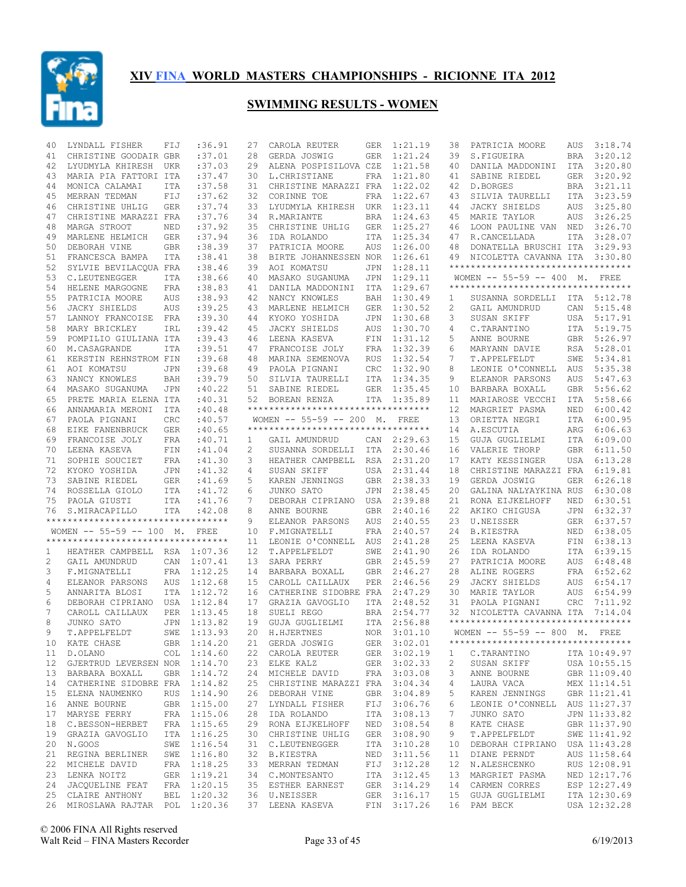# XIV FINA WORLD MASTERS CHAMPIONSHIPS - RICIONNE ITA 2012

## SWIMMING RESULTS - WOMEN

| Place | Name | Country | Time |
|---|---|---|---|
| 40 | LYNDALL FISHER | FIJ | :36.91 |
| 41 | CHRISTINE GOODAIR | GBR | :37.01 |
| 42 | LYUDMYLA KHIRESH | UKR | :37.03 |
| 43 | MARIA PIA FATTORI | ITA | :37.47 |
| 44 | MONICA CALAMAI | ITA | :37.58 |
| 45 | MERRAN TEDMAN | FIJ | :37.62 |
| 46 | CHRISTINE UHLIG | GER | :37.74 |
| 47 | CHRISTINE MARAZZI | FRA | :37.76 |
| 48 | MARGA STROOT | NED | :37.92 |
| 49 | MARLENE HELMICH | GER | :37.94 |
| 50 | DEBORAH VINE | GBR | :38.39 |
| 51 | FRANCESCA BAMPA | ITA | :38.41 |
| 52 | SYLVIE BEVILACQUA | FRA | :38.46 |
| 53 | C.LEUTENEGGER | ITA | :38.66 |
| 54 | HELENE MARGOGNE | FRA | :38.83 |
| 55 | PATRICIA MOORE | AUS | :38.93 |
| 56 | JACKY SHIELDS | AUS | :39.25 |
| 57 | LANNOY FRANCOISE | FRA | :39.30 |
| 58 | MARY BRICKLEY | IRL | :39.42 |
| 59 | POMPILIO GIULIANA | ITA | :39.43 |
| 60 | M.CASAGRANDE | ITA | :39.51 |
| 61 | KERSTIN REHNSTROM | FIN | :39.68 |
| 61 | AOI KOMATSU | JPN | :39.68 |
| 63 | NANCY KNOWLES | BAH | :39.79 |
| 64 | MASAKO SUGANUMA | JPN | :40.22 |
| 65 | PRETE MARIA ELENA | ITA | :40.31 |
| 66 | ANNAMARIA MERONI | ITA | :40.48 |
| 67 | PAOLA PIGNANI | CRC | :40.57 |
| 68 | EIKE FANENBRUCK | GER | :40.65 |
| 69 | FRANCOISE JOLY | FRA | :40.71 |
| 70 | LEENA KASEVA | FIN | :41.04 |
| 71 | SOPHIE SOUCIET | FRA | :41.30 |
| 72 | KYOKO YOSHIDA | JPN | :41.32 |
| 73 | SABINE RIEDEL | GER | :41.69 |
| 74 | ROSSELLA GIOLO | ITA | :41.72 |
| 75 | PAOLA GIUSTI | ITA | :41.76 |
| 76 | S.MIRACAPILLO | ITA | :42.08 |

### WOMEN -- 55-59 -- 100 M. FREE

| Place | Name | Country | Time |
|---|---|---|---|
| 1 | HEATHER CAMPBELL | RSA | 1:07.36 |
| 2 | GAIL AMUNDRUD | CAN | 1:07.41 |
| 3 | F.MIGNATELLI | FRA | 1:12.25 |
| 4 | ELEANOR PARSONS | AUS | 1:12.68 |
| 5 | ANNARITA BLOSI | ITA | 1:12.72 |
| 6 | DEBORAH CIPRIANO | USA | 1:12.84 |
| 7 | CAROLL CAILLAUX | PER | 1:13.45 |
| 8 | JUNKO SATO | JPN | 1:13.82 |
| 9 | T.APPELFELDT | SWE | 1:13.93 |
| 10 | KATE CHASE | GBR | 1:14.20 |
| 11 | D.OLANO | COL | 1:14.60 |
| 12 | GJERTRUD LEVERSEN | NOR | 1:14.70 |
| 13 | BARBARA BOXALL | GBR | 1:14.72 |
| 14 | CATHERINE SIDOBRE | FRA | 1:14.82 |
| 15 | ELENA NAUMENKO | RUS | 1:14.90 |
| 16 | ANNE BOURNE | GBR | 1:15.00 |
| 17 | MARYSE FERRY | FRA | 1:15.06 |
| 18 | C.BESSON-HERBET | FRA | 1:15.65 |
| 19 | GRAZIA GAVOGLIO | ITA | 1:16.25 |
| 20 | N.GOOS | SWE | 1:16.54 |
| 21 | REGINA BERLINER | SWE | 1:16.80 |
| 22 | MICHELE DAVID | FRA | 1:18.25 |
| 23 | LENKA NOITZ | GER | 1:19.21 |
| 24 | JACQUELINE FEAT | FRA | 1:20.15 |
| 25 | CLAIRE ANTHONY | BEL | 1:20.32 |
| 26 | MIROSLAWA RAJTAR | POL | 1:20.36 |
| 27 | CAROLA REUTER | GER | 1:21.19 |
| 28 | GERDA JOSWIG | GER | 1:21.24 |
| 29 | ALENA POSPISILOVA | CZE | 1:21.58 |
| 30 | L.CHRISTIANE | FRA | 1:21.80 |
| 31 | CHRISTINE MARAZZI | FRA | 1:22.02 |
| 32 | CORINNE TOE | FRA | 1:22.67 |
| 33 | LYUDMYLA KHIRESH | UKR | 1:23.11 |
| 34 | R.MARIANTE | BRA | 1:24.63 |
| 35 | CHRISTINE UHLIG | GER | 1:25.27 |
| 36 | IDA ROLANDO | ITA | 1:25.34 |
| 37 | PATRICIA MOORE | AUS | 1:26.00 |
| 38 | BIRTE JOHANNESSEN | NOR | 1:26.61 |
| 39 | AOI KOMATSU | JPN | 1:28.11 |
| 40 | MASAKO SUGANUMA | JPN | 1:29.11 |
| 41 | DANILA MADDONINI | ITA | 1:29.67 |
| 42 | NANCY KNOWLES | BAH | 1:30.49 |
| 43 | MARLENE HELMICH | GER | 1:30.52 |
| 44 | KYOKO YOSHIDA | JPN | 1:30.68 |
| 45 | JACKY SHIELDS | AUS | 1:30.70 |
| 46 | LEENA KASEVA | FIN | 1:31.12 |
| 47 | FRANCOISE JOLY | FRA | 1:32.39 |
| 48 | MARINA SEMENOVA | RUS | 1:32.54 |
| 49 | PAOLA PIGNANI | CRC | 1:32.90 |
| 50 | SILVIA TAURELLI | ITA | 1:34.35 |
| 51 | SABINE RIEDEL | GER | 1:35.45 |
| 52 | BOREAN RENZA | ITA | 1:35.89 |

### WOMEN -- 55-59 -- 200 M. FREE

| Place | Name | Country | Time |
|---|---|---|---|
| 1 | GAIL AMUNDRUD | CAN | 2:29.63 |
| 2 | SUSANNA SORDELLI | ITA | 2:30.46 |
| 3 | HEATHER CAMPBELL | RSA | 2:31.20 |
| 4 | SUSAN SKIFF | USA | 2:31.44 |
| 5 | KAREN JENNINGS | GBR | 2:38.33 |
| 6 | JUNKO SATO | JPN | 2:38.45 |
| 7 | DEBORAH CIPRIANO | USA | 2:39.88 |
| 8 | ANNE BOURNE | GBR | 2:40.16 |
| 9 | ELEANOR PARSONS | AUS | 2:40.55 |
| 10 | F.MIGNATELLI | FRA | 2:40.57 |
| 11 | LEONIE O'CONNELL | AUS | 2:41.28 |
| 12 | T.APPELFELDT | SWE | 2:41.90 |
| 13 | SARA PERRY | GBR | 2:45.59 |
| 14 | BARBARA BOXALL | GBR | 2:46.27 |
| 15 | CAROLL CAILLAUX | PER | 2:46.56 |
| 16 | CATHERINE SIDOBRE | FRA | 2:47.29 |
| 17 | GRAZIA GAVOGLIO | ITA | 2:48.52 |
| 18 | SUELI REGO | BRA | 2:54.77 |
| 19 | GUJA GUGLIELMI | ITA | 2:56.88 |
| 20 | H.HJERTNES | NOR | 3:01.10 |
| 21 | GERDA JOSWIG | GER | 3:02.01 |
| 22 | CAROLA REUTER | GER | 3:02.19 |
| 23 | ELKE KALZ | GER | 3:02.33 |
| 24 | MICHELE DAVID | FRA | 3:03.08 |
| 25 | CHRISTINE MARAZZI | FRA | 3:04.34 |
| 26 | DEBORAH VINE | GBR | 3:04.89 |
| 27 | LYNDALL FISHER | FIJ | 3:06.76 |
| 28 | IDA ROLANDO | ITA | 3:08.13 |
| 29 | RONA EIJKELHOFF | NED | 3:08.54 |
| 30 | CHRISTINE UHLIG | GER | 3:08.90 |
| 31 | C.LEUTENEGGER | ITA | 3:10.28 |
| 32 | B.KIESTRA | NED | 3:11.56 |
| 33 | MERRAN TEDMAN | FIJ | 3:12.28 |
| 34 | C.MONTESANTO | ITA | 3:12.45 |
| 35 | ESTHER EARNEST | GER | 3:14.29 |
| 36 | U.NEISSER | GER | 3:16.17 |
| 37 | LEENA KASEVA | FIN | 3:17.26 |
| 38 | PATRICIA MOORE | AUS | 3:18.74 |
| 39 | S.FIGUEIRA | BRA | 3:20.12 |
| 40 | DANILA MADDONINI | ITA | 3:20.80 |
| 41 | SABINE RIEDEL | GER | 3:20.92 |
| 42 | D.BORGES | BRA | 3:21.11 |
| 43 | SILVIA TAURELLI | ITA | 3:23.59 |
| 44 | JACKY SHIELDS | AUS | 3:25.80 |
| 45 | MARIE TAYLOR | AUS | 3:26.25 |
| 46 | LOON PAULINE VAN | NED | 3:26.70 |
| 47 | R.CANCELLADA | ITA | 3:28.07 |
| 48 | DONATELLA BRUSCHI | ITA | 3:29.93 |
| 49 | NICOLETTA CAVANNA | ITA | 3:30.80 |

### WOMEN -- 55-59 -- 400 M. FREE

| Place | Name | Country | Time |
|---|---|---|---|
| 1 | SUSANNA SORDELLI | ITA | 5:12.78 |
| 2 | GAIL AMUNDRUD | CAN | 5:15.48 |
| 3 | SUSAN SKIFF | USA | 5:17.91 |
| 4 | C.TARANTINO | ITA | 5:19.75 |
| 5 | ANNE BOURNE | GBR | 5:26.97 |
| 6 | MARYANN DAVIE | RSA | 5:28.01 |
| 7 | T.APPELFELDT | SWE | 5:34.81 |
| 8 | LEONIE O'CONNELL | AUS | 5:35.38 |
| 9 | ELEANOR PARSONS | AUS | 5:47.63 |
| 10 | BARBARA BOXALL | GBR | 5:56.62 |
| 11 | MARIAROSE VECCHI | ITA | 5:58.66 |
| 12 | MARGRIET PASMA | NED | 6:00.42 |
| 13 | ORIETTA NEGRI | ITA | 6:00.95 |
| 14 | A.ESCUTIA | ARG | 6:06.63 |
| 15 | GUJA GUGLIELMI | ITA | 6:09.00 |
| 16 | VALERIE THORP | GBR | 6:11.50 |
| 17 | KATY KESSINGER | USA | 6:13.28 |
| 18 | CHRISTINE MARAZZI | FRA | 6:19.81 |
| 19 | GERDA JOSWIG | GER | 6:26.18 |
| 20 | GALINA NALYAYKINA | RUS | 6:30.08 |
| 21 | RONA EIJKELHOFF | NED | 6:30.51 |
| 22 | AKIKO CHIGUSA | JPN | 6:32.37 |
| 23 | U.NEISSER | GER | 6:37.57 |
| 24 | B.KIESTRA | NED | 6:38.05 |
| 25 | LEENA KASEVA | FIN | 6:38.13 |
| 26 | IDA ROLANDO | ITA | 6:39.15 |
| 27 | PATRICIA MOORE | AUS | 6:48.48 |
| 28 | ALINE ROGERS | FRA | 6:52.62 |
| 29 | JACKY SHIELDS | AUS | 6:54.17 |
| 30 | MARIE TAYLOR | AUS | 6:54.99 |
| 31 | PAOLA PIGNANI | CRC | 7:11.92 |
| 32 | NICOLETTA CAVANNA | ITA | 7:14.04 |

### WOMEN -- 55-59 -- 800 M. FREE

| Place | Name | Country | Time |
|---|---|---|---|
| 1 | C.TARANTINO | ITA | 10:49.97 |
| 2 | SUSAN SKIFF | USA | 10:55.15 |
| 3 | ANNE BOURNE | GBR | 11:09.40 |
| 4 | LAURA VACA | MEX | 11:14.51 |
| 5 | KAREN JENNINGS | GBR | 11:21.41 |
| 6 | LEONIE O'CONNELL | AUS | 11:27.37 |
| 7 | JUNKO SATO | JPN | 11:33.82 |
| 8 | KATE CHASE | GBR | 11:37.90 |
| 9 | T.APPELFELDT | SWE | 11:41.92 |
| 10 | DEBORAH CIPRIANO | USA | 11:43.28 |
| 11 | DIANE PERNDT | AUS | 11:58.64 |
| 12 | N.ALESHCENKO | RUS | 12:08.91 |
| 13 | MARGRIET PASMA | NED | 12:17.76 |
| 14 | CARMEN CORRES | ESP | 12:27.49 |
| 15 | GUJA GUGLIELMI | ITA | 12:30.69 |
| 16 | PAM BECK | USA | 12:32.28 |

© 2006 FINA All Rights reserved
Walt Reid – FINA Masters Recorder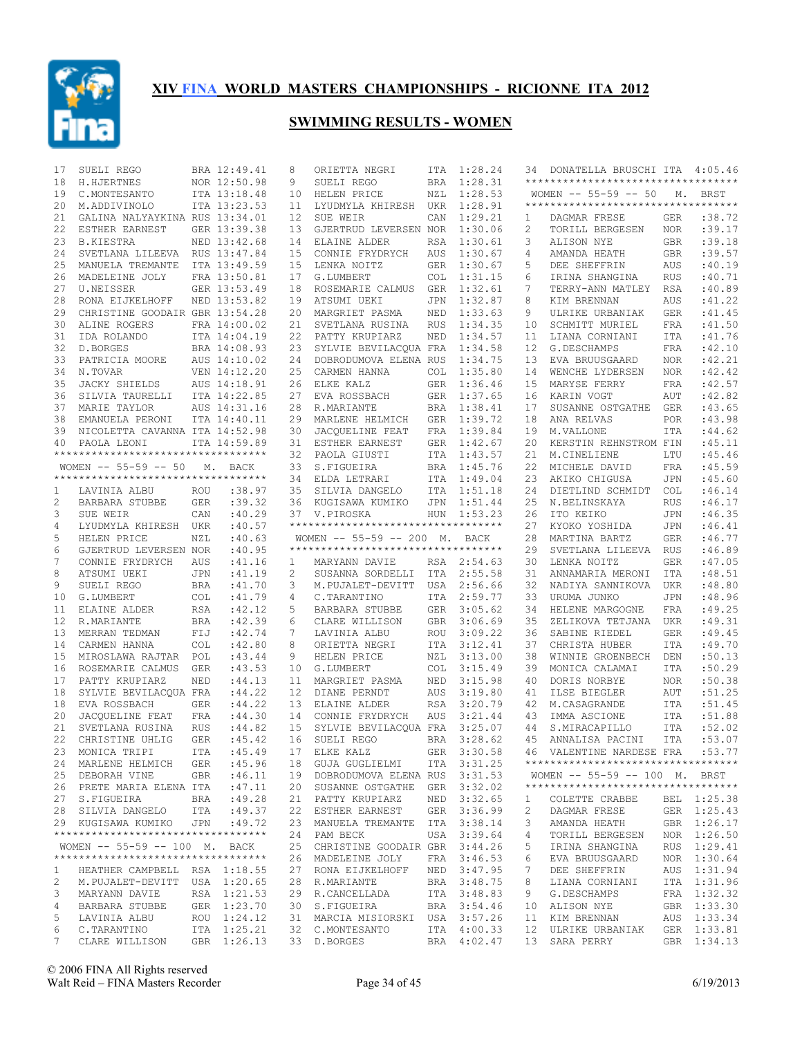# XIV FINA WORLD MASTERS CHAMPIONSHIPS - RICIONNE ITA 2012

## SWIMMING RESULTS - WOMEN

| | | | |
|---|---|---|---|
| 17 | SUELI REGO | BRA | 12:49.41 |
| 18 | H.HJERTNES | NOR | 12:50.98 |
| 19 | C.MONTESANTO | ITA | 13:18.48 |
| 20 | M.ADDIVINOLO | ITA | 13:23.53 |
| 21 | GALINA NALYAYKINA | RUS | 13:34.01 |
| 22 | ESTHER EARNEST | GER | 13:39.38 |
| 23 | B.KIESTRA | NED | 13:42.68 |
| 24 | SVETLANA LILEEVA | RUS | 13:47.84 |
| 25 | MANUELA TREMANTE | ITA | 13:49.59 |
| 26 | MADELEINE JOLY | FRA | 13:50.81 |
| 27 | U.NEISSER | GER | 13:53.49 |
| 28 | RONA EIJKELHOFF | NED | 13:53.82 |
| 29 | CHRISTINE GOODAIR | GBR | 13:54.28 |
| 30 | ALINE ROGERS | FRA | 14:00.02 |
| 31 | IDA ROLANDO | ITA | 14:04.19 |
| 32 | D.BORGES | BRA | 14:08.93 |
| 33 | PATRICIA MOORE | AUS | 14:10.02 |
| 34 | N.TOVAR | VEN | 14:12.20 |
| 35 | JACKY SHIELDS | AUS | 14:18.91 |
| 36 | SILVIA TAURELLI | ITA | 14:22.85 |
| 37 | MARIE TAYLOR | AUS | 14:31.16 |
| 38 | EMANUELA PERONI | ITA | 14:40.11 |
| 39 | NICOLETTA CAVANNA | ITA | 14:52.98 |
| 40 | PAOLA LEONI | ITA | 14:59.89 |

### WOMEN -- 55-59 -- 50 M. BACK

| | | | |
|---|---|---|---|
| 1 | LAVINIA ALBU | ROU | :38.97 |
| 2 | BARBARA STUBBE | GER | :39.32 |
| 3 | SUE WEIR | CAN | :40.29 |
| 4 | LYUDMYLA KHIRESH | UKR | :40.57 |
| 5 | HELEN PRICE | NZL | :40.63 |
| 6 | GJERTRUD LEVERSEN | NOR | :40.95 |
| 7 | CONNIE FRYDRYCH | AUS | :41.16 |
| 8 | ATSUMI UEKI | JPN | :41.19 |
| 9 | SUELI REGO | BRA | :41.70 |
| 10 | G.LUMBERT | COL | :41.79 |
| 11 | ELAINE ALDER | RSA | :42.12 |
| 12 | R.MARIANTE | BRA | :42.39 |
| 13 | MERRAN TEDMAN | FIJ | :42.74 |
| 14 | CARMEN HANNA | COL | :42.80 |
| 15 | MIROSLAWA RAJTAR | POL | :43.44 |
| 16 | ROSEMARIE CALMUS | GER | :43.53 |
| 17 | PATTY KRUPIARZ | NED | :44.13 |
| 18 | SYLVIE BEVILACQUA | FRA | :44.22 |
| 18 | EVA ROSSBACH | GER | :44.22 |
| 20 | JACQUELINE FEAT | FRA | :44.30 |
| 21 | SVETLANA RUSINA | RUS | :44.82 |
| 22 | CHRISTINE UHLIG | GER | :45.42 |
| 23 | MONICA TRIPI | ITA | :45.49 |
| 24 | MARLENE HELMICH | GER | :45.96 |
| 25 | DEBORAH VINE | GBR | :46.11 |
| 26 | PRETE MARIA ELENA | ITA | :47.11 |
| 27 | S.FIGUEIRA | BRA | :49.28 |
| 28 | SILVIA DANGELO | ITA | :49.37 |
| 29 | KUGISAWA KUMIKO | JPN | :49.72 |

### WOMEN -- 55-59 -- 100 M. BACK

| | | | |
|---|---|---|---|
| 1 | HEATHER CAMPBELL | RSA | 1:18.55 |
| 2 | M.PUJALET-DEVITT | USA | 1:20.65 |
| 3 | MARYANN DAVIE | RSA | 1:21.53 |
| 4 | BARBARA STUBBE | GER | 1:23.70 |
| 5 | LAVINIA ALBU | ROU | 1:24.12 |
| 6 | C.TARANTINO | ITA | 1:25.21 |
| 7 | CLARE WILLISON | GBR | 1:26.13 |
| 8 | ORIETTA NEGRI | ITA | 1:28.24 |
| 9 | SUELI REGO | BRA | 1:28.31 |
| 10 | HELEN PRICE | NZL | 1:28.53 |
| 11 | LYUDMYLA KHIRESH | UKR | 1:28.91 |
| 12 | SUE WEIR | CAN | 1:29.21 |
| 13 | GJERTRUD LEVERSEN | NOR | 1:30.06 |
| 14 | ELAINE ALDER | RSA | 1:30.61 |
| 15 | CONNIE FRYDRYCH | AUS | 1:30.67 |
| 15 | LENKA NOITZ | GER | 1:30.67 |
| 17 | G.LUMBERT | COL | 1:31.15 |
| 18 | ROSEMARIE CALMUS | GER | 1:32.61 |
| 19 | ATSUMI UEKI | JPN | 1:32.87 |
| 20 | MARGRIET PASMA | NED | 1:33.63 |
| 21 | SVETLANA RUSINA | RUS | 1:34.35 |
| 22 | PATTY KRUPIARZ | NED | 1:34.57 |
| 23 | SYLVIE BEVILACQUA | FRA | 1:34.58 |
| 24 | DOBRODUMOVA ELENA | RUS | 1:34.75 |
| 25 | CARMEN HANNA | COL | 1:35.80 |
| 26 | ELKE KALZ | GER | 1:36.46 |
| 27 | EVA ROSSBACH | GER | 1:37.65 |
| 28 | R.MARIANTE | BRA | 1:38.41 |
| 29 | MARLENE HELMICH | GER | 1:39.72 |
| 30 | JACQUELINE FEAT | FRA | 1:39.84 |
| 31 | ESTHER EARNEST | GER | 1:42.67 |
| 32 | PAOLA GIUSTI | ITA | 1:43.57 |
| 33 | S.FIGUEIRA | BRA | 1:45.76 |
| 34 | ELDA LETRARI | ITA | 1:49.04 |
| 35 | SILVIA DANGELO | ITA | 1:51.18 |
| 36 | KUGISAWA KUMIKO | JPN | 1:51.44 |
| 37 | V.PIROSKA | HUN | 1:53.23 |

### WOMEN -- 55-59 -- 200 M. BACK

| | | | |
|---|---|---|---|
| 1 | MARYANN DAVIE | RSA | 2:54.63 |
| 2 | SUSANNA SORDELLI | ITA | 2:55.58 |
| 3 | M.PUJALET-DEVITT | USA | 2:56.66 |
| 4 | C.TARANTINO | ITA | 2:59.77 |
| 5 | BARBARA STUBBE | GER | 3:05.62 |
| 6 | CLARE WILLISON | GBR | 3:06.69 |
| 7 | LAVINIA ALBU | ROU | 3:09.22 |
| 8 | ORIETTA NEGRI | ITA | 3:12.41 |
| 9 | HELEN PRICE | NZL | 3:13.00 |
| 10 | G.LUMBERT | COL | 3:15.49 |
| 11 | MARGRIET PASMA | NED | 3:15.98 |
| 12 | DIANE PERNDT | AUS | 3:19.80 |
| 13 | ELAINE ALDER | RSA | 3:20.79 |
| 14 | CONNIE FRYDRYCH | AUS | 3:21.44 |
| 15 | SYLVIE BEVILACQUA | FRA | 3:25.07 |
| 16 | SUELI REGO | BRA | 3:28.62 |
| 17 | ELKE KALZ | GER | 3:30.58 |
| 18 | GUJA GUGLIELMI | ITA | 3:31.25 |
| 19 | DOBRODUMOVA ELENA | RUS | 3:31.53 |
| 20 | SUSANNE OSTGATHE | GER | 3:32.02 |
| 21 | PATTY KRUPIARZ | NED | 3:32.65 |
| 22 | ESTHER EARNEST | GER | 3:36.99 |
| 23 | MANUELA TREMANTE | ITA | 3:38.14 |
| 24 | PAM BECK | USA | 3:39.64 |
| 25 | CHRISTINE GOODAIR | GBR | 3:44.26 |
| 26 | MADELEINE JOLY | FRA | 3:46.53 |
| 27 | RONA EIJKELHOFF | NED | 3:47.95 |
| 28 | R.MARIANTE | BRA | 3:48.75 |
| 29 | R.CANCELLADA | ITA | 3:48.83 |
| 30 | S.FIGUEIRA | BRA | 3:54.46 |
| 31 | MARCIA MISIORSKI | USA | 3:57.26 |
| 32 | C.MONTESANTO | ITA | 4:00.33 |
| 33 | D.BORGES | BRA | 4:02.47 |
| 34 | DONATELLA BRUSCHI | ITA | 4:05.46 |

### WOMEN -- 55-59 -- 50 M. BRST

| | | | |
|---|---|---|---|
| 1 | DAGMAR FRESE | GER | :38.72 |
| 2 | TORILL BERGESEN | NOR | :39.17 |
| 3 | ALISON NYE | GBR | :39.18 |
| 4 | AMANDA HEATH | GBR | :39.57 |
| 5 | DEE SHEFFRIN | AUS | :40.19 |
| 6 | IRINA SHANGINA | RUS | :40.71 |
| 7 | TERRY-ANN MATLEY | RSA | :40.89 |
| 8 | KIM BRENNAN | AUS | :41.22 |
| 9 | ULRIKE URBANIAK | GER | :41.45 |
| 10 | SCHMITT MURIEL | FRA | :41.50 |
| 11 | LIANA CORNIANI | ITA | :41.76 |
| 12 | G.DESCHAMPS | FRA | :42.10 |
| 13 | EVA BRUUSGAARD | NOR | :42.21 |
| 14 | WENCHE LYDERSEN | NOR | :42.42 |
| 15 | MARYSE FERRY | FRA | :42.57 |
| 16 | KARIN VOGT | AUT | :42.82 |
| 17 | SUSANNE OSTGATHE | GER | :43.65 |
| 18 | ANA RELVAS | POR | :43.98 |
| 19 | M.VALLONE | ITA | :44.62 |
| 20 | KERSTIN REHNSTROM | FIN | :45.11 |
| 21 | M.CINELIENE | LTU | :45.46 |
| 22 | MICHELE DAVID | FRA | :45.59 |
| 23 | AKIKO CHIGUSA | JPN | :45.60 |
| 24 | DIETLIND SCHMIDT | COL | :46.14 |
| 25 | N.BELINSKAYA | RUS | :46.17 |
| 26 | ITO KEIKO | JPN | :46.35 |
| 27 | KYOKO YOSHIDA | JPN | :46.41 |
| 28 | MARTINA BARTZ | GER | :46.77 |
| 29 | SVETLANA LILEEVA | RUS | :46.89 |
| 30 | LENKA NOITZ | GER | :47.05 |
| 31 | ANNAMARIA MERONI | ITA | :48.51 |
| 32 | NADIYA SANNIKOVA | UKR | :48.80 |
| 33 | URUMA JUNKO | JPN | :48.96 |
| 34 | HELENE MARGOGNE | FRA | :49.25 |
| 35 | ZELIKOVA TETJANA | UKR | :49.31 |
| 36 | SABINE RIEDEL | GER | :49.45 |
| 37 | CHRISTA HUBER | ITA | :49.70 |
| 38 | WINNIE GROENBECH | DEN | :50.13 |
| 39 | MONICA CALAMAI | ITA | :50.29 |
| 40 | DORIS NORBYE | NOR | :50.38 |
| 41 | ILSE BIEGLER | AUT | :51.25 |
| 42 | M.CASAGRANDE | ITA | :51.45 |
| 43 | IMMA ASCIONE | ITA | :51.88 |
| 44 | S.MIRACAPILLO | ITA | :52.02 |
| 45 | ANNALISA PACINI | ITA | :53.07 |
| 46 | VALENTINE NARDESE | FRA | :53.77 |

### WOMEN -- 55-59 -- 100 M. BRST

| | | | |
|---|---|---|---|
| 1 | COLETTE CRABBE | BEL | 1:25.38 |
| 2 | DAGMAR FRESE | GER | 1:25.43 |
| 3 | AMANDA HEATH | GBR | 1:26.17 |
| 4 | TORILL BERGESEN | NOR | 1:26.50 |
| 5 | IRINA SHANGINA | RUS | 1:29.41 |
| 6 | EVA BRUUSGAARD | NOR | 1:30.64 |
| 7 | DEE SHEFFRIN | AUS | 1:31.94 |
| 8 | LIANA CORNIANI | ITA | 1:31.96 |
| 9 | G.DESCHAMPS | FRA | 1:32.32 |
| 10 | ALISON NYE | GBR | 1:33.30 |
| 11 | KIM BRENNAN | AUS | 1:33.34 |
| 12 | ULRIKE URBANIAK | GER | 1:33.81 |
| 13 | SARA PERRY | GBR | 1:34.13 |

© 2006 FINA All Rights reserved
Walt Reid – FINA Masters Recorder
6/19/2013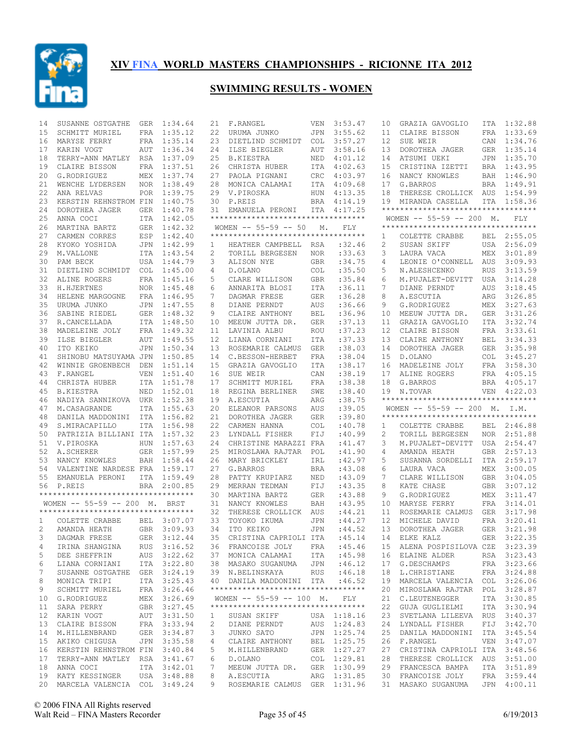# XIV FINA WORLD MASTERS CHAMPIONSHIPS - RICIONNE ITA 2012

## SWIMMING RESULTS - WOMEN

| Pl | Name | Nat | Time |
|---|---|---|---|
| 14 | SUSANNE OSTGATHE | GER | 1:34.64 |
| 15 | SCHMITT MURIEL | FRA | 1:35.12 |
| 16 | MARYSE FERRY | FRA | 1:35.14 |
| 17 | KARIN VOGT | AUT | 1:36.34 |
| 18 | TERRY-ANN MATLEY | RSA | 1:37.09 |
| 19 | CLAIRE BISSON | FRA | 1:37.51 |
| 20 | G.RODRIGUEZ | MEX | 1:37.74 |
| 21 | WENCHE LYDERSEN | NOR | 1:38.49 |
| 22 | ANA RELVAS | POR | 1:39.75 |
| 23 | KERSTIN REHNSTROM | FIN | 1:40.75 |
| 24 | DOROTHEA JAGER | GER | 1:40.78 |
| 25 | ANNA COCI | ITA | 1:42.05 |
| 26 | MARTINA BARTZ | GER | 1:42.32 |
| 27 | CARMEN CORRES | ESP | 1:42.40 |
| 28 | KYOKO YOSHIDA | JPN | 1:42.99 |
| 29 | M.VALLONE | ITA | 1:43.54 |
| 30 | PAM BECK | USA | 1:44.79 |
| 31 | DIETLIND SCHMIDT | COL | 1:45.00 |
| 32 | ALINE ROGERS | FRA | 1:45.16 |
| 33 | H.HJERTNES | NOR | 1:45.48 |
| 34 | HELENE MARGOGNE | FRA | 1:46.95 |
| 35 | URUMA JUNKO | JPN | 1:47.55 |
| 36 | SABINE RIEDEL | GER | 1:48.32 |
| 37 | R.CANCELLADA | ITA | 1:48.50 |
| 38 | MADELEINE JOLY | FRA | 1:49.32 |
| 39 | ILSE BIEGLER | AUT | 1:49.55 |
| 40 | ITO KEIKO | JPN | 1:50.34 |
| 41 | SHINOBU MATSUYAMA | JPN | 1:50.85 |
| 42 | WINNIE GROENBECH | DEN | 1:51.14 |
| 43 | F.RANGEL | VEN | 1:51.40 |
| 44 | CHRISTA HUBER | ITA | 1:51.78 |
| 45 | B.KIESTRA | NED | 1:52.01 |
| 46 | NADIYA SANNIKOVA | UKR | 1:52.38 |
| 47 | M.CASAGRANDE | ITA | 1:55.63 |
| 48 | DANILA MADDONINI | ITA | 1:56.82 |
| 49 | S.MIRACAPILLO | ITA | 1:56.98 |
| 50 | PATRIZIA BILLIANI | ITA | 1:57.32 |
| 51 | V.PIROSKA | HUN | 1:57.63 |
| 52 | A.SCHERER | GER | 1:57.99 |
| 53 | NANCY KNOWLES | BAH | 1:58.44 |
| 54 | VALENTINE NARDESE | FRA | 1:59.17 |
| 55 | EMANUELA PERONI | ITA | 1:59.49 |
| 56 | P.REIS | BRA | 2:00.85 |

### WOMEN -- 55-59 -- 200 M. BRST

| Pl | Name | Nat | Time |
|---|---|---|---|
| 1 | COLETTE CRABBE | BEL | 3:07.07 |
| 2 | AMANDA HEATH | GBR | 3:09.93 |
| 3 | DAGMAR FRESE | GER | 3:12.44 |
| 4 | IRINA SHANGINA | RUS | 3:16.52 |
| 5 | DEE SHEFFRIN | AUS | 3:22.62 |
| 6 | LIANA CORNIANI | ITA | 3:22.80 |
| 7 | SUSANNE OSTGATHE | GER | 3:24.19 |
| 8 | MONICA TRIPI | ITA | 3:25.43 |
| 9 | SCHMITT MURIEL | FRA | 3:26.46 |
| 10 | G.RODRIGUEZ | MEX | 3:26.69 |
| 11 | SARA PERRY | GBR | 3:27.45 |
| 12 | KARIN VOGT | AUT | 3:31.50 |
| 13 | CLAIRE BISSON | FRA | 3:33.94 |
| 14 | M.HILLENBRAND | GER | 3:34.87 |
| 15 | AKIKO CHIGUSA | JPN | 3:35.58 |
| 16 | KERSTIN REHNSTROM | FIN | 3:40.84 |
| 17 | TERRY-ANN MATLEY | RSA | 3:41.67 |
| 18 | ANNA COCI | ITA | 3:42.01 |
| 19 | KATY KESSINGER | USA | 3:48.88 |
| 20 | MARCELA VALENCIA | COL | 3:49.24 |
| 21 | F.RANGEL | VEN | 3:53.47 |
| 22 | URUMA JUNKO | JPN | 3:55.62 |
| 23 | DIETLIND SCHMIDT | COL | 3:57.27 |
| 24 | ILSE BIEGLER | AUT | 3:58.16 |
| 25 | B.KIESTRA | NED | 4:01.12 |
| 26 | CHRISTA HUBER | ITA | 4:02.63 |
| 27 | PAOLA PIGNANI | CRC | 4:03.97 |
| 28 | MONICA CALAMAI | ITA | 4:09.68 |
| 29 | V.PIROSKA | HUN | 4:13.35 |
| 30 | P.REIS | BRA | 4:14.19 |
| 31 | EMANUELA PERONI | ITA | 4:17.25 |

### WOMEN -- 55-59 -- 50 M. FLY

| Pl | Name | Nat | Time |
|---|---|---|---|
| 1 | HEATHER CAMPBELL | RSA | :32.46 |
| 2 | TORILL BERGESEN | NOR | :33.63 |
| 3 | ALISON NYE | GBR | :34.75 |
| 4 | D.OLANO | COL | :35.50 |
| 5 | CLARE WILLISON | GBR | :35.84 |
| 6 | ANNARITA BLOSI | ITA | :36.11 |
| 7 | DAGMAR FRESE | GER | :36.28 |
| 8 | DIANE PERNDT | AUS | :36.66 |
| 9 | CLAIRE ANTHONY | BEL | :36.96 |
| 10 | MEEUW JUTTA DR. | GER | :37.13 |
| 11 | LAVINIA ALBU | ROU | :37.23 |
| 12 | LIANA CORNIANI | ITA | :37.33 |
| 13 | ROSEMARIE CALMUS | GER | :38.03 |
| 14 | C.BESSON-HERBET | FRA | :38.04 |
| 15 | GRAZIA GAVOGLIO | ITA | :38.17 |
| 16 | SUE WEIR | CAN | :38.19 |
| 17 | SCHMITT MURIEL | FRA | :38.38 |
| 18 | REGINA BERLINER | SWE | :38.40 |
| 19 | A.ESCUTIA | ARG | :38.75 |
| 20 | ELEANOR PARSONS | AUS | :39.05 |
| 21 | DOROTHEA JAGER | GER | :39.80 |
| 22 | CARMEN HANNA | COL | :40.78 |
| 23 | LYNDALL FISHER | FIJ | :40.99 |
| 24 | CHRISTINE MARAZZI | FRA | :41.47 |
| 25 | MIROSLAWA RAJTAR | POL | :41.90 |
| 26 | MARY BRICKLEY | IRL | :42.97 |
| 27 | G.BARROS | BRA | :43.08 |
| 28 | PATTY KRUPIARZ | NED | :43.09 |
| 29 | MERRAN TEDMAN | FIJ | :43.35 |
| 30 | MARTINA BARTZ | GER | :43.88 |
| 31 | NANCY KNOWLES | BAH | :43.95 |
| 32 | THERESE CROLLICK | AUS | :44.21 |
| 33 | TOYOKO IKUMA | JPN | :44.27 |
| 34 | ITO KEIKO | JPN | :44.52 |
| 35 | CRISTINA CAPRIOLI | ITA | :45.14 |
| 36 | FRANCOISE JOLY | FRA | :45.46 |
| 37 | MONICA CALAMAI | ITA | :45.98 |
| 38 | MASAKO SUGANUMA | JPN | :46.12 |
| 39 | N.BELINSKAYA | RUS | :46.18 |
| 40 | DANILA MADDONINI | ITA | :46.52 |

### WOMEN -- 55-59 -- 100 M. FLY

| Pl | Name | Nat | Time |
|---|---|---|---|
| 1 | SUSAN SKIFF | USA | 1:18.16 |
| 2 | DIANE PERNDT | AUS | 1:24.83 |
| 3 | JUNKO SATO | JPN | 1:25.74 |
| 4 | CLAIRE ANTHONY | BEL | 1:25.75 |
| 5 | M.HILLENBRAND | GER | 1:27.27 |
| 6 | D.OLANO | COL | 1:29.81 |
| 7 | MEEUW JUTTA DR. | GER | 1:30.99 |
| 8 | A.ESCUTIA | ARG | 1:31.85 |
| 9 | ROSEMARIE CALMUS | GER | 1:31.96 |
| 10 | GRAZIA GAVOGLIO | ITA | 1:32.88 |
| 11 | CLAIRE BISSON | FRA | 1:33.69 |
| 12 | SUE WEIR | CAN | 1:34.76 |
| 13 | DOROTHEA JAGER | GER | 1:35.14 |
| 14 | ATSUMI UEKI | JPN | 1:35.70 |
| 15 | CRISTINA IZETTI | BRA | 1:43.95 |
| 16 | NANCY KNOWLES | BAH | 1:46.90 |
| 17 | G.BARROS | BRA | 1:49.91 |
| 18 | THERESE CROLLICK | AUS | 1:54.99 |
| 19 | MIRANDA CASELLA | ITA | 1:58.36 |

### WOMEN -- 55-59 -- 200 M. FLY

| Pl | Name | Nat | Time |
|---|---|---|---|
| 1 | COLETTE CRABBE | BEL | 2:55.05 |
| 2 | SUSAN SKIFF | USA | 2:56.09 |
| 3 | LAURA VACA | MEX | 3:01.89 |
| 4 | LEONIE O'CONNELL | AUS | 3:09.93 |
| 5 | N.ALESHCHENKO | RUS | 3:13.59 |
| 6 | M.PUJALET-DEVITT | USA | 3:14.28 |
| 7 | DIANE PERNDT | AUS | 3:18.45 |
| 8 | A.ESCUTIA | ARG | 3:26.85 |
| 9 | G.RODRIGUEZ | MEX | 3:27.63 |
| 10 | MEEUW JUTTA DR. | GER | 3:31.26 |
| 11 | GRAZIA GAVOGLIO | ITA | 3:32.74 |
| 12 | CLAIRE BISSON | FRA | 3:33.61 |
| 13 | CLAIRE ANTHONY | BEL | 3:34.33 |
| 14 | DOROTHEA JAGER | GER | 3:35.98 |
| 15 | D.OLANO | COL | 3:45.27 |
| 16 | MADELEINE JOLY | FRA | 3:58.30 |
| 17 | ALINE ROGERS | FRA | 4:05.15 |
| 18 | G.BARROS | BRA | 4:05.17 |
| 19 | N.TOVAR | VEN | 4:22.03 |

### WOMEN -- 55-59 -- 200 M. I.M.

| Pl | Name | Nat | Time |
|---|---|---|---|
| 1 | COLETTE CRABBE | BEL | 2:46.88 |
| 2 | TORILL BERGESEN | NOR | 2:51.88 |
| 3 | M.PUJALET-DEVITT | USA | 2:54.47 |
| 4 | AMANDA HEATH | GBR | 2:57.13 |
| 5 | SUSANNA SORDELLI | ITA | 2:59.17 |
| 6 | LAURA VACA | MEX | 3:00.05 |
| 7 | CLARE WILLISON | GBR | 3:04.05 |
| 8 | KATE CHASE | GBR | 3:07.12 |
| 9 | G.RODRIGUEZ | MEX | 3:11.47 |
| 10 | MARYSE FERRY | FRA | 3:14.01 |
| 11 | ROSEMARIE CALMUS | GER | 3:17.98 |
| 12 | MICHELE DAVID | FRA | 3:20.41 |
| 13 | DOROTHEA JAGER | GER | 3:21.98 |
| 14 | ELKE KALZ | GER | 3:22.35 |
| 15 | ALENA POSPISILOVA | CZE | 3:23.39 |
| 16 | ELAINE ALDER | RSA | 3:23.43 |
| 17 | G.DESCHAMPS | FRA | 3:23.66 |
| 18 | L.CHRISTIANE | FRA | 3:24.88 |
| 19 | MARCELA VALENCIA | COL | 3:26.06 |
| 20 | MIROSLAWA RAJTAR | POL | 3:28.87 |
| 21 | C.LEUTENEGGER | ITA | 3:30.85 |
| 22 | GUJA GUGLIELMI | ITA | 3:30.94 |
| 23 | SVETLANA LILEEVA | RUS | 3:40.37 |
| 24 | LYNDALL FISHER | FIJ | 3:42.70 |
| 25 | DANILA MADDONINI | ITA | 3:45.54 |
| 26 | F.RANGEL | VEN | 3:47.07 |
| 27 | CRISTINA CAPRIOLI | ITA | 3:48.56 |
| 28 | THERESE CROLLICK | AUS | 3:51.00 |
| 29 | FRANCESCA BAMPA | ITA | 3:51.89 |
| 30 | FRANCOISE JOLY | FRA | 3:59.44 |
| 31 | MASAKO SUGANUMA | JPN | 4:00.11 |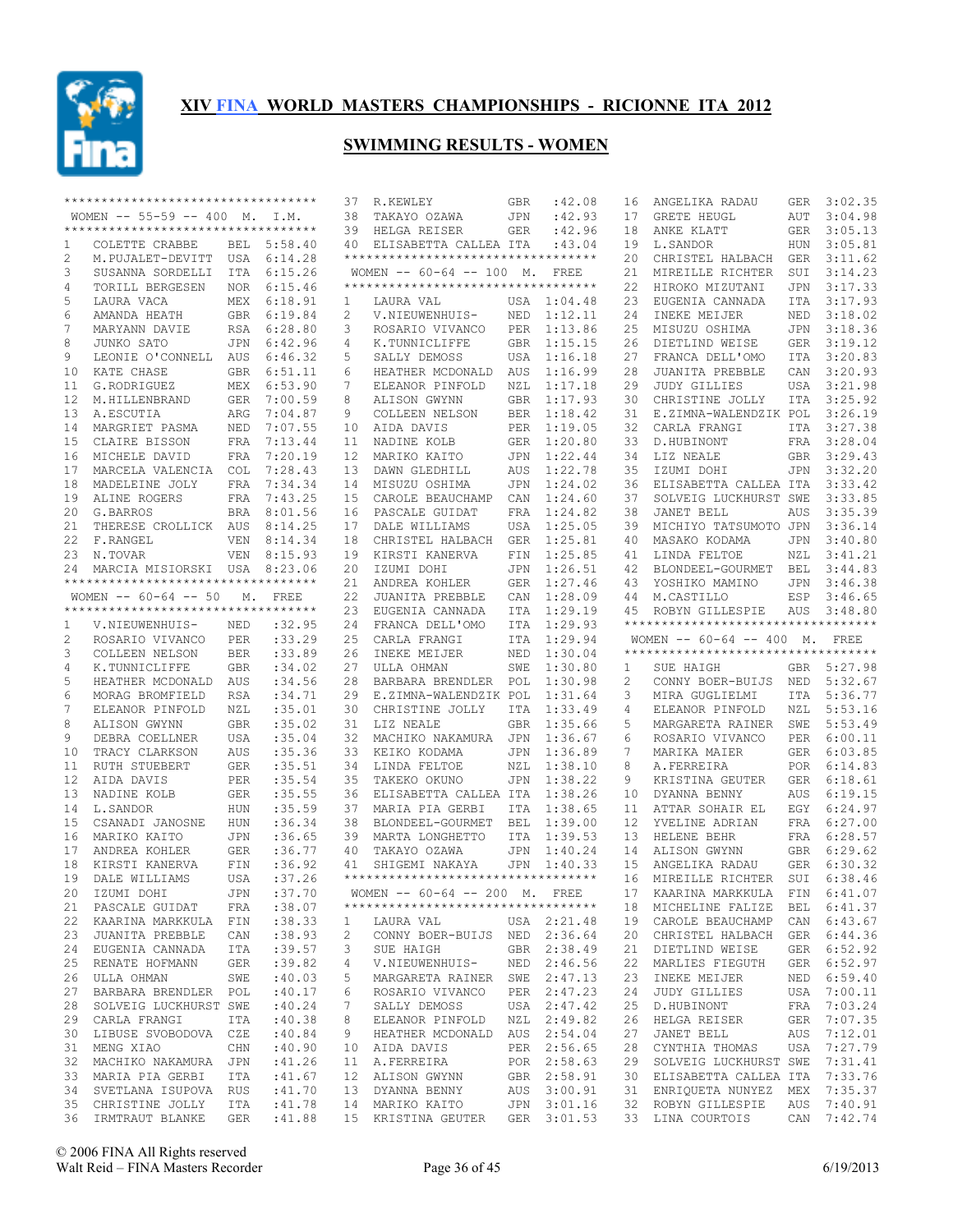# XIV FINA WORLD MASTERS CHAMPIONSHIPS - RICIONNE ITA 2012

## SWIMMING RESULTS - WOMEN

### WOMEN -- 55-59 -- 400 M. I.M.

| | | | |
|---|---|---|---|
| 1 | COLETTE CRABBE | BEL | 5:58.40 |
| 2 | M.PUJALET-DEVITT | USA | 6:14.28 |
| 3 | SUSANNA SORDELLI | ITA | 6:15.26 |
| 4 | TORILL BERGESEN | NOR | 6:15.46 |
| 5 | LAURA VACA | MEX | 6:18.91 |
| 6 | AMANDA HEATH | GBR | 6:19.84 |
| 7 | MARYANN DAVIE | RSA | 6:28.80 |
| 8 | JUNKO SATO | JPN | 6:42.96 |
| 9 | LEONIE O'CONNELL | AUS | 6:46.32 |
| 10 | KATE CHASE | GBR | 6:51.11 |
| 11 | G.RODRIGUEZ | MEX | 6:53.90 |
| 12 | M.HILLENBRAND | GER | 7:00.59 |
| 13 | A.ESCUTIA | ARG | 7:04.87 |
| 14 | MARGRIET PASMA | NED | 7:07.55 |
| 15 | CLAIRE BISSON | FRA | 7:13.44 |
| 16 | MICHELE DAVID | FRA | 7:20.19 |
| 17 | MARCELA VALENCIA | COL | 7:28.43 |
| 18 | MADELEINE JOLY | FRA | 7:34.34 |
| 19 | ALINE ROGERS | FRA | 7:43.25 |
| 20 | G.BARROS | BRA | 8:01.56 |
| 21 | THERESE CROLLICK | AUS | 8:14.25 |
| 22 | F.RANGEL | VEN | 8:14.34 |
| 23 | N.TOVAR | VEN | 8:15.93 |
| 24 | MARCIA MISIORSKI | USA | 8:23.06 |

### WOMEN -- 60-64 -- 50 M. FREE

| | | | |
|---|---|---|---|
| 1 | V.NIEUWENHUIS- | NED | :32.95 |
| 2 | ROSARIO VIVANCO | PER | :33.29 |
| 3 | COLLEEN NELSON | BER | :33.89 |
| 4 | K.TUNNICLIFFE | GBR | :34.02 |
| 5 | HEATHER MCDONALD | AUS | :34.56 |
| 6 | MORAG BROMFIELD | RSA | :34.71 |
| 7 | ELEANOR PINFOLD | NZL | :35.01 |
| 8 | ALISON GWYNN | GBR | :35.02 |
| 9 | DEBRA COELLNER | USA | :35.04 |
| 10 | TRACY CLARKSON | AUS | :35.36 |
| 11 | RUTH STUEBERT | GER | :35.51 |
| 12 | AIDA DAVIS | PER | :35.54 |
| 13 | NADINE KOLB | GER | :35.55 |
| 14 | L.SANDOR | HUN | :35.59 |
| 15 | CSANADI JANOSNE | HUN | :36.34 |
| 16 | MARIKO KAITO | JPN | :36.65 |
| 17 | ANDREA KOHLER | GER | :36.77 |
| 18 | KIRSTI KANERVA | FIN | :36.92 |
| 19 | DALE WILLIAMS | USA | :37.26 |
| 20 | IZUMI DOHI | JPN | :37.70 |
| 21 | PASCALE GUIDAT | FRA | :38.07 |
| 22 | KAARINA MARKKULA | FIN | :38.33 |
| 23 | JUANITA PREBBLE | CAN | :38.93 |
| 24 | EUGENIA CANNADA | ITA | :39.57 |
| 25 | RENATE HOFMANN | GER | :39.82 |
| 26 | ULLA OHMAN | SWE | :40.03 |
| 27 | BARBARA BRENDLER | POL | :40.17 |
| 28 | SOLVEIG LUCKHURST | SWE | :40.24 |
| 29 | CARLA FRANGI | ITA | :40.38 |
| 30 | LIBUSE SVOBODOVA | CZE | :40.84 |
| 31 | MENG XIAO | CHN | :40.90 |
| 32 | MACHIKO NAKAMURA | JPN | :41.26 |
| 33 | MARIA PIA GERBI | ITA | :41.67 |
| 34 | SVETLANA ISUPOVA | RUS | :41.70 |
| 35 | CHRISTINE JOLLY | ITA | :41.78 |
| 36 | IRMTRAUT BLANKE | GER | :41.88 |
| 37 | R.KEWLEY | GBR | :42.08 |
| 38 | TAKAYO OZAWA | JPN | :42.93 |
| 39 | HELGA REISER | GER | :42.96 |
| 40 | ELISABETTA CALLEA | ITA | :43.04 |

### WOMEN -- 60-64 -- 100 M. FREE

| | | | |
|---|---|---|---|
| 1 | LAURA VAL | USA | 1:04.48 |
| 2 | V.NIEUWENHUIS- | NED | 1:12.11 |
| 3 | ROSARIO VIVANCO | PER | 1:13.86 |
| 4 | K.TUNNICLIFFE | GBR | 1:15.15 |
| 5 | SALLY DEMOSS | USA | 1:16.18 |
| 6 | HEATHER MCDONALD | AUS | 1:16.99 |
| 7 | ELEANOR PINFOLD | NZL | 1:17.18 |
| 8 | ALISON GWYNN | GBR | 1:17.93 |
| 9 | COLLEEN NELSON | BER | 1:18.42 |
| 10 | AIDA DAVIS | PER | 1:19.05 |
| 11 | NADINE KOLB | GER | 1:20.80 |
| 12 | MARIKO KAITO | JPN | 1:22.44 |
| 13 | DAWN GLEDHILL | AUS | 1:22.78 |
| 14 | MISUZU OSHIMA | JPN | 1:24.02 |
| 15 | CAROLE BEAUCHAMP | CAN | 1:24.60 |
| 16 | PASCALE GUIDAT | FRA | 1:24.82 |
| 17 | DALE WILLIAMS | USA | 1:25.05 |
| 18 | CHRISTEL HALBACH | GER | 1:25.81 |
| 19 | KIRSTI KANERVA | FIN | 1:25.85 |
| 20 | IZUMI DOHI | JPN | 1:26.51 |
| 21 | ANDREA KOHLER | GER | 1:27.46 |
| 22 | JUANITA PREBBLE | CAN | 1:28.09 |
| 23 | EUGENIA CANNADA | ITA | 1:29.19 |
| 24 | FRANCA DELL'OMO | ITA | 1:29.93 |
| 25 | CARLA FRANGI | ITA | 1:29.94 |
| 26 | INEKE MEIJER | NED | 1:30.04 |
| 27 | ULLA OHMAN | SWE | 1:30.80 |
| 28 | BARBARA BRENDLER | POL | 1:30.98 |
| 29 | E.ZIMNA-WALENDZIK | POL | 1:31.64 |
| 30 | CHRISTINE JOLLY | ITA | 1:33.49 |
| 31 | LIZ NEALE | GBR | 1:35.66 |
| 32 | MACHIKO NAKAMURA | JPN | 1:36.67 |
| 33 | KEIKO KODAMA | JPN | 1:36.89 |
| 34 | LINDA FELTOE | NZL | 1:38.10 |
| 35 | TAKEKO OKUNO | JPN | 1:38.22 |
| 36 | ELISABETTA CALLEA | ITA | 1:38.26 |
| 37 | MARIA PIA GERBI | ITA | 1:38.65 |
| 38 | BLONDEEL-GOURMET | BEL | 1:39.00 |
| 39 | MARTA LONGHETTO | ITA | 1:39.53 |
| 40 | TAKAYO OZAWA | JPN | 1:40.24 |
| 41 | SHIGEMI NAKAYA | JPN | 1:40.33 |

### WOMEN -- 60-64 -- 200 M. FREE

| | | | |
|---|---|---|---|
| 1 | LAURA VAL | USA | 2:21.48 |
| 2 | CONNY BOER-BUIJS | NED | 2:36.64 |
| 3 | SUE HAIGH | GBR | 2:38.49 |
| 4 | V.NIEUWENHUIS- | NED | 2:46.56 |
| 5 | MARGARETA RAINER | SWE | 2:47.13 |
| 6 | ROSARIO VIVANCO | PER | 2:47.23 |
| 7 | SALLY DEMOSS | USA | 2:47.42 |
| 8 | ELEANOR PINFOLD | NZL | 2:49.82 |
| 9 | HEATHER MCDONALD | AUS | 2:54.04 |
| 10 | AIDA DAVIS | PER | 2:56.65 |
| 11 | A.FERREIRA | POR | 2:58.63 |
| 12 | ALISON GWYNN | GBR | 2:58.91 |
| 13 | DYANNA BENNY | AUS | 3:00.91 |
| 14 | MARIKO KAITO | JPN | 3:01.16 |
| 15 | KRISTINA GEUTER | GER | 3:01.53 |
| 16 | ANGELIKA RADAU | GER | 3:02.35 |
| 17 | GRETE HEUGL | AUT | 3:04.98 |
| 18 | ANKE KLATT | GER | 3:05.13 |
| 19 | L.SANDOR | HUN | 3:05.81 |
| 20 | CHRISTEL HALBACH | GER | 3:11.62 |
| 21 | MIREILLE RICHTER | SUI | 3:14.23 |
| 22 | HIROKO MIZUTANI | JPN | 3:17.33 |
| 23 | EUGENIA CANNADA | ITA | 3:17.93 |
| 24 | INEKE MEIJER | NED | 3:18.02 |
| 25 | MISUZU OSHIMA | JPN | 3:18.36 |
| 26 | DIETLIND WEISE | GER | 3:19.12 |
| 27 | FRANCA DELL'OMO | ITA | 3:20.83 |
| 28 | JUANITA PREBBLE | CAN | 3:20.93 |
| 29 | JUDY GILLIES | USA | 3:21.98 |
| 30 | CHRISTINE JOLLY | ITA | 3:25.92 |
| 31 | E.ZIMNA-WALENDZIK | POL | 3:26.19 |
| 32 | CARLA FRANGI | ITA | 3:27.38 |
| 33 | D.HUBINONT | FRA | 3:28.04 |
| 34 | LIZ NEALE | GBR | 3:29.43 |
| 35 | IZUMI DOHI | JPN | 3:32.20 |
| 36 | ELISABETTA CALLEA | ITA | 3:33.42 |
| 37 | SOLVEIG LUCKHURST | SWE | 3:33.85 |
| 38 | JANET BELL | AUS | 3:35.39 |
| 39 | MICHIYO TATSUMOTO | JPN | 3:36.14 |
| 40 | MASAKO KODAMA | JPN | 3:40.80 |
| 41 | LINDA FELTOE | NZL | 3:41.21 |
| 42 | BLONDEEL-GOURMET | BEL | 3:44.83 |
| 43 | YOSHIKO MAMINO | JPN | 3:46.38 |
| 44 | M.CASTILLO | ESP | 3:46.65 |
| 45 | ROBYN GILLESPIE | AUS | 3:48.80 |

### WOMEN -- 60-64 -- 400 M. FREE

| | | | |
|---|---|---|---|
| 1 | SUE HAIGH | GBR | 5:27.98 |
| 2 | CONNY BOER-BUIJS | NED | 5:32.67 |
| 3 | MIRA GUGLIELMI | ITA | 5:36.77 |
| 4 | ELEANOR PINFOLD | NZL | 5:53.16 |
| 5 | MARGARETA RAINER | SWE | 5:53.49 |
| 6 | ROSARIO VIVANCO | PER | 6:00.11 |
| 7 | MARIKA MAIER | GER | 6:03.85 |
| 8 | A.FERREIRA | POR | 6:14.83 |
| 9 | KRISTINA GEUTER | GER | 6:18.61 |
| 10 | DYANNA BENNY | AUS | 6:19.15 |
| 11 | ATTAR SOHAIR EL | EGY | 6:24.97 |
| 12 | YVELINE ADRIAN | FRA | 6:27.00 |
| 13 | HELENE BEHR | FRA | 6:28.57 |
| 14 | ALISON GWYNN | GBR | 6:29.62 |
| 15 | ANGELIKA RADAU | GER | 6:30.32 |
| 16 | MIREILLE RICHTER | SUI | 6:38.46 |
| 17 | KAARINA MARKKULA | FIN | 6:41.07 |
| 18 | MICHELINE FALIZE | BEL | 6:41.37 |
| 19 | CAROLE BEAUCHAMP | CAN | 6:43.67 |
| 20 | CHRISTEL HALBACH | GER | 6:44.36 |
| 21 | DIETLIND WEISE | GER | 6:52.92 |
| 22 | MARLIES FIEGUTH | GER | 6:52.97 |
| 23 | INEKE MEIJER | NED | 6:59.40 |
| 24 | JUDY GILLIES | USA | 7:00.11 |
| 25 | D.HUBINONT | FRA | 7:03.24 |
| 26 | HELGA REISER | GER | 7:07.35 |
| 27 | JANET BELL | AUS | 7:12.01 |
| 28 | CYNTHIA THOMAS | USA | 7:27.79 |
| 29 | SOLVEIG LUCKHURST | SWE | 7:31.41 |
| 30 | ELISABETTA CALLEA | ITA | 7:33.76 |
| 31 | ENRIQUETA NUNYEZ | MEX | 7:35.37 |
| 32 | ROBYN GILLESPIE | AUS | 7:40.91 |
| 33 | LINA COURTOIS | CAN | 7:42.74 |

© 2006 FINA All Rights reserved
Walt Reid – FINA Masters Recorder

6/19/2013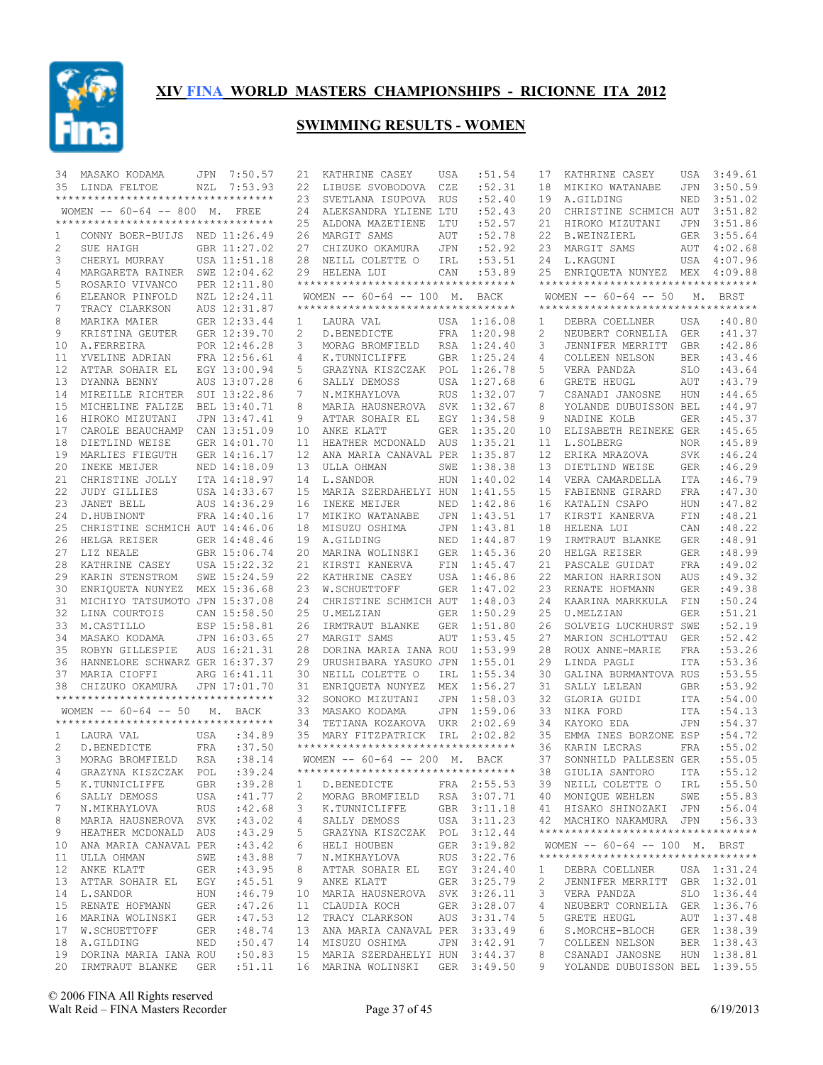# XIV FINA WORLD MASTERS CHAMPIONSHIPS - RICIONNE ITA 2012

## SWIMMING RESULTS - WOMEN

| | | | |
|---|---|---|---|
| 34 | MASAKO KODAMA | JPN | 7:50.57 |
| 35 | LINDA FELTOE | NZL | 7:53.93 |

### WOMEN -- 60-64 -- 800 M. FREE

| | | | |
|---|---|---|---|
| 1 | CONNY BOER-BUIJS | NED | 11:26.49 |
| 2 | SUE HAIGH | GBR | 11:27.02 |
| 3 | CHERYL MURRAY | USA | 11:51.18 |
| 4 | MARGARETA RAINER | SWE | 12:04.62 |
| 5 | ROSARIO VIVANCO | PER | 12:11.80 |
| 6 | ELEANOR PINFOLD | NZL | 12:24.11 |
| 7 | TRACY CLARKSON | AUS | 12:31.87 |
| 8 | MARIKA MAIER | GER | 12:33.44 |
| 9 | KRISTINA GEUTER | GER | 12:39.70 |
| 10 | A.FERREIRA | POR | 12:46.28 |
| 11 | YVELINE ADRIAN | FRA | 12:56.61 |
| 12 | ATTAR SOHAIR EL | EGY | 13:00.94 |
| 13 | DYANNA BENNY | AUS | 13:07.28 |
| 14 | MIREILLE RICHTER | SUI | 13:22.86 |
| 15 | MICHELINE FALIZE | BEL | 13:40.71 |
| 16 | HIROKO MIZUTANI | JPN | 13:47.41 |
| 17 | CAROLE BEAUCHAMP | CAN | 13:51.09 |
| 18 | DIETLIND WEISE | GER | 14:01.70 |
| 19 | MARLIES FIEGUTH | GER | 14:16.17 |
| 20 | INEKE MEIJER | NED | 14:18.09 |
| 21 | CHRISTINE JOLLY | ITA | 14:18.97 |
| 22 | JUDY GILLIES | USA | 14:33.67 |
| 23 | JANET BELL | AUS | 14:36.29 |
| 24 | D.HUBINONT | FRA | 14:40.16 |
| 25 | CHRISTINE SCHMICH | AUT | 14:46.06 |
| 26 | HELGA REISER | GER | 14:48.46 |
| 27 | LIZ NEALE | GBR | 15:06.74 |
| 28 | KATHRINE CASEY | USA | 15:22.32 |
| 29 | KARIN STENSTROM | SWE | 15:24.59 |
| 30 | ENRIQUETA NUNYEZ | MEX | 15:36.68 |
| 31 | MICHIYO TATSUMOTO | JPN | 15:37.08 |
| 32 | LINA COURTOIS | CAN | 15:58.50 |
| 33 | M.CASTILLO | ESP | 15:58.81 |
| 34 | MASAKO KODAMA | JPN | 16:03.65 |
| 35 | ROBYN GILLESPIE | AUS | 16:21.31 |
| 36 | HANNELORE SCHWARZ | GER | 16:37.37 |
| 37 | MARIA CIOFFI | ARG | 16:41.11 |
| 38 | CHIZUKO OKAMURA | JPN | 17:01.70 |

### WOMEN -- 60-64 -- 50 M. BACK

| | | | |
|---|---|---|---|
| 1 | LAURA VAL | USA | :34.89 |
| 2 | D.BENEDICTE | FRA | :37.50 |
| 3 | MORAG BROMFIELD | RSA | :38.14 |
| 4 | GRAZYNA KISZCZAK | POL | :39.24 |
| 5 | K.TUNNICLIFFE | GBR | :39.28 |
| 6 | SALLY DEMOSS | USA | :41.77 |
| 7 | N.MIKHAYLOVA | RUS | :42.68 |
| 8 | MARIA HAUSNEROVA | SVK | :43.02 |
| 9 | HEATHER MCDONALD | AUS | :43.29 |
| 10 | ANA MARIA CANAVAL | PER | :43.42 |
| 11 | ULLA OHMAN | SWE | :43.88 |
| 12 | ANKE KLATT | GER | :43.95 |
| 13 | ATTAR SOHAIR EL | EGY | :45.51 |
| 14 | L.SANDOR | HUN | :46.79 |
| 15 | RENATE HOFMANN | GER | :47.26 |
| 16 | MARINA WOLINSKI | GER | :47.53 |
| 17 | W.SCHUETTOFF | GER | :48.74 |
| 18 | A.GILDING | NED | :50.47 |
| 19 | DORINA MARIA IANA | ROU | :50.83 |
| 20 | IRMTRAUT BLANKE | GER | :51.11 |
| 21 | KATHRINE CASEY | USA | :51.54 |
| 22 | LIBUSE SVOBODOVA | CZE | :52.31 |
| 23 | SVETLANA ISUPOVA | RUS | :52.40 |
| 24 | ALEKSANDRA YLIENE | LTU | :52.43 |
| 25 | ALDONA MAZETIENE | LTU | :52.57 |
| 26 | MARGIT SAMS | AUT | :52.78 |
| 27 | CHIZUKO OKAMURA | JPN | :52.92 |
| 28 | NEILL COLETTE O | IRL | :53.51 |
| 29 | HELENA LUI | CAN | :53.89 |

### WOMEN -- 60-64 -- 100 M. BACK

| | | | |
|---|---|---|---|
| 1 | LAURA VAL | USA | 1:16.08 |
| 2 | D.BENEDICTE | FRA | 1:20.98 |
| 3 | MORAG BROMFIELD | RSA | 1:24.40 |
| 4 | K.TUNNICLIFFE | GBR | 1:25.24 |
| 5 | GRAZYNA KISZCZAK | POL | 1:26.78 |
| 6 | SALLY DEMOSS | USA | 1:27.68 |
| 7 | N.MIKHAYLOVA | RUS | 1:32.07 |
| 8 | MARIA HAUSNEROVA | SVK | 1:32.67 |
| 9 | ATTAR SOHAIR EL | EGY | 1:34.58 |
| 10 | ANKE KLATT | GER | 1:35.20 |
| 11 | HEATHER MCDONALD | AUS | 1:35.21 |
| 12 | ANA MARIA CANAVAL | PER | 1:35.87 |
| 13 | ULLA OHMAN | SWE | 1:38.38 |
| 14 | L.SANDOR | HUN | 1:40.02 |
| 15 | MARIA SZERDAHELYI | HUN | 1:41.55 |
| 16 | INEKE MEIJER | NED | 1:42.86 |
| 17 | MIKIKO WATANABE | JPN | 1:43.51 |
| 18 | MISUZU OSHIMA | JPN | 1:43.81 |
| 19 | A.GILDING | NED | 1:44.87 |
| 20 | MARINA WOLINSKI | GER | 1:45.36 |
| 21 | KIRSTI KANERVA | FIN | 1:45.47 |
| 22 | KATHRINE CASEY | USA | 1:46.86 |
| 23 | W.SCHUETTOFF | GER | 1:47.02 |
| 24 | CHRISTINE SCHMICH | AUT | 1:48.03 |
| 25 | U.MELZIAN | GER | 1:50.29 |
| 26 | IRMTRAUT BLANKE | GER | 1:51.80 |
| 27 | MARGIT SAMS | AUT | 1:53.45 |
| 28 | DORINA MARIA IANA | ROU | 1:53.99 |
| 29 | URUSHIBARA YASUKO | JPN | 1:55.01 |
| 30 | NEILL COLETTE O | IRL | 1:55.34 |
| 31 | ENRIQUETA NUNYEZ | MEX | 1:56.27 |
| 32 | SONOKO MIZUTANI | JPN | 1:58.03 |
| 33 | MASAKO KODAMA | JPN | 1:59.06 |
| 34 | TETIANA KOZAKOVA | UKR | 2:02.69 |
| 35 | MARY FITZPATRICK | IRL | 2:02.82 |

### WOMEN -- 60-64 -- 200 M. BACK

| | | | |
|---|---|---|---|
| 1 | D.BENEDICTE | FRA | 2:55.53 |
| 2 | MORAG BROMFIELD | RSA | 3:07.71 |
| 3 | K.TUNNICLIFFE | GBR | 3:11.18 |
| 4 | SALLY DEMOSS | USA | 3:11.23 |
| 5 | GRAZYNA KISZCZAK | POL | 3:12.44 |
| 6 | HELI HOUBEN | GER | 3:19.82 |
| 7 | N.MIKHAYLOVA | RUS | 3:22.76 |
| 8 | ATTAR SOHAIR EL | EGY | 3:24.40 |
| 9 | ANKE KLATT | GER | 3:25.79 |
| 10 | MARIA HAUSNEROVA | SVK | 3:26.11 |
| 11 | CLAUDIA KOCH | GER | 3:28.07 |
| 12 | TRACY CLARKSON | AUS | 3:31.74 |
| 13 | ANA MARIA CANAVAL | PER | 3:33.49 |
| 14 | MISUZU OSHIMA | JPN | 3:42.91 |
| 15 | MARIA SZERDAHELYI | HUN | 3:44.37 |
| 16 | MARINA WOLINSKI | GER | 3:49.50 |
| 17 | KATHRINE CASEY | USA | 3:49.61 |
| 18 | MIKIKO WATANABE | JPN | 3:50.59 |
| 19 | A.GILDING | NED | 3:51.02 |
| 20 | CHRISTINE SCHMICH | AUT | 3:51.82 |
| 21 | HIROKO MIZUTANI | JPN | 3:51.86 |
| 22 | B.WEINZIERL | GER | 3:55.64 |
| 23 | MARGIT SAMS | AUT | 4:02.68 |
| 24 | L.KAGUNI | USA | 4:07.96 |
| 25 | ENRIQUETA NUNYEZ | MEX | 4:09.88 |

### WOMEN -- 60-64 -- 50 M. BRST

| | | | |
|---|---|---|---|
| 1 | DEBRA COELLNER | USA | :40.80 |
| 2 | NEUBERT CORNELIA | GER | :41.37 |
| 3 | JENNIFER MERRITT | GBR | :42.86 |
| 4 | COLLEEN NELSON | BER | :43.46 |
| 5 | VERA PANDZA | SLO | :43.64 |
| 6 | GRETE HEUGL | AUT | :43.79 |
| 7 | CSANADI JANOSNE | HUN | :44.65 |
| 8 | YOLANDE DUBUISSON | BEL | :44.97 |
| 9 | NADINE KOLB | GER | :45.37 |
| 10 | ELISABETH REINEKE | GER | :45.65 |
| 11 | L.SOLBERG | NOR | :45.89 |
| 12 | ERIKA MRAZOVA | SVK | :46.24 |
| 13 | DIETLIND WEISE | GER | :46.29 |
| 14 | VERA CAMARDELLA | ITA | :46.79 |
| 15 | FABIENNE GIRARD | FRA | :47.30 |
| 16 | KATALIN CSAPO | HUN | :47.82 |
| 17 | KIRSTI KANERVA | FIN | :48.21 |
| 18 | HELENA LUI | CAN | :48.22 |
| 19 | IRMTRAUT BLANKE | GER | :48.91 |
| 20 | HELGA REISER | GER | :48.99 |
| 21 | PASCALE GUIDAT | FRA | :49.02 |
| 22 | MARION HARRISON | AUS | :49.32 |
| 23 | RENATE HOFMANN | GER | :49.38 |
| 24 | KAARINA MARKKULA | FIN | :50.24 |
| 25 | U.MELZIAN | GER | :51.21 |
| 26 | SOLVEIG LUCKHURST | SWE | :52.19 |
| 27 | MARION SCHLOTTAU | GER | :52.42 |
| 28 | ROUX ANNE-MARIE | FRA | :53.26 |
| 29 | LINDA PAGLI | ITA | :53.36 |
| 30 | GALINA BURMANTOVA | RUS | :53.55 |
| 31 | SALLY LELEAN | GBR | :53.92 |
| 32 | GLORIA GUIDI | ITA | :54.00 |
| 33 | NIKA FORD | ITA | :54.13 |
| 34 | KAYOKO EDA | JPN | :54.37 |
| 35 | EMMA INES BORZONE | ESP | :54.72 |
| 36 | KARIN LECRAS | FRA | :55.02 |
| 37 | SONNHILD PALLESEN | GER | :55.05 |
| 38 | GIULIA SANTORO | ITA | :55.12 |
| 39 | NEILL COLETTE O | IRL | :55.50 |
| 40 | MONIQUE WEHLEN | SWE | :55.83 |
| 41 | HISAKO SHINOZAKI | JPN | :56.04 |
| 42 | MACHIKO NAKAMURA | JPN | :56.33 |

### WOMEN -- 60-64 -- 100 M. BRST

| | | | |
|---|---|---|---|
| 1 | DEBRA COELLNER | USA | 1:31.24 |
| 2 | JENNIFER MERRITT | GBR | 1:32.01 |
| 3 | VERA PANDZA | SLO | 1:36.44 |
| 4 | NEUBERT CORNELIA | GER | 1:36.76 |
| 5 | GRETE HEUGL | AUT | 1:37.48 |
| 6 | S.MORCHE-BLOCH | GER | 1:38.39 |
| 7 | COLLEEN NELSON | BER | 1:38.43 |
| 8 | CSANADI JANOSNE | HUN | 1:38.81 |
| 9 | YOLANDE DUBUISSON | BEL | 1:39.55 |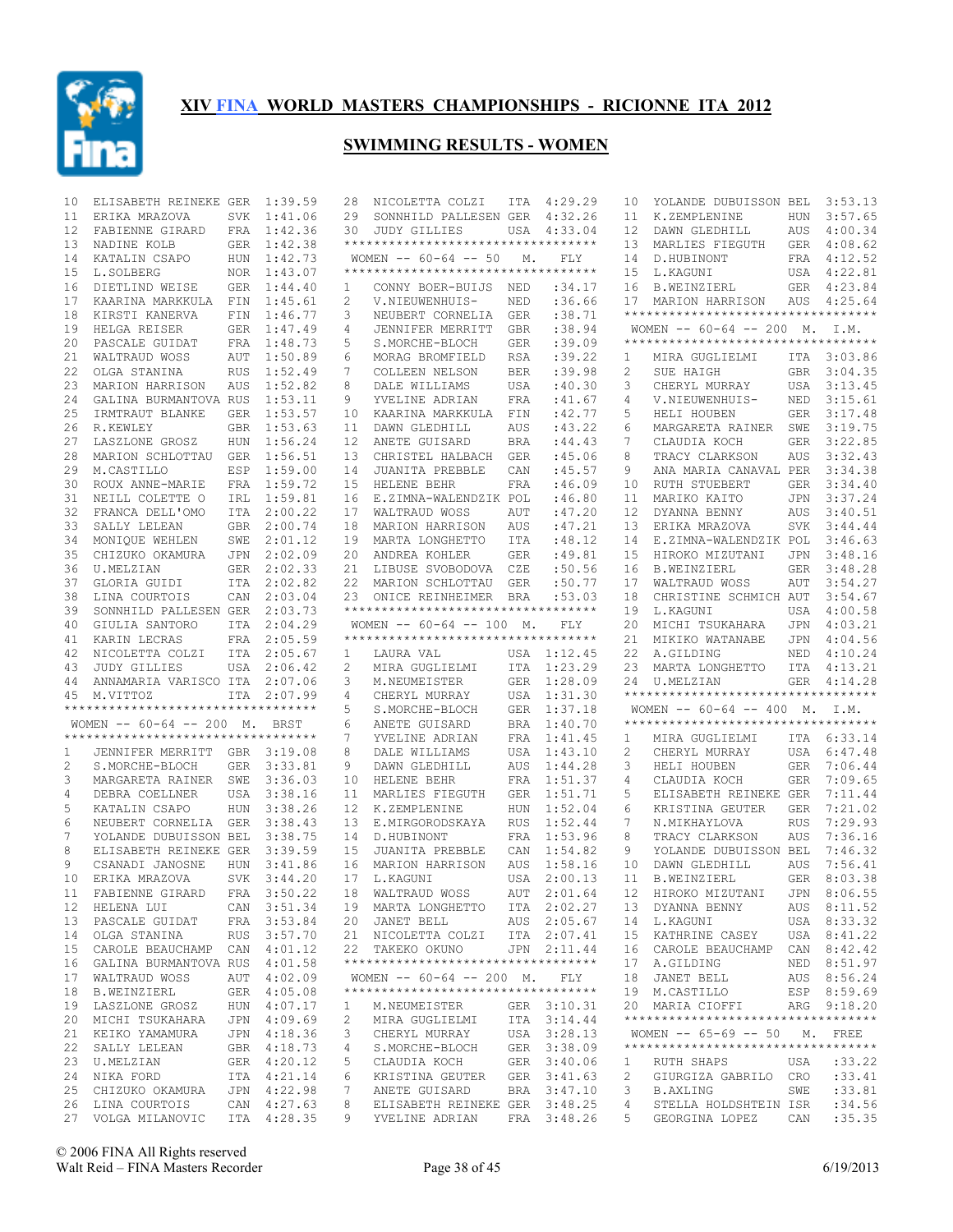# XIV FINA WORLD MASTERS CHAMPIONSHIPS - RICIONNE ITA 2012

## SWIMMING RESULTS - WOMEN

| Place | Name | Country | Time |
|---|---|---|---|
| 10 | ELISABETH REINEKE | GER | 1:39.59 |
| 11 | ERIKA MRAZOVA | SVK | 1:41.06 |
| 12 | FABIENNE GIRARD | FRA | 1:42.36 |
| 13 | NADINE KOLB | GER | 1:42.38 |
| 14 | KATALIN CSAPO | HUN | 1:42.73 |
| 15 | L.SOLBERG | NOR | 1:43.07 |
| 16 | DIETLIND WEISE | GER | 1:44.40 |
| 17 | KAARINA MARKKULA | FIN | 1:45.61 |
| 18 | KIRSTI KANERVA | FIN | 1:46.77 |
| 19 | HELGA REISER | GER | 1:47.49 |
| 20 | PASCALE GUIDAT | FRA | 1:48.73 |
| 21 | WALTRAUD WOSS | AUT | 1:50.89 |
| 22 | OLGA STANINA | RUS | 1:52.49 |
| 23 | MARION HARRISON | AUS | 1:52.82 |
| 24 | GALINA BURMANTOVA | RUS | 1:53.11 |
| 25 | IRMTRAUT BLANKE | GER | 1:53.57 |
| 26 | R.KEWLEY | GBR | 1:53.63 |
| 27 | LASZLONE GROSZ | HUN | 1:56.24 |
| 28 | MARION SCHLOTTAU | GER | 1:56.51 |
| 29 | M.CASTILLO | ESP | 1:59.00 |
| 30 | ROUX ANNE-MARIE | FRA | 1:59.72 |
| 31 | NEILL COLETTE O | IRL | 1:59.81 |
| 32 | FRANCA DELL'OMO | ITA | 2:00.22 |
| 33 | SALLY LELEAN | GBR | 2:00.74 |
| 34 | MONIQUE WEHLEN | SWE | 2:01.12 |
| 35 | CHIZUKO OKAMURA | JPN | 2:02.09 |
| 36 | U.MELZIAN | GER | 2:02.33 |
| 37 | GLORIA GUIDI | ITA | 2:02.82 |
| 38 | LINA COURTOIS | CAN | 2:03.04 |
| 39 | SONNHILD PALLESEN | GER | 2:03.73 |
| 40 | GIULIA SANTORO | ITA | 2:04.29 |
| 41 | KARIN LECRAS | FRA | 2:05.59 |
| 42 | NICOLETTA COLZI | ITA | 2:05.67 |
| 43 | JUDY GILLIES | USA | 2:06.42 |
| 44 | ANNAMARIA VARISCO | ITA | 2:07.06 |
| 45 | M.VITTOZ | ITA | 2:07.99 |

### WOMEN -- 60-64 -- 200 M. BRST

| Place | Name | Country | Time |
|---|---|---|---|
| 1 | JENNIFER MERRITT | GBR | 3:19.08 |
| 2 | S.MORCHE-BLOCH | GER | 3:33.81 |
| 3 | MARGARETA RAINER | SWE | 3:36.03 |
| 4 | DEBRA COELLNER | USA | 3:38.16 |
| 5 | KATALIN CSAPO | HUN | 3:38.26 |
| 6 | NEUBERT CORNELIA | GER | 3:38.43 |
| 7 | YOLANDE DUBUISSON | BEL | 3:38.75 |
| 8 | ELISABETH REINEKE | GER | 3:39.59 |
| 9 | CSANADI JANOSNE | HUN | 3:41.86 |
| 10 | ERIKA MRAZOVA | SVK | 3:44.20 |
| 11 | FABIENNE GIRARD | FRA | 3:50.22 |
| 12 | HELENA LUI | CAN | 3:51.34 |
| 13 | PASCALE GUIDAT | FRA | 3:53.84 |
| 14 | OLGA STANINA | RUS | 3:57.70 |
| 15 | CAROLE BEAUCHAMP | CAN | 4:01.12 |
| 16 | GALINA BURMANTOVA | RUS | 4:01.58 |
| 17 | WALTRAUD WOSS | AUT | 4:02.09 |
| 18 | B.WEINZIERL | GER | 4:05.08 |
| 19 | LASZLONE GROSZ | HUN | 4:07.17 |
| 20 | MICHI TSUKAHARA | JPN | 4:09.69 |
| 21 | KEIKO YAMAMURA | JPN | 4:18.36 |
| 22 | SALLY LELEAN | GBR | 4:18.73 |
| 23 | U.MELZIAN | GER | 4:20.12 |
| 24 | NIKA FORD | ITA | 4:21.14 |
| 25 | CHIZUKO OKAMURA | JPN | 4:22.98 |
| 26 | LINA COURTOIS | CAN | 4:27.63 |
| 27 | VOLGA MILANOVIC | ITA | 4:28.35 |
| 28 | NICOLETTA COLZI | ITA | 4:29.29 |
| 29 | SONNHILD PALLESEN | GER | 4:32.26 |
| 30 | JUDY GILLIES | USA | 4:33.04 |

### WOMEN -- 60-64 -- 50 M. FLY

| Place | Name | Country | Time |
|---|---|---|---|
| 1 | CONNY BOER-BUIJS | NED | :34.17 |
| 2 | V.NIEUWENHUIS- | NED | :36.66 |
| 3 | NEUBERT CORNELIA | GER | :38.71 |
| 4 | JENNIFER MERRITT | GBR | :38.94 |
| 5 | S.MORCHE-BLOCH | GER | :39.09 |
| 6 | MORAG BROMFIELD | RSA | :39.22 |
| 7 | COLLEEN NELSON | BER | :39.98 |
| 8 | DALE WILLIAMS | USA | :40.30 |
| 9 | YVELINE ADRIAN | FRA | :41.67 |
| 10 | KAARINA MARKKULA | FIN | :42.77 |
| 11 | DAWN GLEDHILL | AUS | :43.22 |
| 12 | ANETE GUISARD | BRA | :44.43 |
| 13 | CHRISTEL HALBACH | GER | :45.06 |
| 14 | JUANITA PREBBLE | CAN | :45.57 |
| 15 | HELENE BEHR | FRA | :46.09 |
| 16 | E.ZIMNA-WALENDZIK | POL | :46.80 |
| 17 | WALTRAUD WOSS | AUT | :47.20 |
| 18 | MARION HARRISON | AUS | :47.21 |
| 19 | MARTA LONGHETTO | ITA | :48.12 |
| 20 | ANDREA KOHLER | GER | :49.81 |
| 21 | LIBUSE SVOBODOVA | CZE | :50.56 |
| 22 | MARION SCHLOTTAU | GER | :50.77 |
| 23 | ONICE REINHEIMER | BRA | :53.03 |

### WOMEN -- 60-64 -- 100 M. FLY

| Place | Name | Country | Time |
|---|---|---|---|
| 1 | LAURA VAL | USA | 1:12.45 |
| 2 | MIRA GUGLIELMI | ITA | 1:23.29 |
| 3 | M.NEUMEISTER | GER | 1:28.09 |
| 4 | CHERYL MURRAY | USA | 1:31.30 |
| 5 | S.MORCHE-BLOCH | GER | 1:37.18 |
| 6 | ANETE GUISARD | BRA | 1:40.70 |
| 7 | YVELINE ADRIAN | FRA | 1:41.45 |
| 8 | DALE WILLIAMS | USA | 1:43.10 |
| 9 | DAWN GLEDHILL | AUS | 1:44.28 |
| 10 | HELENE BEHR | FRA | 1:51.37 |
| 11 | MARLIES FIEGUTH | GER | 1:51.71 |
| 12 | K.ZEMPLENINE | HUN | 1:52.04 |
| 13 | E.MIRGORODSKAYA | RUS | 1:52.44 |
| 14 | D.HUBINONT | FRA | 1:53.96 |
| 15 | JUANITA PREBBLE | CAN | 1:54.82 |
| 16 | MARION HARRISON | AUS | 1:58.16 |
| 17 | L.KAGUNI | USA | 2:00.13 |
| 18 | WALTRAUD WOSS | AUT | 2:01.64 |
| 19 | MARTA LONGHETTO | ITA | 2:02.27 |
| 20 | JANET BELL | AUS | 2:05.67 |
| 21 | NICOLETTA COLZI | ITA | 2:07.41 |
| 22 | TAKEKO OKUNO | JPN | 2:11.44 |

### WOMEN -- 60-64 -- 200 M. FLY

| Place | Name | Country | Time |
|---|---|---|---|
| 1 | M.NEUMEISTER | GER | 3:10.31 |
| 2 | MIRA GUGLIELMI | ITA | 3:14.44 |
| 3 | CHERYL MURRAY | USA | 3:28.13 |
| 4 | S.MORCHE-BLOCH | GER | 3:38.09 |
| 5 | CLAUDIA KOCH | GER | 3:40.06 |
| 6 | KRISTINA GEUTER | GER | 3:41.63 |
| 7 | ANETE GUISARD | BRA | 3:47.10 |
| 8 | ELISABETH REINEKE | GER | 3:48.25 |
| 9 | YVELINE ADRIAN | FRA | 3:48.26 |
| 10 | YOLANDE DUBUISSON | BEL | 3:53.13 |
| 11 | K.ZEMPLENINE | HUN | 3:57.65 |
| 12 | DAWN GLEDHILL | AUS | 4:00.34 |
| 13 | MARLIES FIEGUTH | GER | 4:08.62 |
| 14 | D.HUBINONT | FRA | 4:12.52 |
| 15 | L.KAGUNI | USA | 4:22.81 |
| 16 | B.WEINZIERL | GER | 4:23.84 |
| 17 | MARION HARRISON | AUS | 4:25.64 |

### WOMEN -- 60-64 -- 200 M. I.M.

| Place | Name | Country | Time |
|---|---|---|---|
| 1 | MIRA GUGLIELMI | ITA | 3:03.86 |
| 2 | SUE HAIGH | GBR | 3:04.35 |
| 3 | CHERYL MURRAY | USA | 3:13.45 |
| 4 | V.NIEUWENHUIS- | NED | 3:15.61 |
| 5 | HELI HOUBEN | GER | 3:17.48 |
| 6 | MARGARETA RAINER | SWE | 3:19.75 |
| 7 | CLAUDIA KOCH | GER | 3:22.85 |
| 8 | TRACY CLARKSON | AUS | 3:32.43 |
| 9 | ANA MARIA CANAVAL | PER | 3:34.38 |
| 10 | RUTH STUEBERT | GER | 3:34.40 |
| 11 | MARIKO KAITO | JPN | 3:37.24 |
| 12 | DYANNA BENNY | AUS | 3:40.51 |
| 13 | ERIKA MRAZOVA | SVK | 3:44.44 |
| 14 | E.ZIMNA-WALENDZIK | POL | 3:46.63 |
| 15 | HIROKO MIZUTANI | JPN | 3:48.16 |
| 16 | B.WEINZIERL | GER | 3:48.28 |
| 17 | WALTRAUD WOSS | AUT | 3:54.27 |
| 18 | CHRISTINE SCHMICH | AUT | 3:54.67 |
| 19 | L.KAGUNI | USA | 4:00.58 |
| 20 | MICHI TSUKAHARA | JPN | 4:03.21 |
| 21 | MIKIKO WATANABE | JPN | 4:04.56 |
| 22 | A.GILDING | NED | 4:10.24 |
| 23 | MARTA LONGHETTO | ITA | 4:13.21 |
| 24 | U.MELZIAN | GER | 4:14.28 |

### WOMEN -- 60-64 -- 400 M. I.M.

| Place | Name | Country | Time |
|---|---|---|---|
| 1 | MIRA GUGLIELMI | ITA | 6:33.14 |
| 2 | CHERYL MURRAY | USA | 6:47.48 |
| 3 | HELI HOUBEN | GER | 7:06.44 |
| 4 | CLAUDIA KOCH | GER | 7:09.65 |
| 5 | ELISABETH REINEKE | GER | 7:11.44 |
| 6 | KRISTINA GEUTER | GER | 7:21.02 |
| 7 | N.MIKHAYLOVA | RUS | 7:29.93 |
| 8 | TRACY CLARKSON | AUS | 7:36.16 |
| 9 | YOLANDE DUBUISSON | BEL | 7:46.32 |
| 10 | DAWN GLEDHILL | AUS | 7:56.41 |
| 11 | B.WEINZIERL | GER | 8:03.38 |
| 12 | HIROKO MIZUTANI | JPN | 8:06.55 |
| 13 | DYANNA BENNY | AUS | 8:11.52 |
| 14 | L.KAGUNI | USA | 8:33.32 |
| 15 | KATHRINE CASEY | USA | 8:41.22 |
| 16 | CAROLE BEAUCHAMP | CAN | 8:42.08 |
| 17 | A.GILDING | NED | 8:51.97 |
| 18 | JANET BELL | AUS | 8:56.24 |
| 19 | M.CASTILLO | ESP | 8:59.69 |
| 20 | MARIA CIOFFI | ARG | 9:18.20 |

### WOMEN -- 65-69 -- 50 M. FREE

| Place | Name | Country | Time |
|---|---|---|---|
| 1 | RUTH SHAPS | USA | :33.22 |
| 2 | GIURGIZA GABRILO | CRO | :33.41 |
| 3 | B.AXLING | SWE | :33.81 |
| 4 | STELLA HOLDSHTEIN | ISR | :34.56 |
| 5 | GEORGINA LOPEZ | CAN | :35.35 |

© 2006 FINA All Rights reserved
Walt Reid – FINA Masters Recorder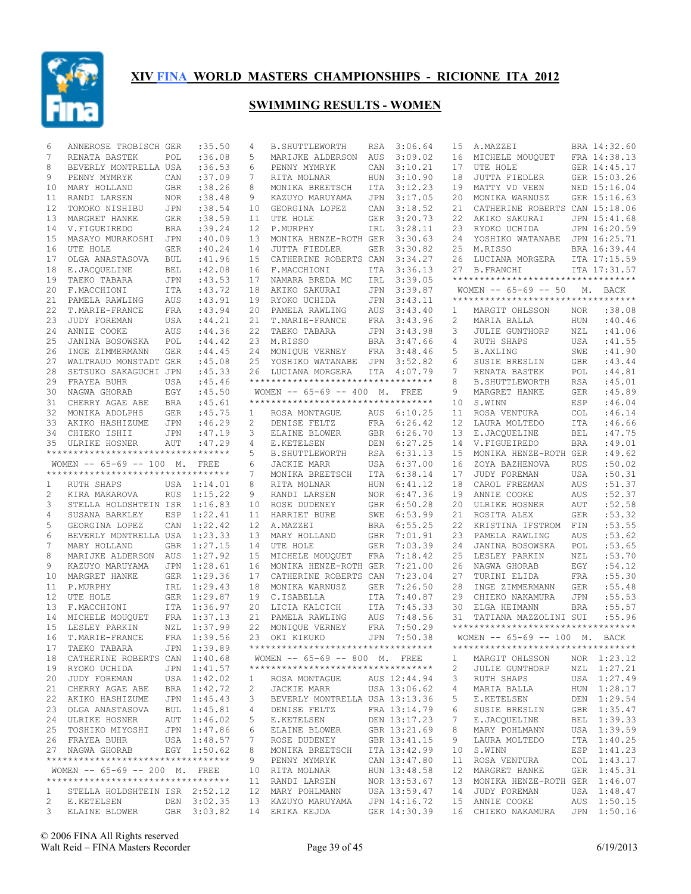# XIV FINA WORLD MASTERS CHAMPIONSHIPS - RICIONNE ITA 2012

## SWIMMING RESULTS - WOMEN

| | | | |
|---|---|---|---|
| 6 | ANNEROSE TROBISCH | GER | :35.50 |
| 7 | RENATA BASTEK | POL | :36.08 |
| 8 | BEVERLY MONTRELLA | USA | :36.53 |
| 9 | PENNY MYMRYK | CAN | :37.09 |
| 10 | MARY HOLLAND | GBR | :38.26 |
| 11 | RANDI LARSEN | NOR | :38.48 |
| 12 | TOMOKO NISHIBU | JPN | :38.54 |
| 13 | MARGRET HANKE | GER | :38.59 |
| 14 | V.FIGUEIREDO | BRA | :39.24 |
| 15 | MASAYO MURAKOSHI | JPN | :40.09 |
| 16 | UTE HOLE | GER | :40.24 |
| 17 | OLGA ANASTASOVA | BUL | :41.96 |
| 18 | E.JACQUELINE | BEL | :42.08 |
| 19 | TAEKO TABARA | JPN | :43.53 |
| 20 | F.MACCHIONI | ITA | :43.72 |
| 21 | PAMELA RAWLING | AUS | :43.91 |
| 22 | T.MARIE-FRANCE | FRA | :43.94 |
| 23 | JUDY FOREMAN | USA | :44.21 |
| 24 | ANNIE COOKE | AUS | :44.36 |
| 25 | JANINA BOSOWSKA | POL | :44.42 |
| 26 | INGE ZIMMERMANN | GER | :44.45 |
| 27 | WALTRAUD MONSTADT | GER | :45.08 |
| 28 | SETSUKO SAKAGUCHI | JPN | :45.33 |
| 29 | FRAYEA BUHR | USA | :45.46 |
| 30 | NAGWA GHORAB | EGY | :45.50 |
| 31 | CHERRY AGAE ABE | BRA | :45.61 |
| 32 | MONIKA ADOLPHS | GER | :45.75 |
| 33 | AKIKO HASHIZUME | JPN | :46.29 |
| 34 | CHIEKO ISHII | JPN | :47.19 |
| 35 | ULRIKE HOSNER | AUT | :47.29 |

### WOMEN -- 65-69 -- 100 M. FREE

| | | | |
|---|---|---|---|
| 1 | RUTH SHAPS | USA | 1:14.01 |
| 2 | KIRA MAKAROVA | RUS | 1:15.22 |
| 3 | STELLA HOLDSHTEIN | ISR | 1:16.83 |
| 4 | SUSANA BARKLEY | ESP | 1:22.41 |
| 5 | GEORGINA LOPEZ | CAN | 1:22.42 |
| 6 | BEVERLY MONTRELLA | USA | 1:23.33 |
| 7 | MARY HOLLAND | GBR | 1:27.15 |
| 8 | MARIJKE ALDERSON | AUS | 1:27.92 |
| 9 | KAZUYO MARUYAMA | JPN | 1:28.61 |
| 10 | MARGRET HANKE | GER | 1:29.36 |
| 11 | P.MURPHY | IRL | 1:29.43 |
| 12 | UTE HOLE | GER | 1:29.87 |
| 13 | F.MACCHIONI | ITA | 1:36.97 |
| 14 | MICHELE MOUQUET | FRA | 1:37.13 |
| 15 | LESLEY PARKIN | NZL | 1:37.99 |
| 16 | T.MARIE-FRANCE | FRA | 1:39.56 |
| 17 | TAEKO TABARA | JPN | 1:39.89 |
| 18 | CATHERINE ROBERTS | CAN | 1:40.68 |
| 19 | RYOKO UCHIDA | JPN | 1:41.57 |
| 20 | JUDY FOREMAN | USA | 1:42.02 |
| 21 | CHERRY AGAE ABE | BRA | 1:42.72 |
| 22 | AKIKO HASHIZUME | JPN | 1:45.43 |
| 23 | OLGA ANASTASOVA | BUL | 1:45.81 |
| 24 | ULRIKE HOSNER | AUT | 1:46.02 |
| 25 | TOSHIKO MIYOSHI | JPN | 1:47.86 |
| 26 | FRAYEA BUHR | USA | 1:48.57 |
| 27 | NAGWA GHORAB | EGY | 1:50.62 |

### WOMEN -- 65-69 -- 200 M. FREE

| | | | |
|---|---|---|---|
| 1 | STELLA HOLDSHTEIN | ISR | 2:52.12 |
| 2 | E.KETELSEN | DEN | 3:02.35 |
| 3 | ELAINE BLOWER | GBR | 3:03.82 |
| 4 | B.SHUTTLEWORTH | RSA | 3:06.64 |
| 5 | MARIJKE ALDERSON | AUS | 3:09.02 |
| 6 | PENNY MYMRYK | CAN | 3:10.21 |
| 7 | RITA MOLNAR | HUN | 3:10.90 |
| 8 | MONIKA BREETSCH | ITA | 3:12.23 |
| 9 | KAZUYO MARUYAMA | JPN | 3:17.05 |
| 10 | GEORGINA LOPEZ | CAN | 3:18.52 |
| 11 | UTE HOLE | GER | 3:20.73 |
| 12 | P.MURPHY | IRL | 3:28.11 |
| 13 | MONIKA HENZE-ROTH | GER | 3:30.63 |
| 14 | JUTTA FIEDLER | GER | 3:30.82 |
| 15 | CATHERINE ROBERTS | CAN | 3:34.27 |
| 16 | F.MACCHIONI | ITA | 3:36.13 |
| 17 | NAMARA BREDA MC | IRL | 3:39.05 |
| 18 | AKIKO SAKURAI | JPN | 3:39.87 |
| 19 | RYOKO UCHIDA | JPN | 3:43.11 |
| 20 | PAMELA RAWLING | AUS | 3:43.40 |
| 21 | T.MARIE-FRANCE | FRA | 3:43.96 |
| 22 | TAEKO TABARA | JPN | 3:43.98 |
| 23 | M.RISSO | BRA | 3:47.66 |
| 24 | MONIQUE VERNEY | FRA | 3:48.46 |
| 25 | YOSHIKO WATANABE | JPN | 3:52.82 |
| 26 | LUCIANA MORGERA | ITA | 4:07.79 |

### WOMEN -- 65-69 -- 400 M. FREE

| | | | |
|---|---|---|---|
| 1 | ROSA MONTAGUE | AUS | 6:10.25 |
| 2 | DENISE FELTZ | FRA | 6:26.42 |
| 3 | ELAINE BLOWER | GBR | 6:26.70 |
| 4 | E.KETELSEN | DEN | 6:27.25 |
| 5 | B.SHUTTLEWORTH | RSA | 6:31.13 |
| 6 | JACKIE MARR | USA | 6:37.00 |
| 7 | MONIKA BREETSCH | ITA | 6:38.14 |
| 8 | RITA MOLNAR | HUN | 6:41.12 |
| 9 | RANDI LARSEN | NOR | 6:47.36 |
| 10 | ROSE DUDENEY | GBR | 6:50.28 |
| 11 | HARRIET BURE | SWE | 6:53.99 |
| 12 | A.MAZZEI | BRA | 6:55.25 |
| 13 | MARY HOLLAND | GBR | 7:01.91 |
| 14 | UTE HOLE | GER | 7:03.39 |
| 15 | MICHELE MOUQUET | FRA | 7:18.42 |
| 16 | MONIKA HENZE-ROTH | GER | 7:21.00 |
| 17 | CATHERINE ROBERTS | CAN | 7:23.04 |
| 18 | MONIKA WARNUSZ | GER | 7:26.50 |
| 19 | C.ISABELLA | ITA | 7:40.87 |
| 20 | LICIA KALCICH | ITA | 7:45.33 |
| 21 | PAMELA RAWLING | AUS | 7:48.56 |
| 22 | MONIQUE VERNEY | FRA | 7:50.29 |
| 23 | OKI KIKUKO | JPN | 7:50.38 |

### WOMEN -- 65-69 -- 800 M. FREE

| | | | |
|---|---|---|---|
| 1 | ROSA MONTAGUE | AUS | 12:44.94 |
| 2 | JACKIE MARR | USA | 13:06.62 |
| 3 | BEVERLY MONTRELLA | USA | 13:13.36 |
| 4 | DENISE FELTZ | FRA | 13:14.79 |
| 5 | E.KETELSEN | DEN | 13:17.23 |
| 6 | ELAINE BLOWER | GBR | 13:21.69 |
| 7 | ROSE DUDENEY | GBR | 13:41.15 |
| 8 | MONIKA BREETSCH | ITA | 13:42.99 |
| 9 | PENNY MYMRYK | CAN | 13:47.80 |
| 10 | RITA MOLNAR | HUN | 13:48.58 |
| 11 | RANDI LARSEN | NOR | 13:53.67 |
| 12 | MARY POHLMANN | USA | 13:59.47 |
| 13 | KAZUYO MARUYAMA | JPN | 14:16.72 |
| 14 | ERIKA KEJDA | GER | 14:30.39 |
| 15 | A.MAZZEI | BRA | 14:32.60 |
| 16 | MICHELE MOUQUET | FRA | 14:38.13 |
| 17 | UTE HOLE | GER | 14:45.17 |
| 18 | JUTTA FIEDLER | GER | 15:03.26 |
| 19 | MATTY VD VEEN | NED | 15:16.04 |
| 20 | MONIKA WARNUSZ | GER | 15:16.63 |
| 21 | CATHERINE ROBERTS | CAN | 15:18.06 |
| 22 | AKIKO SAKURAI | JPN | 15:41.68 |
| 23 | RYOKO UCHIDA | JPN | 16:20.59 |
| 24 | YOSHIKO WATANABE | JPN | 16:25.71 |
| 25 | M.RISSO | BRA | 16:39.44 |
| 26 | LUCIANA MORGERA | ITA | 17:15.59 |
| 27 | B.FRANCHI | ITA | 17:31.57 |

### WOMEN -- 65-69 -- 50 M. BACK

| | | | |
|---|---|---|---|
| 1 | MARGIT OHLSSON | NOR | :38.08 |
| 2 | MARIA BALLA | HUN | :40.46 |
| 3 | JULIE GUNTHORP | NZL | :41.06 |
| 4 | RUTH SHAPS | USA | :41.55 |
| 5 | B.AXLING | SWE | :41.90 |
| 6 | SUSIE BRESLIN | GBR | :43.44 |
| 7 | RENATA BASTEK | POL | :44.81 |
| 8 | B.SHUTTLEWORTH | RSA | :45.01 |
| 9 | MARGRET HANKE | GER | :45.89 |
| 10 | S.WINN | ESP | :46.04 |
| 11 | ROSA VENTURA | COL | :46.14 |
| 12 | LAURA MOLTEDO | ITA | :46.66 |
| 13 | E.JACQUELINE | BEL | :47.75 |
| 14 | V.FIGUEIREDO | BRA | :49.01 |
| 15 | MONIKA HENZE-ROTH | GER | :49.62 |
| 16 | ZOYA BAZHENOVA | RUS | :50.02 |
| 17 | JUDY FOREMAN | USA | :50.31 |
| 18 | CAROL FREEMAN | AUS | :51.37 |
| 19 | ANNIE COOKE | AUS | :52.37 |
| 20 | ULRIKE HOSNER | AUT | :52.58 |
| 21 | ROSITA ALEX | GER | :53.32 |
| 22 | KRISTINA IFSTROM | FIN | :53.55 |
| 23 | PAMELA RAWLING | AUS | :53.62 |
| 24 | JANINA BOSOWSKA | POL | :53.65 |
| 25 | LESLEY PARKIN | NZL | :53.70 |
| 26 | NAGWA GHORAB | EGY | :54.12 |
| 27 | TURINI ELIDA | FRA | :55.30 |
| 28 | INGE ZIMMERMANN | GER | :55.48 |
| 29 | CHIEKO NAKAMURA | JPN | :55.53 |
| 30 | ELGA HEIMANN | BRA | :55.57 |
| 31 | TATIANA MAZZOLINI | SUI | :55.96 |

### WOMEN -- 65-69 -- 100 M. BACK

| | | | |
|---|---|---|---|
| 1 | MARGIT OHLSSON | NOR | 1:23.12 |
| 2 | JULIE GUNTHORP | NZL | 1:27.21 |
| 3 | RUTH SHAPS | USA | 1:27.49 |
| 4 | MARIA BALLA | HUN | 1:28.17 |
| 5 | E.KETELSEN | DEN | 1:29.54 |
| 6 | SUSIE BRESLIN | GBR | 1:35.47 |
| 7 | E.JACQUELINE | BEL | 1:39.33 |
| 8 | MARY POHLMANN | USA | 1:39.59 |
| 9 | LAURA MOLTEDO | ITA | 1:40.25 |
| 10 | S.WINN | ESP | 1:41.23 |
| 11 | ROSA VENTURA | COL | 1:43.17 |
| 12 | MARGRET HANKE | GER | 1:45.31 |
| 13 | MONIKA HENZE-ROTH | GER | 1:46.07 |
| 14 | JUDY FOREMAN | USA | 1:48.47 |
| 15 | ANNIE COOKE | AUS | 1:50.15 |
| 16 | CHIEKO NAKAMURA | JPN | 1:50.16 |

© 2006 FINA All Rights reserved
Walt Reid – FINA Masters Recorder 6/19/2013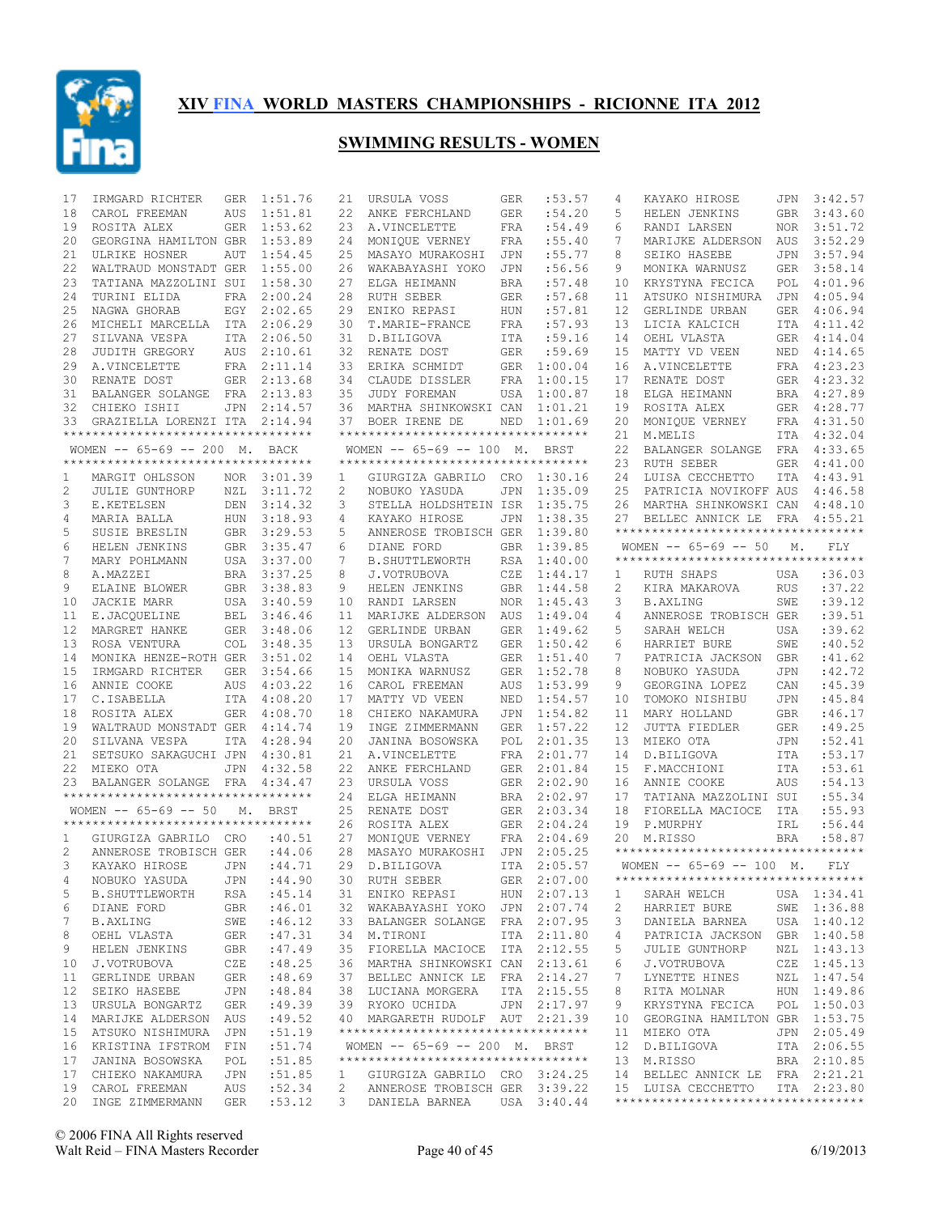# XIV FINA WORLD MASTERS CHAMPIONSHIPS - RICIONNE ITA 2012

## SWIMMING RESULTS - WOMEN

| Place | Name | Country | Time |
|---|---|---|---|
| 17 | IRMGARD RICHTER | GER | 1:51.76 |
| 18 | CAROL FREEMAN | AUS | 1:51.81 |
| 19 | ROSITA ALEX | GER | 1:53.62 |
| 20 | GEORGINA HAMILTON | GBR | 1:53.89 |
| 21 | ULRIKE HOSNER | AUT | 1:54.45 |
| 22 | WALTRAUD MONSTADT | GER | 1:55.00 |
| 23 | TATIANA MAZZOLINI | SUI | 1:58.30 |
| 24 | TURINI ELIDA | FRA | 2:00.24 |
| 25 | NAGWA GHORAB | EGY | 2:02.65 |
| 26 | MICHELI MARCELLA | ITA | 2:06.29 |
| 27 | SILVANA VESPA | ITA | 2:06.50 |
| 28 | JUDITH GREGORY | AUS | 2:10.61 |
| 29 | A.VINCELETTE | FRA | 2:11.14 |
| 30 | RENATE DOST | GER | 2:13.68 |
| 31 | BALANGER SOLANGE | FRA | 2:13.83 |
| 32 | CHIEKO ISHII | JPN | 2:14.57 |
| 33 | GRAZIELLA LORENZI | ITA | 2:14.94 |

### WOMEN -- 65-69 -- 200 M. BACK

| Place | Name | Country | Time |
|---|---|---|---|
| 1 | MARGIT OHLSSON | NOR | 3:01.39 |
| 2 | JULIE GUNTHORP | NZL | 3:11.72 |
| 3 | E.KETELSEN | DEN | 3:14.32 |
| 4 | MARIA BALLA | HUN | 3:18.93 |
| 5 | SUSIE BRESLIN | GBR | 3:29.53 |
| 6 | HELEN JENKINS | GBR | 3:35.47 |
| 7 | MARY POHLMANN | USA | 3:37.00 |
| 8 | A.MAZZEI | BRA | 3:37.25 |
| 9 | ELAINE BLOWER | GBR | 3:38.83 |
| 10 | JACKIE MARR | USA | 3:40.59 |
| 11 | E.JACQUELINE | BEL | 3:46.46 |
| 12 | MARGRET HANKE | GER | 3:48.06 |
| 13 | ROSA VENTURA | COL | 3:48.35 |
| 14 | MONIKA HENZE-ROTH | GER | 3:51.02 |
| 15 | IRMGARD RICHTER | GER | 3:54.66 |
| 16 | ANNIE COOKE | AUS | 4:03.22 |
| 17 | C.ISABELLA | ITA | 4:08.20 |
| 18 | ROSITA ALEX | GER | 4:08.70 |
| 19 | WALTRAUD MONSTADT | GER | 4:14.74 |
| 20 | SILVANA VESPA | ITA | 4:28.94 |
| 21 | SETSUKO SAKAGUCHI | JPN | 4:30.81 |
| 22 | MIEKO OTA | JPN | 4:32.58 |
| 23 | BALANGER SOLANGE | FRA | 4:34.47 |

### WOMEN -- 65-69 -- 50 M. BRST

| Place | Name | Country | Time |
|---|---|---|---|
| 1 | GIURGIZA GABRILO | CRO | :40.51 |
| 2 | ANNEROSE TROBISCH | GER | :44.06 |
| 3 | KAYAKO HIROSE | JPN | :44.71 |
| 4 | NOBUKO YASUDA | JPN | :44.90 |
| 5 | B.SHUTTLEWORTH | RSA | :45.14 |
| 6 | DIANE FORD | GBR | :46.01 |
| 7 | B.AXLING | SWE | :46.12 |
| 8 | OEHL VLASTA | GER | :47.31 |
| 9 | HELEN JENKINS | GBR | :47.49 |
| 10 | J.VOTRUBOVA | CZE | :48.25 |
| 11 | GERLINDE URBAN | GER | :48.69 |
| 12 | SEIKO HASEBE | JPN | :48.84 |
| 13 | URSULA BONGARTZ | GER | :49.39 |
| 14 | MARIJKE ALDERSON | AUS | :49.52 |
| 15 | ATSUKO NISHIMURA | JPN | :51.19 |
| 16 | KRISTINA IFSTROM | FIN | :51.74 |
| 17 | JANINA BOSOWSKA | POL | :51.85 |
| 17 | CHIEKO NAKAMURA | JPN | :51.85 |
| 19 | CAROL FREEMAN | AUS | :52.34 |
| 20 | INGE ZIMMERMANN | GER | :53.12 |
| 21 | URSULA VOSS | GER | :53.57 |
| 22 | ANKE FERCHLAND | GER | :54.20 |
| 23 | A.VINCELETTE | FRA | :54.49 |
| 24 | MONIQUE VERNEY | FRA | :55.40 |
| 25 | MASAYO MURAKOSHI | JPN | :55.77 |
| 26 | WAKABAYASHI YOKO | JPN | :56.56 |
| 27 | ELGA HEIMANN | BRA | :57.48 |
| 28 | RUTH SEBER | GER | :57.68 |
| 29 | ENIKO REPASI | HUN | :57.81 |
| 30 | T.MARIE-FRANCE | FRA | :57.93 |
| 31 | D.BILIGOVA | ITA | :59.16 |
| 32 | RENATE DOST | GER | :59.69 |
| 33 | ERIKA SCHMIDT | GER | 1:00.04 |
| 34 | CLAUDE DISSLER | FRA | 1:00.15 |
| 35 | JUDY FOREMAN | USA | 1:00.87 |
| 36 | MARTHA SHINKOWSKI | CAN | 1:01.21 |
| 37 | BOER IRENE DE | NED | 1:01.69 |

### WOMEN -- 65-69 -- 100 M. BRST

| Place | Name | Country | Time |
|---|---|---|---|
| 1 | GIURGIZA GABRILO | CRO | 1:30.16 |
| 2 | NOBUKO YASUDA | JPN | 1:35.09 |
| 3 | STELLA HOLDSHTEIN | ISR | 1:35.75 |
| 4 | KAYAKO HIROSE | JPN | 1:38.35 |
| 5 | ANNEROSE TROBISCH | GER | 1:39.80 |
| 6 | DIANE FORD | GBR | 1:39.85 |
| 7 | B.SHUTTLEWORTH | RSA | 1:40.00 |
| 8 | J.VOTRUBOVA | CZE | 1:44.17 |
| 9 | HELEN JENKINS | GBR | 1:44.58 |
| 10 | RANDI LARSEN | NOR | 1:45.43 |
| 11 | MARIJKE ALDERSON | AUS | 1:49.04 |
| 12 | GERLINDE URBAN | GER | 1:49.62 |
| 13 | URSULA BONGARTZ | GER | 1:50.42 |
| 14 | OEHL VLASTA | GER | 1:51.40 |
| 15 | MONIKA WARNUSZ | GER | 1:52.78 |
| 16 | CAROL FREEMAN | AUS | 1:53.99 |
| 17 | MATTY VD VEEN | NED | 1:54.57 |
| 18 | CHIEKO NAKAMURA | JPN | 1:54.82 |
| 19 | INGE ZIMMERMANN | GER | 1:57.22 |
| 20 | JANINA BOSOWSKA | POL | 2:01.35 |
| 21 | A.VINCELETTE | FRA | 2:01.77 |
| 22 | ANKE FERCHLAND | GER | 2:01.84 |
| 23 | URSULA VOSS | GER | 2:02.90 |
| 24 | ELGA HEIMANN | BRA | 2:02.97 |
| 25 | RENATE DOST | GER | 2:03.34 |
| 26 | ROSITA ALEX | GER | 2:04.24 |
| 27 | MONIQUE VERNEY | FRA | 2:04.69 |
| 28 | MASAYO MURAKOSHI | JPN | 2:05.25 |
| 29 | D.BILIGOVA | ITA | 2:05.57 |
| 30 | RUTH SEBER | GER | 2:07.00 |
| 31 | ENIKO REPASI | HUN | 2:07.13 |
| 32 | WAKABAYASHI YOKO | JPN | 2:07.74 |
| 33 | BALANGER SOLANGE | FRA | 2:07.95 |
| 34 | M.TIRONI | ITA | 2:11.80 |
| 35 | FIORELLA MACIOCE | ITA | 2:12.55 |
| 36 | MARTHA SHINKOWSKI | CAN | 2:13.61 |
| 37 | BELLEC ANNICK LE | FRA | 2:14.27 |
| 38 | LUCIANA MORGERA | ITA | 2:15.55 |
| 39 | RYOKO UCHIDA | JPN | 2:17.97 |
| 40 | MARGARETH RUDOLF | AUT | 2:21.39 |

### WOMEN -- 65-69 -- 200 M. BRST

| Place | Name | Country | Time |
|---|---|---|---|
| 1 | GIURGIZA GABRILO | CRO | 3:24.25 |
| 2 | ANNEROSE TROBISCH | GER | 3:39.22 |
| 3 | DANIELA BARNEA | USA | 3:40.44 |
| 4 | KAYAKO HIROSE | JPN | 3:42.57 |
| 5 | HELEN JENKINS | GBR | 3:43.60 |
| 6 | RANDI LARSEN | NOR | 3:51.72 |
| 7 | MARIJKE ALDERSON | AUS | 3:52.29 |
| 8 | SEIKO HASEBE | JPN | 3:57.94 |
| 9 | MONIKA WARNUSZ | GER | 3:58.14 |
| 10 | KRYSTYNA FECICA | POL | 4:01.96 |
| 11 | ATSUKO NISHIMURA | JPN | 4:05.94 |
| 12 | GERLINDE URBAN | GER | 4:06.94 |
| 13 | LICIA KALCICH | ITA | 4:11.42 |
| 14 | OEHL VLASTA | GER | 4:14.04 |
| 15 | MATTY VD VEEN | NED | 4:14.65 |
| 16 | A.VINCELETTE | FRA | 4:23.23 |
| 17 | RENATE DOST | GER | 4:23.32 |
| 18 | ELGA HEIMANN | BRA | 4:27.89 |
| 19 | ROSITA ALEX | GER | 4:28.77 |
| 20 | MONIQUE VERNEY | FRA | 4:31.50 |
| 21 | M.MELIS | ITA | 4:32.04 |
| 22 | BALANGER SOLANGE | FRA | 4:33.65 |
| 23 | RUTH SEBER | GER | 4:41.00 |
| 24 | LUISA CECCHETTO | ITA | 4:43.91 |
| 25 | PATRICIA NOVIKOFF | AUS | 4:46.58 |
| 26 | MARTHA SHINKOWSKI | CAN | 4:48.10 |
| 27 | BELLEC ANNICK LE | FRA | 4:55.21 |

### WOMEN -- 65-69 -- 50 M. FLY

| Place | Name | Country | Time |
|---|---|---|---|
| 1 | RUTH SHAPS | USA | :36.03 |
| 2 | KIRA MAKAROVA | RUS | :37.22 |
| 3 | B.AXLING | SWE | :39.12 |
| 4 | ANNEROSE TROBISCH | GER | :39.51 |
| 5 | SARAH WELCH | USA | :39.62 |
| 6 | HARRIET BURE | SWE | :40.52 |
| 7 | PATRICIA JACKSON | GBR | :41.62 |
| 8 | NOBUKO YASUDA | JPN | :42.72 |
| 9 | GEORGINA LOPEZ | CAN | :45.39 |
| 10 | TOMOKO NISHIBU | JPN | :45.84 |
| 11 | MARY HOLLAND | GBR | :46.17 |
| 12 | JUTTA FIEDLER | GER | :49.25 |
| 13 | MIEKO OTA | JPN | :52.41 |
| 14 | D.BILIGOVA | ITA | :53.17 |
| 15 | F.MACCHIONI | ITA | :53.61 |
| 16 | ANNIE COOKE | AUS | :54.13 |
| 17 | TATIANA MAZZOLINI | SUI | :55.34 |
| 18 | FIORELLA MACIOCE | ITA | :55.93 |
| 19 | P.MURPHY | IRL | :56.44 |
| 20 | M.RISSO | BRA | :58.87 |

### WOMEN -- 65-69 -- 100 M. FLY

| Place | Name | Country | Time |
|---|---|---|---|
| 1 | SARAH WELCH | USA | 1:34.41 |
| 2 | HARRIET BURE | SWE | 1:36.88 |
| 3 | DANIELA BARNEA | USA | 1:40.12 |
| 4 | PATRICIA JACKSON | GBR | 1:40.58 |
| 5 | JULIE GUNTHORP | NZL | 1:43.13 |
| 6 | J.VOTRUBOVA | CZE | 1:45.13 |
| 7 | LYNETTE HINES | NZL | 1:47.54 |
| 8 | RITA MOLNAR | HUN | 1:49.86 |
| 9 | KRYSTYNA FECICA | POL | 1:50.03 |
| 10 | GEORGINA HAMILTON | GBR | 1:53.75 |
| 11 | MIEKO OTA | JPN | 2:05.49 |
| 12 | D.BILIGOVA | ITA | 2:06.55 |
| 13 | M.RISSO | BRA | 2:10.85 |
| 14 | BELLEC ANNICK LE | FRA | 2:21.21 |
| 15 | LUISA CECCHETTO | ITA | 2:23.80 |

© 2006 FINA All Rights reserved
Walt Reid – FINA Masters Recorder

6/19/2013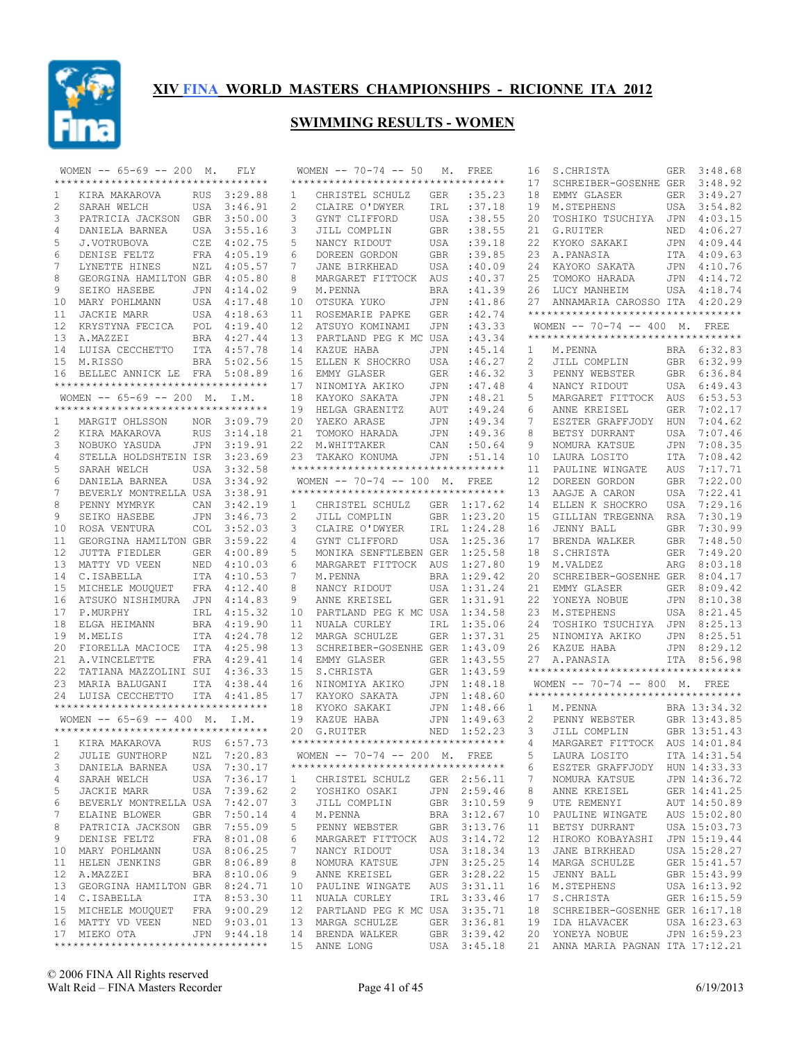# XIV FINA WORLD MASTERS CHAMPIONSHIPS - RICIONNE ITA 2012

## SWIMMING RESULTS - WOMEN

### WOMEN -- 65-69 -- 200 M. FLY

| Place | Name | Nat | Time |
|---|---|---|---|
| 1 | KIRA MAKAROVA | RUS | 3:29.88 |
| 2 | SARAH WELCH | USA | 3:46.91 |
| 3 | PATRICIA JACKSON | GBR | 3:50.00 |
| 4 | DANIELA BARNEA | USA | 3:55.16 |
| 5 | J.VOTRUBOVA | CZE | 4:02.75 |
| 6 | DENISE FELTZ | FRA | 4:05.19 |
| 7 | LYNETTE HINES | NZL | 4:05.57 |
| 8 | GEORGINA HAMILTON | GBR | 4:05.80 |
| 9 | SEIKO HASEBE | JPN | 4:14.02 |
| 10 | MARY POHLMANN | USA | 4:17.48 |
| 11 | JACKIE MARR | USA | 4:18.63 |
| 12 | KRYSTYNA FECICA | POL | 4:19.40 |
| 13 | A.MAZZEI | BRA | 4:27.44 |
| 14 | LUISA CECCHETTO | ITA | 4:57.78 |
| 15 | M.RISSO | BRA | 5:02.56 |
| 16 | BELLEC ANNICK LE | FRA | 5:08.89 |

### WOMEN -- 65-69 -- 200 M. I.M.

| Place | Name | Nat | Time |
|---|---|---|---|
| 1 | MARGIT OHLSSON | NOR | 3:09.79 |
| 2 | KIRA MAKAROVA | RUS | 3:14.18 |
| 3 | NOBUKO YASUDA | JPN | 3:19.91 |
| 4 | STELLA HOLDSHTEIN | ISR | 3:23.69 |
| 5 | SARAH WELCH | USA | 3:32.58 |
| 6 | DANIELA BARNEA | USA | 3:34.92 |
| 7 | BEVERLY MONTRELLA | USA | 3:38.91 |
| 8 | PENNY MYMRYK | CAN | 3:42.19 |
| 9 | SEIKO HASEBE | JPN | 3:46.73 |
| 10 | ROSA VENTURA | COL | 3:52.03 |
| 11 | GEORGINA HAMILTON | GBR | 3:59.22 |
| 12 | JUTTA FIEDLER | GER | 4:00.89 |
| 13 | MATTY VD VEEN | NED | 4:10.03 |
| 14 | C.ISABELLA | ITA | 4:10.53 |
| 15 | MICHELE MOUQUET | FRA | 4:12.40 |
| 16 | ATSUKO NISHIMURA | JPN | 4:14.83 |
| 17 | P.MURPHY | IRL | 4:15.32 |
| 18 | ELGA HEIMANN | BRA | 4:19.90 |
| 19 | M.MELIS | ITA | 4:24.78 |
| 20 | FIORELLA MACIOCE | ITA | 4:25.98 |
| 21 | A.VINCELETTE | FRA | 4:29.41 |
| 22 | TATIANA MAZZOLINI | SUI | 4:36.33 |
| 23 | MARIA BALUGANI | ITA | 4:38.44 |
| 24 | LUISA CECCHETTO | ITA | 4:41.85 |

### WOMEN -- 65-69 -- 400 M. I.M.

| Place | Name | Nat | Time |
|---|---|---|---|
| 1 | KIRA MAKAROVA | RUS | 6:57.73 |
| 2 | JULIE GUNTHORP | NZL | 7:20.83 |
| 3 | DANIELA BARNEA | USA | 7:30.17 |
| 4 | SARAH WELCH | USA | 7:36.17 |
| 5 | JACKIE MARR | USA | 7:39.62 |
| 6 | BEVERLY MONTRELLA | USA | 7:42.07 |
| 7 | ELAINE BLOWER | GBR | 7:50.14 |
| 8 | PATRICIA JACKSON | GBR | 7:55.09 |
| 9 | DENISE FELTZ | FRA | 8:01.08 |
| 10 | MARY POHLMANN | USA | 8:06.25 |
| 11 | HELEN JENKINS | GBR | 8:06.89 |
| 12 | A.MAZZEI | BRA | 8:10.06 |
| 13 | GEORGINA HAMILTON | GBR | 8:24.71 |
| 14 | C.ISABELLA | ITA | 8:53.30 |
| 15 | MICHELE MOUQUET | FRA | 9:00.29 |
| 16 | MATTY VD VEEN | NED | 9:03.01 |
| 17 | MIEKO OTA | JPN | 9:44.18 |

### WOMEN -- 70-74 -- 50 M. FREE

| Place | Name | Nat | Time |
|---|---|---|---|
| 1 | CHRISTEL SCHULZ | GER | :35.23 |
| 2 | CLAIRE O'DWYER | IRL | :37.18 |
| 3 | GYNT CLIFFORD | USA | :38.55 |
| 3 | JILL COMPLIN | GBR | :38.55 |
| 5 | NANCY RIDOUT | USA | :39.18 |
| 6 | DOREEN GORDON | GBR | :39.85 |
| 7 | JANE BIRKHEAD | USA | :40.09 |
| 8 | MARGARET FITTOCK | AUS | :40.37 |
| 9 | M.PENNA | BRA | :41.39 |
| 10 | OTSUKA YUKO | JPN | :41.86 |
| 11 | ROSEMARIE PAPKE | GER | :42.74 |
| 12 | ATSUYO KOMINAMI | JPN | :43.33 |
| 13 | PARTLAND PEG K MC | USA | :43.34 |
| 14 | KAZUE HABA | JPN | :45.14 |
| 15 | ELLEN K SHOCKRO | USA | :46.27 |
| 16 | EMMY GLASER | GER | :46.32 |
| 17 | NINOMIYA AKIKO | JPN | :47.48 |
| 18 | KAYOKO SAKATA | JPN | :48.21 |
| 19 | HELGA GRAENITZ | AUT | :49.24 |
| 20 | YAEKO ARASE | JPN | :49.34 |
| 21 | TOMOKO HARADA | JPN | :49.36 |
| 22 | M.WHITTAKER | CAN | :50.64 |
| 23 | TAKAKO KONUMA | JPN | :51.14 |

### WOMEN -- 70-74 -- 100 M. FREE

| Place | Name | Nat | Time |
|---|---|---|---|
| 1 | CHRISTEL SCHULZ | GER | 1:17.62 |
| 2 | JILL COMPLIN | GBR | 1:23.20 |
| 3 | CLAIRE O'DWYER | IRL | 1:24.28 |
| 4 | GYNT CLIFFORD | USA | 1:25.36 |
| 5 | MONIKA SENFTLEBEN | GER | 1:25.58 |
| 6 | MARGARET FITTOCK | AUS | 1:27.80 |
| 7 | M.PENNA | BRA | 1:29.42 |
| 8 | NANCY RIDOUT | USA | 1:31.24 |
| 9 | ANNE KREISEL | GER | 1:31.91 |
| 10 | PARTLAND PEG K MC | USA | 1:34.58 |
| 11 | NUALA CURLEY | IRL | 1:35.06 |
| 12 | MARGA SCHULZE | GER | 1:37.31 |
| 13 | SCHREIBER-GOSENHE | GER | 1:43.09 |
| 14 | EMMY GLASER | GER | 1:43.55 |
| 15 | S.CHRISTA | GER | 1:43.59 |
| 16 | NINOMIYA AKIKO | JPN | 1:48.18 |
| 17 | KAYOKO SAKATA | JPN | 1:48.60 |
| 18 | KYOKO SAKAKI | JPN | 1:48.66 |
| 19 | KAZUE HABA | JPN | 1:49.63 |
| 20 | G.RUITER | NED | 1:52.23 |

### WOMEN -- 70-74 -- 200 M. FREE

| Place | Name | Nat | Time |
|---|---|---|---|
| 1 | CHRISTEL SCHULZ | GER | 2:56.11 |
| 2 | YOSHIKO OSAKI | JPN | 2:59.46 |
| 3 | JILL COMPLIN | GBR | 3:10.59 |
| 4 | M.PENNA | BRA | 3:12.67 |
| 5 | PENNY WEBSTER | GBR | 3:13.76 |
| 6 | MARGARET FITTOCK | AUS | 3:14.72 |
| 7 | NANCY RIDOUT | USA | 3:18.34 |
| 8 | NOMURA KATSUE | JPN | 3:25.25 |
| 9 | ANNE KREISEL | GER | 3:28.22 |
| 10 | PAULINE WINGATE | AUS | 3:31.11 |
| 11 | NUALA CURLEY | IRL | 3:33.46 |
| 12 | PARTLAND PEG K MC | USA | 3:35.71 |
| 13 | MARGA SCHULZE | GER | 3:36.81 |
| 14 | BRENDA WALKER | GBR | 3:39.42 |
| 15 | ANNE LONG | USA | 3:45.18 |
| 16 | S.CHRISTA | GER | 3:48.68 |
| 17 | SCHREIBER-GOSENHE | GER | 3:48.92 |
| 18 | EMMY GLASER | GER | 3:49.27 |
| 19 | M.STEPHENS | USA | 3:54.82 |
| 20 | TOSHIKO TSUCHIYA | JPN | 4:03.15 |
| 21 | G.RUITER | NED | 4:06.27 |
| 22 | KYOKO SAKAKI | JPN | 4:09.44 |
| 23 | A.PANASIA | ITA | 4:09.63 |
| 24 | KAYOKO SAKATA | JPN | 4:10.76 |
| 25 | TOMOKO HARADA | JPN | 4:14.72 |
| 26 | LUCY MANHEIM | USA | 4:18.74 |
| 27 | ANNAMARIA CAROSSO | ITA | 4:20.29 |

### WOMEN -- 70-74 -- 400 M. FREE

| Place | Name | Nat | Time |
|---|---|---|---|
| 1 | M.PENNA | BRA | 6:32.83 |
| 2 | JILL COMPLIN | GBR | 6:32.99 |
| 3 | PENNY WEBSTER | GBR | 6:36.84 |
| 4 | NANCY RIDOUT | USA | 6:49.43 |
| 5 | MARGARET FITTOCK | AUS | 6:53.53 |
| 6 | ANNE KREISEL | GER | 7:02.17 |
| 7 | ESZTER GRAFFJODY | HUN | 7:04.62 |
| 8 | BETSY DURRANT | USA | 7:07.46 |
| 9 | NOMURA KATSUE | JPN | 7:08.35 |
| 10 | LAURA LOSITO | ITA | 7:08.42 |
| 11 | PAULINE WINGATE | AUS | 7:17.71 |
| 12 | DOREEN GORDON | GBR | 7:22.00 |
| 13 | AAGJE A CARON | USA | 7:22.41 |
| 14 | ELLEN K SHOCKRO | USA | 7:29.16 |
| 15 | GILLIAN TREGENNA | RSA | 7:30.19 |
| 16 | JENNY BALL | GBR | 7:30.99 |
| 17 | BRENDA WALKER | GBR | 7:48.50 |
| 18 | S.CHRISTA | GER | 7:49.20 |
| 19 | M.VALDEZ | ARG | 8:03.18 |
| 20 | SCHREIBER-GOSENHE | GER | 8:04.17 |
| 21 | EMMY GLASER | GER | 8:09.42 |
| 22 | YONEYA NOBUE | JPN | 8:10.38 |
| 23 | M.STEPHENS | USA | 8:21.45 |
| 24 | TOSHIKO TSUCHIYA | JPN | 8:25.13 |
| 25 | NINOMIYA AKIKO | JPN | 8:25.51 |
| 26 | KAZUE HABA | JPN | 8:29.12 |
| 27 | A.PANASIA | ITA | 8:56.98 |

### WOMEN -- 70-74 -- 800 M. FREE

| Place | Name | Nat | Time |
|---|---|---|---|
| 1 | M.PENNA | BRA | 13:34.32 |
| 2 | PENNY WEBSTER | GBR | 13:43.85 |
| 3 | JILL COMPLIN | GBR | 13:51.43 |
| 4 | MARGARET FITTOCK | AUS | 14:01.84 |
| 5 | LAURA LOSITO | ITA | 14:31.54 |
| 6 | ESZTER GRAFFJODY | HUN | 14:33.33 |
| 7 | NOMURA KATSUE | JPN | 14:36.72 |
| 8 | ANNE KREISEL | GER | 14:41.25 |
| 9 | UTE REMENYI | AUT | 14:50.89 |
| 10 | PAULINE WINGATE | AUS | 15:02.80 |
| 11 | BETSY DURRANT | USA | 15:03.73 |
| 12 | HIROKO KOBAYASHI | JPN | 15:19.44 |
| 13 | JANE BIRKHEAD | USA | 15:28.27 |
| 14 | MARGA SCHULZE | GER | 15:41.57 |
| 15 | JENNY BALL | GBR | 15:43.99 |
| 16 | M.STEPHENS | USA | 16:13.92 |
| 17 | S.CHRISTA | GER | 16:15.59 |
| 18 | SCHREIBER-GOSENHE | GER | 16:17.18 |
| 19 | IDA HLAVACEK | USA | 16:23.63 |
| 20 | YONEYA NOBUE | JPN | 16:59.23 |
| 21 | ANNA MARIA PAGNAN | ITA | 17:12.21 |

© 2006 FINA All Rights reserved
Walt Reid – FINA Masters Recorder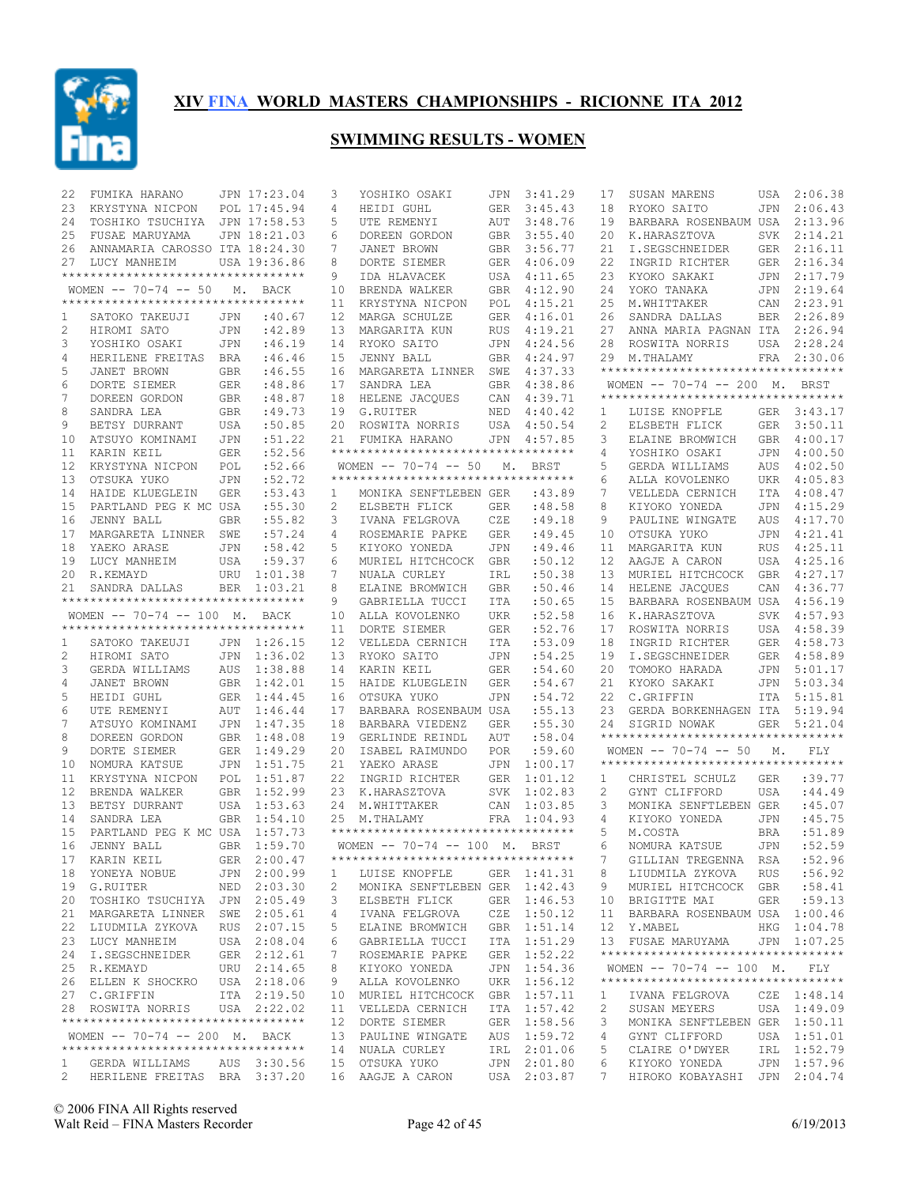# XIV FINA WORLD MASTERS CHAMPIONSHIPS - RICIONNE ITA 2012

## SWIMMING RESULTS - WOMEN

| | | | |
|---|---|---|---|
| 22 | FUMIKA HARANO | JPN | 17:23.04 |
| 23 | KRYSTYNA NICPON | POL | 17:45.94 |
| 24 | TOSHIKO TSUCHIYA | JPN | 17:58.53 |
| 25 | FUSAE MARUYAMA | JPN | 18:21.03 |
| 26 | ANNAMARIA CAROSSO | ITA | 18:24.30 |
| 27 | LUCY MANHEIM | USA | 19:36.86 |

### WOMEN -- 70-74 -- 50 M. BACK

| | | | |
|---|---|---|---|
| 1 | SATOKO TAKEUJI | JPN | :40.67 |
| 2 | HIROMI SATO | JPN | :42.89 |
| 3 | YOSHIKO OSAKI | JPN | :46.19 |
| 4 | HERILENE FREITAS | BRA | :46.46 |
| 5 | JANET BROWN | GBR | :46.55 |
| 6 | DORTE SIEMER | GER | :48.86 |
| 7 | DOREEN GORDON | GBR | :48.87 |
| 8 | SANDRA LEA | GBR | :49.73 |
| 9 | BETSY DURRANT | USA | :50.85 |
| 10 | ATSUYO KOMINAMI | JPN | :51.22 |
| 11 | KARIN KEIL | GER | :52.56 |
| 12 | KRYSTYNA NICPON | POL | :52.66 |
| 13 | OTSUKA YUKO | JPN | :52.72 |
| 14 | HAIDE KLUEGLEIN | GER | :53.43 |
| 15 | PARTLAND PEG K MC | USA | :55.30 |
| 16 | JENNY BALL | GBR | :55.82 |
| 17 | MARGARETA LINNER | SWE | :57.24 |
| 18 | YAEKO ARASE | JPN | :58.42 |
| 19 | LUCY MANHEIM | USA | :59.37 |
| 20 | R.KEMAYD | URU | 1:01.38 |
| 21 | SANDRA DALLAS | BER | 1:03.21 |

### WOMEN -- 70-74 -- 100 M. BACK

| | | | |
|---|---|---|---|
| 1 | SATOKO TAKEUJI | JPN | 1:26.15 |
| 2 | HIROMI SATO | JPN | 1:36.02 |
| 3 | GERDA WILLIAMS | AUS | 1:38.88 |
| 4 | JANET BROWN | GBR | 1:42.01 |
| 5 | HEIDI GUHL | GER | 1:44.45 |
| 6 | UTE REMENYI | AUT | 1:46.44 |
| 7 | ATSUYO KOMINAMI | JPN | 1:47.35 |
| 8 | DOREEN GORDON | GBR | 1:48.08 |
| 9 | DORTE SIEMER | GER | 1:49.29 |
| 10 | NOMURA KATSUE | JPN | 1:51.75 |
| 11 | KRYSTYNA NICPON | POL | 1:51.87 |
| 12 | BRENDA WALKER | GBR | 1:52.99 |
| 13 | BETSY DURRANT | USA | 1:53.63 |
| 14 | SANDRA LEA | GBR | 1:54.10 |
| 15 | PARTLAND PEG K MC | USA | 1:57.73 |
| 16 | JENNY BALL | GBR | 1:59.70 |
| 17 | KARIN KEIL | GER | 2:00.47 |
| 18 | YONEYA NOBUE | JPN | 2:00.99 |
| 19 | G.RUITER | NED | 2:03.30 |
| 20 | TOSHIKO TSUCHIYA | JPN | 2:05.49 |
| 21 | MARGARETA LINNER | SWE | 2:05.61 |
| 22 | LIUDMILA ZYKOVA | RUS | 2:07.15 |
| 23 | LUCY MANHEIM | USA | 2:08.04 |
| 24 | I.SEGSCHNEIDER | GER | 2:12.61 |
| 25 | R.KEMAYD | URU | 2:14.65 |
| 26 | ELLEN K SHOCKRO | USA | 2:18.06 |
| 27 | C.GRIFFIN | ITA | 2:19.50 |
| 28 | ROSWITA NORRIS | USA | 2:22.02 |

### WOMEN -- 70-74 -- 200 M. BACK

| | | | |
|---|---|---|---|
| 1 | GERDA WILLIAMS | AUS | 3:30.56 |
| 2 | HERILENE FREITAS | BRA | 3:37.20 |
| 3 | YOSHIKO OSAKI | JPN | 3:41.29 |
| 4 | HEIDI GUHL | GER | 3:45.43 |
| 5 | UTE REMENYI | AUT | 3:48.76 |
| 6 | DOREEN GORDON | GBR | 3:55.40 |
| 7 | JANET BROWN | GBR | 3:56.77 |
| 8 | DORTE SIEMER | GER | 4:06.09 |
| 9 | IDA HLAVACEK | USA | 4:11.65 |
| 10 | BRENDA WALKER | GBR | 4:12.90 |
| 11 | KRYSTYNA NICPON | POL | 4:15.21 |
| 12 | MARGA SCHULZE | GER | 4:16.01 |
| 13 | MARGARITA KUN | RUS | 4:19.21 |
| 14 | RYOKO SAITO | JPN | 4:24.56 |
| 15 | JENNY BALL | GBR | 4:24.97 |
| 16 | MARGARETA LINNER | SWE | 4:37.33 |
| 17 | SANDRA LEA | GBR | 4:38.86 |
| 18 | HELENE JACQUES | CAN | 4:39.71 |
| 19 | G.RUITER | NED | 4:40.42 |
| 20 | ROSWITA NORRIS | USA | 4:50.54 |
| 21 | FUMIKA HARANO | JPN | 4:57.85 |

### WOMEN -- 70-74 -- 50 M. BRST

| | | | |
|---|---|---|---|
| 1 | MONIKA SENFTLEBEN | GER | :43.89 |
| 2 | ELSBETH FLICK | GER | :48.58 |
| 3 | IVANA FELGROVA | CZE | :49.18 |
| 4 | ROSEMARIE PAPKE | GER | :49.45 |
| 5 | KIYOKO YONEDA | JPN | :49.46 |
| 6 | MURIEL HITCHCOCK | GBR | :50.12 |
| 7 | NUALA CURLEY | IRL | :50.38 |
| 8 | ELAINE BROMWICH | GBR | :50.46 |
| 9 | GABRIELLA TUCCI | ITA | :50.65 |
| 10 | ALLA KOVOLENKO | UKR | :52.58 |
| 11 | DORTE SIEMER | GER | :52.76 |
| 12 | VELLEDA CERNICH | ITA | :53.09 |
| 13 | RYOKO SAITO | JPN | :54.25 |
| 14 | KARIN KEIL | GER | :54.60 |
| 15 | HAIDE KLUEGLEIN | GER | :54.67 |
| 16 | OTSUKA YUKO | JPN | :54.72 |
| 17 | BARBARA ROSENBAUM | USA | :55.13 |
| 18 | BARBARA VIEDENZ | GER | :55.30 |
| 19 | GERLINDE REINDL | AUT | :58.04 |
| 20 | ISABEL RAIMUNDO | POR | :59.60 |
| 21 | YAEKO ARASE | JPN | 1:00.17 |
| 22 | INGRID RICHTER | GER | 1:01.12 |
| 23 | K.HARASZTOVA | SVK | 1:02.83 |
| 24 | M.WHITTAKER | CAN | 1:03.85 |
| 25 | M.THALAMY | FRA | 1:04.93 |

### WOMEN -- 70-74 -- 100 M. BRST

| | | | |
|---|---|---|---|
| 1 | LUISE KNOPFLE | GER | 1:41.31 |
| 2 | MONIKA SENFTLEBEN | GER | 1:42.43 |
| 3 | ELSBETH FLICK | GER | 1:46.53 |
| 4 | IVANA FELGROVA | CZE | 1:50.12 |
| 5 | ELAINE BROMWICH | GBR | 1:51.14 |
| 6 | GABRIELLA TUCCI | ITA | 1:51.29 |
| 7 | ROSEMARIE PAPKE | GER | 1:52.22 |
| 8 | KIYOKO YONEDA | JPN | 1:54.36 |
| 9 | ALLA KOVOLENKO | UKR | 1:56.12 |
| 10 | MURIEL HITCHCOCK | GBR | 1:57.11 |
| 11 | VELLEDA CERNICH | ITA | 1:57.42 |
| 12 | DORTE SIEMER | GER | 1:58.56 |
| 13 | PAULINE WINGATE | AUS | 1:59.72 |
| 14 | NUALA CURLEY | IRL | 2:01.06 |
| 15 | OTSUKA YUKO | JPN | 2:01.80 |
| 16 | AAGJE A CARON | USA | 2:03.87 |
| 17 | SUSAN MARENS | USA | 2:06.38 |
| 18 | RYOKO SAITO | JPN | 2:06.43 |
| 19 | BARBARA ROSENBAUM | USA | 2:13.96 |
| 20 | K.HARASZTOVA | SVK | 2:14.21 |
| 21 | I.SEGSCHNEIDER | GER | 2:16.11 |
| 22 | INGRID RICHTER | GER | 2:16.34 |
| 23 | KYOKO SAKAKI | JPN | 2:17.79 |
| 24 | YOKO TANAKA | JPN | 2:19.64 |
| 25 | M.WHITTAKER | CAN | 2:23.91 |
| 26 | SANDRA DALLAS | BER | 2:26.89 |
| 27 | ANNA MARIA PAGNAN | ITA | 2:26.94 |
| 28 | ROSWITA NORRIS | USA | 2:28.24 |
| 29 | M.THALAMY | FRA | 2:30.06 |

### WOMEN -- 70-74 -- 200 M. BRST

| | | | |
|---|---|---|---|
| 1 | LUISE KNOPFLE | GER | 3:43.17 |
| 2 | ELSBETH FLICK | GER | 3:50.11 |
| 3 | ELAINE BROMWICH | GBR | 4:00.17 |
| 4 | YOSHIKO OSAKI | JPN | 4:00.50 |
| 5 | GERDA WILLIAMS | AUS | 4:02.50 |
| 6 | ALLA KOVOLENKO | UKR | 4:05.83 |
| 7 | VELLEDA CERNICH | ITA | 4:08.47 |
| 8 | KIYOKO YONEDA | JPN | 4:15.29 |
| 9 | PAULINE WINGATE | AUS | 4:17.70 |
| 10 | OTSUKA YUKO | JPN | 4:21.41 |
| 11 | MARGARITA KUN | RUS | 4:25.11 |
| 12 | AAGJE A CARON | USA | 4:25.16 |
| 13 | MURIEL HITCHCOCK | GBR | 4:27.17 |
| 14 | HELENE JACQUES | CAN | 4:36.77 |
| 15 | BARBARA ROSENBAUM | USA | 4:56.19 |
| 16 | K.HARASZTOVA | SVK | 4:57.93 |
| 17 | ROSWITA NORRIS | USA | 4:58.39 |
| 18 | INGRID RICHTER | GER | 4:58.73 |
| 19 | I.SEGSCHNEIDER | GER | 4:58.89 |
| 20 | TOMOKO HARADA | JPN | 5:01.17 |
| 21 | KYOKO SAKAKI | JPN | 5:03.34 |
| 22 | C.GRIFFIN | ITA | 5:15.81 |
| 23 | GERDA BORKENHAGEN | ITA | 5:19.94 |
| 24 | SIGRID NOWAK | GER | 5:21.04 |

### WOMEN -- 70-74 -- 50 M. FLY

| | | | |
|---|---|---|---|
| 1 | CHRISTEL SCHULZ | GER | :39.77 |
| 2 | GYNT CLIFFORD | USA | :44.49 |
| 3 | MONIKA SENFTLEBEN | GER | :45.07 |
| 4 | KIYOKO YONEDA | JPN | :45.75 |
| 5 | M.COSTA | BRA | :51.89 |
| 6 | NOMURA KATSUE | JPN | :52.59 |
| 7 | GILLIAN TREGENNA | RSA | :52.96 |
| 8 | LIUDMILA ZYKOVA | RUS | :56.92 |
| 9 | MURIEL HITCHCOCK | GBR | :58.41 |
| 10 | BRIGITTE MAI | GER | :59.13 |
| 11 | BARBARA ROSENBAUM | USA | 1:00.46 |
| 12 | Y.MABEL | HKG | 1:04.78 |
| 13 | FUSAE MARUYAMA | JPN | 1:07.25 |

### WOMEN -- 70-74 -- 100 M. FLY

| | | | |
|---|---|---|---|
| 1 | IVANA FELGROVA | CZE | 1:48.14 |
| 2 | SUSAN MEYERS | USA | 1:49.09 |
| 3 | MONIKA SENFTLEBEN | GER | 1:50.11 |
| 4 | GYNT CLIFFORD | USA | 1:51.01 |
| 5 | CLAIRE O'DWYER | IRL | 1:52.79 |
| 6 | KIYOKO YONEDA | JPN | 1:57.96 |
| 7 | HIROKO KOBAYASHI | JPN | 2:04.74 |

© 2006 FINA All Rights reserved
Walt Reid – FINA Masters Recorder 6/19/2013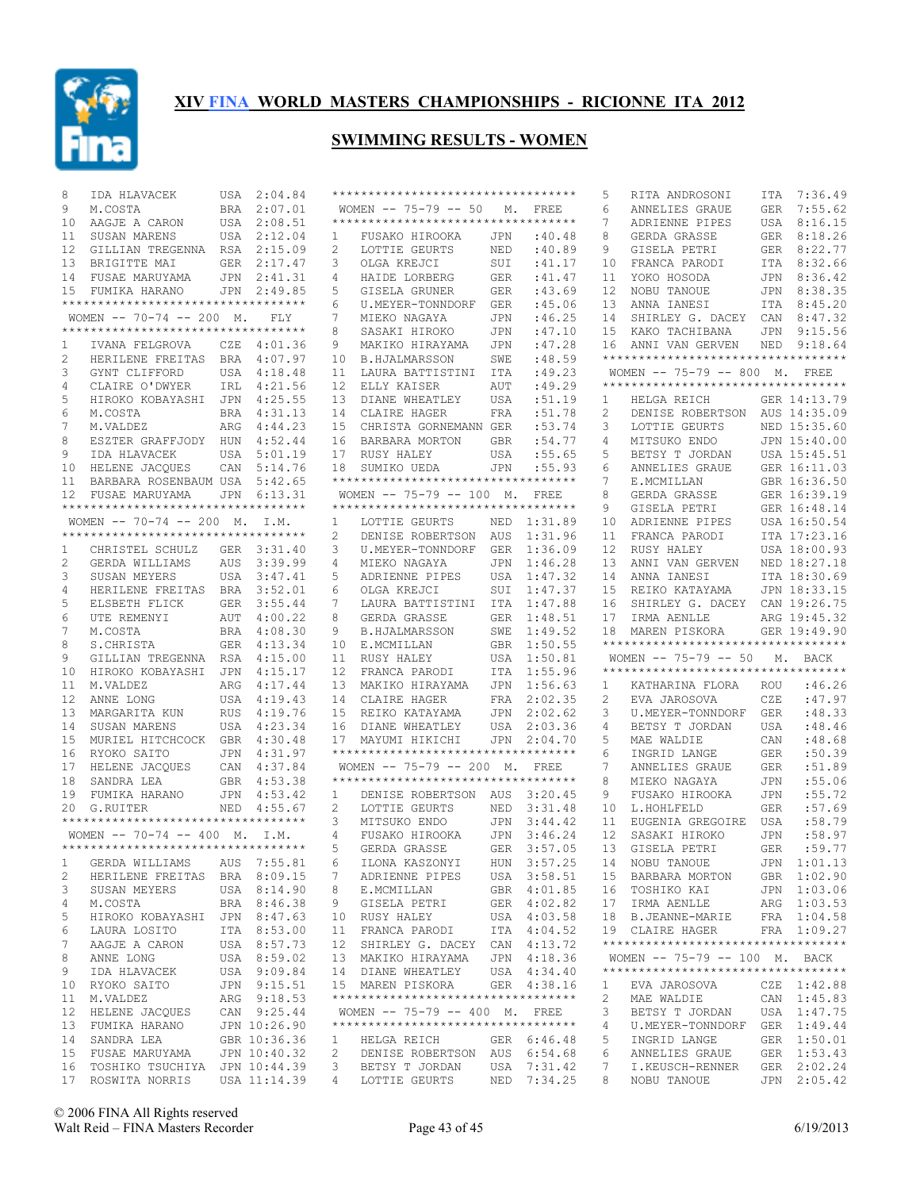# XIV FINA WORLD MASTERS CHAMPIONSHIPS - RICIONNE ITA 2012

## SWIMMING RESULTS - WOMEN

| Place | Name | Country | Time |
|---|---|---|---|
| 8 | IDA HLAVACEK | USA | 2:04.84 |
| 9 | M.COSTA | BRA | 2:07.01 |
| 10 | AAGJE A CARON | USA | 2:08.51 |
| 11 | SUSAN MARENS | USA | 2:12.04 |
| 12 | GILLIAN TREGENNA | RSA | 2:15.09 |
| 13 | BRIGITTE MAI | GER | 2:17.47 |
| 14 | FUSAE MARUYAMA | JPN | 2:41.31 |
| 15 | FUMIKA HARANO | JPN | 2:49.85 |

### WOMEN -- 70-74 -- 200 M. FLY

| Place | Name | Country | Time |
|---|---|---|---|
| 1 | IVANA FELGROVA | CZE | 4:01.36 |
| 2 | HERILENE FREITAS | BRA | 4:07.97 |
| 3 | GYNT CLIFFORD | USA | 4:18.48 |
| 4 | CLAIRE O'DWYER | IRL | 4:21.56 |
| 5 | HIROKO KOBAYASHI | JPN | 4:25.55 |
| 6 | M.COSTA | BRA | 4:31.13 |
| 7 | M.VALDEZ | ARG | 4:44.23 |
| 8 | ESZTER GRAFFJODY | HUN | 4:52.44 |
| 9 | IDA HLAVACEK | USA | 5:01.19 |
| 10 | HELENE JACQUES | CAN | 5:14.76 |
| 11 | BARBARA ROSENBAUM | USA | 5:42.65 |
| 12 | FUSAE MARUYAMA | JPN | 6:13.31 |

### WOMEN -- 70-74 -- 200 M. I.M.

| Place | Name | Country | Time |
|---|---|---|---|
| 1 | CHRISTEL SCHULZ | GER | 3:31.40 |
| 2 | GERDA WILLIAMS | AUS | 3:39.99 |
| 3 | SUSAN MEYERS | USA | 3:47.41 |
| 4 | HERILENE FREITAS | BRA | 3:52.01 |
| 5 | ELSBETH FLICK | GER | 3:55.44 |
| 6 | UTE REMENYI | AUT | 4:00.22 |
| 7 | M.COSTA | BRA | 4:08.30 |
| 8 | S.CHRISTA | GER | 4:13.34 |
| 9 | GILLIAN TREGENNA | RSA | 4:15.00 |
| 10 | HIROKO KOBAYASHI | JPN | 4:15.17 |
| 11 | M.VALDEZ | ARG | 4:17.44 |
| 12 | ANNE LONG | USA | 4:19.43 |
| 13 | MARGARITA KUN | RUS | 4:19.76 |
| 14 | SUSAN MARENS | USA | 4:23.34 |
| 15 | MURIEL HITCHCOCK | GBR | 4:30.48 |
| 16 | RYOKO SAITO | JPN | 4:31.97 |
| 17 | HELENE JACQUES | CAN | 4:37.84 |
| 18 | SANDRA LEA | GBR | 4:53.38 |
| 19 | FUMIKA HARANO | JPN | 4:53.42 |
| 20 | G.RUITER | NED | 4:55.67 |

### WOMEN -- 70-74 -- 400 M. I.M.

| Place | Name | Country | Time |
|---|---|---|---|
| 1 | GERDA WILLIAMS | AUS | 7:55.81 |
| 2 | HERILENE FREITAS | BRA | 8:09.15 |
| 3 | SUSAN MEYERS | USA | 8:14.90 |
| 4 | M.COSTA | BRA | 8:46.38 |
| 5 | HIROKO KOBAYASHI | JPN | 8:47.63 |
| 6 | LAURA LOSITO | ITA | 8:53.00 |
| 7 | AAGJE A CARON | USA | 8:57.73 |
| 8 | ANNE LONG | USA | 8:59.02 |
| 9 | IDA HLAVACEK | USA | 9:09.84 |
| 10 | RYOKO SAITO | JPN | 9:15.51 |
| 11 | M.VALDEZ | ARG | 9:18.53 |
| 12 | HELENE JACQUES | CAN | 9:25.44 |
| 13 | FUMIKA HARANO | JPN | 10:26.90 |
| 14 | SANDRA LEA | GBR | 10:36.36 |
| 15 | FUSAE MARUYAMA | JPN | 10:40.32 |
| 16 | TOSHIKO TSUCHIYA | JPN | 10:44.39 |
| 17 | ROSWITA NORRIS | USA | 11:14.39 |

### WOMEN -- 75-79 -- 50 M. FREE

| Place | Name | Country | Time |
|---|---|---|---|
| 1 | FUSAKO HIROOKA | JPN | :40.48 |
| 2 | LOTTIE GEURTS | NED | :40.89 |
| 3 | OLGA KREJCI | SUI | :41.17 |
| 4 | HAIDE LORBERG | GER | :41.47 |
| 5 | GISELA GRUNER | GER | :43.69 |
| 6 | U.MEYER-TONNDORF | GER | :45.06 |
| 7 | MIEKO NAGAYA | JPN | :46.25 |
| 8 | SASAKI HIROKO | JPN | :47.10 |
| 9 | MAKIKO HIRAYAMA | JPN | :47.28 |
| 10 | B.HJALMARSSON | SWE | :48.59 |
| 11 | LAURA BATTISTINI | ITA | :49.23 |
| 12 | ELLY KAISER | AUT | :49.29 |
| 13 | DIANE WHEATLEY | USA | :51.19 |
| 14 | CLAIRE HAGER | FRA | :51.78 |
| 15 | CHRISTA GORNEMANN | GER | :53.74 |
| 16 | BARBARA MORTON | GBR | :54.77 |
| 17 | RUSY HALEY | USA | :55.65 |
| 18 | SUMIKO UEDA | JPN | :55.93 |

### WOMEN -- 75-79 -- 100 M. FREE

| Place | Name | Country | Time |
|---|---|---|---|
| 1 | LOTTIE GEURTS | NED | 1:31.89 |
| 2 | DENISE ROBERTSON | AUS | 1:31.96 |
| 3 | U.MEYER-TONNDORF | GER | 1:36.09 |
| 4 | MIEKO NAGAYA | JPN | 1:46.28 |
| 5 | ADRIENNE PIPES | USA | 1:47.32 |
| 6 | OLGA KREJCI | SUI | 1:47.37 |
| 7 | LAURA BATTISTINI | ITA | 1:47.88 |
| 8 | GERDA GRASSE | GER | 1:48.51 |
| 9 | B.HJALMARSSON | SWE | 1:49.52 |
| 10 | E.MCMILLAN | GBR | 1:50.55 |
| 11 | RUSY HALEY | USA | 1:50.81 |
| 12 | FRANCA PARODI | ITA | 1:55.96 |
| 13 | MAKIKO HIRAYAMA | JPN | 1:56.63 |
| 14 | CLAIRE HAGER | FRA | 2:02.35 |
| 15 | REIKO KATAYAMA | JPN | 2:02.62 |
| 16 | DIANE WHEATLEY | USA | 2:03.36 |
| 17 | MAYUMI HIKICHI | JPN | 2:04.70 |

### WOMEN -- 75-79 -- 200 M. FREE

| Place | Name | Country | Time |
|---|---|---|---|
| 1 | DENISE ROBERTSON | AUS | 3:20.45 |
| 2 | LOTTIE GEURTS | NED | 3:31.48 |
| 3 | MITSUKO ENDO | JPN | 3:44.42 |
| 4 | FUSAKO HIROOKA | JPN | 3:46.24 |
| 5 | GERDA GRASSE | GER | 3:57.05 |
| 6 | ILONA KASZONYI | HUN | 3:57.25 |
| 7 | ADRIENNE PIPES | USA | 3:58.51 |
| 8 | E.MCMILLAN | GBR | 4:01.85 |
| 9 | GISELA PETRI | GER | 4:02.82 |
| 10 | RUSY HALEY | USA | 4:03.58 |
| 11 | FRANCA PARODI | ITA | 4:04.52 |
| 12 | SHIRLEY G. DACEY | CAN | 4:13.72 |
| 13 | MAKIKO HIRAYAMA | JPN | 4:18.36 |
| 14 | DIANE WHEATLEY | USA | 4:34.40 |
| 15 | MAREN PISKORA | GER | 4:38.16 |

### WOMEN -- 75-79 -- 400 M. FREE

| Place | Name | Country | Time |
|---|---|---|---|
| 1 | HELGA REICH | GER | 6:46.48 |
| 2 | DENISE ROBERTSON | AUS | 6:54.68 |
| 3 | BETSY T JORDAN | USA | 7:31.42 |
| 4 | LOTTIE GEURTS | NED | 7:34.25 |
| 5 | RITA ANDROSONI | ITA | 7:36.49 |
| 6 | ANNELIES GRAUE | GER | 7:55.62 |
| 7 | ADRIENNE PIPES | USA | 8:16.15 |
| 8 | GERDA GRASSE | GER | 8:18.26 |
| 9 | GISELA PETRI | GER | 8:22.77 |
| 10 | FRANCA PARODI | ITA | 8:32.66 |
| 11 | YOKO HOSODA | JPN | 8:36.42 |
| 12 | NOBU TANOUE | JPN | 8:38.35 |
| 13 | ANNA IANESI | ITA | 8:45.20 |
| 14 | SHIRLEY G. DACEY | CAN | 8:47.32 |
| 15 | KAKO TACHIBANA | JPN | 9:15.56 |
| 16 | ANNI VAN GERVEN | NED | 9:18.64 |

### WOMEN -- 75-79 -- 800 M. FREE

| Place | Name | Country | Time |
|---|---|---|---|
| 1 | HELGA REICH | GER | 14:13.79 |
| 2 | DENISE ROBERTSON | AUS | 14:35.09 |
| 3 | LOTTIE GEURTS | NED | 15:35.60 |
| 4 | MITSUKO ENDO | JPN | 15:40.00 |
| 5 | BETSY T JORDAN | USA | 15:45.51 |
| 6 | ANNELIES GRAUE | GER | 16:11.03 |
| 7 | E.MCMILLAN | GBR | 16:36.50 |
| 8 | GERDA GRASSE | GER | 16:39.19 |
| 9 | GISELA PETRI | GER | 16:48.14 |
| 10 | ADRIENNE PIPES | USA | 16:50.54 |
| 11 | FRANCA PARODI | ITA | 17:23.16 |
| 12 | RUSY HALEY | USA | 18:00.93 |
| 13 | ANNI VAN GERVEN | NED | 18:27.18 |
| 14 | ANNA IANESI | ITA | 18:30.69 |
| 15 | REIKO KATAYAMA | JPN | 18:33.15 |
| 16 | SHIRLEY G. DACEY | CAN | 19:26.75 |
| 17 | IRMA AENLLE | ARG | 19:45.32 |
| 18 | MAREN PISKORA | GER | 19:49.90 |

### WOMEN -- 75-79 -- 50 M. BACK

| Place | Name | Country | Time |
|---|---|---|---|
| 1 | KATHARINA FLORA | ROU | :46.26 |
| 2 | EVA JAROSOVA | CZE | :47.97 |
| 3 | U.MEYER-TONNDORF | GER | :48.33 |
| 4 | BETSY T JORDAN | USA | :48.46 |
| 5 | MAE WALDIE | CAN | :48.68 |
| 6 | INGRID LANGE | GER | :50.39 |
| 7 | ANNELIES GRAUE | GER | :51.89 |
| 8 | MIEKO NAGAYA | JPN | :55.06 |
| 9 | FUSAKO HIROOKA | JPN | :55.72 |
| 10 | L.HOHLFELD | GER | :57.69 |
| 11 | EUGENIA GREGOIRE | USA | :58.79 |
| 12 | SASAKI HIROKO | JPN | :58.97 |
| 13 | GISELA PETRI | GER | :59.77 |
| 14 | NOBU TANOUE | JPN | 1:01.13 |
| 15 | BARBARA MORTON | GBR | 1:02.90 |
| 16 | TOSHIKO KAI | JPN | 1:03.06 |
| 17 | IRMA AENLLE | ARG | 1:03.53 |
| 18 | B.JEANNE-MARIE | FRA | 1:04.58 |
| 19 | CLAIRE HAGER | FRA | 1:09.27 |

### WOMEN -- 75-79 -- 100 M. BACK

| Place | Name | Country | Time |
|---|---|---|---|
| 1 | EVA JAROSOVA | CZE | 1:42.88 |
| 2 | MAE WALDIE | CAN | 1:45.83 |
| 3 | BETSY T JORDAN | USA | 1:47.75 |
| 4 | U.MEYER-TONNDORF | GER | 1:49.44 |
| 5 | INGRID LANGE | GER | 1:50.01 |
| 6 | ANNELIES GRAUE | GER | 1:53.43 |
| 7 | I.KEUSCH-RENNER | GER | 2:02.24 |
| 8 | NOBU TANOUE | JPN | 2:05.42 |

© 2006 FINA All Rights reserved
Walt Reid – FINA Masters Recorder

6/19/2013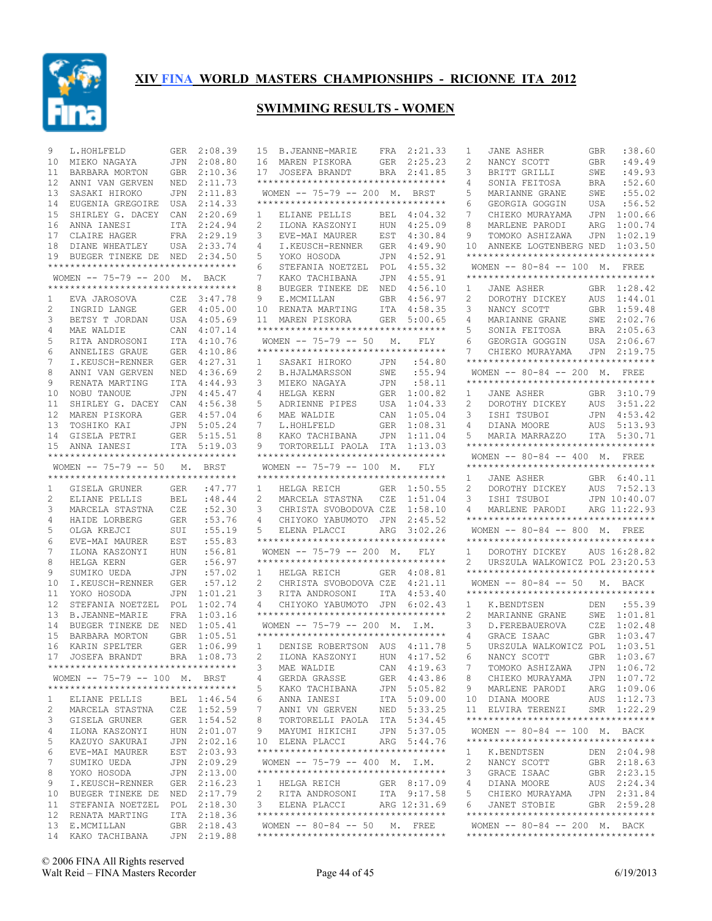# XIV FINA WORLD MASTERS CHAMPIONSHIPS - RICIONNE ITA 2012

## SWIMMING RESULTS - WOMEN

| Place | Name | Country | Time |
|---|---|---|---|
| 9 | L.HOHLFELD | GER | 2:08.39 |
| 10 | MIEKO NAGAYA | JPN | 2:08.80 |
| 11 | BARBARA MORTON | GBR | 2:10.36 |
| 12 | ANNI VAN GERVEN | NED | 2:11.73 |
| 13 | SASAKI HIROKO | JPN | 2:11.83 |
| 14 | EUGENIA GREGOIRE | USA | 2:14.33 |
| 15 | SHIRLEY G. DACEY | CAN | 2:20.69 |
| 16 | ANNA IANESI | ITA | 2:24.94 |
| 17 | CLAIRE HAGER | FRA | 2:29.19 |
| 18 | DIANE WHEATLEY | USA | 2:33.74 |
| 19 | BUEGER TINEKE DE | NED | 2:34.50 |

### WOMEN -- 75-79 -- 200 M. BACK

| Place | Name | Country | Time |
|---|---|---|---|
| 1 | EVA JAROSOVA | CZE | 3:47.78 |
| 2 | INGRID LANGE | GER | 4:05.00 |
| 3 | BETSY T JORDAN | USA | 4:05.69 |
| 4 | MAE WALDIE | CAN | 4:07.14 |
| 5 | RITA ANDROSONI | ITA | 4:10.76 |
| 6 | ANNELIES GRAUE | GER | 4:10.86 |
| 7 | I.KEUSCH-RENNER | GER | 4:27.31 |
| 8 | ANNI VAN GERVEN | NED | 4:36.69 |
| 9 | RENATA MARTING | ITA | 4:44.93 |
| 10 | NOBU TANOUE | JPN | 4:45.47 |
| 11 | SHIRLEY G. DACEY | CAN | 4:56.38 |
| 12 | MAREN PISKORA | GER | 4:57.04 |
| 13 | TOSHIKO KAI | JPN | 5:05.24 |
| 14 | GISELA PETRI | GER | 5:15.51 |
| 15 | ANNA IANESI | ITA | 5:19.03 |

### WOMEN -- 75-79 -- 50 M. BRST

| Place | Name | Country | Time |
|---|---|---|---|
| 1 | GISELA GRUNER | GER | :47.77 |
| 2 | ELIANE PELLIS | BEL | :48.44 |
| 3 | MARCELA STASTNA | CZE | :52.30 |
| 4 | HAIDE LORBERG | GER | :53.76 |
| 5 | OLGA KREJCI | SUI | :55.19 |
| 6 | EVE-MAI MAURER | EST | :55.83 |
| 7 | ILONA KASZONYI | HUN | :56.81 |
| 8 | HELGA KERN | GER | :56.97 |
| 9 | SUMIKO UEDA | JPN | :57.02 |
| 10 | I.KEUSCH-RENNER | GER | :57.12 |
| 11 | YOKO HOSODA | JPN | 1:01.21 |
| 12 | STEFANIA NOETZEL | POL | 1:02.74 |
| 13 | B.JEANNE-MARIE | FRA | 1:03.16 |
| 14 | BUEGER TINEKE DE | NED | 1:05.41 |
| 15 | BARBARA MORTON | GBR | 1:05.51 |
| 16 | KARIN SPELTER | GER | 1:06.99 |
| 17 | JOSEFA BRANDT | BRA | 1:08.73 |

### WOMEN -- 75-79 -- 100 M. BRST

| Place | Name | Country | Time |
|---|---|---|---|
| 1 | ELIANE PELLIS | BEL | 1:46.54 |
| 2 | MARCELA STASTNA | CZE | 1:52.59 |
| 3 | GISELA GRUNER | GER | 1:54.52 |
| 4 | ILONA KASZONYI | HUN | 2:01.07 |
| 5 | KAZUYO SAKURAI | JPN | 2:02.16 |
| 6 | EVE-MAI MAURER | EST | 2:03.93 |
| 7 | SUMIKO UEDA | JPN | 2:09.29 |
| 8 | YOKO HOSODA | JPN | 2:13.00 |
| 9 | I.KEUSCH-RENNER | GER | 2:16.23 |
| 10 | BUEGER TINEKE DE | NED | 2:17.79 |
| 11 | STEFANIA NOETZEL | POL | 2:18.30 |
| 12 | RENATA MARTING | ITA | 2:18.36 |
| 13 | E.MCMILLAN | GBR | 2:18.43 |
| 14 | KAKO TACHIBANA | JPN | 2:19.88 |
| 15 | B.JEANNE-MARIE | FRA | 2:21.33 |
| 16 | MAREN PISKORA | GER | 2:25.23 |
| 17 | JOSEFA BRANDT | BRA | 2:41.85 |

### WOMEN -- 75-79 -- 200 M. BRST

| Place | Name | Country | Time |
|---|---|---|---|
| 1 | ELIANE PELLIS | BEL | 4:04.32 |
| 2 | ILONA KASZONYI | HUN | 4:25.09 |
| 3 | EVE-MAI MAURER | EST | 4:30.84 |
| 4 | I.KEUSCH-RENNER | GER | 4:49.90 |
| 5 | YOKO HOSODA | JPN | 4:52.91 |
| 6 | STEFANIA NOETZEL | POL | 4:55.32 |
| 7 | KAKO TACHIBANA | JPN | 4:55.91 |
| 8 | BUEGER TINEKE DE | NED | 4:56.10 |
| 9 | E.MCMILLAN | GBR | 4:56.97 |
| 10 | RENATA MARTING | ITA | 4:58.35 |
| 11 | MAREN PISKORA | GER | 5:00.65 |

### WOMEN -- 75-79 -- 50 M. FLY

| Place | Name | Country | Time |
|---|---|---|---|
| 1 | SASAKI HIROKO | JPN | :54.80 |
| 2 | B.HJALMARSSON | SWE | :55.94 |
| 3 | MIEKO NAGAYA | JPN | :58.11 |
| 4 | HELGA KERN | GER | 1:00.82 |
| 5 | ADRIENNE PIPES | USA | 1:04.33 |
| 6 | MAE WALDIE | CAN | 1:05.04 |
| 7 | L.HOHLFELD | GER | 1:08.31 |
| 8 | KAKO TACHIBANA | JPN | 1:11.04 |
| 9 | TORTORELLI PAOLA | ITA | 1:13.03 |

### WOMEN -- 75-79 -- 100 M. FLY

| Place | Name | Country | Time |
|---|---|---|---|
| 1 | HELGA REICH | GER | 1:50.55 |
| 2 | MARCELA STASTNA | CZE | 1:51.04 |
| 3 | CHRISTA SVOBODOVA | CZE | 1:58.10 |
| 4 | CHIYOKO YABUMOTO | JPN | 2:45.52 |
| 5 | ELENA PLACCI | ARG | 3:02.26 |

### WOMEN -- 75-79 -- 200 M. FLY

| Place | Name | Country | Time |
|---|---|---|---|
| 1 | HELGA REICH | GER | 4:08.81 |
| 2 | CHRISTA SVOBODOVA | CZE | 4:21.11 |
| 3 | RITA ANDROSONI | ITA | 4:53.40 |
| 4 | CHIYOKO YABUMOTO | JPN | 6:02.43 |

### WOMEN -- 75-79 -- 200 M. I.M.

| Place | Name | Country | Time |
|---|---|---|---|
| 1 | DENISE ROBERTSON | AUS | 4:11.78 |
| 2 | ILONA KASZONYI | HUN | 4:17.52 |
| 3 | MAE WALDIE | CAN | 4:19.63 |
| 4 | GERDA GRASSE | GER | 4:43.86 |
| 5 | KAKO TACHIBANA | JPN | 5:05.82 |
| 6 | ANNA IANESI | ITA | 5:09.00 |
| 7 | ANNI VN GERVEN | NED | 5:33.25 |
| 8 | TORTORELLI PAOLA | ITA | 5:34.45 |
| 9 | MAYUMI HIKICHI | JPN | 5:37.05 |
| 10 | ELENA PLACCI | ARG | 5:44.76 |

### WOMEN -- 75-79 -- 400 M. I.M.

| Place | Name | Country | Time |
|---|---|---|---|
| 1 | HELGA REICH | GER | 8:17.09 |
| 2 | RITA ANDROSONI | ITA | 9:17.58 |
| 3 | ELENA PLACCI | ARG | 12:31.69 |

### WOMEN -- 80-84 -- 50 M. FREE

| Place | Name | Country | Time |
|---|---|---|---|
| 1 | JANE ASHER | GBR | :38.60 |
| 2 | NANCY SCOTT | GBR | :49.49 |
| 3 | BRITT GRILLI | SWE | :49.93 |
| 4 | SONIA FEITOSA | BRA | :52.60 |
| 5 | MARIANNE GRANE | SWE | :55.02 |
| 6 | GEORGIA GOGGIN | USA | :56.52 |
| 7 | CHIEKO MURAYAMA | JPN | 1:00.66 |
| 8 | MARLENE PARODI | ARG | 1:00.74 |
| 9 | TOMOKO ASHIZAWA | JPN | 1:02.19 |
| 10 | ANNEKE LOGTENBERG | NED | 1:03.50 |

### WOMEN -- 80-84 -- 100 M. FREE

| Place | Name | Country | Time |
|---|---|---|---|
| 1 | JANE ASHER | GBR | 1:28.42 |
| 2 | DOROTHY DICKEY | AUS | 1:44.01 |
| 3 | NANCY SCOTT | GBR | 1:59.48 |
| 4 | MARIANNE GRANE | SWE | 2:02.76 |
| 5 | SONIA FEITOSA | BRA | 2:05.63 |
| 6 | GEORGIA GOGGIN | USA | 2:06.67 |
| 7 | CHIEKO MURAYAMA | JPN | 2:19.75 |

### WOMEN -- 80-84 -- 200 M. FREE

| Place | Name | Country | Time |
|---|---|---|---|
| 1 | JANE ASHER | GBR | 3:10.79 |
| 2 | DOROTHY DICKEY | AUS | 3:51.22 |
| 3 | ISHI TSUBOI | JPN | 4:53.42 |
| 4 | DIANA MOORE | AUS | 5:13.93 |
| 5 | MARIA MARRAZZO | ITA | 5:30.71 |

### WOMEN -- 80-84 -- 400 M. FREE

| Place | Name | Country | Time |
|---|---|---|---|
| 1 | JANE ASHER | GBR | 6:40.11 |
| 2 | DOROTHY DICKEY | AUS | 7:52.13 |
| 3 | ISHI TSUBOI | JPN | 10:40.07 |
| 4 | MARLENE PARODI | ARG | 11:22.93 |

### WOMEN -- 80-84 -- 800 M. FREE

| Place | Name | Country | Time |
|---|---|---|---|
| 1 | DOROTHY DICKEY | AUS | 16:28.82 |
| 2 | URSZULA WALKOWICZ | POL | 23:20.53 |

### WOMEN -- 80-84 -- 50 M. BACK

| Place | Name | Country | Time |
|---|---|---|---|
| 1 | K.BENDTSEN | DEN | :55.39 |
| 2 | MARIANNE GRANE | SWE | 1:01.81 |
| 3 | D.FEREBAUEROVA | CZE | 1:02.48 |
| 4 | GRACE ISAAC | GBR | 1:03.47 |
| 5 | URSZULA WALKOWICZ | POL | 1:03.51 |
| 6 | NANCY SCOTT | GBR | 1:03.67 |
| 7 | TOMOKO ASHIZAWA | JPN | 1:06.72 |
| 8 | CHIEKO MURAYAMA | JPN | 1:07.72 |
| 9 | MARLENE PARODI | ARG | 1:09.06 |
| 10 | DIANA MOORE | AUS | 1:12.73 |
| 11 | ELVIRA TERENZI | SMR | 1:22.29 |

### WOMEN -- 80-84 -- 100 M. BACK

| Place | Name | Country | Time |
|---|---|---|---|
| 1 | K.BENDTSEN | DEN | 2:04.98 |
| 2 | NANCY SCOTT | GBR | 2:18.63 |
| 3 | GRACE ISAAC | GBR | 2:23.15 |
| 4 | DIANA MOORE | AUS | 2:24.34 |
| 5 | CHIEKO MURAYAMA | JPN | 2:31.84 |
| 6 | JANET STOBIE | GBR | 2:59.28 |

### WOMEN -- 80-84 -- 200 M. BACK

© 2006 FINA All Rights reserved
Walt Reid – FINA Masters Recorder

6/19/2013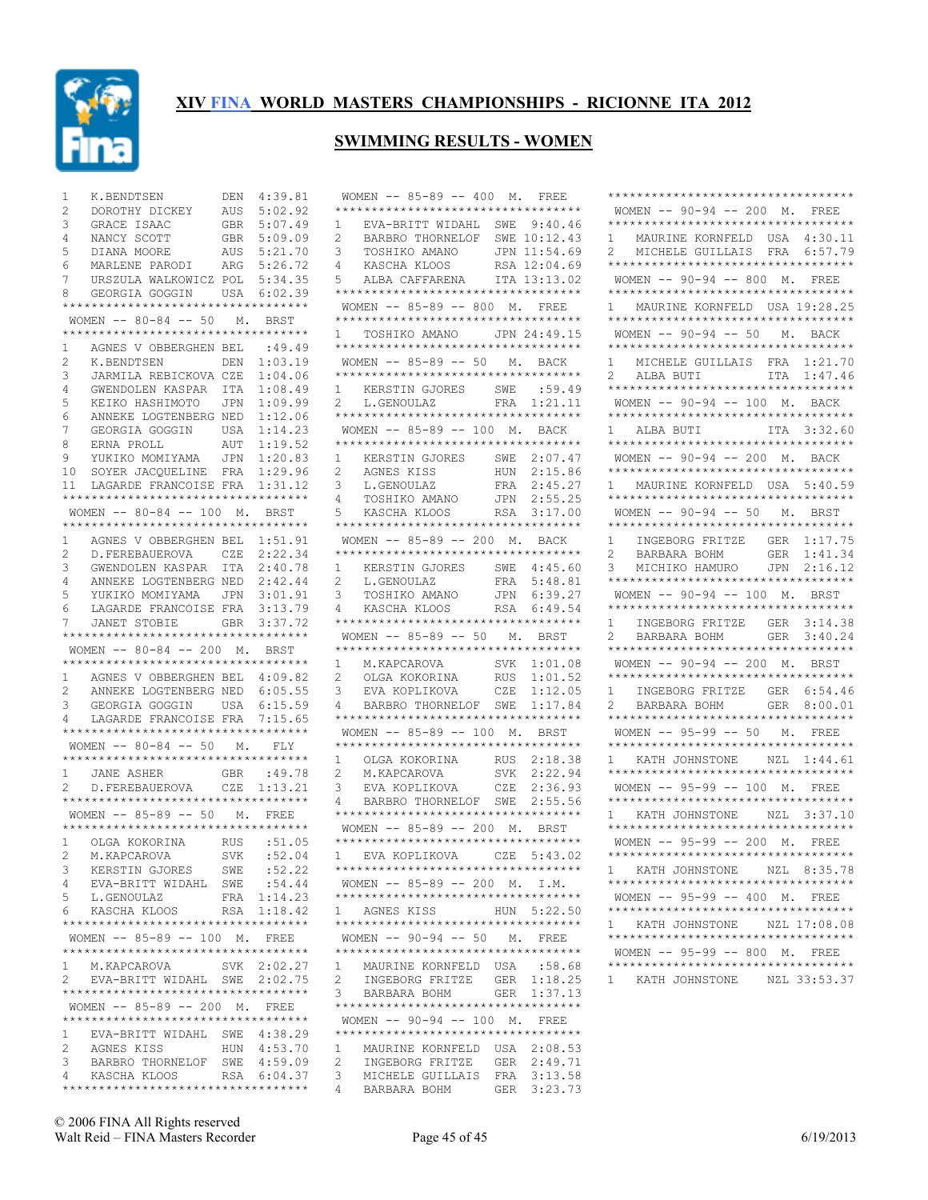# XIV FINA WORLD MASTERS CHAMPIONSHIPS - RICIONNE ITA 2012

## SWIMMING RESULTS - WOMEN

| | | | |
|---|---|---|---|
| 1 | K.BENDTSEN | DEN | 4:39.81 |
| 2 | DOROTHY DICKEY | AUS | 5:02.92 |
| 3 | GRACE ISAAC | GBR | 5:07.49 |
| 4 | NANCY SCOTT | GBR | 5:09.09 |
| 5 | DIANA MOORE | AUS | 5:21.70 |
| 6 | MARLENE PARODI | ARG | 5:26.72 |
| 7 | URSZULA WALKOWICZ | POL | 5:34.35 |
| 8 | GEORGIA GOGGIN | USA | 6:02.39 |

### WOMEN -- 80-84 -- 50 M. BRST

| | | | |
|---|---|---|---|
| 1 | AGNES V OBBERGHEN | BEL | :49.49 |
| 2 | K.BENDTSEN | DEN | 1:03.19 |
| 3 | JARMILA REBICKOVA | CZE | 1:04.06 |
| 4 | GWENDOLEN KASPAR | ITA | 1:08.49 |
| 5 | KEIKO HASHIMOTO | JPN | 1:09.99 |
| 6 | ANNEKE LOGTENBERG | NED | 1:12.06 |
| 7 | GEORGIA GOGGIN | USA | 1:14.23 |
| 8 | ERNA PROLL | AUT | 1:19.52 |
| 9 | YUKIKO MOMIYAMA | JPN | 1:20.83 |
| 10 | SOYER JACQUELINE | FRA | 1:29.96 |
| 11 | LAGARDE FRANCOISE | FRA | 1:31.12 |

### WOMEN -- 80-84 -- 100 M. BRST

| | | | |
|---|---|---|---|
| 1 | AGNES V OBBERGHEN | BEL | 1:51.91 |
| 2 | D.FEREBAUEROVA | CZE | 2:22.34 |
| 3 | GWENDOLEN KASPAR | ITA | 2:40.78 |
| 4 | ANNEKE LOGTENBERG | NED | 2:42.44 |
| 5 | YUKIKO MOMIYAMA | JPN | 3:01.91 |
| 6 | LAGARDE FRANCOISE | FRA | 3:13.79 |
| 7 | JANET STOBIE | GBR | 3:37.72 |

### WOMEN -- 80-84 -- 200 M. BRST

| | | | |
|---|---|---|---|
| 1 | AGNES V OBBERGHEN | BEL | 4:09.82 |
| 2 | ANNEKE LOGTENBERG | NED | 6:05.55 |
| 3 | GEORGIA GOGGIN | USA | 6:15.59 |
| 4 | LAGARDE FRANCOISE | FRA | 7:15.65 |

### WOMEN -- 80-84 -- 50 M. FLY

| | | | |
|---|---|---|---|
| 1 | JANE ASHER | GBR | :49.78 |
| 2 | D.FEREBAUEROVA | CZE | 1:13.21 |

### WOMEN -- 85-89 -- 50 M. FREE

| | | | |
|---|---|---|---|
| 1 | OLGA KOKORINA | RUS | :51.05 |
| 2 | M.KAPCAROVA | SVK | :52.04 |
| 3 | KERSTIN GJORES | SWE | :52.22 |
| 4 | EVA-BRITT WIDAHL | SWE | :54.44 |
| 5 | L.GENOULAZ | FRA | 1:14.23 |
| 6 | KASCHA KLOOS | RSA | 1:18.42 |

### WOMEN -- 85-89 -- 100 M. FREE

| | | | |
|---|---|---|---|
| 1 | M.KAPCAROVA | SVK | 2:02.27 |
| 2 | EVA-BRITT WIDAHL | SWE | 2:02.75 |

### WOMEN -- 85-89 -- 200 M. FREE

| | | | |
|---|---|---|---|
| 1 | EVA-BRITT WIDAHL | SWE | 4:38.29 |
| 2 | AGNES KISS | HUN | 4:53.70 |
| 3 | BARBRO THORNELOF | SWE | 4:59.09 |
| 4 | KASCHA KLOOS | RSA | 6:04.37 |

### WOMEN -- 85-89 -- 400 M. FREE

| | | | |
|---|---|---|---|
| 1 | EVA-BRITT WIDAHL | SWE | 9:40.46 |
| 2 | BARBRO THORNELOF | SWE | 10:12.43 |
| 3 | TOSHIKO AMANO | JPN | 11:54.69 |
| 4 | KASCHA KLOOS | RSA | 12:04.69 |
| 5 | ALBA CAFFARENA | ITA | 13:13.02 |

### WOMEN -- 85-89 -- 800 M. FREE

| | | | |
|---|---|---|---|
| 1 | TOSHIKO AMANO | JPN | 24:49.15 |

### WOMEN -- 85-89 -- 50 M. BACK

| | | | |
|---|---|---|---|
| 1 | KERSTIN GJORES | SWE | :59.49 |
| 2 | L.GENOULAZ | FRA | 1:21.11 |

### WOMEN -- 85-89 -- 100 M. BACK

| | | | |
|---|---|---|---|
| 1 | KERSTIN GJORES | SWE | 2:07.47 |
| 2 | AGNES KISS | HUN | 2:15.86 |
| 3 | L.GENOULAZ | FRA | 2:45.27 |
| 4 | TOSHIKO AMANO | JPN | 2:55.25 |
| 5 | KASCHA KLOOS | RSA | 3:17.00 |

### WOMEN -- 85-89 -- 200 M. BACK

| | | | |
|---|---|---|---|
| 1 | KERSTIN GJORES | SWE | 4:45.60 |
| 2 | L.GENOULAZ | FRA | 5:48.81 |
| 3 | TOSHIKO AMANO | JPN | 6:39.27 |
| 4 | KASCHA KLOOS | RSA | 6:49.54 |

### WOMEN -- 85-89 -- 50 M. BRST

| | | | |
|---|---|---|---|
| 1 | M.KAPCAROVA | SVK | 1:01.08 |
| 2 | OLGA KOKORINA | RUS | 1:01.52 |
| 3 | EVA KOPLIKOVA | CZE | 1:12.05 |
| 4 | BARBRO THORNELOF | SWE | 1:17.84 |

### WOMEN -- 85-89 -- 100 M. BRST

| | | | |
|---|---|---|---|
| 1 | OLGA KOKORINA | RUS | 2:18.38 |
| 2 | M.KAPCAROVA | SVK | 2:22.94 |
| 3 | EVA KOPLIKOVA | CZE | 2:36.93 |
| 4 | BARBRO THORNELOF | SWE | 2:55.56 |

### WOMEN -- 85-89 -- 200 M. BRST

| | | | |
|---|---|---|---|
| 1 | EVA KOPLIKOVA | CZE | 5:43.02 |

### WOMEN -- 85-89 -- 200 M. I.M.

| | | | |
|---|---|---|---|
| 1 | AGNES KISS | HUN | 5:22.50 |

### WOMEN -- 90-94 -- 50 M. FREE

| | | | |
|---|---|---|---|
| 1 | MAURINE KORNFELD | USA | :58.68 |
| 2 | INGEBORG FRITZE | GER | 1:18.25 |
| 3 | BARBARA BOHM | GER | 1:37.13 |

### WOMEN -- 90-94 -- 100 M. FREE

| | | | |
|---|---|---|---|
| 1 | MAURINE KORNFELD | USA | 2:08.53 |
| 2 | INGEBORG FRITZE | GER | 2:49.71 |
| 3 | MICHELE GUILLAIS | FRA | 3:13.58 |
| 4 | BARBARA BOHM | GER | 3:23.73 |

### WOMEN -- 90-94 -- 200 M. FREE

| | | | |
|---|---|---|---|
| 1 | MAURINE KORNFELD | USA | 4:30.11 |
| 2 | MICHELE GUILLAIS | FRA | 6:57.79 |

### WOMEN -- 90-94 -- 800 M. FREE

| | | | |
|---|---|---|---|
| 1 | MAURINE KORNFELD | USA | 19:28.25 |

### WOMEN -- 90-94 -- 50 M. BACK

| | | | |
|---|---|---|---|
| 1 | MICHELE GUILLAIS | FRA | 1:21.70 |
| 2 | ALBA BUTI | ITA | 1:47.46 |

### WOMEN -- 90-94 -- 100 M. BACK

| | | | |
|---|---|---|---|
| 1 | ALBA BUTI | ITA | 3:32.60 |

### WOMEN -- 90-94 -- 200 M. BACK

| | | | |
|---|---|---|---|
| 1 | MAURINE KORNFELD | USA | 5:40.59 |

### WOMEN -- 90-94 -- 50 M. BRST

| | | | |
|---|---|---|---|
| 1 | INGEBORG FRITZE | GER | 1:17.75 |
| 2 | BARBARA BOHM | GER | 1:41.34 |
| 3 | MICHIKO HAMURO | JPN | 2:16.12 |

### WOMEN -- 90-94 -- 100 M. BRST

| | | | |
|---|---|---|---|
| 1 | INGEBORG FRITZE | GER | 3:14.38 |
| 2 | BARBARA BOHM | GER | 3:40.24 |

### WOMEN -- 90-94 -- 200 M. BRST

| | | | |
|---|---|---|---|
| 1 | INGEBORG FRITZE | GER | 6:54.46 |
| 2 | BARBARA BOHM | GER | 8:00.01 |

### WOMEN -- 95-99 -- 50 M. FREE

| | | | |
|---|---|---|---|
| 1 | KATH JOHNSTONE | NZL | 1:44.61 |

### WOMEN -- 95-99 -- 100 M. FREE

| | | | |
|---|---|---|---|
| 1 | KATH JOHNSTONE | NZL | 3:37.10 |

### WOMEN -- 95-99 -- 200 M. FREE

| | | | |
|---|---|---|---|
| 1 | KATH JOHNSTONE | NZL | 8:35.78 |

### WOMEN -- 95-99 -- 400 M. FREE

| | | | |
|---|---|---|---|
| 1 | KATH JOHNSTONE | NZL | 17:08.08 |

### WOMEN -- 95-99 -- 800 M. FREE

| | | | |
|---|---|---|---|
| 1 | KATH JOHNSTONE | NZL | 33:53.37 |

© 2006 FINA All Rights reserved
Walt Reid – FINA Masters Recorder

6/19/2013